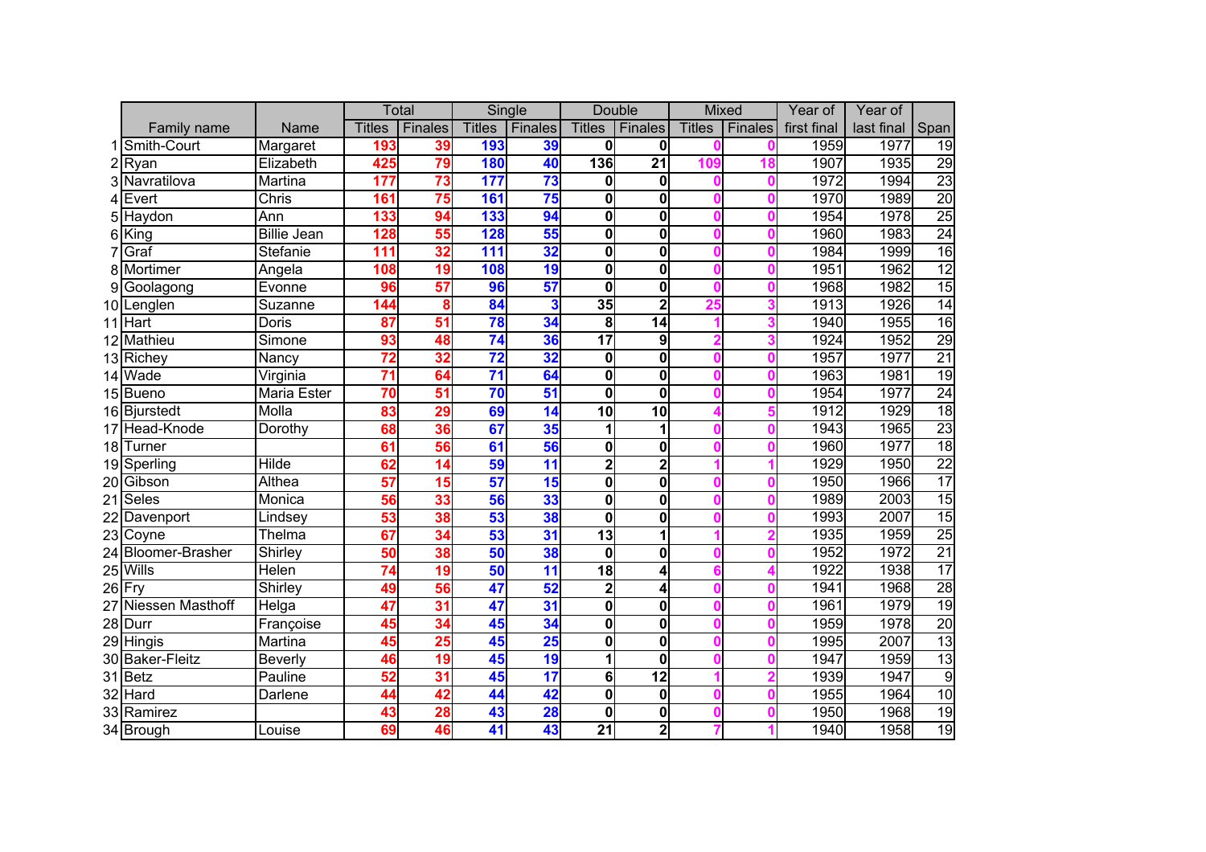| | Family name | Name | Total | | Single | | Double | | Mixed | | Year of first final | Year of last final | Span |
|---|---|---|---|---|---|---|---|---|---|---|---|---|---|
| | | | Titles | Finales | Titles | Finales | Titles | Finales | Titles | Finales | | | |
| 1 | Smith-Court | Margaret | 193 | 39 | 193 | 39 | 0 | 0 | 0 | 0 | 1959 | 1977 | 19 |
| 2 | Ryan | Elizabeth | 425 | 79 | 180 | 40 | 136 | 21 | 109 | 18 | 1907 | 1935 | 29 |
| 3 | Navratilova | Martina | 177 | 73 | 177 | 73 | 0 | 0 | 0 | 0 | 1972 | 1994 | 23 |
| 4 | Evert | Chris | 161 | 75 | 161 | 75 | 0 | 0 | 0 | 0 | 1970 | 1989 | 20 |
| 5 | Haydon | Ann | 133 | 94 | 133 | 94 | 0 | 0 | 0 | 0 | 1954 | 1978 | 25 |
| 6 | King | Billie Jean | 128 | 55 | 128 | 55 | 0 | 0 | 0 | 0 | 1960 | 1983 | 24 |
| 7 | Graf | Stefanie | 111 | 32 | 111 | 32 | 0 | 0 | 0 | 0 | 1984 | 1999 | 16 |
| 8 | Mortimer | Angela | 108 | 19 | 108 | 19 | 0 | 0 | 0 | 0 | 1951 | 1962 | 12 |
| 9 | Goolagong | Evonne | 96 | 57 | 96 | 57 | 0 | 0 | 0 | 0 | 1968 | 1982 | 15 |
| 10 | Lenglen | Suzanne | 144 | 8 | 84 | 3 | 35 | 2 | 25 | 3 | 1913 | 1926 | 14 |
| 11 | Hart | Doris | 87 | 51 | 78 | 34 | 8 | 14 | 1 | 3 | 1940 | 1955 | 16 |
| 12 | Mathieu | Simone | 93 | 48 | 74 | 36 | 17 | 9 | 2 | 3 | 1924 | 1952 | 29 |
| 13 | Richey | Nancy | 72 | 32 | 72 | 32 | 0 | 0 | 0 | 0 | 1957 | 1977 | 21 |
| 14 | Wade | Virginia | 71 | 64 | 71 | 64 | 0 | 0 | 0 | 0 | 1963 | 1981 | 19 |
| 15 | Bueno | Maria Ester | 70 | 51 | 70 | 51 | 0 | 0 | 0 | 0 | 1954 | 1977 | 24 |
| 16 | Bjurstedt | Molla | 83 | 29 | 69 | 14 | 10 | 10 | 4 | 5 | 1912 | 1929 | 18 |
| 17 | Head-Knode | Dorothy | 68 | 36 | 67 | 35 | 1 | 1 | 0 | 0 | 1943 | 1965 | 23 |
| 18 | Turner | | 61 | 56 | 61 | 56 | 0 | 0 | 0 | 0 | 1960 | 1977 | 18 |
| 19 | Sperling | Hilde | 62 | 14 | 59 | 11 | 2 | 2 | 1 | 1 | 1929 | 1950 | 22 |
| 20 | Gibson | Althea | 57 | 15 | 57 | 15 | 0 | 0 | 0 | 0 | 1950 | 1966 | 17 |
| 21 | Seles | Monica | 56 | 33 | 56 | 33 | 0 | 0 | 0 | 0 | 1989 | 2003 | 15 |
| 22 | Davenport | Lindsey | 53 | 38 | 53 | 38 | 0 | 0 | 0 | 0 | 1993 | 2007 | 15 |
| 23 | Coyne | Thelma | 67 | 34 | 53 | 31 | 13 | 1 | 1 | 2 | 1935 | 1959 | 25 |
| 24 | Bloomer-Brasher | Shirley | 50 | 38 | 50 | 38 | 0 | 0 | 0 | 0 | 1952 | 1972 | 21 |
| 25 | Wills | Helen | 74 | 19 | 50 | 11 | 18 | 4 | 6 | 4 | 1922 | 1938 | 17 |
| 26 | Fry | Shirley | 49 | 56 | 47 | 52 | 2 | 4 | 0 | 0 | 1941 | 1968 | 28 |
| 27 | Niessen Masthoff | Helga | 47 | 31 | 47 | 31 | 0 | 0 | 0 | 0 | 1961 | 1979 | 19 |
| 28 | Durr | Françoise | 45 | 34 | 45 | 34 | 0 | 0 | 0 | 0 | 1959 | 1978 | 20 |
| 29 | Hingis | Martina | 45 | 25 | 45 | 25 | 0 | 0 | 0 | 0 | 1995 | 2007 | 13 |
| 30 | Baker-Fleitz | Beverly | 46 | 19 | 45 | 19 | 1 | 0 | 0 | 0 | 1947 | 1959 | 13 |
| 31 | Betz | Pauline | 52 | 31 | 45 | 17 | 6 | 12 | 1 | 2 | 1939 | 1947 | 9 |
| 32 | Hard | Darlene | 44 | 42 | 44 | 42 | 0 | 0 | 0 | 0 | 1955 | 1964 | 10 |
| 33 | Ramirez | | 43 | 28 | 43 | 28 | 0 | 0 | 0 | 0 | 1950 | 1968 | 19 |
| 34 | Brough | Louise | 69 | 46 | 41 | 43 | 21 | 2 | 7 | 1 | 1940 | 1958 | 19 |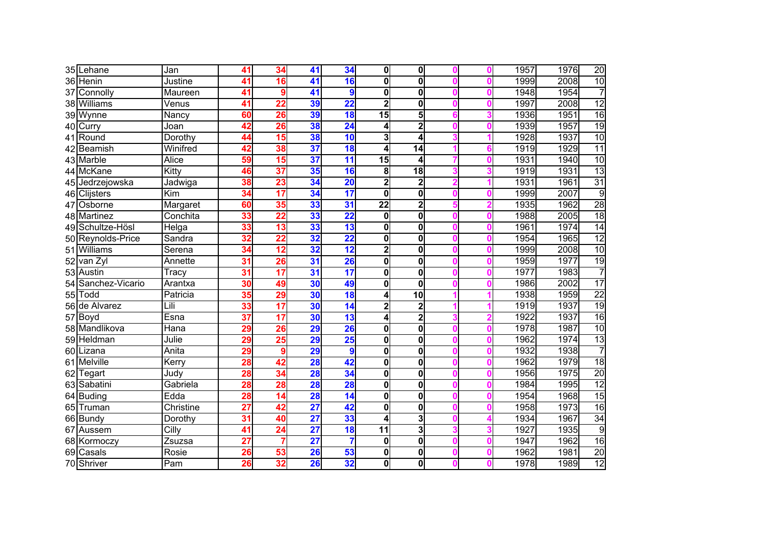| | | | | | | | | | | | | | |
|---|---|---|---|---|---|---|---|---|---|---|---|---|---|
| 35 | Lehane | Jan | 41 | 34 | 41 | 34 | 0 | 0 | 0 | 0 | 1957 | 1976 | 20 |
| 36 | Henin | Justine | 41 | 16 | 41 | 16 | 0 | 0 | 0 | 0 | 1999 | 2008 | 10 |
| 37 | Connolly | Maureen | 41 | 9 | 41 | 9 | 0 | 0 | 0 | 0 | 1948 | 1954 | 7 |
| 38 | Williams | Venus | 41 | 22 | 39 | 22 | 2 | 0 | 0 | 0 | 1997 | 2008 | 12 |
| 39 | Wynne | Nancy | 60 | 26 | 39 | 18 | 15 | 5 | 6 | 3 | 1936 | 1951 | 16 |
| 40 | Curry | Joan | 42 | 26 | 38 | 24 | 4 | 2 | 0 | 0 | 1939 | 1957 | 19 |
| 41 | Round | Dorothy | 44 | 15 | 38 | 10 | 3 | 4 | 3 | 1 | 1928 | 1937 | 10 |
| 42 | Beamish | Winifred | 42 | 38 | 37 | 18 | 4 | 14 | 1 | 6 | 1919 | 1929 | 11 |
| 43 | Marble | Alice | 59 | 15 | 37 | 11 | 15 | 4 | 7 | 0 | 1931 | 1940 | 10 |
| 44 | McKane | Kitty | 46 | 37 | 35 | 16 | 8 | 18 | 3 | 3 | 1919 | 1931 | 13 |
| 45 | Jedrzejowska | Jadwiga | 38 | 23 | 34 | 20 | 2 | 2 | 2 | 1 | 1931 | 1961 | 31 |
| 46 | Clijsters | Kim | 34 | 17 | 34 | 17 | 0 | 0 | 0 | 0 | 1999 | 2007 | 9 |
| 47 | Osborne | Margaret | 60 | 35 | 33 | 31 | 22 | 2 | 5 | 2 | 1935 | 1962 | 28 |
| 48 | Martinez | Conchita | 33 | 22 | 33 | 22 | 0 | 0 | 0 | 0 | 1988 | 2005 | 18 |
| 49 | Schultze-Hösl | Helga | 33 | 13 | 33 | 13 | 0 | 0 | 0 | 0 | 1961 | 1974 | 14 |
| 50 | Reynolds-Price | Sandra | 32 | 22 | 32 | 22 | 0 | 0 | 0 | 0 | 1954 | 1965 | 12 |
| 51 | Williams | Serena | 34 | 12 | 32 | 12 | 2 | 0 | 0 | 0 | 1999 | 2008 | 10 |
| 52 | van Zyl | Annette | 31 | 26 | 31 | 26 | 0 | 0 | 0 | 0 | 1959 | 1977 | 19 |
| 53 | Austin | Tracy | 31 | 17 | 31 | 17 | 0 | 0 | 0 | 0 | 1977 | 1983 | 7 |
| 54 | Sanchez-Vicario | Arantxa | 30 | 49 | 30 | 49 | 0 | 0 | 0 | 0 | 1986 | 2002 | 17 |
| 55 | Todd | Patricia | 35 | 29 | 30 | 18 | 4 | 10 | 1 | 1 | 1938 | 1959 | 22 |
| 56 | de Alvarez | Lili | 33 | 17 | 30 | 14 | 2 | 2 | 1 | 1 | 1919 | 1937 | 19 |
| 57 | Boyd | Esna | 37 | 17 | 30 | 13 | 4 | 2 | 3 | 2 | 1922 | 1937 | 16 |
| 58 | Mandlikova | Hana | 29 | 26 | 29 | 26 | 0 | 0 | 0 | 0 | 1978 | 1987 | 10 |
| 59 | Heldman | Julie | 29 | 25 | 29 | 25 | 0 | 0 | 0 | 0 | 1962 | 1974 | 13 |
| 60 | Lizana | Anita | 29 | 9 | 29 | 9 | 0 | 0 | 0 | 0 | 1932 | 1938 | 7 |
| 61 | Melville | Kerry | 28 | 42 | 28 | 42 | 0 | 0 | 0 | 0 | 1962 | 1979 | 18 |
| 62 | Tegart | Judy | 28 | 34 | 28 | 34 | 0 | 0 | 0 | 0 | 1956 | 1975 | 20 |
| 63 | Sabatini | Gabriela | 28 | 28 | 28 | 28 | 0 | 0 | 0 | 0 | 1984 | 1995 | 12 |
| 64 | Buding | Edda | 28 | 14 | 28 | 14 | 0 | 0 | 0 | 0 | 1954 | 1968 | 15 |
| 65 | Truman | Christine | 27 | 42 | 27 | 42 | 0 | 0 | 0 | 0 | 1958 | 1973 | 16 |
| 66 | Bundy | Dorothy | 31 | 40 | 27 | 33 | 4 | 3 | 0 | 4 | 1934 | 1967 | 34 |
| 67 | Aussem | Cilly | 41 | 24 | 27 | 18 | 11 | 3 | 3 | 3 | 1927 | 1935 | 9 |
| 68 | Kormoczy | Zsuzsa | 27 | 7 | 27 | 7 | 0 | 0 | 0 | 0 | 1947 | 1962 | 16 |
| 69 | Casals | Rosie | 26 | 53 | 26 | 53 | 0 | 0 | 0 | 0 | 1962 | 1981 | 20 |
| 70 | Shriver | Pam | 26 | 32 | 26 | 32 | 0 | 0 | 0 | 0 | 1978 | 1989 | 12 |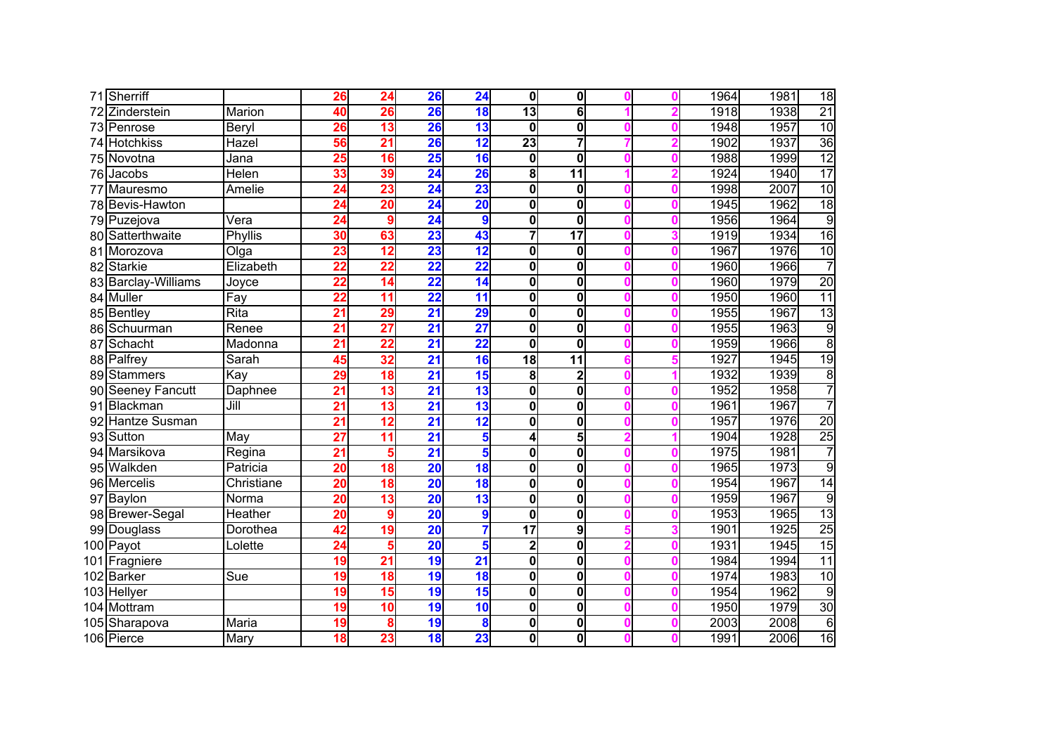| | | | | | | | | | | | | | |
|---|---|---|---|---|---|---|---|---|---|---|---|---|---|
| 71 | Sherriff | | 26 | 24 | 26 | 24 | 0 | 0 | 0 | 0 | 1964 | 1981 | 18 |
| 72 | Zinderstein | Marion | 40 | 26 | 26 | 18 | 13 | 6 | 1 | 2 | 1918 | 1938 | 21 |
| 73 | Penrose | Beryl | 26 | 13 | 26 | 13 | 0 | 0 | 0 | 0 | 1948 | 1957 | 10 |
| 74 | Hotchkiss | Hazel | 56 | 21 | 26 | 12 | 23 | 7 | 7 | 2 | 1902 | 1937 | 36 |
| 75 | Novotna | Jana | 25 | 16 | 25 | 16 | 0 | 0 | 0 | 0 | 1988 | 1999 | 12 |
| 76 | Jacobs | Helen | 33 | 39 | 24 | 26 | 8 | 11 | 1 | 2 | 1924 | 1940 | 17 |
| 77 | Mauresmo | Amelie | 24 | 23 | 24 | 23 | 0 | 0 | 0 | 0 | 1998 | 2007 | 10 |
| 78 | Bevis-Hawton | | 24 | 20 | 24 | 20 | 0 | 0 | 0 | 0 | 1945 | 1962 | 18 |
| 79 | Puzejova | Vera | 24 | 9 | 24 | 9 | 0 | 0 | 0 | 0 | 1956 | 1964 | 9 |
| 80 | Satterthwaite | Phyllis | 30 | 63 | 23 | 43 | 7 | 17 | 0 | 3 | 1919 | 1934 | 16 |
| 81 | Morozova | Olga | 23 | 12 | 23 | 12 | 0 | 0 | 0 | 0 | 1967 | 1976 | 10 |
| 82 | Starkie | Elizabeth | 22 | 22 | 22 | 22 | 0 | 0 | 0 | 0 | 1960 | 1966 | 7 |
| 83 | Barclay-Williams | Joyce | 22 | 14 | 22 | 14 | 0 | 0 | 0 | 0 | 1960 | 1979 | 20 |
| 84 | Muller | Fay | 22 | 11 | 22 | 11 | 0 | 0 | 0 | 0 | 1950 | 1960 | 11 |
| 85 | Bentley | Rita | 21 | 29 | 21 | 29 | 0 | 0 | 0 | 0 | 1955 | 1967 | 13 |
| 86 | Schuurman | Renee | 21 | 27 | 21 | 27 | 0 | 0 | 0 | 0 | 1955 | 1963 | 9 |
| 87 | Schacht | Madonna | 21 | 22 | 21 | 22 | 0 | 0 | 0 | 0 | 1959 | 1966 | 8 |
| 88 | Palfrey | Sarah | 45 | 32 | 21 | 16 | 18 | 11 | 6 | 5 | 1927 | 1945 | 19 |
| 89 | Stammers | Kay | 29 | 18 | 21 | 15 | 8 | 2 | 0 | 1 | 1932 | 1939 | 8 |
| 90 | Seeney Fancutt | Daphnee | 21 | 13 | 21 | 13 | 0 | 0 | 0 | 0 | 1952 | 1958 | 7 |
| 91 | Blackman | Jill | 21 | 13 | 21 | 13 | 0 | 0 | 0 | 0 | 1961 | 1967 | 7 |
| 92 | Hantze Susman | | 21 | 12 | 21 | 12 | 0 | 0 | 0 | 0 | 1957 | 1976 | 20 |
| 93 | Sutton | May | 27 | 11 | 21 | 5 | 4 | 5 | 2 | 1 | 1904 | 1928 | 25 |
| 94 | Marsikova | Regina | 21 | 5 | 21 | 5 | 0 | 0 | 0 | 0 | 1975 | 1981 | 7 |
| 95 | Walkden | Patricia | 20 | 18 | 20 | 18 | 0 | 0 | 0 | 0 | 1965 | 1973 | 9 |
| 96 | Mercelis | Christiane | 20 | 18 | 20 | 18 | 0 | 0 | 0 | 0 | 1954 | 1967 | 14 |
| 97 | Baylon | Norma | 20 | 13 | 20 | 13 | 0 | 0 | 0 | 0 | 1959 | 1967 | 9 |
| 98 | Brewer-Segal | Heather | 20 | 9 | 20 | 9 | 0 | 0 | 0 | 0 | 1953 | 1965 | 13 |
| 99 | Douglass | Dorothea | 42 | 19 | 20 | 7 | 17 | 9 | 5 | 3 | 1901 | 1925 | 25 |
| 100 | Payot | Lolette | 24 | 5 | 20 | 5 | 2 | 0 | 2 | 0 | 1931 | 1945 | 15 |
| 101 | Fragniere | | 19 | 21 | 19 | 21 | 0 | 0 | 0 | 0 | 1984 | 1994 | 11 |
| 102 | Barker | Sue | 19 | 18 | 19 | 18 | 0 | 0 | 0 | 0 | 1974 | 1983 | 10 |
| 103 | Hellyer | | 19 | 15 | 19 | 15 | 0 | 0 | 0 | 0 | 1954 | 1962 | 9 |
| 104 | Mottram | | 19 | 10 | 19 | 10 | 0 | 0 | 0 | 0 | 1950 | 1979 | 30 |
| 105 | Sharapova | Maria | 19 | 8 | 19 | 8 | 0 | 0 | 0 | 0 | 2003 | 2008 | 6 |
| 106 | Pierce | Mary | 18 | 23 | 18 | 23 | 0 | 0 | 0 | 0 | 1991 | 2006 | 16 |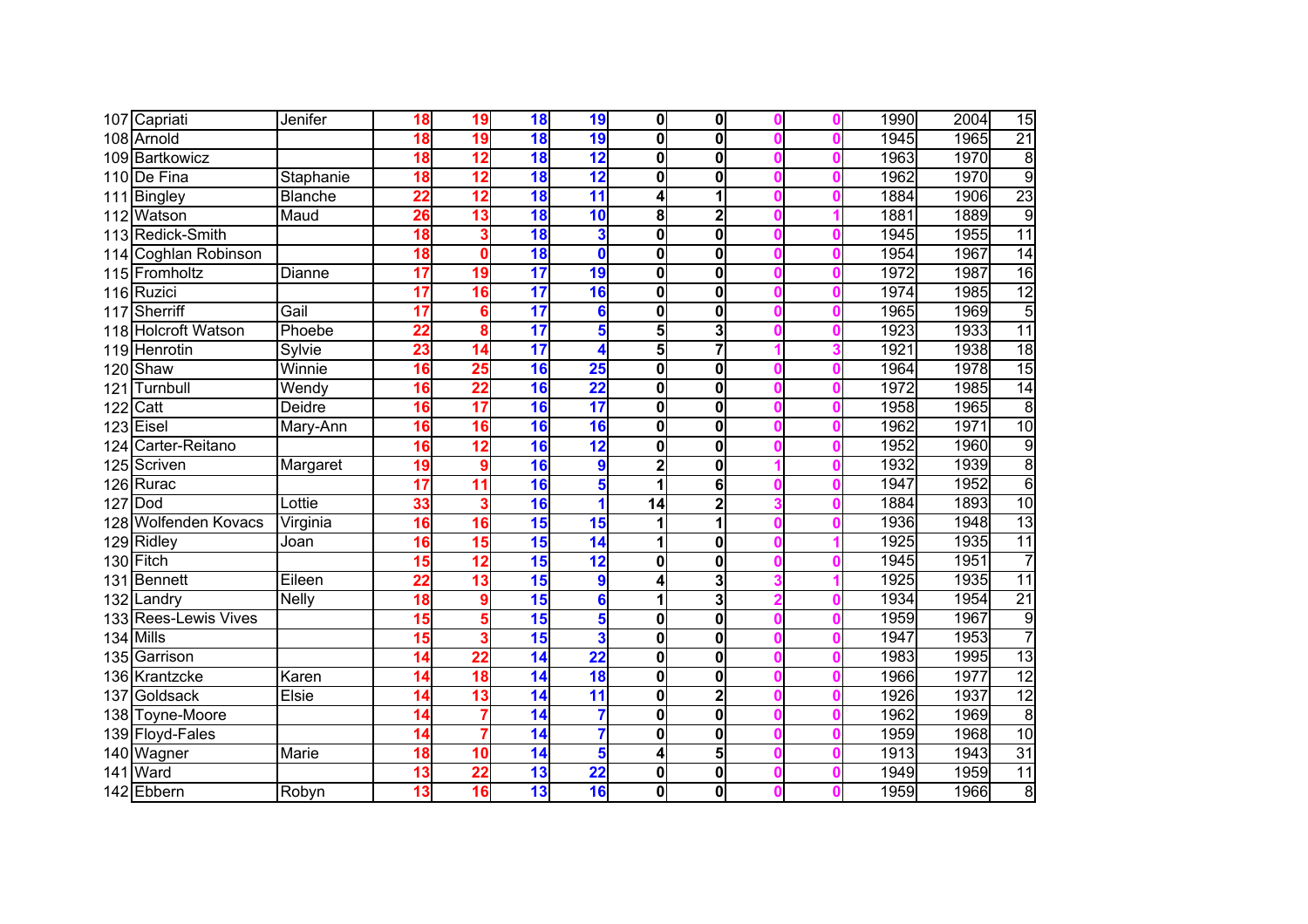| | | | | | | | | | | | | | |
|---|---|---|---|---|---|---|---|---|---|---|---|---|---|
| 107 | Capriati | Jenifer | 18 | 19 | 18 | 19 | 0 | 0 | 0 | 0 | 1990 | 2004 | 15 |
| 108 | Arnold | | 18 | 19 | 18 | 19 | 0 | 0 | 0 | 0 | 1945 | 1965 | 21 |
| 109 | Bartkowicz | | 18 | 12 | 18 | 12 | 0 | 0 | 0 | 0 | 1963 | 1970 | 8 |
| 110 | De Fina | Staphanie | 18 | 12 | 18 | 12 | 0 | 0 | 0 | 0 | 1962 | 1970 | 9 |
| 111 | Bingley | Blanche | 22 | 12 | 18 | 11 | 4 | 1 | 0 | 0 | 1884 | 1906 | 23 |
| 112 | Watson | Maud | 26 | 13 | 18 | 10 | 8 | 2 | 0 | 1 | 1881 | 1889 | 9 |
| 113 | Redick-Smith | | 18 | 3 | 18 | 3 | 0 | 0 | 0 | 0 | 1945 | 1955 | 11 |
| 114 | Coghlan Robinson | | 18 | 0 | 18 | 0 | 0 | 0 | 0 | 0 | 1954 | 1967 | 14 |
| 115 | Fromholtz | Dianne | 17 | 19 | 17 | 19 | 0 | 0 | 0 | 0 | 1972 | 1987 | 16 |
| 116 | Ruzici | | 17 | 16 | 17 | 16 | 0 | 0 | 0 | 0 | 1974 | 1985 | 12 |
| 117 | Sherriff | Gail | 17 | 6 | 17 | 6 | 0 | 0 | 0 | 0 | 1965 | 1969 | 5 |
| 118 | Holcroft Watson | Phoebe | 22 | 8 | 17 | 5 | 5 | 3 | 0 | 0 | 1923 | 1933 | 11 |
| 119 | Henrotin | Sylvie | 23 | 14 | 17 | 4 | 5 | 7 | 1 | 3 | 1921 | 1938 | 18 |
| 120 | Shaw | Winnie | 16 | 25 | 16 | 25 | 0 | 0 | 0 | 0 | 1964 | 1978 | 15 |
| 121 | Turnbull | Wendy | 16 | 22 | 16 | 22 | 0 | 0 | 0 | 0 | 1972 | 1985 | 14 |
| 122 | Catt | Deidre | 16 | 17 | 16 | 17 | 0 | 0 | 0 | 0 | 1958 | 1965 | 8 |
| 123 | Eisel | Mary-Ann | 16 | 16 | 16 | 16 | 0 | 0 | 0 | 0 | 1962 | 1971 | 10 |
| 124 | Carter-Reitano | | 16 | 12 | 16 | 12 | 0 | 0 | 0 | 0 | 1952 | 1960 | 9 |
| 125 | Scriven | Margaret | 19 | 9 | 16 | 9 | 2 | 0 | 1 | 0 | 1932 | 1939 | 8 |
| 126 | Rurac | | 17 | 11 | 16 | 5 | 1 | 6 | 0 | 0 | 1947 | 1952 | 6 |
| 127 | Dod | Lottie | 33 | 3 | 16 | 1 | 14 | 2 | 3 | 0 | 1884 | 1893 | 10 |
| 128 | Wolfenden Kovacs | Virginia | 16 | 16 | 15 | 15 | 1 | 1 | 0 | 0 | 1936 | 1948 | 13 |
| 129 | Ridley | Joan | 16 | 15 | 15 | 14 | 1 | 0 | 0 | 1 | 1925 | 1935 | 11 |
| 130 | Fitch | | 15 | 12 | 15 | 12 | 0 | 0 | 0 | 0 | 1945 | 1951 | 7 |
| 131 | Bennett | Eileen | 22 | 13 | 15 | 9 | 4 | 3 | 3 | 1 | 1925 | 1935 | 11 |
| 132 | Landry | Nelly | 18 | 9 | 15 | 6 | 1 | 3 | 2 | 0 | 1934 | 1954 | 21 |
| 133 | Rees-Lewis Vives | | 15 | 5 | 15 | 5 | 0 | 0 | 0 | 0 | 1959 | 1967 | 9 |
| 134 | Mills | | 15 | 3 | 15 | 3 | 0 | 0 | 0 | 0 | 1947 | 1953 | 7 |
| 135 | Garrison | | 14 | 22 | 14 | 22 | 0 | 0 | 0 | 0 | 1983 | 1995 | 13 |
| 136 | Krantzcke | Karen | 14 | 18 | 14 | 18 | 0 | 0 | 0 | 0 | 1966 | 1977 | 12 |
| 137 | Goldsack | Elsie | 14 | 13 | 14 | 11 | 0 | 2 | 0 | 0 | 1926 | 1937 | 12 |
| 138 | Toyne-Moore | | 14 | 7 | 14 | 7 | 0 | 0 | 0 | 0 | 1962 | 1969 | 8 |
| 139 | Floyd-Fales | | 14 | 7 | 14 | 7 | 0 | 0 | 0 | 0 | 1959 | 1968 | 10 |
| 140 | Wagner | Marie | 18 | 10 | 14 | 5 | 4 | 5 | 0 | 0 | 1913 | 1943 | 31 |
| 141 | Ward | | 13 | 22 | 13 | 22 | 0 | 0 | 0 | 0 | 1949 | 1959 | 11 |
| 142 | Ebbern | Robyn | 13 | 16 | 13 | 16 | 0 | 0 | 0 | 0 | 1959 | 1966 | 8 |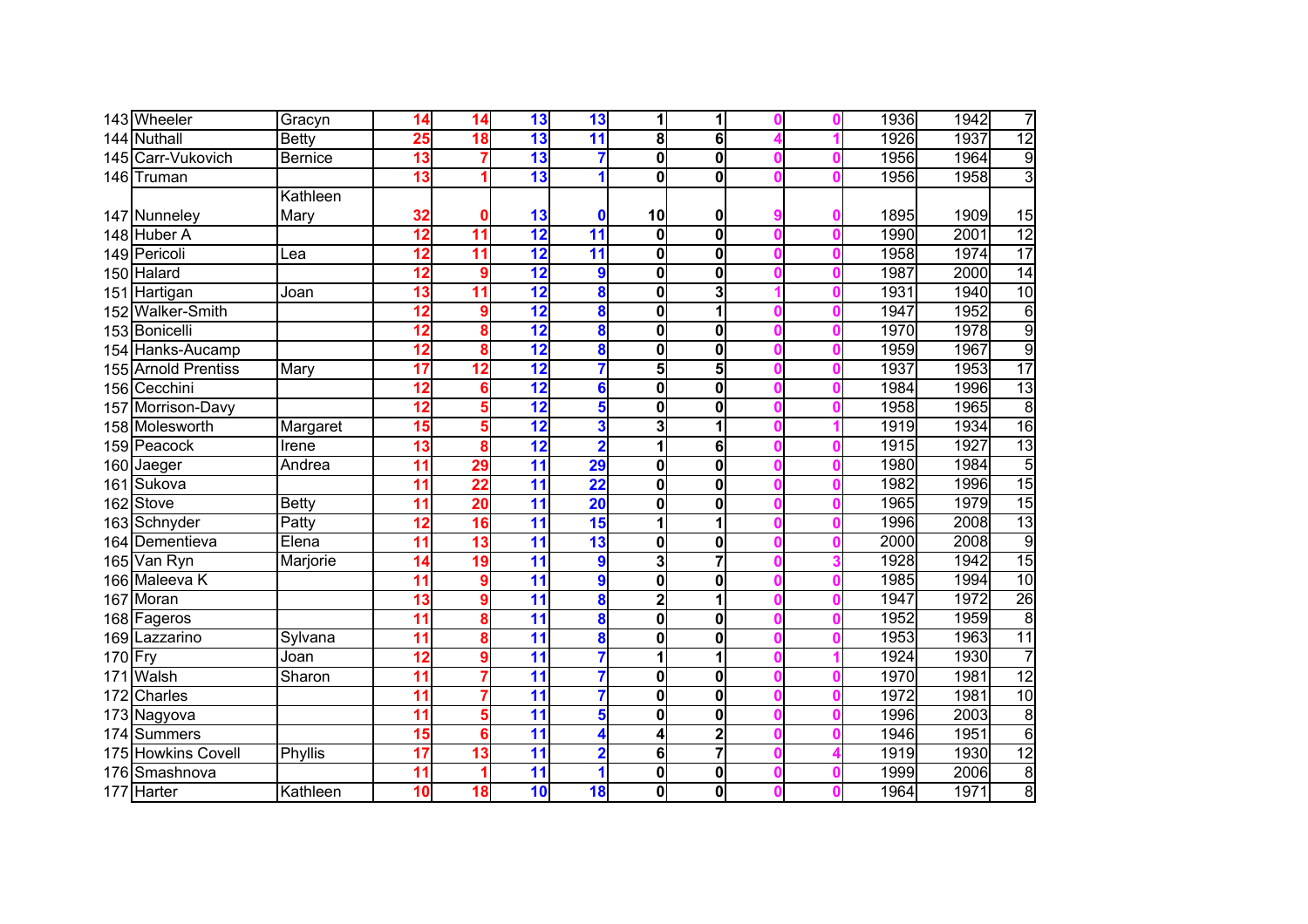| | | | | | | | | | | | | | |
|---|---|---|---|---|---|---|---|---|---|---|---|---|---|
| 143 | Wheeler | Gracyn | 14 | 14 | 13 | 13 | 1 | 1 | 0 | 0 | 1936 | 1942 | 7 |
| 144 | Nuthall | Betty | 25 | 18 | 13 | 11 | 8 | 6 | 4 | 1 | 1926 | 1937 | 12 |
| 145 | Carr-Vukovich | Bernice | 13 | 7 | 13 | 7 | 0 | 0 | 0 | 0 | 1956 | 1964 | 9 |
| 146 | Truman | | 13 | 1 | 13 | 1 | 0 | 0 | 0 | 0 | 1956 | 1958 | 3 |
| 147 | Nunneley | Kathleen Mary | 32 | 0 | 13 | 0 | 10 | 0 | 9 | 0 | 1895 | 1909 | 15 |
| 148 | Huber A | | 12 | 11 | 12 | 11 | 0 | 0 | 0 | 0 | 1990 | 2001 | 12 |
| 149 | Pericoli | Lea | 12 | 11 | 12 | 11 | 0 | 0 | 0 | 0 | 1958 | 1974 | 17 |
| 150 | Halard | | 12 | 9 | 12 | 9 | 0 | 0 | 0 | 0 | 1987 | 2000 | 14 |
| 151 | Hartigan | Joan | 13 | 11 | 12 | 8 | 0 | 3 | 1 | 0 | 1931 | 1940 | 10 |
| 152 | Walker-Smith | | 12 | 9 | 12 | 8 | 0 | 1 | 0 | 0 | 1947 | 1952 | 6 |
| 153 | Bonicelli | | 12 | 8 | 12 | 8 | 0 | 0 | 0 | 0 | 1970 | 1978 | 9 |
| 154 | Hanks-Aucamp | | 12 | 8 | 12 | 8 | 0 | 0 | 0 | 0 | 1959 | 1967 | 9 |
| 155 | Arnold Prentiss | Mary | 17 | 12 | 12 | 7 | 5 | 5 | 0 | 0 | 1937 | 1953 | 17 |
| 156 | Cecchini | | 12 | 6 | 12 | 6 | 0 | 0 | 0 | 0 | 1984 | 1996 | 13 |
| 157 | Morrison-Davy | | 12 | 5 | 12 | 5 | 0 | 0 | 0 | 0 | 1958 | 1965 | 8 |
| 158 | Molesworth | Margaret | 15 | 5 | 12 | 3 | 3 | 1 | 0 | 1 | 1919 | 1934 | 16 |
| 159 | Peacock | Irene | 13 | 8 | 12 | 2 | 1 | 6 | 0 | 0 | 1915 | 1927 | 13 |
| 160 | Jaeger | Andrea | 11 | 29 | 11 | 29 | 0 | 0 | 0 | 0 | 1980 | 1984 | 5 |
| 161 | Sukova | | 11 | 22 | 11 | 22 | 0 | 0 | 0 | 0 | 1982 | 1996 | 15 |
| 162 | Stove | Betty | 11 | 20 | 11 | 20 | 0 | 0 | 0 | 0 | 1965 | 1979 | 15 |
| 163 | Schnyder | Patty | 12 | 16 | 11 | 15 | 1 | 1 | 0 | 0 | 1996 | 2008 | 13 |
| 164 | Dementieva | Elena | 11 | 13 | 11 | 13 | 0 | 0 | 0 | 0 | 2000 | 2008 | 9 |
| 165 | Van Ryn | Marjorie | 14 | 19 | 11 | 9 | 3 | 7 | 0 | 3 | 1928 | 1942 | 15 |
| 166 | Maleeva K | | 11 | 9 | 11 | 9 | 0 | 0 | 0 | 0 | 1985 | 1994 | 10 |
| 167 | Moran | | 13 | 9 | 11 | 8 | 2 | 1 | 0 | 0 | 1947 | 1972 | 26 |
| 168 | Fageros | | 11 | 8 | 11 | 8 | 0 | 0 | 0 | 0 | 1952 | 1959 | 8 |
| 169 | Lazzarino | Sylvana | 11 | 8 | 11 | 8 | 0 | 0 | 0 | 0 | 1953 | 1963 | 11 |
| 170 | Fry | Joan | 12 | 9 | 11 | 7 | 1 | 1 | 0 | 1 | 1924 | 1930 | 7 |
| 171 | Walsh | Sharon | 11 | 7 | 11 | 7 | 0 | 0 | 0 | 0 | 1970 | 1981 | 12 |
| 172 | Charles | | 11 | 7 | 11 | 7 | 0 | 0 | 0 | 0 | 1972 | 1981 | 10 |
| 173 | Nagyova | | 11 | 5 | 11 | 5 | 0 | 0 | 0 | 0 | 1996 | 2003 | 8 |
| 174 | Summers | | 15 | 6 | 11 | 4 | 4 | 2 | 0 | 0 | 1946 | 1951 | 6 |
| 175 | Howkins Covell | Phyllis | 17 | 13 | 11 | 2 | 6 | 7 | 0 | 4 | 1919 | 1930 | 12 |
| 176 | Smashnova | | 11 | 1 | 11 | 1 | 0 | 0 | 0 | 0 | 1999 | 2006 | 8 |
| 177 | Harter | Kathleen | 10 | 18 | 10 | 18 | 0 | 0 | 0 | 0 | 1964 | 1971 | 8 |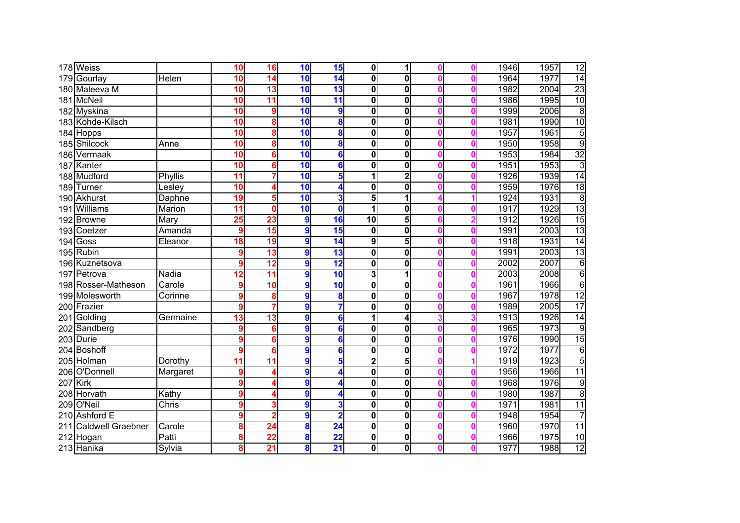| | | | | | | | | | | | | | |
|---|---|---|---|---|---|---|---|---|---|---|---|---|---|
| 178 | Weiss | | 10 | 16 | 10 | 15 | 0 | 1 | 0 | 0 | 1946 | 1957 | 12 |
| 179 | Gourlay | Helen | 10 | 14 | 10 | 14 | 0 | 0 | 0 | 0 | 1964 | 1977 | 14 |
| 180 | Maleeva M | | 10 | 13 | 10 | 13 | 0 | 0 | 0 | 0 | 1982 | 2004 | 23 |
| 181 | McNeil | | 10 | 11 | 10 | 11 | 0 | 0 | 0 | 0 | 1986 | 1995 | 10 |
| 182 | Myskina | | 10 | 9 | 10 | 9 | 0 | 0 | 0 | 0 | 1999 | 2006 | 8 |
| 183 | Kohde-Kilsch | | 10 | 8 | 10 | 8 | 0 | 0 | 0 | 0 | 1981 | 1990 | 10 |
| 184 | Hopps | | 10 | 8 | 10 | 8 | 0 | 0 | 0 | 0 | 1957 | 1961 | 5 |
| 185 | Shilcock | Anne | 10 | 8 | 10 | 8 | 0 | 0 | 0 | 0 | 1950 | 1958 | 9 |
| 186 | Vermaak | | 10 | 6 | 10 | 6 | 0 | 0 | 0 | 0 | 1953 | 1984 | 32 |
| 187 | Kanter | | 10 | 6 | 10 | 6 | 0 | 0 | 0 | 0 | 1951 | 1953 | 3 |
| 188 | Mudford | Phyllis | 11 | 7 | 10 | 5 | 1 | 2 | 0 | 0 | 1926 | 1939 | 14 |
| 189 | Turner | Lesley | 10 | 4 | 10 | 4 | 0 | 0 | 0 | 0 | 1959 | 1976 | 18 |
| 190 | Akhurst | Daphne | 19 | 5 | 10 | 3 | 5 | 1 | 4 | 1 | 1924 | 1931 | 8 |
| 191 | Williams | Marion | 11 | 0 | 10 | 0 | 1 | 0 | 0 | 0 | 1917 | 1929 | 13 |
| 192 | Browne | Mary | 25 | 23 | 9 | 16 | 10 | 5 | 6 | 2 | 1912 | 1926 | 15 |
| 193 | Coetzer | Amanda | 9 | 15 | 9 | 15 | 0 | 0 | 0 | 0 | 1991 | 2003 | 13 |
| 194 | Goss | Eleanor | 18 | 19 | 9 | 14 | 9 | 5 | 0 | 0 | 1918 | 1931 | 14 |
| 195 | Rubin | | 9 | 13 | 9 | 13 | 0 | 0 | 0 | 0 | 1991 | 2003 | 13 |
| 196 | Kuznetsova | | 9 | 12 | 9 | 12 | 0 | 0 | 0 | 0 | 2002 | 2007 | 6 |
| 197 | Petrova | Nadia | 12 | 11 | 9 | 10 | 3 | 1 | 0 | 0 | 2003 | 2008 | 6 |
| 198 | Rosser-Matheson | Carole | 9 | 10 | 9 | 10 | 0 | 0 | 0 | 0 | 1961 | 1966 | 6 |
| 199 | Molesworth | Corinne | 9 | 8 | 9 | 8 | 0 | 0 | 0 | 0 | 1967 | 1978 | 12 |
| 200 | Frazier | | 9 | 7 | 9 | 7 | 0 | 0 | 0 | 0 | 1989 | 2005 | 17 |
| 201 | Golding | Germaine | 13 | 13 | 9 | 6 | 1 | 4 | 3 | 3 | 1913 | 1926 | 14 |
| 202 | Sandberg | | 9 | 6 | 9 | 6 | 0 | 0 | 0 | 0 | 1965 | 1973 | 9 |
| 203 | Durie | | 9 | 6 | 9 | 6 | 0 | 0 | 0 | 0 | 1976 | 1990 | 15 |
| 204 | Boshoff | | 9 | 6 | 9 | 6 | 0 | 0 | 0 | 0 | 1972 | 1977 | 6 |
| 205 | Holman | Dorothy | 11 | 11 | 9 | 5 | 2 | 5 | 0 | 1 | 1919 | 1923 | 5 |
| 206 | O'Donnell | Margaret | 9 | 4 | 9 | 4 | 0 | 0 | 0 | 0 | 1956 | 1966 | 11 |
| 207 | Kirk | | 9 | 4 | 9 | 4 | 0 | 0 | 0 | 0 | 1968 | 1976 | 9 |
| 208 | Horvath | Kathy | 9 | 4 | 9 | 4 | 0 | 0 | 0 | 0 | 1980 | 1987 | 8 |
| 209 | O'Neil | Chris | 9 | 3 | 9 | 3 | 0 | 0 | 0 | 0 | 1971 | 1981 | 11 |
| 210 | Ashford E | | 9 | 2 | 9 | 2 | 0 | 0 | 0 | 0 | 1948 | 1954 | 7 |
| 211 | Caldwell Graebner | Carole | 8 | 24 | 8 | 24 | 0 | 0 | 0 | 0 | 1960 | 1970 | 11 |
| 212 | Hogan | Patti | 8 | 22 | 8 | 22 | 0 | 0 | 0 | 0 | 1966 | 1975 | 10 |
| 213 | Hanika | Sylvia | 8 | 21 | 8 | 21 | 0 | 0 | 0 | 0 | 1977 | 1988 | 12 |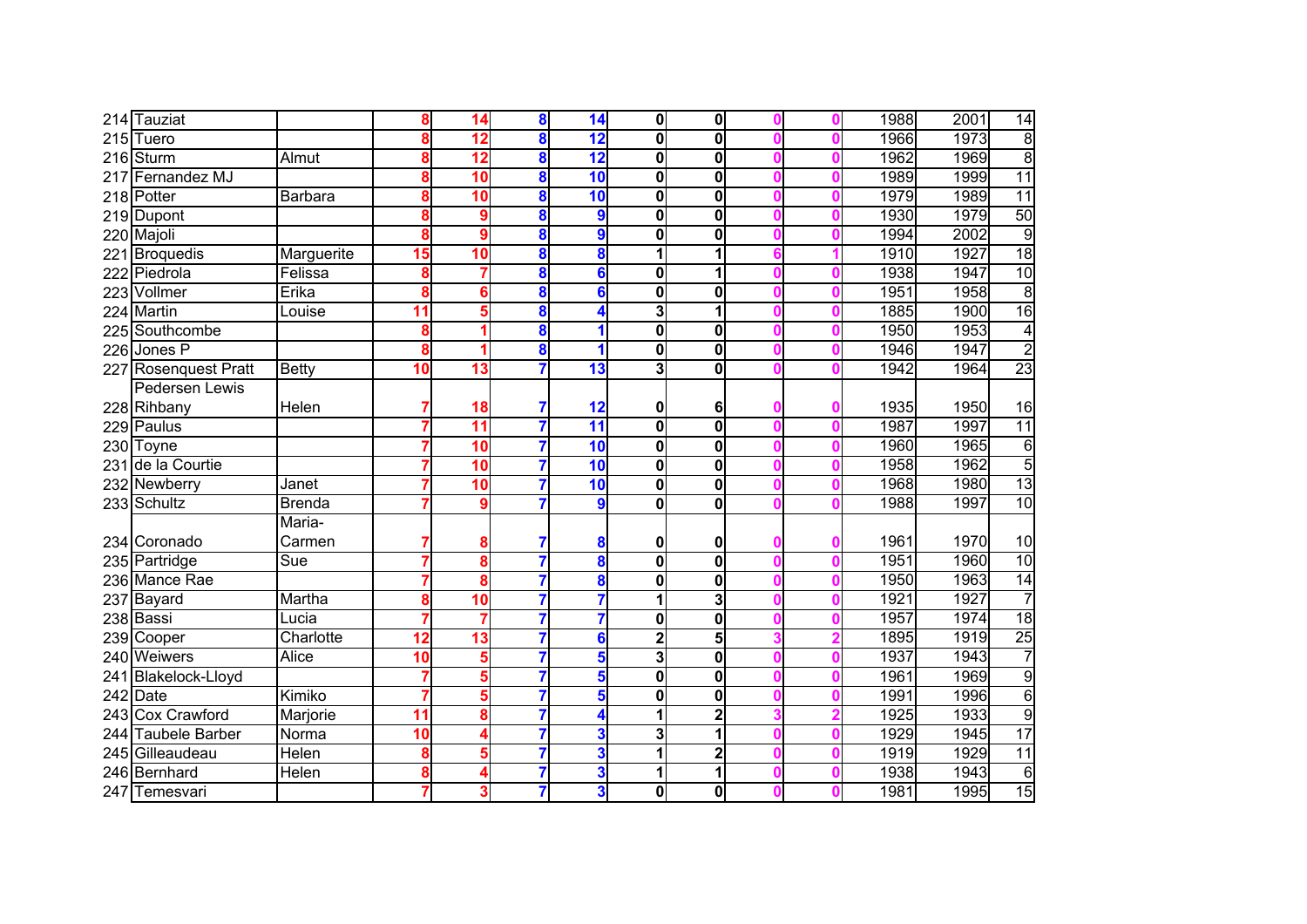| | | | | | | | | | | | | | |
|---|---|---|---|---|---|---|---|---|---|---|---|---|---|
| 214 | Tauziat | | 8 | 14 | 8 | 14 | 0 | 0 | 0 | 0 | 1988 | 2001 | 14 |
| 215 | Tuero | | 8 | 12 | 8 | 12 | 0 | 0 | 0 | 0 | 1966 | 1973 | 8 |
| 216 | Sturm | Almut | 8 | 12 | 8 | 12 | 0 | 0 | 0 | 0 | 1962 | 1969 | 8 |
| 217 | Fernandez MJ | | 8 | 10 | 8 | 10 | 0 | 0 | 0 | 0 | 1989 | 1999 | 11 |
| 218 | Potter | Barbara | 8 | 10 | 8 | 10 | 0 | 0 | 0 | 0 | 1979 | 1989 | 11 |
| 219 | Dupont | | 8 | 9 | 8 | 9 | 0 | 0 | 0 | 0 | 1930 | 1979 | 50 |
| 220 | Majoli | | 8 | 9 | 8 | 9 | 0 | 0 | 0 | 0 | 1994 | 2002 | 9 |
| 221 | Broquedis | Marguerite | 15 | 10 | 8 | 8 | 1 | 1 | 6 | 1 | 1910 | 1927 | 18 |
| 222 | Piedrola | Felissa | 8 | 7 | 8 | 6 | 0 | 1 | 0 | 0 | 1938 | 1947 | 10 |
| 223 | Vollmer | Erika | 8 | 6 | 8 | 6 | 0 | 0 | 0 | 0 | 1951 | 1958 | 8 |
| 224 | Martin | Louise | 11 | 5 | 8 | 4 | 3 | 1 | 0 | 0 | 1885 | 1900 | 16 |
| 225 | Southcombe | | 8 | 1 | 8 | 1 | 0 | 0 | 0 | 0 | 1950 | 1953 | 4 |
| 226 | Jones P | | 8 | 1 | 8 | 1 | 0 | 0 | 0 | 0 | 1946 | 1947 | 2 |
| 227 | Rosenquest Pratt | Betty | 10 | 13 | 7 | 13 | 3 | 0 | 0 | 0 | 1942 | 1964 | 23 |
| 228 | Pedersen Lewis Rihbany | Helen | 7 | 18 | 7 | 12 | 0 | 6 | 0 | 0 | 1935 | 1950 | 16 |
| 229 | Paulus | | 7 | 11 | 7 | 11 | 0 | 0 | 0 | 0 | 1987 | 1997 | 11 |
| 230 | Toyne | | 7 | 10 | 7 | 10 | 0 | 0 | 0 | 0 | 1960 | 1965 | 6 |
| 231 | de la Courtie | | 7 | 10 | 7 | 10 | 0 | 0 | 0 | 0 | 1958 | 1962 | 5 |
| 232 | Newberry | Janet | 7 | 10 | 7 | 10 | 0 | 0 | 0 | 0 | 1968 | 1980 | 13 |
| 233 | Schultz | Brenda | 7 | 9 | 7 | 9 | 0 | 0 | 0 | 0 | 1988 | 1997 | 10 |
| 234 | Coronado | Maria-Carmen | 7 | 8 | 7 | 8 | 0 | 0 | 0 | 0 | 1961 | 1970 | 10 |
| 235 | Partridge | Sue | 7 | 8 | 7 | 8 | 0 | 0 | 0 | 0 | 1951 | 1960 | 10 |
| 236 | Mance Rae | | 7 | 8 | 7 | 8 | 0 | 0 | 0 | 0 | 1950 | 1963 | 14 |
| 237 | Bayard | Martha | 8 | 10 | 7 | 7 | 1 | 3 | 0 | 0 | 1921 | 1927 | 7 |
| 238 | Bassi | Lucia | 7 | 7 | 7 | 7 | 0 | 0 | 0 | 0 | 1957 | 1974 | 18 |
| 239 | Cooper | Charlotte | 12 | 13 | 7 | 6 | 2 | 5 | 3 | 2 | 1895 | 1919 | 25 |
| 240 | Weiwers | Alice | 10 | 5 | 7 | 5 | 3 | 0 | 0 | 0 | 1937 | 1943 | 7 |
| 241 | Blakelock-Lloyd | | 7 | 5 | 7 | 5 | 0 | 0 | 0 | 0 | 1961 | 1969 | 9 |
| 242 | Date | Kimiko | 7 | 5 | 7 | 5 | 0 | 0 | 0 | 0 | 1991 | 1996 | 6 |
| 243 | Cox Crawford | Marjorie | 11 | 8 | 7 | 4 | 1 | 2 | 3 | 2 | 1925 | 1933 | 9 |
| 244 | Taubele Barber | Norma | 10 | 4 | 7 | 3 | 3 | 1 | 0 | 0 | 1929 | 1945 | 17 |
| 245 | Gilleaudeau | Helen | 8 | 5 | 7 | 3 | 1 | 2 | 0 | 0 | 1919 | 1929 | 11 |
| 246 | Bernhard | Helen | 8 | 4 | 7 | 3 | 1 | 1 | 0 | 0 | 1938 | 1943 | 6 |
| 247 | Temesvari | | 7 | 3 | 7 | 3 | 0 | 0 | 0 | 0 | 1981 | 1995 | 15 |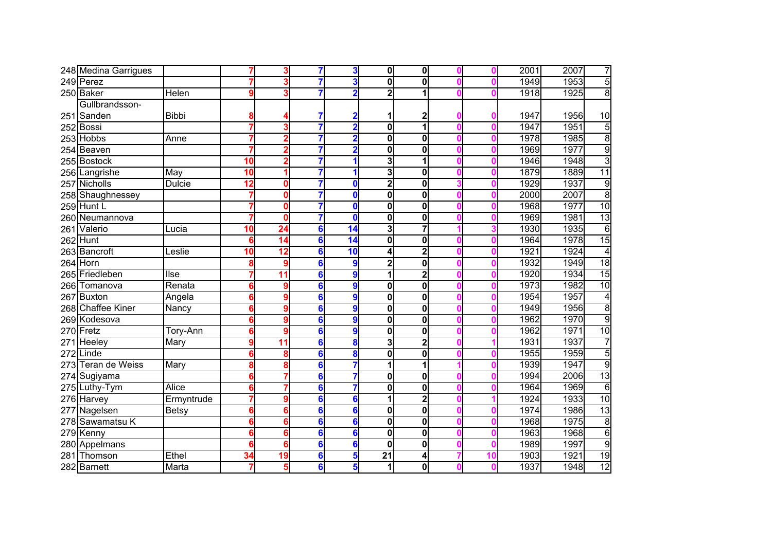| | | | | | | | | | | | | | |
|---|---|---|---|---|---|---|---|---|---|---|---|---|---|
| 248 | Medina Garrigues | | 7 | 3 | 7 | 3 | 0 | 0 | 0 | 0 | 2001 | 2007 | 7 |
| 249 | Perez | | 7 | 3 | 7 | 3 | 0 | 0 | 0 | 0 | 1949 | 1953 | 5 |
| 250 | Baker | Helen | 9 | 3 | 7 | 2 | 2 | 1 | 0 | 0 | 1918 | 1925 | 8 |
| 251 | Gullbrandsson-Sanden | Bibbi | 8 | 4 | 7 | 2 | 1 | 2 | 0 | 0 | 1947 | 1956 | 10 |
| 252 | Bossi | | 7 | 3 | 7 | 2 | 0 | 1 | 0 | 0 | 1947 | 1951 | 5 |
| 253 | Hobbs | Anne | 7 | 2 | 7 | 2 | 0 | 0 | 0 | 0 | 1978 | 1985 | 8 |
| 254 | Beaven | | 7 | 2 | 7 | 2 | 0 | 0 | 0 | 0 | 1969 | 1977 | 9 |
| 255 | Bostock | | 10 | 2 | 7 | 1 | 3 | 1 | 0 | 0 | 1946 | 1948 | 3 |
| 256 | Langrishe | May | 10 | 1 | 7 | 1 | 3 | 0 | 0 | 0 | 1879 | 1889 | 11 |
| 257 | Nicholls | Dulcie | 12 | 0 | 7 | 0 | 2 | 0 | 3 | 0 | 1929 | 1937 | 9 |
| 258 | Shaughnessey | | 7 | 0 | 7 | 0 | 0 | 0 | 0 | 0 | 2000 | 2007 | 8 |
| 259 | Hunt L | | 7 | 0 | 7 | 0 | 0 | 0 | 0 | 0 | 1968 | 1977 | 10 |
| 260 | Neumannova | | 7 | 0 | 7 | 0 | 0 | 0 | 0 | 0 | 1969 | 1981 | 13 |
| 261 | Valerio | Lucia | 10 | 24 | 6 | 14 | 3 | 7 | 1 | 3 | 1930 | 1935 | 6 |
| 262 | Hunt | | 6 | 14 | 6 | 14 | 0 | 0 | 0 | 0 | 1964 | 1978 | 15 |
| 263 | Bancroft | Leslie | 10 | 12 | 6 | 10 | 4 | 2 | 0 | 0 | 1921 | 1924 | 4 |
| 264 | Horn | | 8 | 9 | 6 | 9 | 2 | 0 | 0 | 0 | 1932 | 1949 | 18 |
| 265 | Friedleben | Ilse | 7 | 11 | 6 | 9 | 1 | 2 | 0 | 0 | 1920 | 1934 | 15 |
| 266 | Tomanova | Renata | 6 | 9 | 6 | 9 | 0 | 0 | 0 | 0 | 1973 | 1982 | 10 |
| 267 | Buxton | Angela | 6 | 9 | 6 | 9 | 0 | 0 | 0 | 0 | 1954 | 1957 | 4 |
| 268 | Chaffee Kiner | Nancy | 6 | 9 | 6 | 9 | 0 | 0 | 0 | 0 | 1949 | 1956 | 8 |
| 269 | Kodesova | | 6 | 9 | 6 | 9 | 0 | 0 | 0 | 0 | 1962 | 1970 | 9 |
| 270 | Fretz | Tory-Ann | 6 | 9 | 6 | 9 | 0 | 0 | 0 | 0 | 1962 | 1971 | 10 |
| 271 | Heeley | Mary | 9 | 11 | 6 | 8 | 3 | 2 | 0 | 1 | 1931 | 1937 | 7 |
| 272 | Linde | | 6 | 8 | 6 | 8 | 0 | 0 | 0 | 0 | 1955 | 1959 | 5 |
| 273 | Teran de Weiss | Mary | 8 | 8 | 6 | 7 | 1 | 1 | 1 | 0 | 1939 | 1947 | 9 |
| 274 | Sugiyama | | 6 | 7 | 6 | 7 | 0 | 0 | 0 | 0 | 1994 | 2006 | 13 |
| 275 | Luthy-Tym | Alice | 6 | 7 | 6 | 7 | 0 | 0 | 0 | 0 | 1964 | 1969 | 6 |
| 276 | Harvey | Ermyntrude | 7 | 9 | 6 | 6 | 1 | 2 | 0 | 1 | 1924 | 1933 | 10 |
| 277 | Nagelsen | Betsy | 6 | 6 | 6 | 6 | 0 | 0 | 0 | 0 | 1974 | 1986 | 13 |
| 278 | Sawamatsu K | | 6 | 6 | 6 | 6 | 0 | 0 | 0 | 0 | 1968 | 1975 | 8 |
| 279 | Kenny | | 6 | 6 | 6 | 6 | 0 | 0 | 0 | 0 | 1963 | 1968 | 6 |
| 280 | Appelmans | | 6 | 6 | 6 | 6 | 0 | 0 | 0 | 0 | 1989 | 1997 | 9 |
| 281 | Thomson | Ethel | 34 | 19 | 6 | 5 | 21 | 4 | 7 | 10 | 1903 | 1921 | 19 |
| 282 | Barnett | Marta | 7 | 5 | 6 | 5 | 1 | 0 | 0 | 0 | 1937 | 1948 | 12 |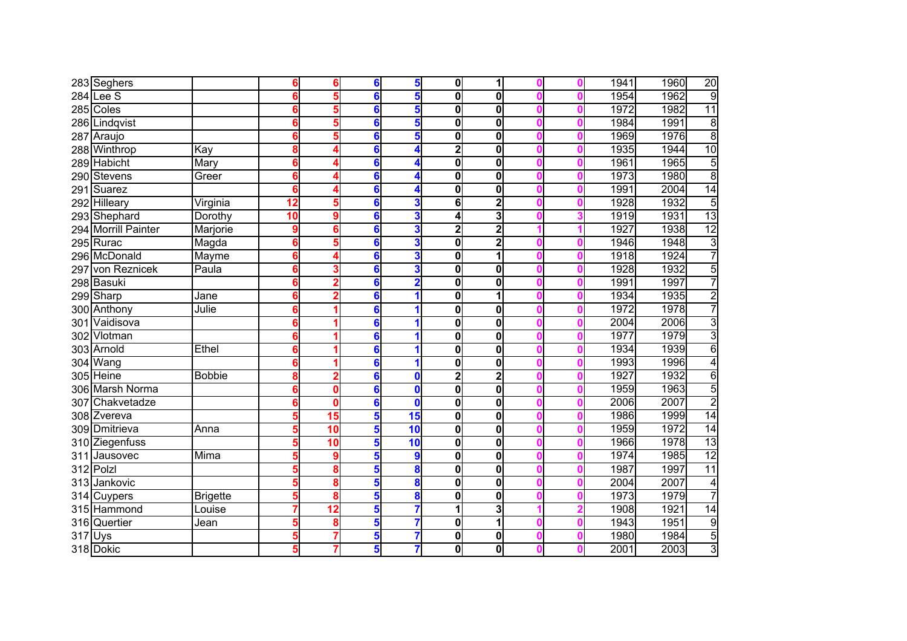| | | | | | | | | | | | | | |
|---|---|---|---|---|---|---|---|---|---|---|---|---|---|
| 283 | Seghers | | 6 | 6 | 6 | 5 | 0 | 1 | 0 | 0 | 1941 | 1960 | 20 |
| 284 | Lee S | | 6 | 5 | 6 | 5 | 0 | 0 | 0 | 0 | 1954 | 1962 | 9 |
| 285 | Coles | | 6 | 5 | 6 | 5 | 0 | 0 | 0 | 0 | 1972 | 1982 | 11 |
| 286 | Lindqvist | | 6 | 5 | 6 | 5 | 0 | 0 | 0 | 0 | 1984 | 1991 | 8 |
| 287 | Araujo | | 6 | 5 | 6 | 5 | 0 | 0 | 0 | 0 | 1969 | 1976 | 8 |
| 288 | Winthrop | Kay | 8 | 4 | 6 | 4 | 2 | 0 | 0 | 0 | 1935 | 1944 | 10 |
| 289 | Habicht | Mary | 6 | 4 | 6 | 4 | 0 | 0 | 0 | 0 | 1961 | 1965 | 5 |
| 290 | Stevens | Greer | 6 | 4 | 6 | 4 | 0 | 0 | 0 | 0 | 1973 | 1980 | 8 |
| 291 | Suarez | | 6 | 4 | 6 | 4 | 0 | 0 | 0 | 0 | 1991 | 2004 | 14 |
| 292 | Hilleary | Virginia | 12 | 5 | 6 | 3 | 6 | 2 | 0 | 0 | 1928 | 1932 | 5 |
| 293 | Shephard | Dorothy | 10 | 9 | 6 | 3 | 4 | 3 | 0 | 3 | 1919 | 1931 | 13 |
| 294 | Morrill Painter | Marjorie | 9 | 6 | 6 | 3 | 2 | 2 | 1 | 1 | 1927 | 1938 | 12 |
| 295 | Rurac | Magda | 6 | 5 | 6 | 3 | 0 | 2 | 0 | 0 | 1946 | 1948 | 3 |
| 296 | McDonald | Mayme | 6 | 4 | 6 | 3 | 0 | 1 | 0 | 0 | 1918 | 1924 | 7 |
| 297 | von Reznicek | Paula | 6 | 3 | 6 | 3 | 0 | 0 | 0 | 0 | 1928 | 1932 | 5 |
| 298 | Basuki | | 6 | 2 | 6 | 2 | 0 | 0 | 0 | 0 | 1991 | 1997 | 7 |
| 299 | Sharp | Jane | 6 | 2 | 6 | 1 | 0 | 1 | 0 | 0 | 1934 | 1935 | 2 |
| 300 | Anthony | Julie | 6 | 1 | 6 | 1 | 0 | 0 | 0 | 0 | 1972 | 1978 | 7 |
| 301 | Vaidisova | | 6 | 1 | 6 | 1 | 0 | 0 | 0 | 0 | 2004 | 2006 | 3 |
| 302 | Vlotman | | 6 | 1 | 6 | 1 | 0 | 0 | 0 | 0 | 1977 | 1979 | 3 |
| 303 | Arnold | Ethel | 6 | 1 | 6 | 1 | 0 | 0 | 0 | 0 | 1934 | 1939 | 6 |
| 304 | Wang | | 6 | 1 | 6 | 1 | 0 | 0 | 0 | 0 | 1993 | 1996 | 4 |
| 305 | Heine | Bobbie | 8 | 2 | 6 | 0 | 2 | 2 | 0 | 0 | 1927 | 1932 | 6 |
| 306 | Marsh Norma | | 6 | 0 | 6 | 0 | 0 | 0 | 0 | 0 | 1959 | 1963 | 5 |
| 307 | Chakvetadze | | 6 | 0 | 6 | 0 | 0 | 0 | 0 | 0 | 2006 | 2007 | 2 |
| 308 | Zvereva | | 5 | 15 | 5 | 15 | 0 | 0 | 0 | 0 | 1986 | 1999 | 14 |
| 309 | Dmitrieva | Anna | 5 | 10 | 5 | 10 | 0 | 0 | 0 | 0 | 1959 | 1972 | 14 |
| 310 | Ziegenfuss | | 5 | 10 | 5 | 10 | 0 | 0 | 0 | 0 | 1966 | 1978 | 13 |
| 311 | Jausovec | Mima | 5 | 9 | 5 | 9 | 0 | 0 | 0 | 0 | 1974 | 1985 | 12 |
| 312 | Polzl | | 5 | 8 | 5 | 8 | 0 | 0 | 0 | 0 | 1987 | 1997 | 11 |
| 313 | Jankovic | | 5 | 8 | 5 | 8 | 0 | 0 | 0 | 0 | 2004 | 2007 | 4 |
| 314 | Cuypers | Brigette | 5 | 8 | 5 | 8 | 0 | 0 | 0 | 0 | 1973 | 1979 | 7 |
| 315 | Hammond | Louise | 7 | 12 | 5 | 7 | 1 | 3 | 1 | 2 | 1908 | 1921 | 14 |
| 316 | Quertier | Jean | 5 | 8 | 5 | 7 | 0 | 1 | 0 | 0 | 1943 | 1951 | 9 |
| 317 | Uys | | 5 | 7 | 5 | 7 | 0 | 0 | 0 | 0 | 1980 | 1984 | 5 |
| 318 | Dokic | | 5 | 7 | 5 | 7 | 0 | 0 | 0 | 0 | 2001 | 2003 | 3 |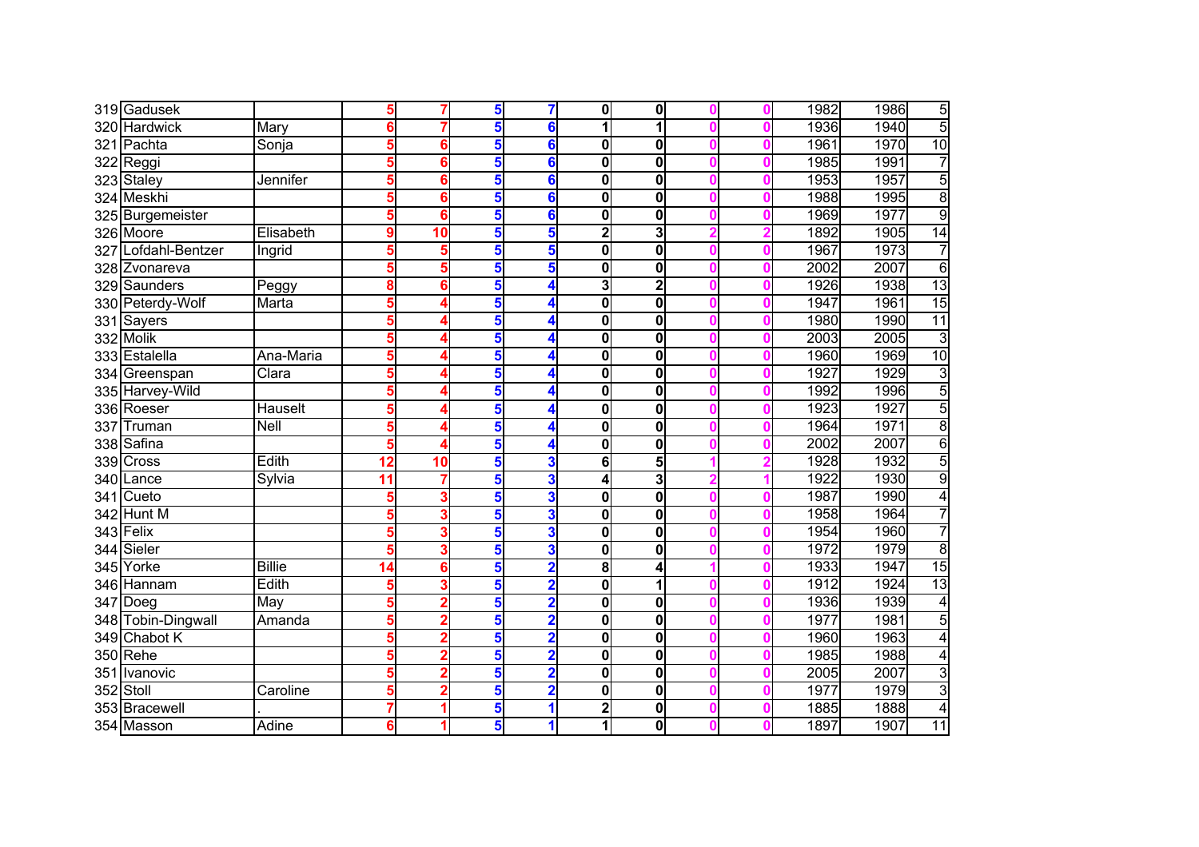| | | | | | | | | | | | | | | |
|---|---|---|---|---|---|---|---|---|---|---|---|---|---|---|
| 319 | Gadusek | | 5 | 7 | 5 | 7 | 0 | 0 | 0 | 0 | 1982 | 1986 | 5 |
| 320 | Hardwick | Mary | 6 | 7 | 5 | 6 | 1 | 1 | 0 | 0 | 1936 | 1940 | 5 |
| 321 | Pachta | Sonja | 5 | 6 | 5 | 6 | 0 | 0 | 0 | 0 | 1961 | 1970 | 10 |
| 322 | Reggi | | 5 | 6 | 5 | 6 | 0 | 0 | 0 | 0 | 1985 | 1991 | 7 |
| 323 | Staley | Jennifer | 5 | 6 | 5 | 6 | 0 | 0 | 0 | 0 | 1953 | 1957 | 5 |
| 324 | Meskhi | | 5 | 6 | 5 | 6 | 0 | 0 | 0 | 0 | 1988 | 1995 | 8 |
| 325 | Burgemeister | | 5 | 6 | 5 | 6 | 0 | 0 | 0 | 0 | 1969 | 1977 | 9 |
| 326 | Moore | Elisabeth | 9 | 10 | 5 | 5 | 2 | 3 | 2 | 2 | 1892 | 1905 | 14 |
| 327 | Lofdahl-Bentzer | Ingrid | 5 | 5 | 5 | 5 | 0 | 0 | 0 | 0 | 1967 | 1973 | 7 |
| 328 | Zvonareva | | 5 | 5 | 5 | 5 | 0 | 0 | 0 | 0 | 2002 | 2007 | 6 |
| 329 | Saunders | Peggy | 8 | 6 | 5 | 4 | 3 | 2 | 0 | 0 | 1926 | 1938 | 13 |
| 330 | Peterdy-Wolf | Marta | 5 | 4 | 5 | 4 | 0 | 0 | 0 | 0 | 1947 | 1961 | 15 |
| 331 | Sayers | | 5 | 4 | 5 | 4 | 0 | 0 | 0 | 0 | 1980 | 1990 | 11 |
| 332 | Molik | | 5 | 4 | 5 | 4 | 0 | 0 | 0 | 0 | 2003 | 2005 | 3 |
| 333 | Estalella | Ana-Maria | 5 | 4 | 5 | 4 | 0 | 0 | 0 | 0 | 1960 | 1969 | 10 |
| 334 | Greenspan | Clara | 5 | 4 | 5 | 4 | 0 | 0 | 0 | 0 | 1927 | 1929 | 3 |
| 335 | Harvey-Wild | | 5 | 4 | 5 | 4 | 0 | 0 | 0 | 0 | 1992 | 1996 | 5 |
| 336 | Roeser | Hauselt | 5 | 4 | 5 | 4 | 0 | 0 | 0 | 0 | 1923 | 1927 | 5 |
| 337 | Truman | Nell | 5 | 4 | 5 | 4 | 0 | 0 | 0 | 0 | 1964 | 1971 | 8 |
| 338 | Safina | | 5 | 4 | 5 | 4 | 0 | 0 | 0 | 0 | 2002 | 2007 | 6 |
| 339 | Cross | Edith | 12 | 10 | 5 | 3 | 6 | 5 | 1 | 2 | 1928 | 1932 | 5 |
| 340 | Lance | Sylvia | 11 | 7 | 5 | 3 | 4 | 3 | 2 | 1 | 1922 | 1930 | 9 |
| 341 | Cueto | | 5 | 3 | 5 | 3 | 0 | 0 | 0 | 0 | 1987 | 1990 | 4 |
| 342 | Hunt M | | 5 | 3 | 5 | 3 | 0 | 0 | 0 | 0 | 1958 | 1964 | 7 |
| 343 | Felix | | 5 | 3 | 5 | 3 | 0 | 0 | 0 | 0 | 1954 | 1960 | 7 |
| 344 | Sieler | | 5 | 3 | 5 | 3 | 0 | 0 | 0 | 0 | 1972 | 1979 | 8 |
| 345 | Yorke | Billie | 14 | 6 | 5 | 2 | 8 | 4 | 1 | 0 | 1933 | 1947 | 15 |
| 346 | Hannam | Edith | 5 | 3 | 5 | 2 | 0 | 1 | 0 | 0 | 1912 | 1924 | 13 |
| 347 | Doeg | May | 5 | 2 | 5 | 2 | 0 | 0 | 0 | 0 | 1936 | 1939 | 4 |
| 348 | Tobin-Dingwall | Amanda | 5 | 2 | 5 | 2 | 0 | 0 | 0 | 0 | 1977 | 1981 | 5 |
| 349 | Chabot K | | 5 | 2 | 5 | 2 | 0 | 0 | 0 | 0 | 1960 | 1963 | 4 |
| 350 | Rehe | | 5 | 2 | 5 | 2 | 0 | 0 | 0 | 0 | 1985 | 1988 | 4 |
| 351 | Ivanovic | | 5 | 2 | 5 | 2 | 0 | 0 | 0 | 0 | 2005 | 2007 | 3 |
| 352 | Stoll | Caroline | 5 | 2 | 5 | 2 | 0 | 0 | 0 | 0 | 1977 | 1979 | 3 |
| 353 | Bracewell | . | 7 | 1 | 5 | 1 | 2 | 0 | 0 | 0 | 1885 | 1888 | 4 |
| 354 | Masson | Adine | 6 | 1 | 5 | 1 | 1 | 0 | 0 | 0 | 1897 | 1907 | 11 |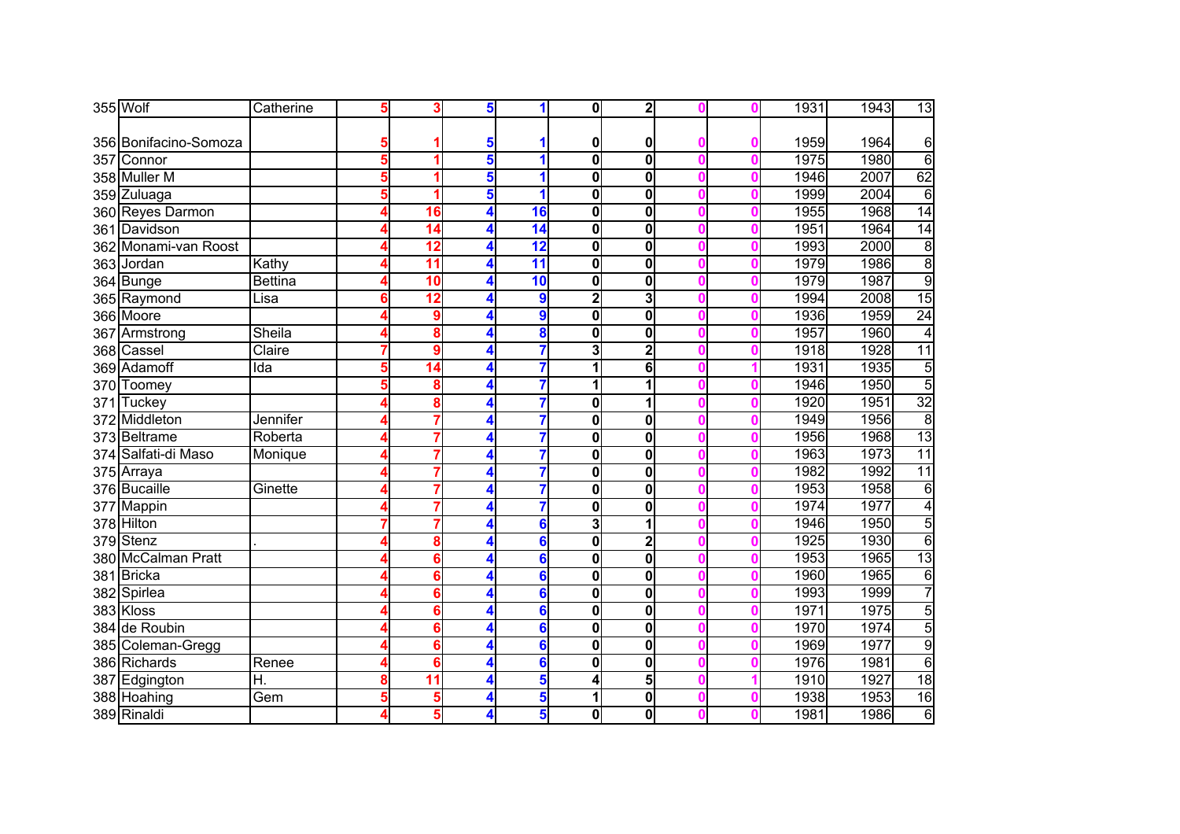| | | | | | | | | | | | | | | |
|---|---|---|---|---|---|---|---|---|---|---|---|---|---|---|
| 355 | Wolf | Catherine | 5 | 3 | 5 | 1 | 0 | 2 | 0 | 0 | 1931 | 1943 | 13 |
| 356 | Bonifacino-Somoza | | 5 | 1 | 5 | 1 | 0 | 0 | 0 | 0 | 1959 | 1964 | 6 |
| 357 | Connor | | 5 | 1 | 5 | 1 | 0 | 0 | 0 | 0 | 1975 | 1980 | 6 |
| 358 | Muller M | | 5 | 1 | 5 | 1 | 0 | 0 | 0 | 0 | 1946 | 2007 | 62 |
| 359 | Zuluaga | | 5 | 1 | 5 | 1 | 0 | 0 | 0 | 0 | 1999 | 2004 | 6 |
| 360 | Reyes Darmon | | 4 | 16 | 4 | 16 | 0 | 0 | 0 | 0 | 1955 | 1968 | 14 |
| 361 | Davidson | | 4 | 14 | 4 | 14 | 0 | 0 | 0 | 0 | 1951 | 1964 | 14 |
| 362 | Monami-van Roost | | 4 | 12 | 4 | 12 | 0 | 0 | 0 | 0 | 1993 | 2000 | 8 |
| 363 | Jordan | Kathy | 4 | 11 | 4 | 11 | 0 | 0 | 0 | 0 | 1979 | 1986 | 8 |
| 364 | Bunge | Bettina | 4 | 10 | 4 | 10 | 0 | 0 | 0 | 0 | 1979 | 1987 | 9 |
| 365 | Raymond | Lisa | 6 | 12 | 4 | 9 | 2 | 3 | 0 | 0 | 1994 | 2008 | 15 |
| 366 | Moore | | 4 | 9 | 4 | 9 | 0 | 0 | 0 | 0 | 1936 | 1959 | 24 |
| 367 | Armstrong | Sheila | 4 | 8 | 4 | 8 | 0 | 0 | 0 | 0 | 1957 | 1960 | 4 |
| 368 | Cassel | Claire | 7 | 9 | 4 | 7 | 3 | 2 | 0 | 0 | 1918 | 1928 | 11 |
| 369 | Adamoff | Ida | 5 | 14 | 4 | 7 | 1 | 6 | 0 | 1 | 1931 | 1935 | 5 |
| 370 | Toomey | | 5 | 8 | 4 | 7 | 1 | 1 | 0 | 0 | 1946 | 1950 | 5 |
| 371 | Tuckey | | 4 | 8 | 4 | 7 | 0 | 1 | 0 | 0 | 1920 | 1951 | 32 |
| 372 | Middleton | Jennifer | 4 | 7 | 4 | 7 | 0 | 0 | 0 | 0 | 1949 | 1956 | 8 |
| 373 | Beltrame | Roberta | 4 | 7 | 4 | 7 | 0 | 0 | 0 | 0 | 1956 | 1968 | 13 |
| 374 | Salfati-di Maso | Monique | 4 | 7 | 4 | 7 | 0 | 0 | 0 | 0 | 1963 | 1973 | 11 |
| 375 | Arraya | | 4 | 7 | 4 | 7 | 0 | 0 | 0 | 0 | 1982 | 1992 | 11 |
| 376 | Bucaille | Ginette | 4 | 7 | 4 | 7 | 0 | 0 | 0 | 0 | 1953 | 1958 | 6 |
| 377 | Mappin | | 4 | 7 | 4 | 7 | 0 | 0 | 0 | 0 | 1974 | 1977 | 4 |
| 378 | Hilton | | 7 | 7 | 4 | 6 | 3 | 1 | 0 | 0 | 1946 | 1950 | 5 |
| 379 | Stenz | . | 4 | 8 | 4 | 6 | 0 | 2 | 0 | 0 | 1925 | 1930 | 6 |
| 380 | McCalman Pratt | | 4 | 6 | 4 | 6 | 0 | 0 | 0 | 0 | 1953 | 1965 | 13 |
| 381 | Bricka | | 4 | 6 | 4 | 6 | 0 | 0 | 0 | 0 | 1960 | 1965 | 6 |
| 382 | Spirlea | | 4 | 6 | 4 | 6 | 0 | 0 | 0 | 0 | 1993 | 1999 | 7 |
| 383 | Kloss | | 4 | 6 | 4 | 6 | 0 | 0 | 0 | 0 | 1971 | 1975 | 5 |
| 384 | de Roubin | | 4 | 6 | 4 | 6 | 0 | 0 | 0 | 0 | 1970 | 1974 | 5 |
| 385 | Coleman-Gregg | | 4 | 6 | 4 | 6 | 0 | 0 | 0 | 0 | 1969 | 1977 | 9 |
| 386 | Richards | Renee | 4 | 6 | 4 | 6 | 0 | 0 | 0 | 0 | 1976 | 1981 | 6 |
| 387 | Edgington | H. | 8 | 11 | 4 | 5 | 4 | 5 | 0 | 1 | 1910 | 1927 | 18 |
| 388 | Hoahing | Gem | 5 | 5 | 4 | 5 | 1 | 0 | 0 | 0 | 1938 | 1953 | 16 |
| 389 | Rinaldi | | 4 | 5 | 4 | 5 | 0 | 0 | 0 | 0 | 1981 | 1986 | 6 |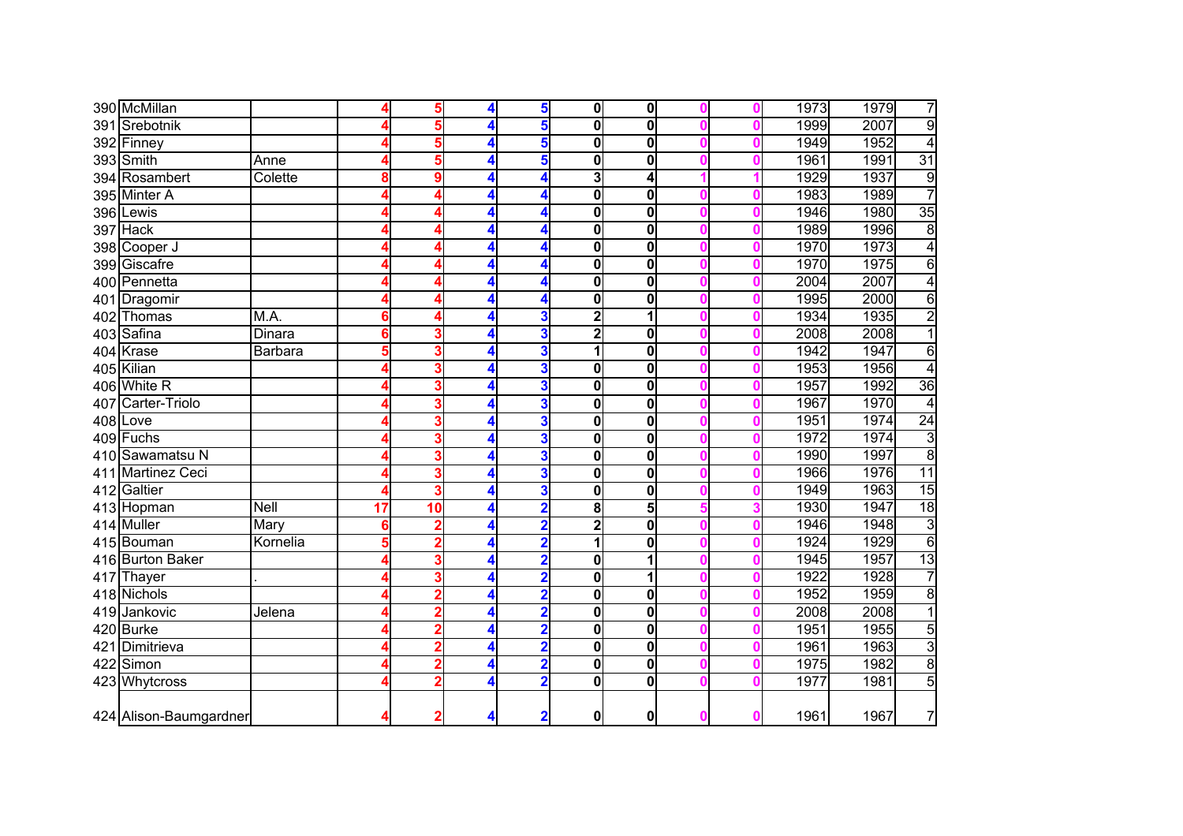| | | | | | | | | | | | | | |
|---|---|---|---|---|---|---|---|---|---|---|---|---|---|
| 390 | McMillan | | 4 | 5 | 4 | 5 | 0 | 0 | 0 | 0 | 1973 | 1979 | 7 |
| 391 | Srebotnik | | 4 | 5 | 4 | 5 | 0 | 0 | 0 | 0 | 1999 | 2007 | 9 |
| 392 | Finney | | 4 | 5 | 4 | 5 | 0 | 0 | 0 | 0 | 1949 | 1952 | 4 |
| 393 | Smith | Anne | 4 | 5 | 4 | 5 | 0 | 0 | 0 | 0 | 1961 | 1991 | 31 |
| 394 | Rosambert | Colette | 8 | 9 | 4 | 4 | 3 | 4 | 1 | 1 | 1929 | 1937 | 9 |
| 395 | Minter A | | 4 | 4 | 4 | 4 | 0 | 0 | 0 | 0 | 1983 | 1989 | 7 |
| 396 | Lewis | | 4 | 4 | 4 | 4 | 0 | 0 | 0 | 0 | 1946 | 1980 | 35 |
| 397 | Hack | | 4 | 4 | 4 | 4 | 0 | 0 | 0 | 0 | 1989 | 1996 | 8 |
| 398 | Cooper J | | 4 | 4 | 4 | 4 | 0 | 0 | 0 | 0 | 1970 | 1973 | 4 |
| 399 | Giscafre | | 4 | 4 | 4 | 4 | 0 | 0 | 0 | 0 | 1970 | 1975 | 6 |
| 400 | Pennetta | | 4 | 4 | 4 | 4 | 0 | 0 | 0 | 0 | 2004 | 2007 | 4 |
| 401 | Dragomir | | 4 | 4 | 4 | 4 | 0 | 0 | 0 | 0 | 1995 | 2000 | 6 |
| 402 | Thomas | M.A. | 6 | 4 | 4 | 3 | 2 | 1 | 0 | 0 | 1934 | 1935 | 2 |
| 403 | Safina | Dinara | 6 | 3 | 4 | 3 | 2 | 0 | 0 | 0 | 2008 | 2008 | 1 |
| 404 | Krase | Barbara | 5 | 3 | 4 | 3 | 1 | 0 | 0 | 0 | 1942 | 1947 | 6 |
| 405 | Kilian | | 4 | 3 | 4 | 3 | 0 | 0 | 0 | 0 | 1953 | 1956 | 4 |
| 406 | White R | | 4 | 3 | 4 | 3 | 0 | 0 | 0 | 0 | 1957 | 1992 | 36 |
| 407 | Carter-Triolo | | 4 | 3 | 4 | 3 | 0 | 0 | 0 | 0 | 1967 | 1970 | 4 |
| 408 | Love | | 4 | 3 | 4 | 3 | 0 | 0 | 0 | 0 | 1951 | 1974 | 24 |
| 409 | Fuchs | | 4 | 3 | 4 | 3 | 0 | 0 | 0 | 0 | 1972 | 1974 | 3 |
| 410 | Sawamatsu N | | 4 | 3 | 4 | 3 | 0 | 0 | 0 | 0 | 1990 | 1997 | 8 |
| 411 | Martinez Ceci | | 4 | 3 | 4 | 3 | 0 | 0 | 0 | 0 | 1966 | 1976 | 11 |
| 412 | Galtier | | 4 | 3 | 4 | 3 | 0 | 0 | 0 | 0 | 1949 | 1963 | 15 |
| 413 | Hopman | Nell | 17 | 10 | 4 | 2 | 8 | 5 | 5 | 3 | 1930 | 1947 | 18 |
| 414 | Muller | Mary | 6 | 2 | 4 | 2 | 2 | 0 | 0 | 0 | 1946 | 1948 | 3 |
| 415 | Bouman | Kornelia | 5 | 2 | 4 | 2 | 1 | 0 | 0 | 0 | 1924 | 1929 | 6 |
| 416 | Burton Baker | | 4 | 3 | 4 | 2 | 0 | 1 | 0 | 0 | 1945 | 1957 | 13 |
| 417 | Thayer | . | 4 | 3 | 4 | 2 | 0 | 1 | 0 | 0 | 1922 | 1928 | 7 |
| 418 | Nichols | | 4 | 2 | 4 | 2 | 0 | 0 | 0 | 0 | 1952 | 1959 | 8 |
| 419 | Jankovic | Jelena | 4 | 2 | 4 | 2 | 0 | 0 | 0 | 0 | 2008 | 2008 | 1 |
| 420 | Burke | | 4 | 2 | 4 | 2 | 0 | 0 | 0 | 0 | 1951 | 1955 | 5 |
| 421 | Dimitrieva | | 4 | 2 | 4 | 2 | 0 | 0 | 0 | 0 | 1961 | 1963 | 3 |
| 422 | Simon | | 4 | 2 | 4 | 2 | 0 | 0 | 0 | 0 | 1975 | 1982 | 8 |
| 423 | Whytcross | | 4 | 2 | 4 | 2 | 0 | 0 | 0 | 0 | 1977 | 1981 | 5 |
| 424 | Alison-Baumgardner | | 4 | 2 | 4 | 2 | 0 | 0 | 0 | 0 | 1961 | 1967 | 7 |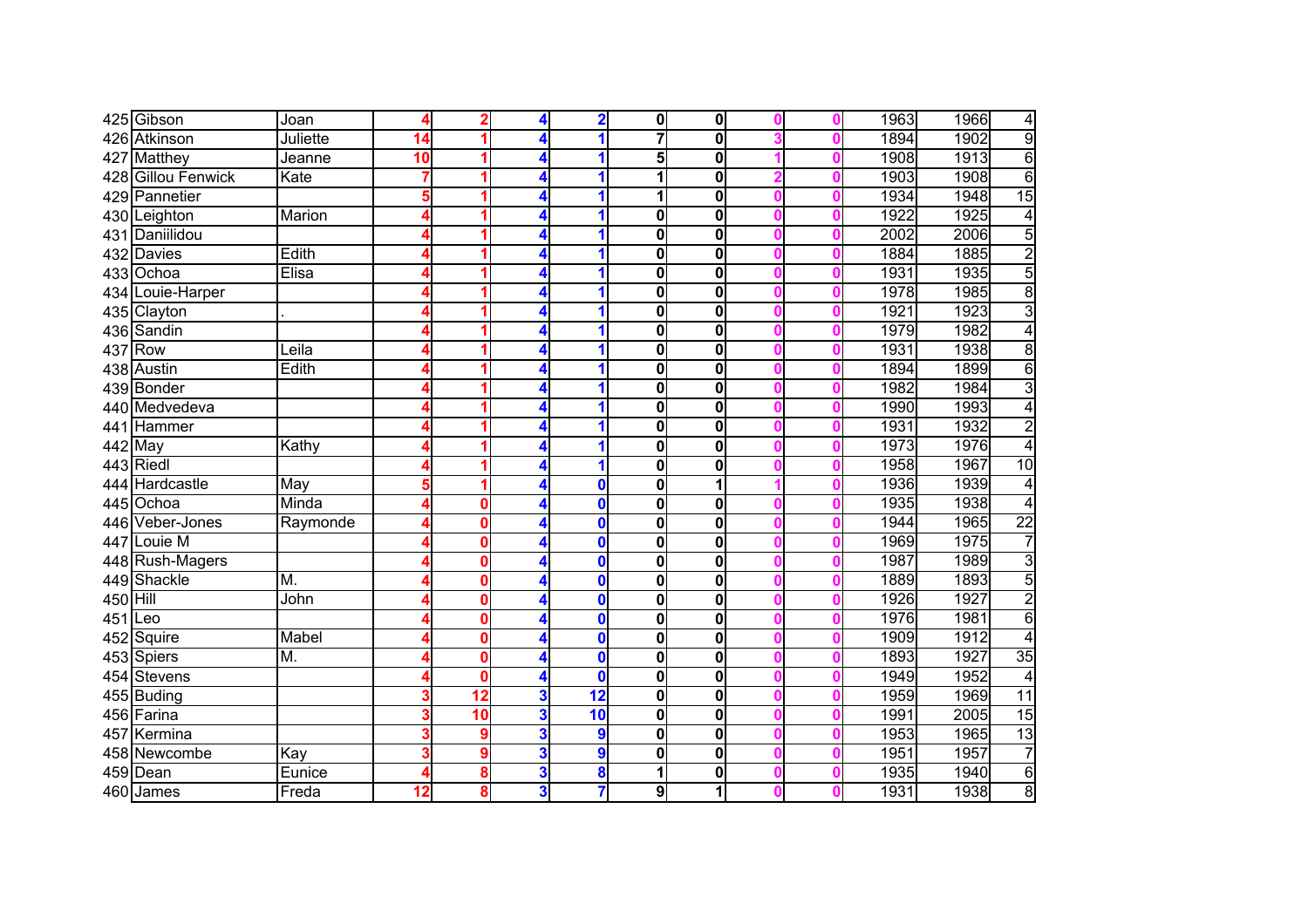| | | | | | | | | | | | | | |
|---|---|---|---|---|---|---|---|---|---|---|---|---|---|
| 425 | Gibson | Joan | 4 | 2 | 4 | 2 | 0 | 0 | 0 | 0 | 1963 | 1966 | 4 |
| 426 | Atkinson | Juliette | 14 | 1 | 4 | 1 | 7 | 0 | 3 | 0 | 1894 | 1902 | 9 |
| 427 | Matthey | Jeanne | 10 | 1 | 4 | 1 | 5 | 0 | 1 | 0 | 1908 | 1913 | 6 |
| 428 | Gillou Fenwick | Kate | 7 | 1 | 4 | 1 | 1 | 0 | 2 | 0 | 1903 | 1908 | 6 |
| 429 | Pannetier | | 5 | 1 | 4 | 1 | 1 | 0 | 0 | 0 | 1934 | 1948 | 15 |
| 430 | Leighton | Marion | 4 | 1 | 4 | 1 | 0 | 0 | 0 | 0 | 1922 | 1925 | 4 |
| 431 | Daniilidou | | 4 | 1 | 4 | 1 | 0 | 0 | 0 | 0 | 2002 | 2006 | 5 |
| 432 | Davies | Edith | 4 | 1 | 4 | 1 | 0 | 0 | 0 | 0 | 1884 | 1885 | 2 |
| 433 | Ochoa | Elisa | 4 | 1 | 4 | 1 | 0 | 0 | 0 | 0 | 1931 | 1935 | 5 |
| 434 | Louie-Harper | | 4 | 1 | 4 | 1 | 0 | 0 | 0 | 0 | 1978 | 1985 | 8 |
| 435 | Clayton | . | 4 | 1 | 4 | 1 | 0 | 0 | 0 | 0 | 1921 | 1923 | 3 |
| 436 | Sandin | | 4 | 1 | 4 | 1 | 0 | 0 | 0 | 0 | 1979 | 1982 | 4 |
| 437 | Row | Leila | 4 | 1 | 4 | 1 | 0 | 0 | 0 | 0 | 1931 | 1938 | 8 |
| 438 | Austin | Edith | 4 | 1 | 4 | 1 | 0 | 0 | 0 | 0 | 1894 | 1899 | 6 |
| 439 | Bonder | | 4 | 1 | 4 | 1 | 0 | 0 | 0 | 0 | 1982 | 1984 | 3 |
| 440 | Medvedeva | | 4 | 1 | 4 | 1 | 0 | 0 | 0 | 0 | 1990 | 1993 | 4 |
| 441 | Hammer | | 4 | 1 | 4 | 1 | 0 | 0 | 0 | 0 | 1931 | 1932 | 2 |
| 442 | May | Kathy | 4 | 1 | 4 | 1 | 0 | 0 | 0 | 0 | 1973 | 1976 | 4 |
| 443 | Riedl | | 4 | 1 | 4 | 1 | 0 | 0 | 0 | 0 | 1958 | 1967 | 10 |
| 444 | Hardcastle | May | 5 | 1 | 4 | 0 | 0 | 1 | 1 | 0 | 1936 | 1939 | 4 |
| 445 | Ochoa | Minda | 4 | 0 | 4 | 0 | 0 | 0 | 0 | 0 | 1935 | 1938 | 4 |
| 446 | Veber-Jones | Raymonde | 4 | 0 | 4 | 0 | 0 | 0 | 0 | 0 | 1944 | 1965 | 22 |
| 447 | Louie M | | 4 | 0 | 4 | 0 | 0 | 0 | 0 | 0 | 1969 | 1975 | 7 |
| 448 | Rush-Magers | | 4 | 0 | 4 | 0 | 0 | 0 | 0 | 0 | 1987 | 1989 | 3 |
| 449 | Shackle | M. | 4 | 0 | 4 | 0 | 0 | 0 | 0 | 0 | 1889 | 1893 | 5 |
| 450 | Hill | John | 4 | 0 | 4 | 0 | 0 | 0 | 0 | 0 | 1926 | 1927 | 2 |
| 451 | Leo | | 4 | 0 | 4 | 0 | 0 | 0 | 0 | 0 | 1976 | 1981 | 6 |
| 452 | Squire | Mabel | 4 | 0 | 4 | 0 | 0 | 0 | 0 | 0 | 1909 | 1912 | 4 |
| 453 | Spiers | M. | 4 | 0 | 4 | 0 | 0 | 0 | 0 | 0 | 1893 | 1927 | 35 |
| 454 | Stevens | | 4 | 0 | 4 | 0 | 0 | 0 | 0 | 0 | 1949 | 1952 | 4 |
| 455 | Buding | | 3 | 12 | 3 | 12 | 0 | 0 | 0 | 0 | 1959 | 1969 | 11 |
| 456 | Farina | | 3 | 10 | 3 | 10 | 0 | 0 | 0 | 0 | 1991 | 2005 | 15 |
| 457 | Kermina | | 3 | 9 | 3 | 9 | 0 | 0 | 0 | 0 | 1953 | 1965 | 13 |
| 458 | Newcombe | Kay | 3 | 9 | 3 | 9 | 0 | 0 | 0 | 0 | 1951 | 1957 | 7 |
| 459 | Dean | Eunice | 4 | 8 | 3 | 8 | 1 | 0 | 0 | 0 | 1935 | 1940 | 6 |
| 460 | James | Freda | 12 | 8 | 3 | 7 | 9 | 1 | 0 | 0 | 1931 | 1938 | 8 |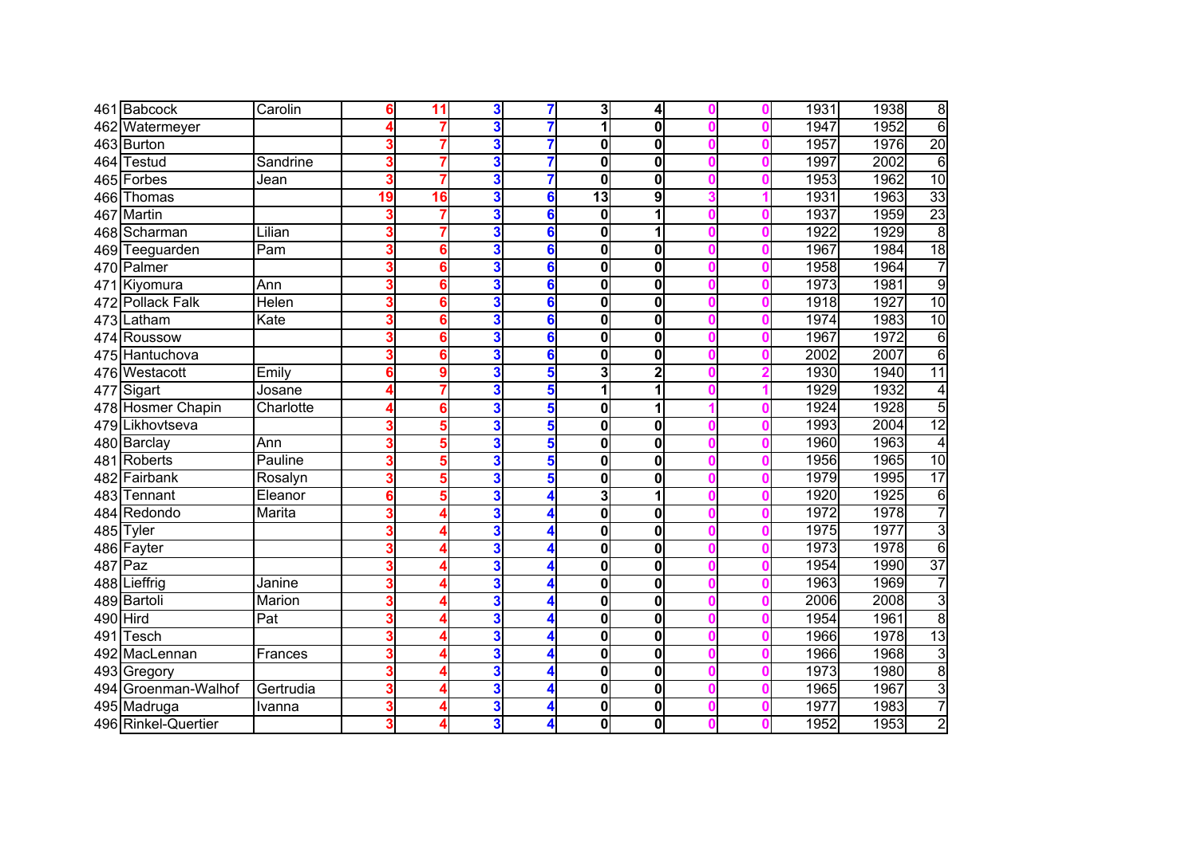| | | | | | | | | | | | | | |
|---|---|---|---|---|---|---|---|---|---|---|---|---|---|
| 461 | Babcock | Carolin | 6 | 11 | 3 | 7 | 3 | 4 | 0 | 0 | 1931 | 1938 | 8 |
| 462 | Watermeyer | | 4 | 7 | 3 | 7 | 1 | 0 | 0 | 0 | 1947 | 1952 | 6 |
| 463 | Burton | | 3 | 7 | 3 | 7 | 0 | 0 | 0 | 0 | 1957 | 1976 | 20 |
| 464 | Testud | Sandrine | 3 | 7 | 3 | 7 | 0 | 0 | 0 | 0 | 1997 | 2002 | 6 |
| 465 | Forbes | Jean | 3 | 7 | 3 | 7 | 0 | 0 | 0 | 0 | 1953 | 1962 | 10 |
| 466 | Thomas | | 19 | 16 | 3 | 6 | 13 | 9 | 3 | 1 | 1931 | 1963 | 33 |
| 467 | Martin | | 3 | 7 | 3 | 6 | 0 | 1 | 0 | 0 | 1937 | 1959 | 23 |
| 468 | Scharman | Lilian | 3 | 7 | 3 | 6 | 0 | 1 | 0 | 0 | 1922 | 1929 | 8 |
| 469 | Teeguarden | Pam | 3 | 6 | 3 | 6 | 0 | 0 | 0 | 0 | 1967 | 1984 | 18 |
| 470 | Palmer | | 3 | 6 | 3 | 6 | 0 | 0 | 0 | 0 | 1958 | 1964 | 7 |
| 471 | Kiyomura | Ann | 3 | 6 | 3 | 6 | 0 | 0 | 0 | 0 | 1973 | 1981 | 9 |
| 472 | Pollack Falk | Helen | 3 | 6 | 3 | 6 | 0 | 0 | 0 | 0 | 1918 | 1927 | 10 |
| 473 | Latham | Kate | 3 | 6 | 3 | 6 | 0 | 0 | 0 | 0 | 1974 | 1983 | 10 |
| 474 | Roussow | | 3 | 6 | 3 | 6 | 0 | 0 | 0 | 0 | 1967 | 1972 | 6 |
| 475 | Hantuchova | | 3 | 6 | 3 | 6 | 0 | 0 | 0 | 0 | 2002 | 2007 | 6 |
| 476 | Westacott | Emily | 6 | 9 | 3 | 5 | 3 | 2 | 0 | 2 | 1930 | 1940 | 11 |
| 477 | Sigart | Josane | 4 | 7 | 3 | 5 | 1 | 1 | 0 | 1 | 1929 | 1932 | 4 |
| 478 | Hosmer Chapin | Charlotte | 4 | 6 | 3 | 5 | 0 | 1 | 1 | 0 | 1924 | 1928 | 5 |
| 479 | Likhovtseva | | 3 | 5 | 3 | 5 | 0 | 0 | 0 | 0 | 1993 | 2004 | 12 |
| 480 | Barclay | Ann | 3 | 5 | 3 | 5 | 0 | 0 | 0 | 0 | 1960 | 1963 | 4 |
| 481 | Roberts | Pauline | 3 | 5 | 3 | 5 | 0 | 0 | 0 | 0 | 1956 | 1965 | 10 |
| 482 | Fairbank | Rosalyn | 3 | 5 | 3 | 5 | 0 | 0 | 0 | 0 | 1979 | 1995 | 17 |
| 483 | Tennant | Eleanor | 6 | 5 | 3 | 4 | 3 | 1 | 0 | 0 | 1920 | 1925 | 6 |
| 484 | Redondo | Marita | 3 | 4 | 3 | 4 | 0 | 0 | 0 | 0 | 1972 | 1978 | 7 |
| 485 | Tyler | | 3 | 4 | 3 | 4 | 0 | 0 | 0 | 0 | 1975 | 1977 | 3 |
| 486 | Fayter | | 3 | 4 | 3 | 4 | 0 | 0 | 0 | 0 | 1973 | 1978 | 6 |
| 487 | Paz | | 3 | 4 | 3 | 4 | 0 | 0 | 0 | 0 | 1954 | 1990 | 37 |
| 488 | Lieffrig | Janine | 3 | 4 | 3 | 4 | 0 | 0 | 0 | 0 | 1963 | 1969 | 7 |
| 489 | Bartoli | Marion | 3 | 4 | 3 | 4 | 0 | 0 | 0 | 0 | 2006 | 2008 | 3 |
| 490 | Hird | Pat | 3 | 4 | 3 | 4 | 0 | 0 | 0 | 0 | 1954 | 1961 | 8 |
| 491 | Tesch | | 3 | 4 | 3 | 4 | 0 | 0 | 0 | 0 | 1966 | 1978 | 13 |
| 492 | MacLennan | Frances | 3 | 4 | 3 | 4 | 0 | 0 | 0 | 0 | 1966 | 1968 | 3 |
| 493 | Gregory | | 3 | 4 | 3 | 4 | 0 | 0 | 0 | 0 | 1973 | 1980 | 8 |
| 494 | Groenman-Walhof | Gertrudia | 3 | 4 | 3 | 4 | 0 | 0 | 0 | 0 | 1965 | 1967 | 3 |
| 495 | Madruga | Ivanna | 3 | 4 | 3 | 4 | 0 | 0 | 0 | 0 | 1977 | 1983 | 7 |
| 496 | Rinkel-Quertier | | 3 | 4 | 3 | 4 | 0 | 0 | 0 | 0 | 1952 | 1953 | 2 |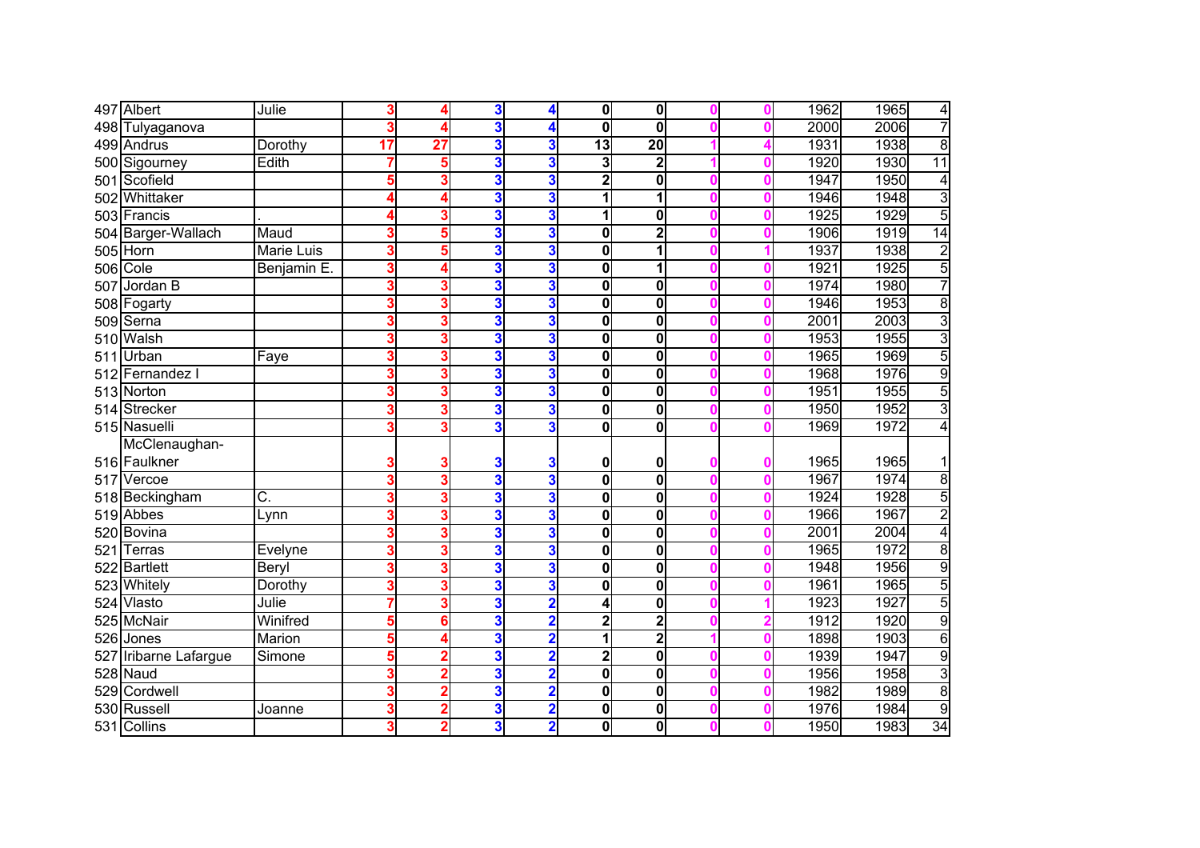| | | | | | | | | | | | | | |
|---|---|---|---|---|---|---|---|---|---|---|---|---|---|
| 497 | Albert | Julie | 3 | 4 | 3 | 4 | 0 | 0 | 0 | 0 | 1962 | 1965 | 4 |
| 498 | Tulyaganova | | 3 | 4 | 3 | 4 | 0 | 0 | 0 | 0 | 2000 | 2006 | 7 |
| 499 | Andrus | Dorothy | 17 | 27 | 3 | 3 | 13 | 20 | 1 | 4 | 1931 | 1938 | 8 |
| 500 | Sigourney | Edith | 7 | 5 | 3 | 3 | 3 | 2 | 1 | 0 | 1920 | 1930 | 11 |
| 501 | Scofield | | 5 | 3 | 3 | 3 | 2 | 0 | 0 | 0 | 1947 | 1950 | 4 |
| 502 | Whittaker | | 4 | 4 | 3 | 3 | 1 | 1 | 0 | 0 | 1946 | 1948 | 3 |
| 503 | Francis | . | 4 | 3 | 3 | 3 | 1 | 0 | 0 | 0 | 1925 | 1929 | 5 |
| 504 | Barger-Wallach | Maud | 3 | 5 | 3 | 3 | 0 | 2 | 0 | 0 | 1906 | 1919 | 14 |
| 505 | Horn | Marie Luis | 3 | 5 | 3 | 3 | 0 | 1 | 0 | 1 | 1937 | 1938 | 2 |
| 506 | Cole | Benjamin E. | 3 | 4 | 3 | 3 | 0 | 1 | 0 | 0 | 1921 | 1925 | 5 |
| 507 | Jordan B | | 3 | 3 | 3 | 3 | 0 | 0 | 0 | 0 | 1974 | 1980 | 7 |
| 508 | Fogarty | | 3 | 3 | 3 | 3 | 0 | 0 | 0 | 0 | 1946 | 1953 | 8 |
| 509 | Serna | | 3 | 3 | 3 | 3 | 0 | 0 | 0 | 0 | 2001 | 2003 | 3 |
| 510 | Walsh | | 3 | 3 | 3 | 3 | 0 | 0 | 0 | 0 | 1953 | 1955 | 3 |
| 511 | Urban | Faye | 3 | 3 | 3 | 3 | 0 | 0 | 0 | 0 | 1965 | 1969 | 5 |
| 512 | Fernandez I | | 3 | 3 | 3 | 3 | 0 | 0 | 0 | 0 | 1968 | 1976 | 9 |
| 513 | Norton | | 3 | 3 | 3 | 3 | 0 | 0 | 0 | 0 | 1951 | 1955 | 5 |
| 514 | Strecker | | 3 | 3 | 3 | 3 | 0 | 0 | 0 | 0 | 1950 | 1952 | 3 |
| 515 | Nasuelli | | 3 | 3 | 3 | 3 | 0 | 0 | 0 | 0 | 1969 | 1972 | 4 |
| 516 | McClenaughan-Faulkner | | 3 | 3 | 3 | 3 | 0 | 0 | 0 | 0 | 1965 | 1965 | 1 |
| 517 | Vercoe | | 3 | 3 | 3 | 3 | 0 | 0 | 0 | 0 | 1967 | 1974 | 8 |
| 518 | Beckingham | C. | 3 | 3 | 3 | 3 | 0 | 0 | 0 | 0 | 1924 | 1928 | 5 |
| 519 | Abbes | Lynn | 3 | 3 | 3 | 3 | 0 | 0 | 0 | 0 | 1966 | 1967 | 2 |
| 520 | Bovina | | 3 | 3 | 3 | 3 | 0 | 0 | 0 | 0 | 2001 | 2004 | 4 |
| 521 | Terras | Evelyne | 3 | 3 | 3 | 3 | 0 | 0 | 0 | 0 | 1965 | 1972 | 8 |
| 522 | Bartlett | Beryl | 3 | 3 | 3 | 3 | 0 | 0 | 0 | 0 | 1948 | 1956 | 9 |
| 523 | Whitely | Dorothy | 3 | 3 | 3 | 3 | 0 | 0 | 0 | 0 | 1961 | 1965 | 5 |
| 524 | Vlasto | Julie | 7 | 3 | 3 | 2 | 4 | 0 | 0 | 1 | 1923 | 1927 | 5 |
| 525 | McNair | Winifred | 5 | 6 | 3 | 2 | 2 | 2 | 0 | 2 | 1912 | 1920 | 9 |
| 526 | Jones | Marion | 5 | 4 | 3 | 2 | 1 | 2 | 1 | 0 | 1898 | 1903 | 6 |
| 527 | Iribarne Lafargue | Simone | 5 | 2 | 3 | 2 | 2 | 0 | 0 | 0 | 1939 | 1947 | 9 |
| 528 | Naud | | 3 | 2 | 3 | 2 | 0 | 0 | 0 | 0 | 1956 | 1958 | 3 |
| 529 | Cordwell | | 3 | 2 | 3 | 2 | 0 | 0 | 0 | 0 | 1982 | 1989 | 8 |
| 530 | Russell | Joanne | 3 | 2 | 3 | 2 | 0 | 0 | 0 | 0 | 1976 | 1984 | 9 |
| 531 | Collins | | 3 | 2 | 3 | 2 | 0 | 0 | 0 | 0 | 1950 | 1983 | 34 |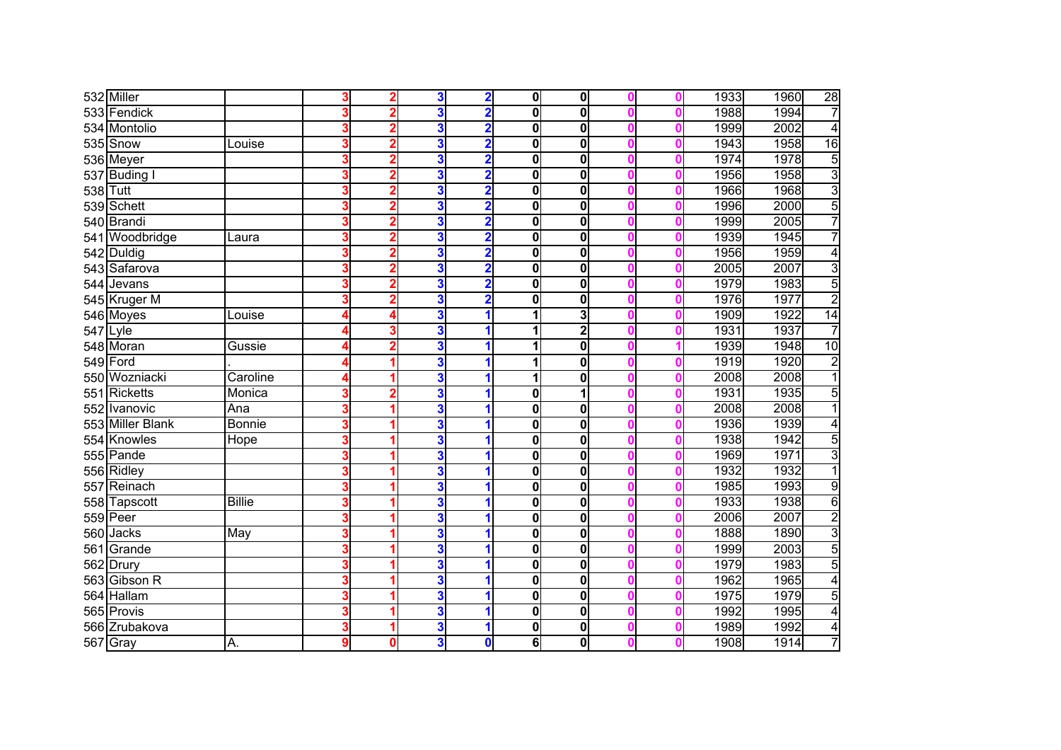| | | | | | | | | | | | | | | |
|---|---|---|---|---|---|---|---|---|---|---|---|---|---|---|
| 532 | Miller | | 3 | 2 | 3 | 2 | 0 | 0 | 0 | 0 | 1933 | 1960 | 28 |
| 533 | Fendick | | 3 | 2 | 3 | 2 | 0 | 0 | 0 | 0 | 1988 | 1994 | 7 |
| 534 | Montolio | | 3 | 2 | 3 | 2 | 0 | 0 | 0 | 0 | 1999 | 2002 | 4 |
| 535 | Snow | Louise | 3 | 2 | 3 | 2 | 0 | 0 | 0 | 0 | 1943 | 1958 | 16 |
| 536 | Meyer | | 3 | 2 | 3 | 2 | 0 | 0 | 0 | 0 | 1974 | 1978 | 5 |
| 537 | Buding I | | 3 | 2 | 3 | 2 | 0 | 0 | 0 | 0 | 1956 | 1958 | 3 |
| 538 | Tutt | | 3 | 2 | 3 | 2 | 0 | 0 | 0 | 0 | 1966 | 1968 | 3 |
| 539 | Schett | | 3 | 2 | 3 | 2 | 0 | 0 | 0 | 0 | 1996 | 2000 | 5 |
| 540 | Brandi | | 3 | 2 | 3 | 2 | 0 | 0 | 0 | 0 | 1999 | 2005 | 7 |
| 541 | Woodbridge | Laura | 3 | 2 | 3 | 2 | 0 | 0 | 0 | 0 | 1939 | 1945 | 7 |
| 542 | Duldig | | 3 | 2 | 3 | 2 | 0 | 0 | 0 | 0 | 1956 | 1959 | 4 |
| 543 | Safarova | | 3 | 2 | 3 | 2 | 0 | 0 | 0 | 0 | 2005 | 2007 | 3 |
| 544 | Jevans | | 3 | 2 | 3 | 2 | 0 | 0 | 0 | 0 | 1979 | 1983 | 5 |
| 545 | Kruger M | | 3 | 2 | 3 | 2 | 0 | 0 | 0 | 0 | 1976 | 1977 | 2 |
| 546 | Moyes | Louise | 4 | 4 | 3 | 1 | 1 | 3 | 0 | 0 | 1909 | 1922 | 14 |
| 547 | Lyle | | 4 | 3 | 3 | 1 | 1 | 2 | 0 | 0 | 1931 | 1937 | 7 |
| 548 | Moran | Gussie | 4 | 2 | 3 | 1 | 1 | 0 | 0 | 1 | 1939 | 1948 | 10 |
| 549 | Ford | . | 4 | 1 | 3 | 1 | 1 | 0 | 0 | 0 | 1919 | 1920 | 2 |
| 550 | Wozniacki | Caroline | 4 | 1 | 3 | 1 | 1 | 0 | 0 | 0 | 2008 | 2008 | 1 |
| 551 | Ricketts | Monica | 3 | 2 | 3 | 1 | 0 | 1 | 0 | 0 | 1931 | 1935 | 5 |
| 552 | Ivanovic | Ana | 3 | 1 | 3 | 1 | 0 | 0 | 0 | 0 | 2008 | 2008 | 1 |
| 553 | Miller Blank | Bonnie | 3 | 1 | 3 | 1 | 0 | 0 | 0 | 0 | 1936 | 1939 | 4 |
| 554 | Knowles | Hope | 3 | 1 | 3 | 1 | 0 | 0 | 0 | 0 | 1938 | 1942 | 5 |
| 555 | Pande | | 3 | 1 | 3 | 1 | 0 | 0 | 0 | 0 | 1969 | 1971 | 3 |
| 556 | Ridley | | 3 | 1 | 3 | 1 | 0 | 0 | 0 | 0 | 1932 | 1932 | 1 |
| 557 | Reinach | | 3 | 1 | 3 | 1 | 0 | 0 | 0 | 0 | 1985 | 1993 | 9 |
| 558 | Tapscott | Billie | 3 | 1 | 3 | 1 | 0 | 0 | 0 | 0 | 1933 | 1938 | 6 |
| 559 | Peer | | 3 | 1 | 3 | 1 | 0 | 0 | 0 | 0 | 2006 | 2007 | 2 |
| 560 | Jacks | May | 3 | 1 | 3 | 1 | 0 | 0 | 0 | 0 | 1888 | 1890 | 3 |
| 561 | Grande | | 3 | 1 | 3 | 1 | 0 | 0 | 0 | 0 | 1999 | 2003 | 5 |
| 562 | Drury | | 3 | 1 | 3 | 1 | 0 | 0 | 0 | 0 | 1979 | 1983 | 5 |
| 563 | Gibson R | | 3 | 1 | 3 | 1 | 0 | 0 | 0 | 0 | 1962 | 1965 | 4 |
| 564 | Hallam | | 3 | 1 | 3 | 1 | 0 | 0 | 0 | 0 | 1975 | 1979 | 5 |
| 565 | Provis | | 3 | 1 | 3 | 1 | 0 | 0 | 0 | 0 | 1992 | 1995 | 4 |
| 566 | Zrubakova | | 3 | 1 | 3 | 1 | 0 | 0 | 0 | 0 | 1989 | 1992 | 4 |
| 567 | Gray | A. | 9 | 0 | 3 | 0 | 6 | 0 | 0 | 0 | 1908 | 1914 | 7 |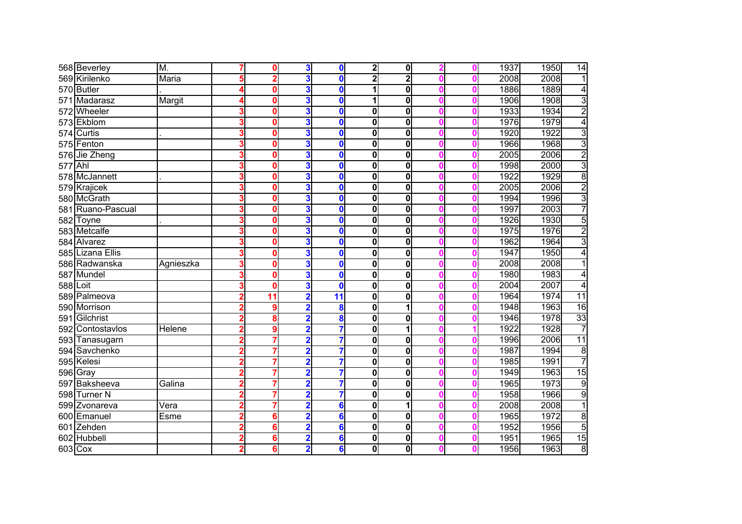| | | | | | | | | | | | | | |
|---|---|---|---|---|---|---|---|---|---|---|---|---|---|
| 568 | Beverley | M. | 7 | 0 | 3 | 0 | 2 | 0 | 2 | 0 | 1937 | 1950 | 14 |
| 569 | Kirilenko | Maria | 5 | 2 | 3 | 0 | 2 | 2 | 0 | 0 | 2008 | 2008 | 1 |
| 570 | Butler | . | 4 | 0 | 3 | 0 | 1 | 0 | 0 | 0 | 1886 | 1889 | 4 |
| 571 | Madarasz | Margit | 4 | 0 | 3 | 0 | 1 | 0 | 0 | 0 | 1906 | 1908 | 3 |
| 572 | Wheeler | | 3 | 0 | 3 | 0 | 0 | 0 | 0 | 0 | 1933 | 1934 | 2 |
| 573 | Ekblom | | 3 | 0 | 3 | 0 | 0 | 0 | 0 | 0 | 1976 | 1979 | 4 |
| 574 | Curtis | . | 3 | 0 | 3 | 0 | 0 | 0 | 0 | 0 | 1920 | 1922 | 3 |
| 575 | Fenton | | 3 | 0 | 3 | 0 | 0 | 0 | 0 | 0 | 1966 | 1968 | 3 |
| 576 | Jie Zheng | | 3 | 0 | 3 | 0 | 0 | 0 | 0 | 0 | 2005 | 2006 | 2 |
| 577 | Ahl | | 3 | 0 | 3 | 0 | 0 | 0 | 0 | 0 | 1998 | 2000 | 3 |
| 578 | McJannett | . | 3 | 0 | 3 | 0 | 0 | 0 | 0 | 0 | 1922 | 1929 | 8 |
| 579 | Krajicek | | 3 | 0 | 3 | 0 | 0 | 0 | 0 | 0 | 2005 | 2006 | 2 |
| 580 | McGrath | | 3 | 0 | 3 | 0 | 0 | 0 | 0 | 0 | 1994 | 1996 | 3 |
| 581 | Ruano-Pascual | | 3 | 0 | 3 | 0 | 0 | 0 | 0 | 0 | 1997 | 2003 | 7 |
| 582 | Toyne | . | 3 | 0 | 3 | 0 | 0 | 0 | 0 | 0 | 1926 | 1930 | 5 |
| 583 | Metcalfe | | 3 | 0 | 3 | 0 | 0 | 0 | 0 | 0 | 1975 | 1976 | 2 |
| 584 | Alvarez | | 3 | 0 | 3 | 0 | 0 | 0 | 0 | 0 | 1962 | 1964 | 3 |
| 585 | Lizana Ellis | | 3 | 0 | 3 | 0 | 0 | 0 | 0 | 0 | 1947 | 1950 | 4 |
| 586 | Radwanska | Agnieszka | 3 | 0 | 3 | 0 | 0 | 0 | 0 | 0 | 2008 | 2008 | 1 |
| 587 | Mundel | | 3 | 0 | 3 | 0 | 0 | 0 | 0 | 0 | 1980 | 1983 | 4 |
| 588 | Loit | | 3 | 0 | 3 | 0 | 0 | 0 | 0 | 0 | 2004 | 2007 | 4 |
| 589 | Palmeova | | 2 | 11 | 2 | 11 | 0 | 0 | 0 | 0 | 1964 | 1974 | 11 |
| 590 | Morrison | | 2 | 9 | 2 | 8 | 0 | 1 | 0 | 0 | 1948 | 1963 | 16 |
| 591 | Gilchrist | | 2 | 8 | 2 | 8 | 0 | 0 | 0 | 0 | 1946 | 1978 | 33 |
| 592 | Contostavlos | Helene | 2 | 9 | 2 | 7 | 0 | 1 | 0 | 1 | 1922 | 1928 | 7 |
| 593 | Tanasugarn | | 2 | 7 | 2 | 7 | 0 | 0 | 0 | 0 | 1996 | 2006 | 11 |
| 594 | Savchenko | | 2 | 7 | 2 | 7 | 0 | 0 | 0 | 0 | 1987 | 1994 | 8 |
| 595 | Kelesi | | 2 | 7 | 2 | 7 | 0 | 0 | 0 | 0 | 1985 | 1991 | 7 |
| 596 | Gray | | 2 | 7 | 2 | 7 | 0 | 0 | 0 | 0 | 1949 | 1963 | 15 |
| 597 | Baksheeva | Galina | 2 | 7 | 2 | 7 | 0 | 0 | 0 | 0 | 1965 | 1973 | 9 |
| 598 | Turner N | | 2 | 7 | 2 | 7 | 0 | 0 | 0 | 0 | 1958 | 1966 | 9 |
| 599 | Zvonareva | Vera | 2 | 7 | 2 | 6 | 0 | 1 | 0 | 0 | 2008 | 2008 | 1 |
| 600 | Emanuel | Esme | 2 | 6 | 2 | 6 | 0 | 0 | 0 | 0 | 1965 | 1972 | 8 |
| 601 | Zehden | | 2 | 6 | 2 | 6 | 0 | 0 | 0 | 0 | 1952 | 1956 | 5 |
| 602 | Hubbell | | 2 | 6 | 2 | 6 | 0 | 0 | 0 | 0 | 1951 | 1965 | 15 |
| 603 | Cox | | 2 | 6 | 2 | 6 | 0 | 0 | 0 | 0 | 1956 | 1963 | 8 |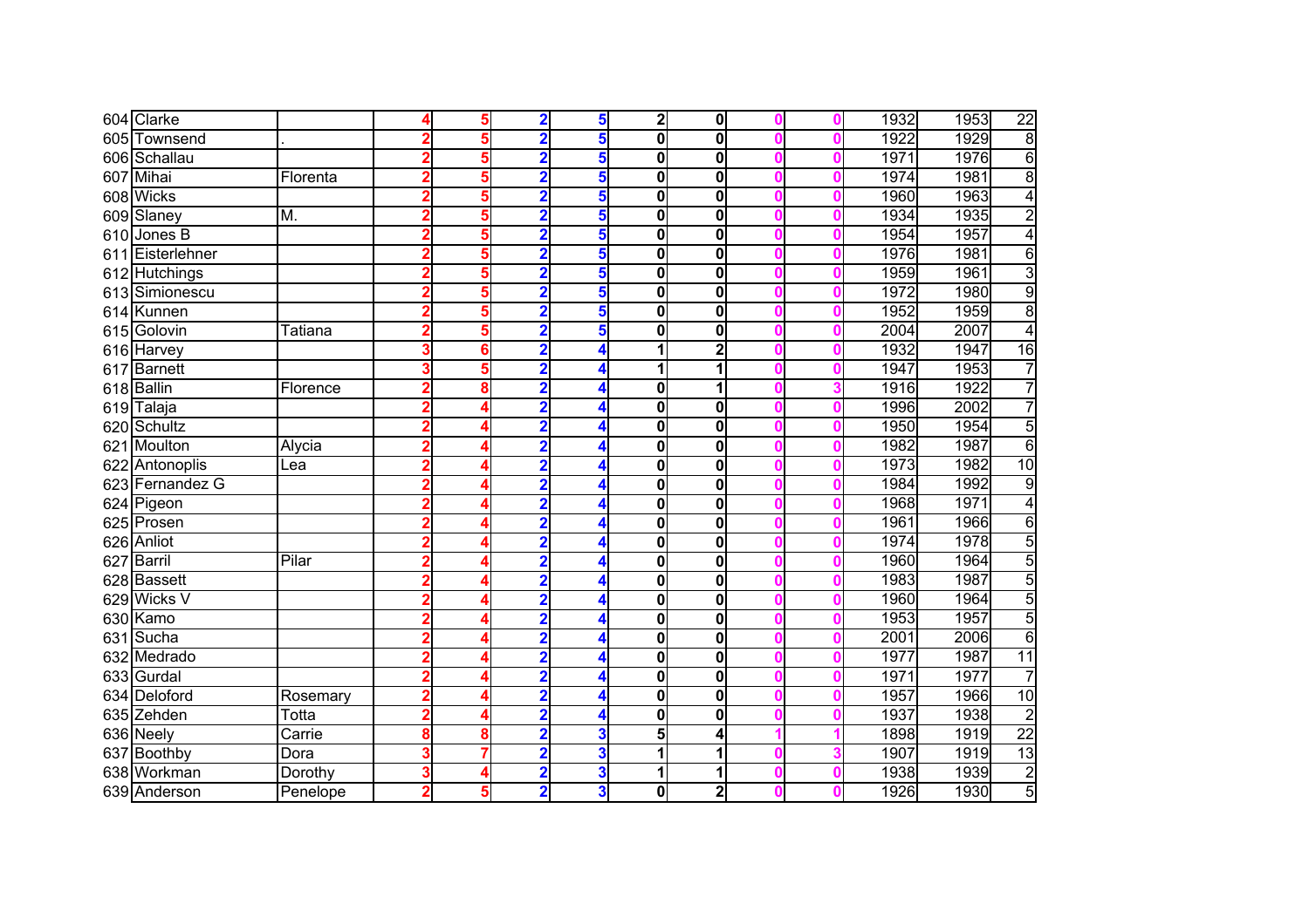| | | | | | | | | | | | | | |
|---|---|---|---|---|---|---|---|---|---|---|---|---|---|
| 604 | Clarke | | 4 | 5 | 2 | 5 | 2 | 0 | 0 | 0 | 1932 | 1953 | 22 |
| 605 | Townsend | . | 2 | 5 | 2 | 5 | 0 | 0 | 0 | 0 | 1922 | 1929 | 8 |
| 606 | Schallau | | 2 | 5 | 2 | 5 | 0 | 0 | 0 | 0 | 1971 | 1976 | 6 |
| 607 | Mihai | Florenta | 2 | 5 | 2 | 5 | 0 | 0 | 0 | 0 | 1974 | 1981 | 8 |
| 608 | Wicks | | 2 | 5 | 2 | 5 | 0 | 0 | 0 | 0 | 1960 | 1963 | 4 |
| 609 | Slaney | M. | 2 | 5 | 2 | 5 | 0 | 0 | 0 | 0 | 1934 | 1935 | 2 |
| 610 | Jones B | | 2 | 5 | 2 | 5 | 0 | 0 | 0 | 0 | 1954 | 1957 | 4 |
| 611 | Eisterlehner | | 2 | 5 | 2 | 5 | 0 | 0 | 0 | 0 | 1976 | 1981 | 6 |
| 612 | Hutchings | | 2 | 5 | 2 | 5 | 0 | 0 | 0 | 0 | 1959 | 1961 | 3 |
| 613 | Simionescu | | 2 | 5 | 2 | 5 | 0 | 0 | 0 | 0 | 1972 | 1980 | 9 |
| 614 | Kunnen | | 2 | 5 | 2 | 5 | 0 | 0 | 0 | 0 | 1952 | 1959 | 8 |
| 615 | Golovin | Tatiana | 2 | 5 | 2 | 5 | 0 | 0 | 0 | 0 | 2004 | 2007 | 4 |
| 616 | Harvey | | 3 | 6 | 2 | 4 | 1 | 2 | 0 | 0 | 1932 | 1947 | 16 |
| 617 | Barnett | | 3 | 5 | 2 | 4 | 1 | 1 | 0 | 0 | 1947 | 1953 | 7 |
| 618 | Ballin | Florence | 2 | 8 | 2 | 4 | 0 | 1 | 0 | 3 | 1916 | 1922 | 7 |
| 619 | Talaja | | 2 | 4 | 2 | 4 | 0 | 0 | 0 | 0 | 1996 | 2002 | 7 |
| 620 | Schultz | | 2 | 4 | 2 | 4 | 0 | 0 | 0 | 0 | 1950 | 1954 | 5 |
| 621 | Moulton | Alycia | 2 | 4 | 2 | 4 | 0 | 0 | 0 | 0 | 1982 | 1987 | 6 |
| 622 | Antonoplis | Lea | 2 | 4 | 2 | 4 | 0 | 0 | 0 | 0 | 1973 | 1982 | 10 |
| 623 | Fernandez G | | 2 | 4 | 2 | 4 | 0 | 0 | 0 | 0 | 1984 | 1992 | 9 |
| 624 | Pigeon | | 2 | 4 | 2 | 4 | 0 | 0 | 0 | 0 | 1968 | 1971 | 4 |
| 625 | Prosen | | 2 | 4 | 2 | 4 | 0 | 0 | 0 | 0 | 1961 | 1966 | 6 |
| 626 | Anliot | | 2 | 4 | 2 | 4 | 0 | 0 | 0 | 0 | 1974 | 1978 | 5 |
| 627 | Barril | Pilar | 2 | 4 | 2 | 4 | 0 | 0 | 0 | 0 | 1960 | 1964 | 5 |
| 628 | Bassett | | 2 | 4 | 2 | 4 | 0 | 0 | 0 | 0 | 1983 | 1987 | 5 |
| 629 | Wicks V | | 2 | 4 | 2 | 4 | 0 | 0 | 0 | 0 | 1960 | 1964 | 5 |
| 630 | Kamo | | 2 | 4 | 2 | 4 | 0 | 0 | 0 | 0 | 1953 | 1957 | 5 |
| 631 | Sucha | | 2 | 4 | 2 | 4 | 0 | 0 | 0 | 0 | 2001 | 2006 | 6 |
| 632 | Medrado | | 2 | 4 | 2 | 4 | 0 | 0 | 0 | 0 | 1977 | 1987 | 11 |
| 633 | Gurdal | | 2 | 4 | 2 | 4 | 0 | 0 | 0 | 0 | 1971 | 1977 | 7 |
| 634 | Deloford | Rosemary | 2 | 4 | 2 | 4 | 0 | 0 | 0 | 0 | 1957 | 1966 | 10 |
| 635 | Zehden | Totta | 2 | 4 | 2 | 4 | 0 | 0 | 0 | 0 | 1937 | 1938 | 2 |
| 636 | Neely | Carrie | 8 | 8 | 2 | 3 | 5 | 4 | 1 | 1 | 1898 | 1919 | 22 |
| 637 | Boothby | Dora | 3 | 7 | 2 | 3 | 1 | 1 | 0 | 3 | 1907 | 1919 | 13 |
| 638 | Workman | Dorothy | 3 | 4 | 2 | 3 | 1 | 1 | 0 | 0 | 1938 | 1939 | 2 |
| 639 | Anderson | Penelope | 2 | 5 | 2 | 3 | 0 | 2 | 0 | 0 | 1926 | 1930 | 5 |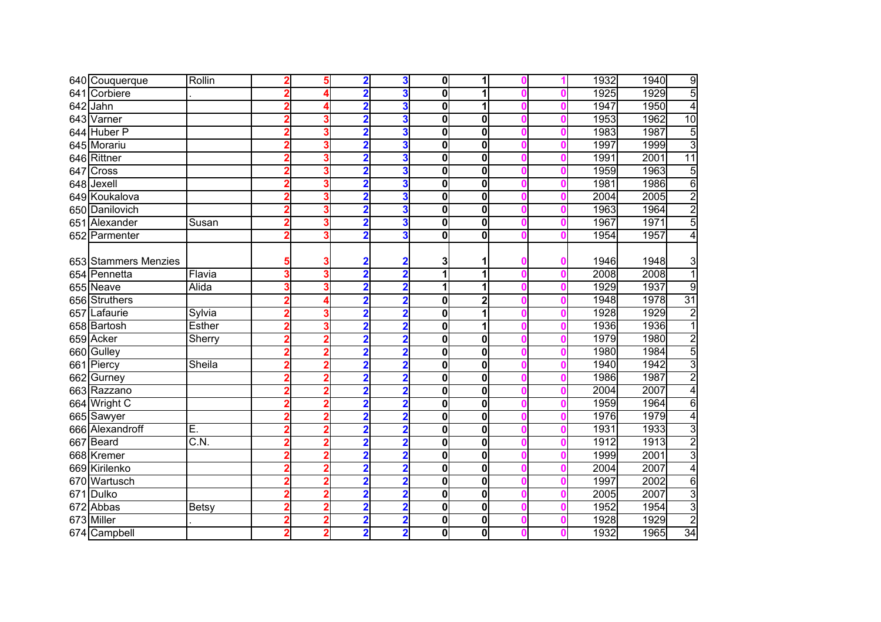| | | | | | | | | | | | | | |
|---|---|---|---|---|---|---|---|---|---|---|---|---|---|
| 640 | Couquerque | Rollin | 2 | 5 | 2 | 3 | 0 | 1 | 0 | 1 | 1932 | 1940 | 9 |
| 641 | Corbiere | . | 2 | 4 | 2 | 3 | 0 | 1 | 0 | 0 | 1925 | 1929 | 5 |
| 642 | Jahn | | 2 | 4 | 2 | 3 | 0 | 1 | 0 | 0 | 1947 | 1950 | 4 |
| 643 | Varner | | 2 | 3 | 2 | 3 | 0 | 0 | 0 | 0 | 1953 | 1962 | 10 |
| 644 | Huber P | | 2 | 3 | 2 | 3 | 0 | 0 | 0 | 0 | 1983 | 1987 | 5 |
| 645 | Morariu | | 2 | 3 | 2 | 3 | 0 | 0 | 0 | 0 | 1997 | 1999 | 3 |
| 646 | Rittner | | 2 | 3 | 2 | 3 | 0 | 0 | 0 | 0 | 1991 | 2001 | 11 |
| 647 | Cross | | 2 | 3 | 2 | 3 | 0 | 0 | 0 | 0 | 1959 | 1963 | 5 |
| 648 | Jexell | | 2 | 3 | 2 | 3 | 0 | 0 | 0 | 0 | 1981 | 1986 | 6 |
| 649 | Koukalova | | 2 | 3 | 2 | 3 | 0 | 0 | 0 | 0 | 2004 | 2005 | 2 |
| 650 | Danilovich | | 2 | 3 | 2 | 3 | 0 | 0 | 0 | 0 | 1963 | 1964 | 2 |
| 651 | Alexander | Susan | 2 | 3 | 2 | 3 | 0 | 0 | 0 | 0 | 1967 | 1971 | 5 |
| 652 | Parmenter | | 2 | 3 | 2 | 3 | 0 | 0 | 0 | 0 | 1954 | 1957 | 4 |
| 653 | Stammers Menzies | | 5 | 3 | 2 | 2 | 3 | 1 | 0 | 0 | 1946 | 1948 | 3 |
| 654 | Pennetta | Flavia | 3 | 3 | 2 | 2 | 1 | 1 | 0 | 0 | 2008 | 2008 | 1 |
| 655 | Neave | Alida | 3 | 3 | 2 | 2 | 1 | 1 | 0 | 0 | 1929 | 1937 | 9 |
| 656 | Struthers | | 2 | 4 | 2 | 2 | 0 | 2 | 0 | 0 | 1948 | 1978 | 31 |
| 657 | Lafaurie | Sylvia | 2 | 3 | 2 | 2 | 0 | 1 | 0 | 0 | 1928 | 1929 | 2 |
| 658 | Bartosh | Esther | 2 | 3 | 2 | 2 | 0 | 1 | 0 | 0 | 1936 | 1936 | 1 |
| 659 | Acker | Sherry | 2 | 2 | 2 | 2 | 0 | 0 | 0 | 0 | 1979 | 1980 | 2 |
| 660 | Gulley | | 2 | 2 | 2 | 2 | 0 | 0 | 0 | 0 | 1980 | 1984 | 5 |
| 661 | Piercy | Sheila | 2 | 2 | 2 | 2 | 0 | 0 | 0 | 0 | 1940 | 1942 | 3 |
| 662 | Gurney | | 2 | 2 | 2 | 2 | 0 | 0 | 0 | 0 | 1986 | 1987 | 2 |
| 663 | Razzano | | 2 | 2 | 2 | 2 | 0 | 0 | 0 | 0 | 2004 | 2007 | 4 |
| 664 | Wright C | | 2 | 2 | 2 | 2 | 0 | 0 | 0 | 0 | 1959 | 1964 | 6 |
| 665 | Sawyer | | 2 | 2 | 2 | 2 | 0 | 0 | 0 | 0 | 1976 | 1979 | 4 |
| 666 | Alexandroff | E. | 2 | 2 | 2 | 2 | 0 | 0 | 0 | 0 | 1931 | 1933 | 3 |
| 667 | Beard | C.N. | 2 | 2 | 2 | 2 | 0 | 0 | 0 | 0 | 1912 | 1913 | 2 |
| 668 | Kremer | | 2 | 2 | 2 | 2 | 0 | 0 | 0 | 0 | 1999 | 2001 | 3 |
| 669 | Kirilenko | | 2 | 2 | 2 | 2 | 0 | 0 | 0 | 0 | 2004 | 2007 | 4 |
| 670 | Wartusch | | 2 | 2 | 2 | 2 | 0 | 0 | 0 | 0 | 1997 | 2002 | 6 |
| 671 | Dulko | | 2 | 2 | 2 | 2 | 0 | 0 | 0 | 0 | 2005 | 2007 | 3 |
| 672 | Abbas | Betsy | 2 | 2 | 2 | 2 | 0 | 0 | 0 | 0 | 1952 | 1954 | 3 |
| 673 | Miller | . | 2 | 2 | 2 | 2 | 0 | 0 | 0 | 0 | 1928 | 1929 | 2 |
| 674 | Campbell | | 2 | 2 | 2 | 2 | 0 | 0 | 0 | 0 | 1932 | 1965 | 34 |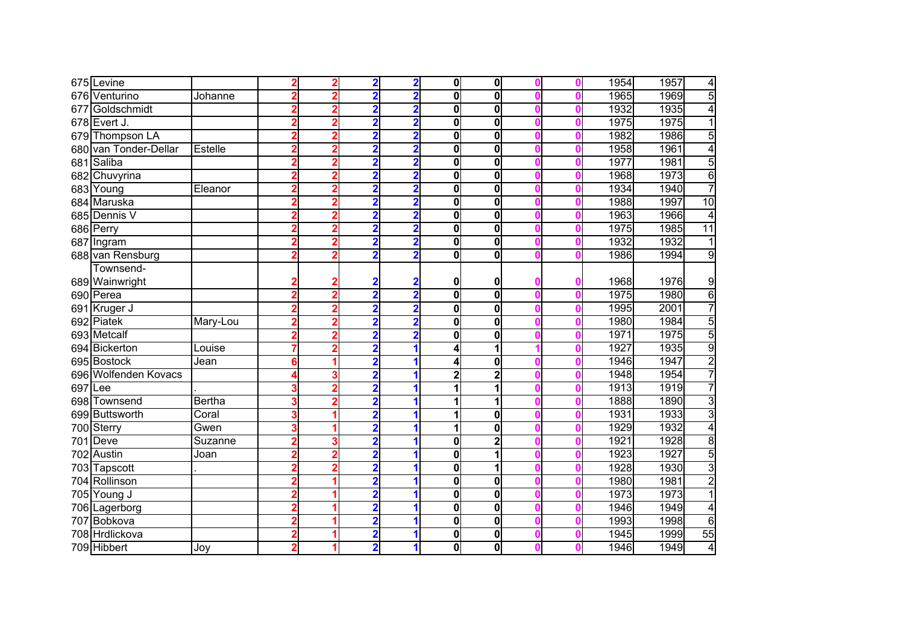| | | | | | | | | | | | | | | |
|---|---|---|---|---|---|---|---|---|---|---|---|---|---|---|
| 675 | Levine | | 2 | 2 | 2 | 2 | 0 | 0 | 0 | 0 | 1954 | 1957 | 4 |
| 676 | Venturino | Johanne | 2 | 2 | 2 | 2 | 0 | 0 | 0 | 0 | 1965 | 1969 | 5 |
| 677 | Goldschmidt | | 2 | 2 | 2 | 2 | 0 | 0 | 0 | 0 | 1932 | 1935 | 4 |
| 678 | Evert J. | | 2 | 2 | 2 | 2 | 0 | 0 | 0 | 0 | 1975 | 1975 | 1 |
| 679 | Thompson LA | | 2 | 2 | 2 | 2 | 0 | 0 | 0 | 0 | 1982 | 1986 | 5 |
| 680 | van Tonder-Dellar | Estelle | 2 | 2 | 2 | 2 | 0 | 0 | 0 | 0 | 1958 | 1961 | 4 |
| 681 | Saliba | | 2 | 2 | 2 | 2 | 0 | 0 | 0 | 0 | 1977 | 1981 | 5 |
| 682 | Chuvyrina | | 2 | 2 | 2 | 2 | 0 | 0 | 0 | 0 | 1968 | 1973 | 6 |
| 683 | Young | Eleanor | 2 | 2 | 2 | 2 | 0 | 0 | 0 | 0 | 1934 | 1940 | 7 |
| 684 | Maruska | | 2 | 2 | 2 | 2 | 0 | 0 | 0 | 0 | 1988 | 1997 | 10 |
| 685 | Dennis V | | 2 | 2 | 2 | 2 | 0 | 0 | 0 | 0 | 1963 | 1966 | 4 |
| 686 | Perry | | 2 | 2 | 2 | 2 | 0 | 0 | 0 | 0 | 1975 | 1985 | 11 |
| 687 | Ingram | | 2 | 2 | 2 | 2 | 0 | 0 | 0 | 0 | 1932 | 1932 | 1 |
| 688 | van Rensburg | | 2 | 2 | 2 | 2 | 0 | 0 | 0 | 0 | 1986 | 1994 | 9 |
| 689 | Townsend-Wainwright | | 2 | 2 | 2 | 2 | 0 | 0 | 0 | 0 | 1968 | 1976 | 9 |
| 690 | Perea | | 2 | 2 | 2 | 2 | 0 | 0 | 0 | 0 | 1975 | 1980 | 6 |
| 691 | Kruger J | | 2 | 2 | 2 | 2 | 0 | 0 | 0 | 0 | 1995 | 2001 | 7 |
| 692 | Piatek | Mary-Lou | 2 | 2 | 2 | 2 | 0 | 0 | 0 | 0 | 1980 | 1984 | 5 |
| 693 | Metcalf | | 2 | 2 | 2 | 2 | 0 | 0 | 0 | 0 | 1971 | 1975 | 5 |
| 694 | Bickerton | Louise | 7 | 2 | 2 | 1 | 4 | 1 | 1 | 0 | 1927 | 1935 | 9 |
| 695 | Bostock | Jean | 6 | 1 | 2 | 1 | 4 | 0 | 0 | 0 | 1946 | 1947 | 2 |
| 696 | Wolfenden Kovacs | | 4 | 3 | 2 | 1 | 2 | 2 | 0 | 0 | 1948 | 1954 | 7 |
| 697 | Lee | . | 3 | 2 | 2 | 1 | 1 | 1 | 0 | 0 | 1913 | 1919 | 7 |
| 698 | Townsend | Bertha | 3 | 2 | 2 | 1 | 1 | 1 | 0 | 0 | 1888 | 1890 | 3 |
| 699 | Buttsworth | Coral | 3 | 1 | 2 | 1 | 1 | 0 | 0 | 0 | 1931 | 1933 | 3 |
| 700 | Sterry | Gwen | 3 | 1 | 2 | 1 | 1 | 0 | 0 | 0 | 1929 | 1932 | 4 |
| 701 | Deve | Suzanne | 2 | 3 | 2 | 1 | 0 | 2 | 0 | 0 | 1921 | 1928 | 8 |
| 702 | Austin | Joan | 2 | 2 | 2 | 1 | 0 | 1 | 0 | 0 | 1923 | 1927 | 5 |
| 703 | Tapscott | . | 2 | 2 | 2 | 1 | 0 | 1 | 0 | 0 | 1928 | 1930 | 3 |
| 704 | Rollinson | | 2 | 1 | 2 | 1 | 0 | 0 | 0 | 0 | 1980 | 1981 | 2 |
| 705 | Young J | | 2 | 1 | 2 | 1 | 0 | 0 | 0 | 0 | 1973 | 1973 | 1 |
| 706 | Lagerborg | | 2 | 1 | 2 | 1 | 0 | 0 | 0 | 0 | 1946 | 1949 | 4 |
| 707 | Bobkova | | 2 | 1 | 2 | 1 | 0 | 0 | 0 | 0 | 1993 | 1998 | 6 |
| 708 | Hrdlickova | | 2 | 1 | 2 | 1 | 0 | 0 | 0 | 0 | 1945 | 1999 | 55 |
| 709 | Hibbert | Joy | 2 | 1 | 2 | 1 | 0 | 0 | 0 | 0 | 1946 | 1949 | 4 |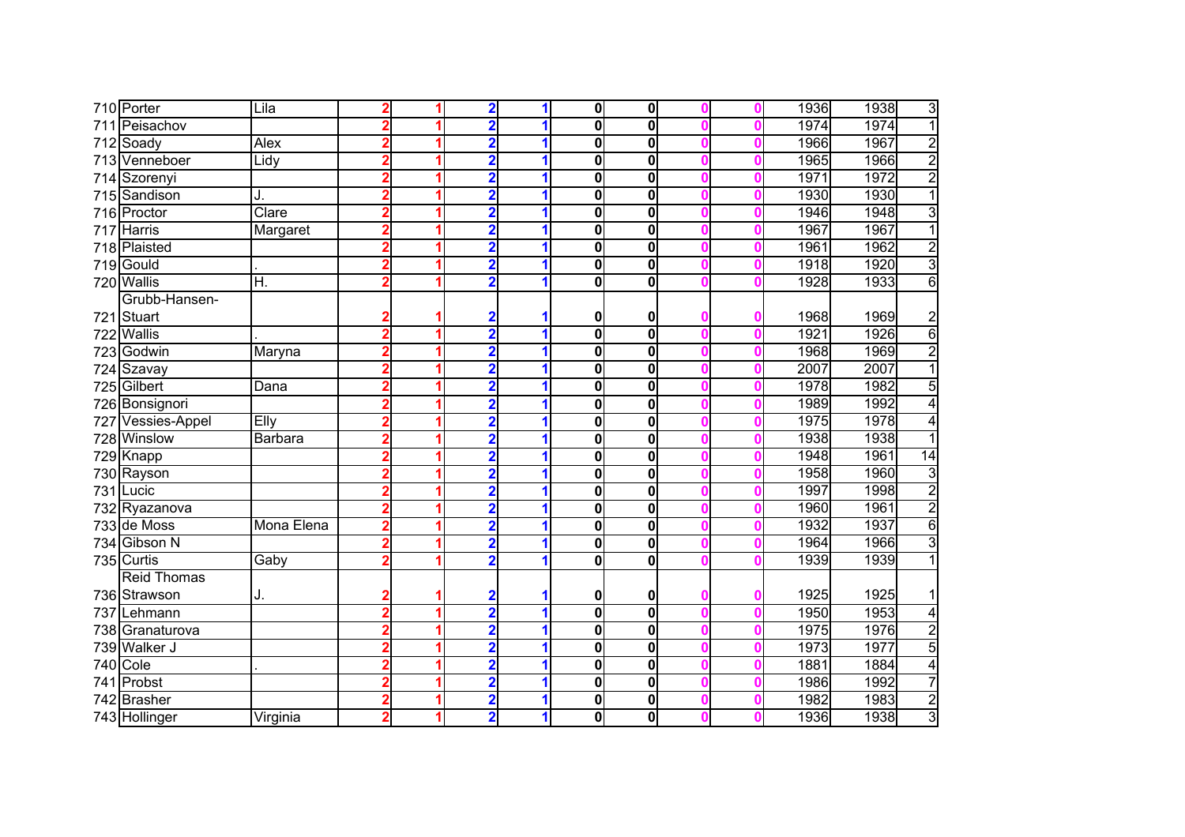| | | | | | | | | | | | | | |
|---|---|---|---|---|---|---|---|---|---|---|---|---|---|
| 710 | Porter | Lila | 2 | 1 | 2 | 1 | 0 | 0 | 0 | 0 | 1936 | 1938 | 3 |
| 711 | Peisachov | | 2 | 1 | 2 | 1 | 0 | 0 | 0 | 0 | 1974 | 1974 | 1 |
| 712 | Soady | Alex | 2 | 1 | 2 | 1 | 0 | 0 | 0 | 0 | 1966 | 1967 | 2 |
| 713 | Venneboer | Lidy | 2 | 1 | 2 | 1 | 0 | 0 | 0 | 0 | 1965 | 1966 | 2 |
| 714 | Szorenyi | | 2 | 1 | 2 | 1 | 0 | 0 | 0 | 0 | 1971 | 1972 | 2 |
| 715 | Sandison | J. | 2 | 1 | 2 | 1 | 0 | 0 | 0 | 0 | 1930 | 1930 | 1 |
| 716 | Proctor | Clare | 2 | 1 | 2 | 1 | 0 | 0 | 0 | 0 | 1946 | 1948 | 3 |
| 717 | Harris | Margaret | 2 | 1 | 2 | 1 | 0 | 0 | 0 | 0 | 1967 | 1967 | 1 |
| 718 | Plaisted | | 2 | 1 | 2 | 1 | 0 | 0 | 0 | 0 | 1961 | 1962 | 2 |
| 719 | Gould | . | 2 | 1 | 2 | 1 | 0 | 0 | 0 | 0 | 1918 | 1920 | 3 |
| 720 | Wallis | H. | 2 | 1 | 2 | 1 | 0 | 0 | 0 | 0 | 1928 | 1933 | 6 |
| 721 | Grubb-Hansen-Stuart | | 2 | 1 | 2 | 1 | 0 | 0 | 0 | 0 | 1968 | 1969 | 2 |
| 722 | Wallis | . | 2 | 1 | 2 | 1 | 0 | 0 | 0 | 0 | 1921 | 1926 | 6 |
| 723 | Godwin | Maryna | 2 | 1 | 2 | 1 | 0 | 0 | 0 | 0 | 1968 | 1969 | 2 |
| 724 | Szavay | | 2 | 1 | 2 | 1 | 0 | 0 | 0 | 0 | 2007 | 2007 | 1 |
| 725 | Gilbert | Dana | 2 | 1 | 2 | 1 | 0 | 0 | 0 | 0 | 1978 | 1982 | 5 |
| 726 | Bonsignori | | 2 | 1 | 2 | 1 | 0 | 0 | 0 | 0 | 1989 | 1992 | 4 |
| 727 | Vessies-Appel | Elly | 2 | 1 | 2 | 1 | 0 | 0 | 0 | 0 | 1975 | 1978 | 4 |
| 728 | Winslow | Barbara | 2 | 1 | 2 | 1 | 0 | 0 | 0 | 0 | 1938 | 1938 | 1 |
| 729 | Knapp | | 2 | 1 | 2 | 1 | 0 | 0 | 0 | 0 | 1948 | 1961 | 14 |
| 730 | Rayson | | 2 | 1 | 2 | 1 | 0 | 0 | 0 | 0 | 1958 | 1960 | 3 |
| 731 | Lucic | | 2 | 1 | 2 | 1 | 0 | 0 | 0 | 0 | 1997 | 1998 | 2 |
| 732 | Ryazanova | | 2 | 1 | 2 | 1 | 0 | 0 | 0 | 0 | 1960 | 1961 | 2 |
| 733 | de Moss | Mona Elena | 2 | 1 | 2 | 1 | 0 | 0 | 0 | 0 | 1932 | 1937 | 6 |
| 734 | Gibson N | | 2 | 1 | 2 | 1 | 0 | 0 | 0 | 0 | 1964 | 1966 | 3 |
| 735 | Curtis | Gaby | 2 | 1 | 2 | 1 | 0 | 0 | 0 | 0 | 1939 | 1939 | 1 |
| 736 | Reid Thomas Strawson | J. | 2 | 1 | 2 | 1 | 0 | 0 | 0 | 0 | 1925 | 1925 | 1 |
| 737 | Lehmann | | 2 | 1 | 2 | 1 | 0 | 0 | 0 | 0 | 1950 | 1953 | 4 |
| 738 | Granaturova | | 2 | 1 | 2 | 1 | 0 | 0 | 0 | 0 | 1975 | 1976 | 2 |
| 739 | Walker J | | 2 | 1 | 2 | 1 | 0 | 0 | 0 | 0 | 1973 | 1977 | 5 |
| 740 | Cole | . | 2 | 1 | 2 | 1 | 0 | 0 | 0 | 0 | 1881 | 1884 | 4 |
| 741 | Probst | | 2 | 1 | 2 | 1 | 0 | 0 | 0 | 0 | 1986 | 1992 | 7 |
| 742 | Brasher | | 2 | 1 | 2 | 1 | 0 | 0 | 0 | 0 | 1982 | 1983 | 2 |
| 743 | Hollinger | Virginia | 2 | 1 | 2 | 1 | 0 | 0 | 0 | 0 | 1936 | 1938 | 3 |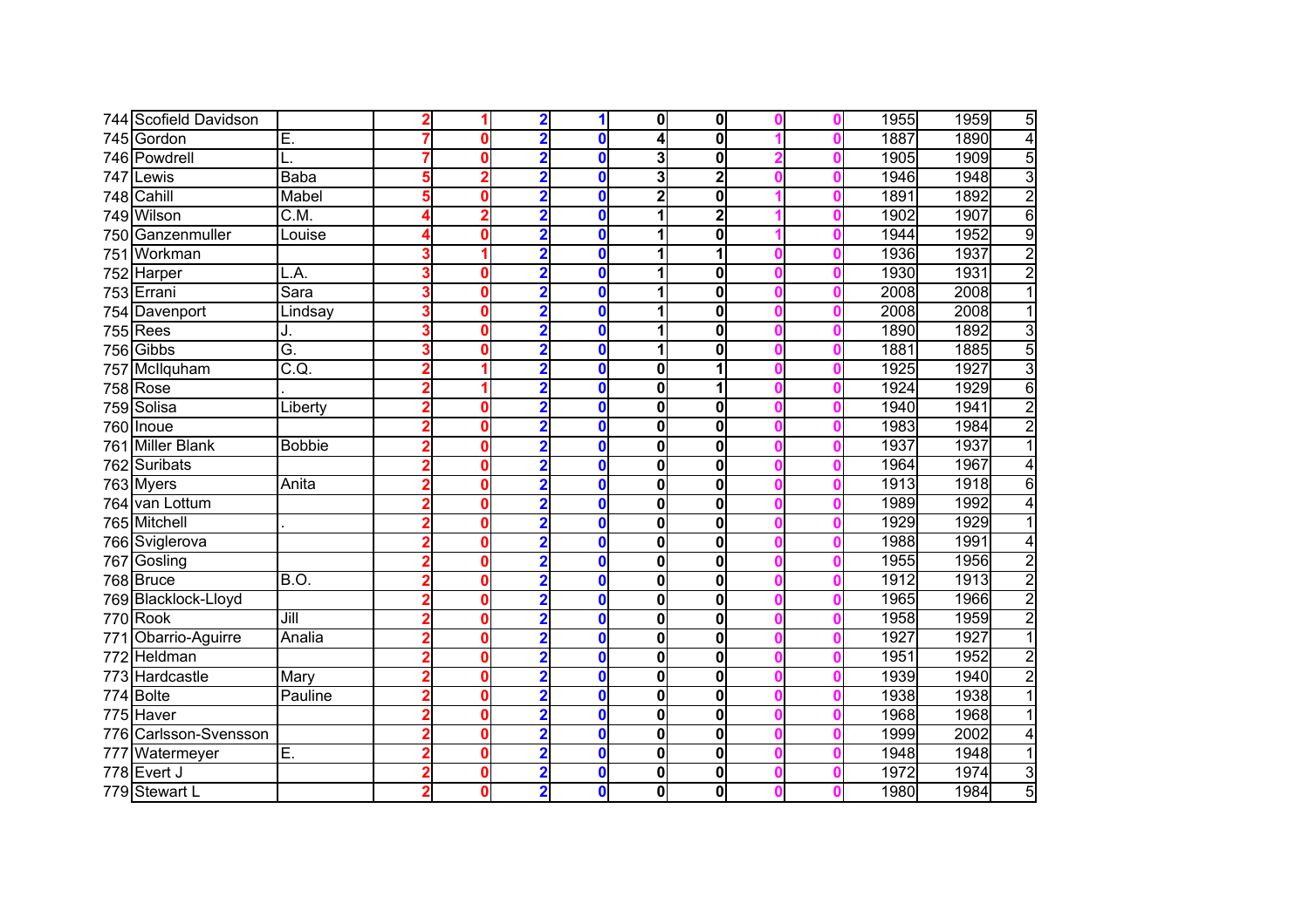| | | | | | | | | | | | | | |
|---|---|---|---|---|---|---|---|---|---|---|---|---|---|
| 744 | Scofield Davidson | | 2 | 1 | 2 | 1 | 0 | 0 | 0 | 0 | 1955 | 1959 | 5 |
| 745 | Gordon | E. | 7 | 0 | 2 | 0 | 4 | 0 | 1 | 0 | 1887 | 1890 | 4 |
| 746 | Powdrell | L. | 7 | 0 | 2 | 0 | 3 | 0 | 2 | 0 | 1905 | 1909 | 5 |
| 747 | Lewis | Baba | 5 | 2 | 2 | 0 | 3 | 2 | 0 | 0 | 1946 | 1948 | 3 |
| 748 | Cahill | Mabel | 5 | 0 | 2 | 0 | 2 | 0 | 1 | 0 | 1891 | 1892 | 2 |
| 749 | Wilson | C.M. | 4 | 2 | 2 | 0 | 1 | 2 | 1 | 0 | 1902 | 1907 | 6 |
| 750 | Ganzenmuller | Louise | 4 | 0 | 2 | 0 | 1 | 0 | 1 | 0 | 1944 | 1952 | 9 |
| 751 | Workman | | 3 | 1 | 2 | 0 | 1 | 1 | 0 | 0 | 1936 | 1937 | 2 |
| 752 | Harper | L.A. | 3 | 0 | 2 | 0 | 1 | 0 | 0 | 0 | 1930 | 1931 | 2 |
| 753 | Errani | Sara | 3 | 0 | 2 | 0 | 1 | 0 | 0 | 0 | 2008 | 2008 | 1 |
| 754 | Davenport | Lindsay | 3 | 0 | 2 | 0 | 1 | 0 | 0 | 0 | 2008 | 2008 | 1 |
| 755 | Rees | J. | 3 | 0 | 2 | 0 | 1 | 0 | 0 | 0 | 1890 | 1892 | 3 |
| 756 | Gibbs | G. | 3 | 0 | 2 | 0 | 1 | 0 | 0 | 0 | 1881 | 1885 | 5 |
| 757 | McIlquham | C.Q. | 2 | 1 | 2 | 0 | 0 | 1 | 0 | 0 | 1925 | 1927 | 3 |
| 758 | Rose | . | 2 | 1 | 2 | 0 | 0 | 1 | 0 | 0 | 1924 | 1929 | 6 |
| 759 | Solisa | Liberty | 2 | 0 | 2 | 0 | 0 | 0 | 0 | 0 | 1940 | 1941 | 2 |
| 760 | Inoue | | 2 | 0 | 2 | 0 | 0 | 0 | 0 | 0 | 1983 | 1984 | 2 |
| 761 | Miller Blank | Bobbie | 2 | 0 | 2 | 0 | 0 | 0 | 0 | 0 | 1937 | 1937 | 1 |
| 762 | Suribats | | 2 | 0 | 2 | 0 | 0 | 0 | 0 | 0 | 1964 | 1967 | 4 |
| 763 | Myers | Anita | 2 | 0 | 2 | 0 | 0 | 0 | 0 | 0 | 1913 | 1918 | 6 |
| 764 | van Lottum | | 2 | 0 | 2 | 0 | 0 | 0 | 0 | 0 | 1989 | 1992 | 4 |
| 765 | Mitchell | . | 2 | 0 | 2 | 0 | 0 | 0 | 0 | 0 | 1929 | 1929 | 1 |
| 766 | Sviglerova | | 2 | 0 | 2 | 0 | 0 | 0 | 0 | 0 | 1988 | 1991 | 4 |
| 767 | Gosling | | 2 | 0 | 2 | 0 | 0 | 0 | 0 | 0 | 1955 | 1956 | 2 |
| 768 | Bruce | B.O. | 2 | 0 | 2 | 0 | 0 | 0 | 0 | 0 | 1912 | 1913 | 2 |
| 769 | Blacklock-Lloyd | | 2 | 0 | 2 | 0 | 0 | 0 | 0 | 0 | 1965 | 1966 | 2 |
| 770 | Rook | Jill | 2 | 0 | 2 | 0 | 0 | 0 | 0 | 0 | 1958 | 1959 | 2 |
| 771 | Obarrio-Aguirre | Analia | 2 | 0 | 2 | 0 | 0 | 0 | 0 | 0 | 1927 | 1927 | 1 |
| 772 | Heldman | | 2 | 0 | 2 | 0 | 0 | 0 | 0 | 0 | 1951 | 1952 | 2 |
| 773 | Hardcastle | Mary | 2 | 0 | 2 | 0 | 0 | 0 | 0 | 0 | 1939 | 1940 | 2 |
| 774 | Bolte | Pauline | 2 | 0 | 2 | 0 | 0 | 0 | 0 | 0 | 1938 | 1938 | 1 |
| 775 | Haver | | 2 | 0 | 2 | 0 | 0 | 0 | 0 | 0 | 1968 | 1968 | 1 |
| 776 | Carlsson-Svensson | | 2 | 0 | 2 | 0 | 0 | 0 | 0 | 0 | 1999 | 2002 | 4 |
| 777 | Watermeyer | E. | 2 | 0 | 2 | 0 | 0 | 0 | 0 | 0 | 1948 | 1948 | 1 |
| 778 | Evert J | | 2 | 0 | 2 | 0 | 0 | 0 | 0 | 0 | 1972 | 1974 | 3 |
| 779 | Stewart L | | 2 | 0 | 2 | 0 | 0 | 0 | 0 | 0 | 1980 | 1984 | 5 |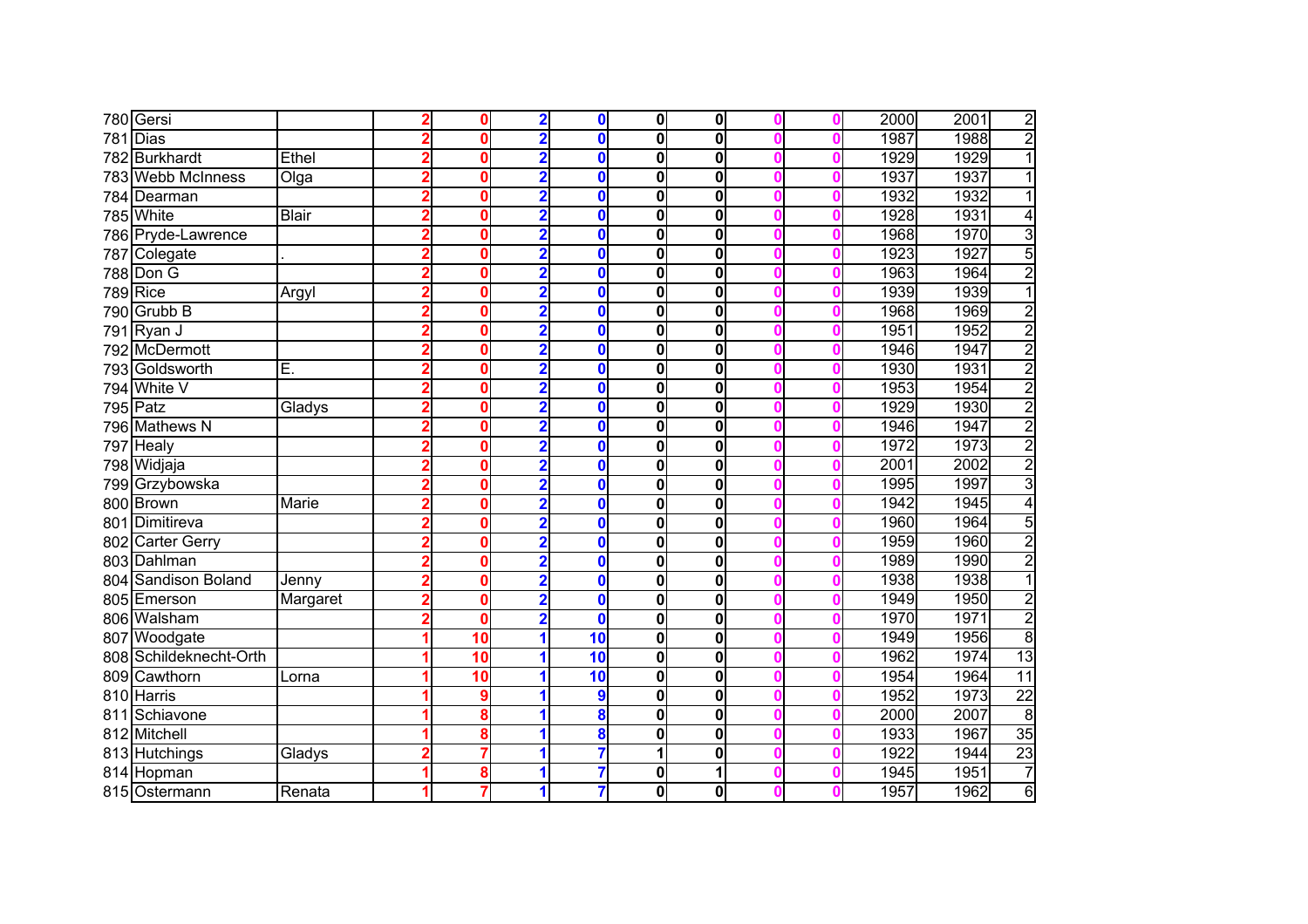| | | | | | | | | | | | | | |
|---|---|---|---|---|---|---|---|---|---|---|---|---|---|
| 780 | Gersi | | 2 | 0 | 2 | 0 | 0 | 0 | 0 | 0 | 2000 | 2001 | 2 |
| 781 | Dias | | 2 | 0 | 2 | 0 | 0 | 0 | 0 | 0 | 1987 | 1988 | 2 |
| 782 | Burkhardt | Ethel | 2 | 0 | 2 | 0 | 0 | 0 | 0 | 0 | 1929 | 1929 | 1 |
| 783 | Webb McInness | Olga | 2 | 0 | 2 | 0 | 0 | 0 | 0 | 0 | 1937 | 1937 | 1 |
| 784 | Dearman | | 2 | 0 | 2 | 0 | 0 | 0 | 0 | 0 | 1932 | 1932 | 1 |
| 785 | White | Blair | 2 | 0 | 2 | 0 | 0 | 0 | 0 | 0 | 1928 | 1931 | 4 |
| 786 | Pryde-Lawrence | | 2 | 0 | 2 | 0 | 0 | 0 | 0 | 0 | 1968 | 1970 | 3 |
| 787 | Colegate | . | 2 | 0 | 2 | 0 | 0 | 0 | 0 | 0 | 1923 | 1927 | 5 |
| 788 | Don G | | 2 | 0 | 2 | 0 | 0 | 0 | 0 | 0 | 1963 | 1964 | 2 |
| 789 | Rice | Argyl | 2 | 0 | 2 | 0 | 0 | 0 | 0 | 0 | 1939 | 1939 | 1 |
| 790 | Grubb B | | 2 | 0 | 2 | 0 | 0 | 0 | 0 | 0 | 1968 | 1969 | 2 |
| 791 | Ryan J | | 2 | 0 | 2 | 0 | 0 | 0 | 0 | 0 | 1951 | 1952 | 2 |
| 792 | McDermott | | 2 | 0 | 2 | 0 | 0 | 0 | 0 | 0 | 1946 | 1947 | 2 |
| 793 | Goldsworth | E. | 2 | 0 | 2 | 0 | 0 | 0 | 0 | 0 | 1930 | 1931 | 2 |
| 794 | White V | | 2 | 0 | 2 | 0 | 0 | 0 | 0 | 0 | 1953 | 1954 | 2 |
| 795 | Patz | Gladys | 2 | 0 | 2 | 0 | 0 | 0 | 0 | 0 | 1929 | 1930 | 2 |
| 796 | Mathews N | | 2 | 0 | 2 | 0 | 0 | 0 | 0 | 0 | 1946 | 1947 | 2 |
| 797 | Healy | | 2 | 0 | 2 | 0 | 0 | 0 | 0 | 0 | 1972 | 1973 | 2 |
| 798 | Widjaja | | 2 | 0 | 2 | 0 | 0 | 0 | 0 | 0 | 2001 | 2002 | 2 |
| 799 | Grzybowska | | 2 | 0 | 2 | 0 | 0 | 0 | 0 | 0 | 1995 | 1997 | 3 |
| 800 | Brown | Marie | 2 | 0 | 2 | 0 | 0 | 0 | 0 | 0 | 1942 | 1945 | 4 |
| 801 | Dimitireva | | 2 | 0 | 2 | 0 | 0 | 0 | 0 | 0 | 1960 | 1964 | 5 |
| 802 | Carter Gerry | | 2 | 0 | 2 | 0 | 0 | 0 | 0 | 0 | 1959 | 1960 | 2 |
| 803 | Dahlman | | 2 | 0 | 2 | 0 | 0 | 0 | 0 | 0 | 1989 | 1990 | 2 |
| 804 | Sandison Boland | Jenny | 2 | 0 | 2 | 0 | 0 | 0 | 0 | 0 | 1938 | 1938 | 1 |
| 805 | Emerson | Margaret | 2 | 0 | 2 | 0 | 0 | 0 | 0 | 0 | 1949 | 1950 | 2 |
| 806 | Walsham | | 2 | 0 | 2 | 0 | 0 | 0 | 0 | 0 | 1970 | 1971 | 2 |
| 807 | Woodgate | | 1 | 10 | 1 | 10 | 0 | 0 | 0 | 0 | 1949 | 1956 | 8 |
| 808 | Schildeknecht-Orth | | 1 | 10 | 1 | 10 | 0 | 0 | 0 | 0 | 1962 | 1974 | 13 |
| 809 | Cawthorn | Lorna | 1 | 10 | 1 | 10 | 0 | 0 | 0 | 0 | 1954 | 1964 | 11 |
| 810 | Harris | | 1 | 9 | 1 | 9 | 0 | 0 | 0 | 0 | 1952 | 1973 | 22 |
| 811 | Schiavone | | 1 | 8 | 1 | 8 | 0 | 0 | 0 | 0 | 2000 | 2007 | 8 |
| 812 | Mitchell | | 1 | 8 | 1 | 8 | 0 | 0 | 0 | 0 | 1933 | 1967 | 35 |
| 813 | Hutchings | Gladys | 2 | 7 | 1 | 7 | 1 | 0 | 0 | 0 | 1922 | 1944 | 23 |
| 814 | Hopman | | 1 | 8 | 1 | 7 | 0 | 1 | 0 | 0 | 1945 | 1951 | 7 |
| 815 | Ostermann | Renata | 1 | 7 | 1 | 7 | 0 | 0 | 0 | 0 | 1957 | 1962 | 6 |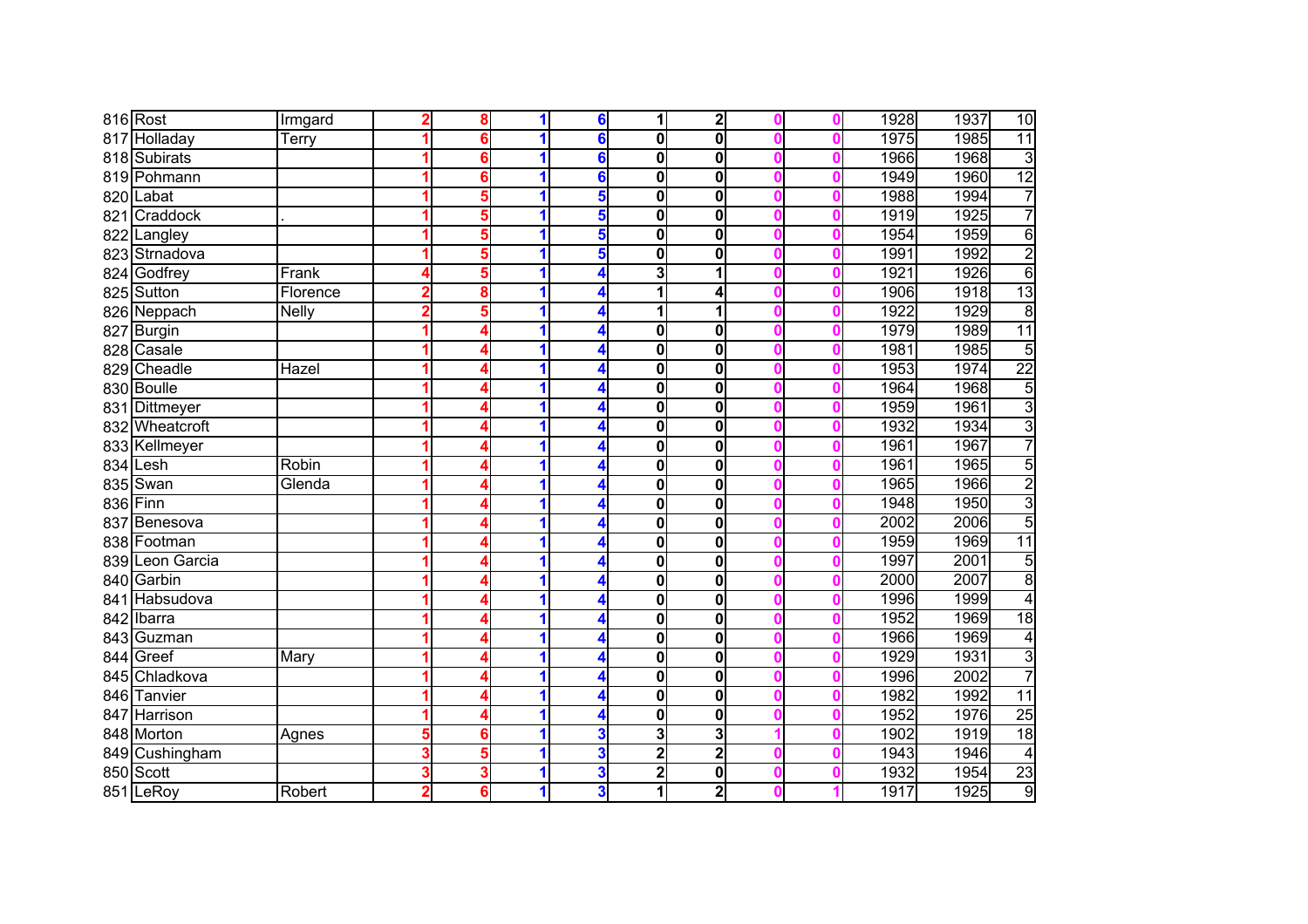| | | | | | | | | | | | | | |
|---|---|---|---|---|---|---|---|---|---|---|---|---|---|
| 816 | Rost | Irmgard | 2 | 8 | 1 | 6 | 1 | 2 | 0 | 0 | 1928 | 1937 | 10 |
| 817 | Holladay | Terry | 1 | 6 | 1 | 6 | 0 | 0 | 0 | 0 | 1975 | 1985 | 11 |
| 818 | Subirats | | 1 | 6 | 1 | 6 | 0 | 0 | 0 | 0 | 1966 | 1968 | 3 |
| 819 | Pohmann | | 1 | 6 | 1 | 6 | 0 | 0 | 0 | 0 | 1949 | 1960 | 12 |
| 820 | Labat | | 1 | 5 | 1 | 5 | 0 | 0 | 0 | 0 | 1988 | 1994 | 7 |
| 821 | Craddock | . | 1 | 5 | 1 | 5 | 0 | 0 | 0 | 0 | 1919 | 1925 | 7 |
| 822 | Langley | | 1 | 5 | 1 | 5 | 0 | 0 | 0 | 0 | 1954 | 1959 | 6 |
| 823 | Strnadova | | 1 | 5 | 1 | 5 | 0 | 0 | 0 | 0 | 1991 | 1992 | 2 |
| 824 | Godfrey | Frank | 4 | 5 | 1 | 4 | 3 | 1 | 0 | 0 | 1921 | 1926 | 6 |
| 825 | Sutton | Florence | 2 | 8 | 1 | 4 | 1 | 4 | 0 | 0 | 1906 | 1918 | 13 |
| 826 | Neppach | Nelly | 2 | 5 | 1 | 4 | 1 | 1 | 0 | 0 | 1922 | 1929 | 8 |
| 827 | Burgin | | 1 | 4 | 1 | 4 | 0 | 0 | 0 | 0 | 1979 | 1989 | 11 |
| 828 | Casale | | 1 | 4 | 1 | 4 | 0 | 0 | 0 | 0 | 1981 | 1985 | 5 |
| 829 | Cheadle | Hazel | 1 | 4 | 1 | 4 | 0 | 0 | 0 | 0 | 1953 | 1974 | 22 |
| 830 | Boulle | | 1 | 4 | 1 | 4 | 0 | 0 | 0 | 0 | 1964 | 1968 | 5 |
| 831 | Dittmeyer | | 1 | 4 | 1 | 4 | 0 | 0 | 0 | 0 | 1959 | 1961 | 3 |
| 832 | Wheatcroft | | 1 | 4 | 1 | 4 | 0 | 0 | 0 | 0 | 1932 | 1934 | 3 |
| 833 | Kellmeyer | | 1 | 4 | 1 | 4 | 0 | 0 | 0 | 0 | 1961 | 1967 | 7 |
| 834 | Lesh | Robin | 1 | 4 | 1 | 4 | 0 | 0 | 0 | 0 | 1961 | 1965 | 5 |
| 835 | Swan | Glenda | 1 | 4 | 1 | 4 | 0 | 0 | 0 | 0 | 1965 | 1966 | 2 |
| 836 | Finn | | 1 | 4 | 1 | 4 | 0 | 0 | 0 | 0 | 1948 | 1950 | 3 |
| 837 | Benesova | | 1 | 4 | 1 | 4 | 0 | 0 | 0 | 0 | 2002 | 2006 | 5 |
| 838 | Footman | | 1 | 4 | 1 | 4 | 0 | 0 | 0 | 0 | 1959 | 1969 | 11 |
| 839 | Leon Garcia | | 1 | 4 | 1 | 4 | 0 | 0 | 0 | 0 | 1997 | 2001 | 5 |
| 840 | Garbin | | 1 | 4 | 1 | 4 | 0 | 0 | 0 | 0 | 2000 | 2007 | 8 |
| 841 | Habsudova | | 1 | 4 | 1 | 4 | 0 | 0 | 0 | 0 | 1996 | 1999 | 4 |
| 842 | Ibarra | | 1 | 4 | 1 | 4 | 0 | 0 | 0 | 0 | 1952 | 1969 | 18 |
| 843 | Guzman | | 1 | 4 | 1 | 4 | 0 | 0 | 0 | 0 | 1966 | 1969 | 4 |
| 844 | Greef | Mary | 1 | 4 | 1 | 4 | 0 | 0 | 0 | 0 | 1929 | 1931 | 3 |
| 845 | Chladkova | | 1 | 4 | 1 | 4 | 0 | 0 | 0 | 0 | 1996 | 2002 | 7 |
| 846 | Tanvier | | 1 | 4 | 1 | 4 | 0 | 0 | 0 | 0 | 1982 | 1992 | 11 |
| 847 | Harrison | | 1 | 4 | 1 | 4 | 0 | 0 | 0 | 0 | 1952 | 1976 | 25 |
| 848 | Morton | Agnes | 5 | 6 | 1 | 3 | 3 | 3 | 1 | 0 | 1902 | 1919 | 18 |
| 849 | Cushingham | | 3 | 5 | 1 | 3 | 2 | 2 | 0 | 0 | 1943 | 1946 | 4 |
| 850 | Scott | | 3 | 3 | 1 | 3 | 2 | 0 | 0 | 0 | 1932 | 1954 | 23 |
| 851 | LeRoy | Robert | 2 | 6 | 1 | 3 | 1 | 2 | 0 | 1 | 1917 | 1925 | 9 |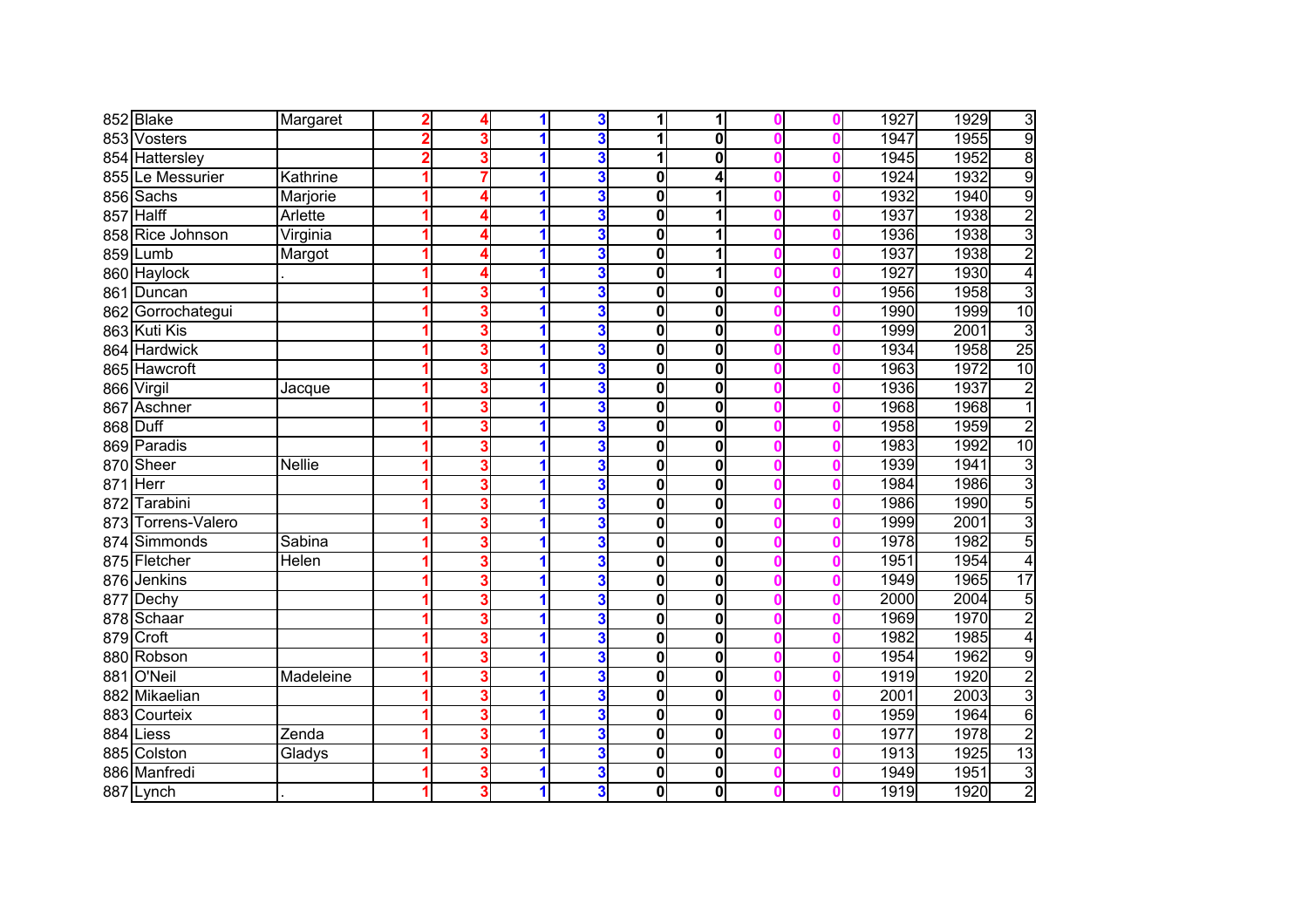| | | | | | | | | | | | | | |
|---|---|---|---|---|---|---|---|---|---|---|---|---|---|
| 852 | Blake | Margaret | 2 | 4 | 1 | 3 | 1 | 1 | 0 | 0 | 1927 | 1929 | 3 |
| 853 | Vosters | | 2 | 3 | 1 | 3 | 1 | 0 | 0 | 0 | 1947 | 1955 | 9 |
| 854 | Hattersley | | 2 | 3 | 1 | 3 | 1 | 0 | 0 | 0 | 1945 | 1952 | 8 |
| 855 | Le Messurier | Kathrine | 1 | 7 | 1 | 3 | 0 | 4 | 0 | 0 | 1924 | 1932 | 9 |
| 856 | Sachs | Marjorie | 1 | 4 | 1 | 3 | 0 | 1 | 0 | 0 | 1932 | 1940 | 9 |
| 857 | Halff | Arlette | 1 | 4 | 1 | 3 | 0 | 1 | 0 | 0 | 1937 | 1938 | 2 |
| 858 | Rice Johnson | Virginia | 1 | 4 | 1 | 3 | 0 | 1 | 0 | 0 | 1936 | 1938 | 3 |
| 859 | Lumb | Margot | 1 | 4 | 1 | 3 | 0 | 1 | 0 | 0 | 1937 | 1938 | 2 |
| 860 | Haylock | . | 1 | 4 | 1 | 3 | 0 | 1 | 0 | 0 | 1927 | 1930 | 4 |
| 861 | Duncan | | 1 | 3 | 1 | 3 | 0 | 0 | 0 | 0 | 1956 | 1958 | 3 |
| 862 | Gorrochategui | | 1 | 3 | 1 | 3 | 0 | 0 | 0 | 0 | 1990 | 1999 | 10 |
| 863 | Kuti Kis | | 1 | 3 | 1 | 3 | 0 | 0 | 0 | 0 | 1999 | 2001 | 3 |
| 864 | Hardwick | | 1 | 3 | 1 | 3 | 0 | 0 | 0 | 0 | 1934 | 1958 | 25 |
| 865 | Hawcroft | | 1 | 3 | 1 | 3 | 0 | 0 | 0 | 0 | 1963 | 1972 | 10 |
| 866 | Virgil | Jacque | 1 | 3 | 1 | 3 | 0 | 0 | 0 | 0 | 1936 | 1937 | 2 |
| 867 | Aschner | | 1 | 3 | 1 | 3 | 0 | 0 | 0 | 0 | 1968 | 1968 | 1 |
| 868 | Duff | | 1 | 3 | 1 | 3 | 0 | 0 | 0 | 0 | 1958 | 1959 | 2 |
| 869 | Paradis | | 1 | 3 | 1 | 3 | 0 | 0 | 0 | 0 | 1983 | 1992 | 10 |
| 870 | Sheer | Nellie | 1 | 3 | 1 | 3 | 0 | 0 | 0 | 0 | 1939 | 1941 | 3 |
| 871 | Herr | | 1 | 3 | 1 | 3 | 0 | 0 | 0 | 0 | 1984 | 1986 | 3 |
| 872 | Tarabini | | 1 | 3 | 1 | 3 | 0 | 0 | 0 | 0 | 1986 | 1990 | 5 |
| 873 | Torrens-Valero | | 1 | 3 | 1 | 3 | 0 | 0 | 0 | 0 | 1999 | 2001 | 3 |
| 874 | Simmonds | Sabina | 1 | 3 | 1 | 3 | 0 | 0 | 0 | 0 | 1978 | 1982 | 5 |
| 875 | Fletcher | Helen | 1 | 3 | 1 | 3 | 0 | 0 | 0 | 0 | 1951 | 1954 | 4 |
| 876 | Jenkins | | 1 | 3 | 1 | 3 | 0 | 0 | 0 | 0 | 1949 | 1965 | 17 |
| 877 | Dechy | | 1 | 3 | 1 | 3 | 0 | 0 | 0 | 0 | 2000 | 2004 | 5 |
| 878 | Schaar | | 1 | 3 | 1 | 3 | 0 | 0 | 0 | 0 | 1969 | 1970 | 2 |
| 879 | Croft | | 1 | 3 | 1 | 3 | 0 | 0 | 0 | 0 | 1982 | 1985 | 4 |
| 880 | Robson | | 1 | 3 | 1 | 3 | 0 | 0 | 0 | 0 | 1954 | 1962 | 9 |
| 881 | O'Neil | Madeleine | 1 | 3 | 1 | 3 | 0 | 0 | 0 | 0 | 1919 | 1920 | 2 |
| 882 | Mikaelian | | 1 | 3 | 1 | 3 | 0 | 0 | 0 | 0 | 2001 | 2003 | 3 |
| 883 | Courteix | | 1 | 3 | 1 | 3 | 0 | 0 | 0 | 0 | 1959 | 1964 | 6 |
| 884 | Liess | Zenda | 1 | 3 | 1 | 3 | 0 | 0 | 0 | 0 | 1977 | 1978 | 2 |
| 885 | Colston | Gladys | 1 | 3 | 1 | 3 | 0 | 0 | 0 | 0 | 1913 | 1925 | 13 |
| 886 | Manfredi | | 1 | 3 | 1 | 3 | 0 | 0 | 0 | 0 | 1949 | 1951 | 3 |
| 887 | Lynch | . | 1 | 3 | 1 | 3 | 0 | 0 | 0 | 0 | 1919 | 1920 | 2 |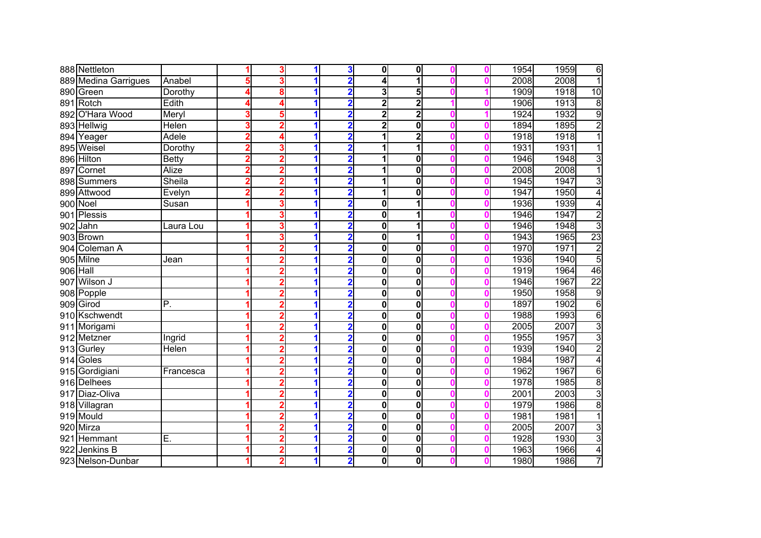| | | | | | | | | | | | | | | |
|---|---|---|---|---|---|---|---|---|---|---|---|---|---|---|
| 888 | Nettleton | | 1 | 3 | 1 | 3 | 0 | 0 | 0 | 0 | 1954 | 1959 | 6 |
| 889 | Medina Garrigues | Anabel | 5 | 3 | 1 | 2 | 4 | 1 | 0 | 0 | 2008 | 2008 | 1 |
| 890 | Green | Dorothy | 4 | 8 | 1 | 2 | 3 | 5 | 0 | 1 | 1909 | 1918 | 10 |
| 891 | Rotch | Edith | 4 | 4 | 1 | 2 | 2 | 2 | 1 | 0 | 1906 | 1913 | 8 |
| 892 | O'Hara Wood | Meryl | 3 | 5 | 1 | 2 | 2 | 2 | 0 | 1 | 1924 | 1932 | 9 |
| 893 | Hellwig | Helen | 3 | 2 | 1 | 2 | 2 | 0 | 0 | 0 | 1894 | 1895 | 2 |
| 894 | Yeager | Adele | 2 | 4 | 1 | 2 | 1 | 2 | 0 | 0 | 1918 | 1918 | 1 |
| 895 | Weisel | Dorothy | 2 | 3 | 1 | 2 | 1 | 1 | 0 | 0 | 1931 | 1931 | 1 |
| 896 | Hilton | Betty | 2 | 2 | 1 | 2 | 1 | 0 | 0 | 0 | 1946 | 1948 | 3 |
| 897 | Cornet | Alize | 2 | 2 | 1 | 2 | 1 | 0 | 0 | 0 | 2008 | 2008 | 1 |
| 898 | Summers | Sheila | 2 | 2 | 1 | 2 | 1 | 0 | 0 | 0 | 1945 | 1947 | 3 |
| 899 | Attwood | Evelyn | 2 | 2 | 1 | 2 | 1 | 0 | 0 | 0 | 1947 | 1950 | 4 |
| 900 | Noel | Susan | 1 | 3 | 1 | 2 | 0 | 1 | 0 | 0 | 1936 | 1939 | 4 |
| 901 | Plessis | | 1 | 3 | 1 | 2 | 0 | 1 | 0 | 0 | 1946 | 1947 | 2 |
| 902 | Jahn | Laura Lou | 1 | 3 | 1 | 2 | 0 | 1 | 0 | 0 | 1946 | 1948 | 3 |
| 903 | Brown | | 1 | 3 | 1 | 2 | 0 | 1 | 0 | 0 | 1943 | 1965 | 23 |
| 904 | Coleman A | | 1 | 2 | 1 | 2 | 0 | 0 | 0 | 0 | 1970 | 1971 | 2 |
| 905 | Milne | Jean | 1 | 2 | 1 | 2 | 0 | 0 | 0 | 0 | 1936 | 1940 | 5 |
| 906 | Hall | | 1 | 2 | 1 | 2 | 0 | 0 | 0 | 0 | 1919 | 1964 | 46 |
| 907 | Wilson J | | 1 | 2 | 1 | 2 | 0 | 0 | 0 | 0 | 1946 | 1967 | 22 |
| 908 | Popple | | 1 | 2 | 1 | 2 | 0 | 0 | 0 | 0 | 1950 | 1958 | 9 |
| 909 | Girod | P. | 1 | 2 | 1 | 2 | 0 | 0 | 0 | 0 | 1897 | 1902 | 6 |
| 910 | Kschwendt | | 1 | 2 | 1 | 2 | 0 | 0 | 0 | 0 | 1988 | 1993 | 6 |
| 911 | Morigami | | 1 | 2 | 1 | 2 | 0 | 0 | 0 | 0 | 2005 | 2007 | 3 |
| 912 | Metzner | Ingrid | 1 | 2 | 1 | 2 | 0 | 0 | 0 | 0 | 1955 | 1957 | 3 |
| 913 | Gurley | Helen | 1 | 2 | 1 | 2 | 0 | 0 | 0 | 0 | 1939 | 1940 | 2 |
| 914 | Goles | | 1 | 2 | 1 | 2 | 0 | 0 | 0 | 0 | 1984 | 1987 | 4 |
| 915 | Gordigiani | Francesca | 1 | 2 | 1 | 2 | 0 | 0 | 0 | 0 | 1962 | 1967 | 6 |
| 916 | Delhees | | 1 | 2 | 1 | 2 | 0 | 0 | 0 | 0 | 1978 | 1985 | 8 |
| 917 | Diaz-Oliva | | 1 | 2 | 1 | 2 | 0 | 0 | 0 | 0 | 2001 | 2003 | 3 |
| 918 | Villagran | | 1 | 2 | 1 | 2 | 0 | 0 | 0 | 0 | 1979 | 1986 | 8 |
| 919 | Mould | | 1 | 2 | 1 | 2 | 0 | 0 | 0 | 0 | 1981 | 1981 | 1 |
| 920 | Mirza | | 1 | 2 | 1 | 2 | 0 | 0 | 0 | 0 | 2005 | 2007 | 3 |
| 921 | Hemmant | E. | 1 | 2 | 1 | 2 | 0 | 0 | 0 | 0 | 1928 | 1930 | 3 |
| 922 | Jenkins B | | 1 | 2 | 1 | 2 | 0 | 0 | 0 | 0 | 1963 | 1966 | 4 |
| 923 | Nelson-Dunbar | | 1 | 2 | 1 | 2 | 0 | 0 | 0 | 0 | 1980 | 1986 | 7 |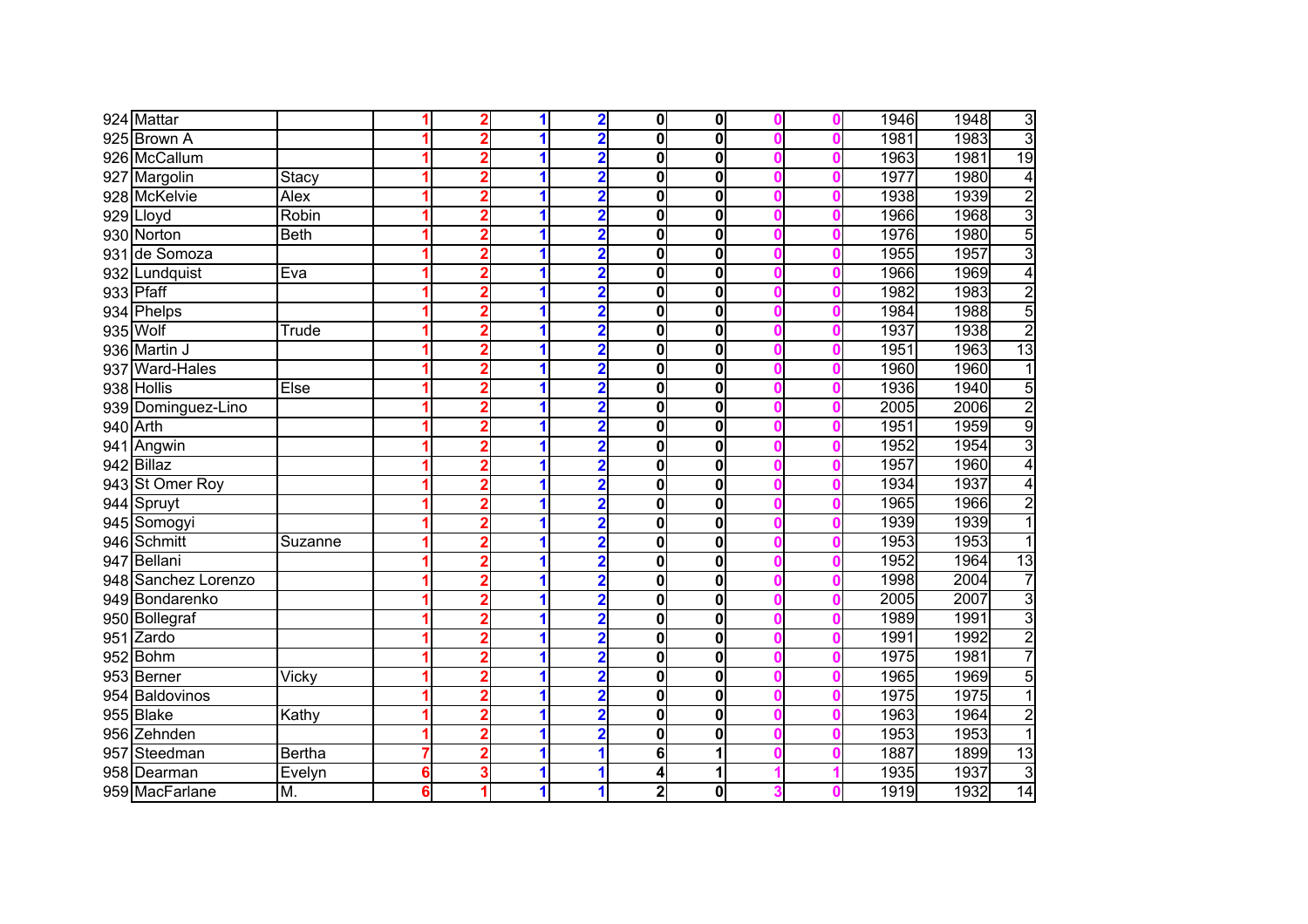| | | | | | | | | | | | | | |
|---|---|---|---|---|---|---|---|---|---|---|---|---|---|
| 924 | Mattar | | 1 | 2 | 1 | 2 | 0 | 0 | 0 | 0 | 1946 | 1948 | 3 |
| 925 | Brown A | | 1 | 2 | 1 | 2 | 0 | 0 | 0 | 0 | 1981 | 1983 | 3 |
| 926 | McCallum | | 1 | 2 | 1 | 2 | 0 | 0 | 0 | 0 | 1963 | 1981 | 19 |
| 927 | Margolin | Stacy | 1 | 2 | 1 | 2 | 0 | 0 | 0 | 0 | 1977 | 1980 | 4 |
| 928 | McKelvie | Alex | 1 | 2 | 1 | 2 | 0 | 0 | 0 | 0 | 1938 | 1939 | 2 |
| 929 | Lloyd | Robin | 1 | 2 | 1 | 2 | 0 | 0 | 0 | 0 | 1966 | 1968 | 3 |
| 930 | Norton | Beth | 1 | 2 | 1 | 2 | 0 | 0 | 0 | 0 | 1976 | 1980 | 5 |
| 931 | de Somoza | | 1 | 2 | 1 | 2 | 0 | 0 | 0 | 0 | 1955 | 1957 | 3 |
| 932 | Lundquist | Eva | 1 | 2 | 1 | 2 | 0 | 0 | 0 | 0 | 1966 | 1969 | 4 |
| 933 | Pfaff | | 1 | 2 | 1 | 2 | 0 | 0 | 0 | 0 | 1982 | 1983 | 2 |
| 934 | Phelps | | 1 | 2 | 1 | 2 | 0 | 0 | 0 | 0 | 1984 | 1988 | 5 |
| 935 | Wolf | Trude | 1 | 2 | 1 | 2 | 0 | 0 | 0 | 0 | 1937 | 1938 | 2 |
| 936 | Martin J | | 1 | 2 | 1 | 2 | 0 | 0 | 0 | 0 | 1951 | 1963 | 13 |
| 937 | Ward-Hales | | 1 | 2 | 1 | 2 | 0 | 0 | 0 | 0 | 1960 | 1960 | 1 |
| 938 | Hollis | Else | 1 | 2 | 1 | 2 | 0 | 0 | 0 | 0 | 1936 | 1940 | 5 |
| 939 | Dominguez-Lino | | 1 | 2 | 1 | 2 | 0 | 0 | 0 | 0 | 2005 | 2006 | 2 |
| 940 | Arth | | 1 | 2 | 1 | 2 | 0 | 0 | 0 | 0 | 1951 | 1959 | 9 |
| 941 | Angwin | | 1 | 2 | 1 | 2 | 0 | 0 | 0 | 0 | 1952 | 1954 | 3 |
| 942 | Billaz | | 1 | 2 | 1 | 2 | 0 | 0 | 0 | 0 | 1957 | 1960 | 4 |
| 943 | St Omer Roy | | 1 | 2 | 1 | 2 | 0 | 0 | 0 | 0 | 1934 | 1937 | 4 |
| 944 | Spruyt | | 1 | 2 | 1 | 2 | 0 | 0 | 0 | 0 | 1965 | 1966 | 2 |
| 945 | Somogyi | | 1 | 2 | 1 | 2 | 0 | 0 | 0 | 0 | 1939 | 1939 | 1 |
| 946 | Schmitt | Suzanne | 1 | 2 | 1 | 2 | 0 | 0 | 0 | 0 | 1953 | 1953 | 1 |
| 947 | Bellani | | 1 | 2 | 1 | 2 | 0 | 0 | 0 | 0 | 1952 | 1964 | 13 |
| 948 | Sanchez Lorenzo | | 1 | 2 | 1 | 2 | 0 | 0 | 0 | 0 | 1998 | 2004 | 7 |
| 949 | Bondarenko | | 1 | 2 | 1 | 2 | 0 | 0 | 0 | 0 | 2005 | 2007 | 3 |
| 950 | Bollegraf | | 1 | 2 | 1 | 2 | 0 | 0 | 0 | 0 | 1989 | 1991 | 3 |
| 951 | Zardo | | 1 | 2 | 1 | 2 | 0 | 0 | 0 | 0 | 1991 | 1992 | 2 |
| 952 | Bohm | | 1 | 2 | 1 | 2 | 0 | 0 | 0 | 0 | 1975 | 1981 | 7 |
| 953 | Berner | Vicky | 1 | 2 | 1 | 2 | 0 | 0 | 0 | 0 | 1965 | 1969 | 5 |
| 954 | Baldovinos | | 1 | 2 | 1 | 2 | 0 | 0 | 0 | 0 | 1975 | 1975 | 1 |
| 955 | Blake | Kathy | 1 | 2 | 1 | 2 | 0 | 0 | 0 | 0 | 1963 | 1964 | 2 |
| 956 | Zehnden | | 1 | 2 | 1 | 2 | 0 | 0 | 0 | 0 | 1953 | 1953 | 1 |
| 957 | Steedman | Bertha | 7 | 2 | 1 | 1 | 6 | 1 | 0 | 0 | 1887 | 1899 | 13 |
| 958 | Dearman | Evelyn | 6 | 3 | 1 | 1 | 4 | 1 | 1 | 1 | 1935 | 1937 | 3 |
| 959 | MacFarlane | M. | 6 | 1 | 1 | 1 | 2 | 0 | 3 | 0 | 1919 | 1932 | 14 |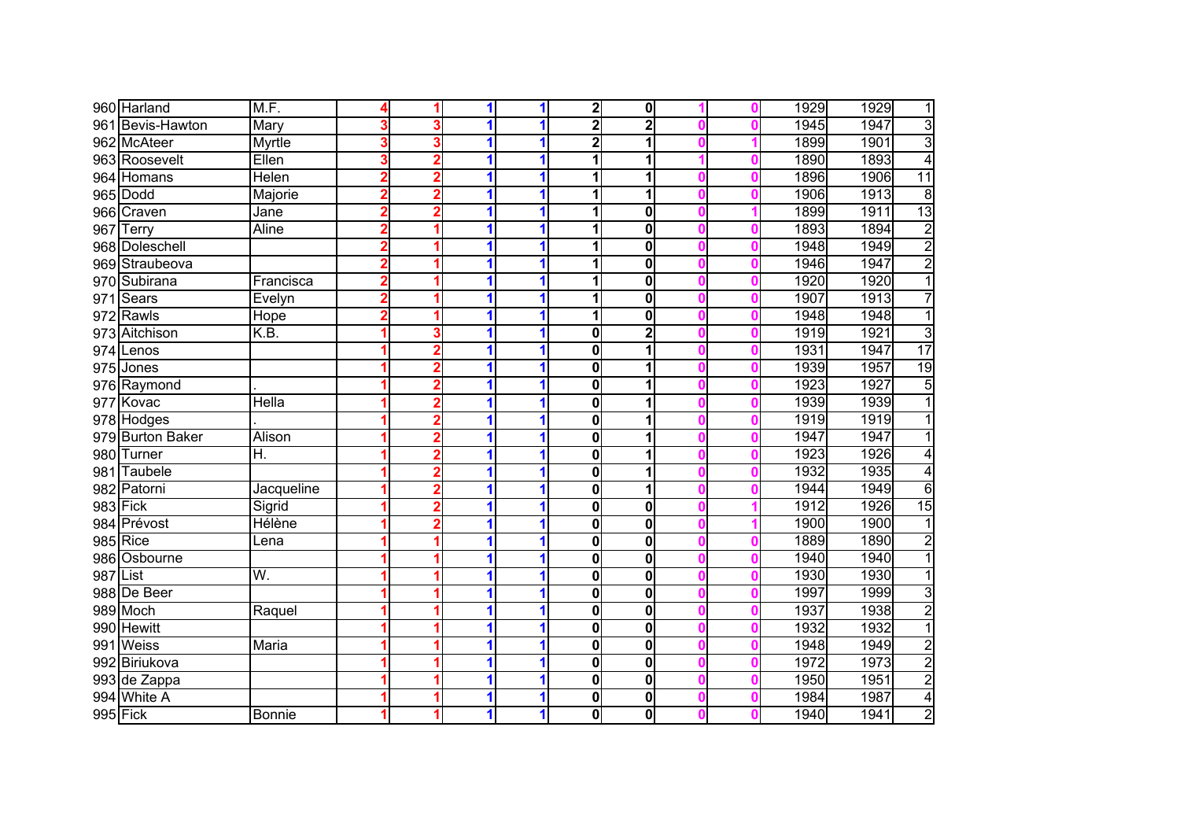| | | | | | | | | | | | | | | |
|---|---|---|---|---|---|---|---|---|---|---|---|---|---|---|
| 960 | Harland | M.F. | 4 | 1 | 1 | 1 | 2 | 0 | 1 | 0 | 1929 | 1929 | 1 |
| 961 | Bevis-Hawton | Mary | 3 | 3 | 1 | 1 | 2 | 2 | 0 | 0 | 1945 | 1947 | 3 |
| 962 | McAteer | Myrtle | 3 | 3 | 1 | 1 | 2 | 1 | 0 | 1 | 1899 | 1901 | 3 |
| 963 | Roosevelt | Ellen | 3 | 2 | 1 | 1 | 1 | 1 | 1 | 0 | 1890 | 1893 | 4 |
| 964 | Homans | Helen | 2 | 2 | 1 | 1 | 1 | 1 | 0 | 0 | 1896 | 1906 | 11 |
| 965 | Dodd | Majorie | 2 | 2 | 1 | 1 | 1 | 1 | 0 | 0 | 1906 | 1913 | 8 |
| 966 | Craven | Jane | 2 | 2 | 1 | 1 | 1 | 0 | 0 | 1 | 1899 | 1911 | 13 |
| 967 | Terry | Aline | 2 | 1 | 1 | 1 | 1 | 0 | 0 | 0 | 1893 | 1894 | 2 |
| 968 | Doleschell | | 2 | 1 | 1 | 1 | 1 | 0 | 0 | 0 | 1948 | 1949 | 2 |
| 969 | Straubeova | | 2 | 1 | 1 | 1 | 1 | 0 | 0 | 0 | 1946 | 1947 | 2 |
| 970 | Subirana | Francisca | 2 | 1 | 1 | 1 | 1 | 0 | 0 | 0 | 1920 | 1920 | 1 |
| 971 | Sears | Evelyn | 2 | 1 | 1 | 1 | 1 | 0 | 0 | 0 | 1907 | 1913 | 7 |
| 972 | Rawls | Hope | 2 | 1 | 1 | 1 | 1 | 0 | 0 | 0 | 1948 | 1948 | 1 |
| 973 | Aitchison | K.B. | 1 | 3 | 1 | 1 | 0 | 2 | 0 | 0 | 1919 | 1921 | 3 |
| 974 | Lenos | | 1 | 2 | 1 | 1 | 0 | 1 | 0 | 0 | 1931 | 1947 | 17 |
| 975 | Jones | | 1 | 2 | 1 | 1 | 0 | 1 | 0 | 0 | 1939 | 1957 | 19 |
| 976 | Raymond | . | 1 | 2 | 1 | 1 | 0 | 1 | 0 | 0 | 1923 | 1927 | 5 |
| 977 | Kovac | Hella | 1 | 2 | 1 | 1 | 0 | 1 | 0 | 0 | 1939 | 1939 | 1 |
| 978 | Hodges | . | 1 | 2 | 1 | 1 | 0 | 1 | 0 | 0 | 1919 | 1919 | 1 |
| 979 | Burton Baker | Alison | 1 | 2 | 1 | 1 | 0 | 1 | 0 | 0 | 1947 | 1947 | 1 |
| 980 | Turner | H. | 1 | 2 | 1 | 1 | 0 | 1 | 0 | 0 | 1923 | 1926 | 4 |
| 981 | Taubele | | 1 | 2 | 1 | 1 | 0 | 1 | 0 | 0 | 1932 | 1935 | 4 |
| 982 | Patorni | Jacqueline | 1 | 2 | 1 | 1 | 0 | 1 | 0 | 0 | 1944 | 1949 | 6 |
| 983 | Fick | Sigrid | 1 | 2 | 1 | 1 | 0 | 0 | 0 | 1 | 1912 | 1926 | 15 |
| 984 | Prévost | Hélène | 1 | 2 | 1 | 1 | 0 | 0 | 0 | 1 | 1900 | 1900 | 1 |
| 985 | Rice | Lena | 1 | 1 | 1 | 1 | 0 | 0 | 0 | 0 | 1889 | 1890 | 2 |
| 986 | Osbourne | | 1 | 1 | 1 | 1 | 0 | 0 | 0 | 0 | 1940 | 1940 | 1 |
| 987 | List | W. | 1 | 1 | 1 | 1 | 0 | 0 | 0 | 0 | 1930 | 1930 | 1 |
| 988 | De Beer | | 1 | 1 | 1 | 1 | 0 | 0 | 0 | 0 | 1997 | 1999 | 3 |
| 989 | Moch | Raquel | 1 | 1 | 1 | 1 | 0 | 0 | 0 | 0 | 1937 | 1938 | 2 |
| 990 | Hewitt | | 1 | 1 | 1 | 1 | 0 | 0 | 0 | 0 | 1932 | 1932 | 1 |
| 991 | Weiss | Maria | 1 | 1 | 1 | 1 | 0 | 0 | 0 | 0 | 1948 | 1949 | 2 |
| 992 | Biriukova | | 1 | 1 | 1 | 1 | 0 | 0 | 0 | 0 | 1972 | 1973 | 2 |
| 993 | de Zappa | | 1 | 1 | 1 | 1 | 0 | 0 | 0 | 0 | 1950 | 1951 | 2 |
| 994 | White A | | 1 | 1 | 1 | 1 | 0 | 0 | 0 | 0 | 1984 | 1987 | 4 |
| 995 | Fick | Bonnie | 1 | 1 | 1 | 1 | 0 | 0 | 0 | 0 | 1940 | 1941 | 2 |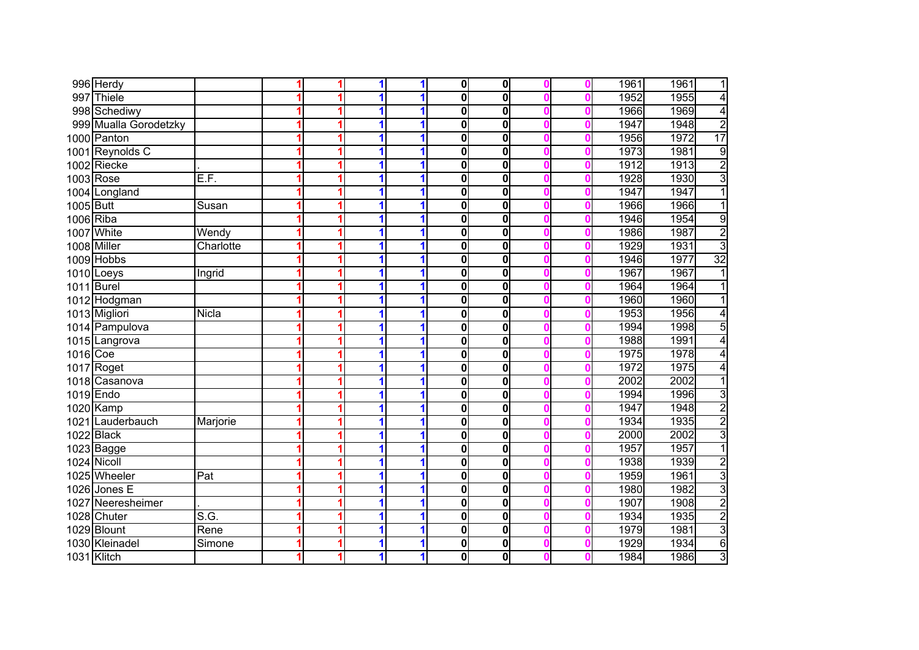| | | | | | | | | | | | | | |
|---|---|---|---|---|---|---|---|---|---|---|---|---|---|
| 996 | Herdy | | 1 | 1 | 1 | 1 | 0 | 0 | 0 | 0 | 1961 | 1961 | 1 |
| 997 | Thiele | | 1 | 1 | 1 | 1 | 0 | 0 | 0 | 0 | 1952 | 1955 | 4 |
| 998 | Schediwy | | 1 | 1 | 1 | 1 | 0 | 0 | 0 | 0 | 1966 | 1969 | 4 |
| 999 | Mualla Gorodetzky | | 1 | 1 | 1 | 1 | 0 | 0 | 0 | 0 | 1947 | 1948 | 2 |
| 1000 | Panton | | 1 | 1 | 1 | 1 | 0 | 0 | 0 | 0 | 1956 | 1972 | 17 |
| 1001 | Reynolds C | | 1 | 1 | 1 | 1 | 0 | 0 | 0 | 0 | 1973 | 1981 | 9 |
| 1002 | Riecke | . | 1 | 1 | 1 | 1 | 0 | 0 | 0 | 0 | 1912 | 1913 | 2 |
| 1003 | Rose | E.F. | 1 | 1 | 1 | 1 | 0 | 0 | 0 | 0 | 1928 | 1930 | 3 |
| 1004 | Longland | | 1 | 1 | 1 | 1 | 0 | 0 | 0 | 0 | 1947 | 1947 | 1 |
| 1005 | Butt | Susan | 1 | 1 | 1 | 1 | 0 | 0 | 0 | 0 | 1966 | 1966 | 1 |
| 1006 | Riba | | 1 | 1 | 1 | 1 | 0 | 0 | 0 | 0 | 1946 | 1954 | 9 |
| 1007 | White | Wendy | 1 | 1 | 1 | 1 | 0 | 0 | 0 | 0 | 1986 | 1987 | 2 |
| 1008 | Miller | Charlotte | 1 | 1 | 1 | 1 | 0 | 0 | 0 | 0 | 1929 | 1931 | 3 |
| 1009 | Hobbs | | 1 | 1 | 1 | 1 | 0 | 0 | 0 | 0 | 1946 | 1977 | 32 |
| 1010 | Loeys | Ingrid | 1 | 1 | 1 | 1 | 0 | 0 | 0 | 0 | 1967 | 1967 | 1 |
| 1011 | Burel | | 1 | 1 | 1 | 1 | 0 | 0 | 0 | 0 | 1964 | 1964 | 1 |
| 1012 | Hodgman | | 1 | 1 | 1 | 1 | 0 | 0 | 0 | 0 | 1960 | 1960 | 1 |
| 1013 | Migliori | Nicla | 1 | 1 | 1 | 1 | 0 | 0 | 0 | 0 | 1953 | 1956 | 4 |
| 1014 | Pampulova | | 1 | 1 | 1 | 1 | 0 | 0 | 0 | 0 | 1994 | 1998 | 5 |
| 1015 | Langrova | | 1 | 1 | 1 | 1 | 0 | 0 | 0 | 0 | 1988 | 1991 | 4 |
| 1016 | Coe | | 1 | 1 | 1 | 1 | 0 | 0 | 0 | 0 | 1975 | 1978 | 4 |
| 1017 | Roget | | 1 | 1 | 1 | 1 | 0 | 0 | 0 | 0 | 1972 | 1975 | 4 |
| 1018 | Casanova | | 1 | 1 | 1 | 1 | 0 | 0 | 0 | 0 | 2002 | 2002 | 1 |
| 1019 | Endo | | 1 | 1 | 1 | 1 | 0 | 0 | 0 | 0 | 1994 | 1996 | 3 |
| 1020 | Kamp | | 1 | 1 | 1 | 1 | 0 | 0 | 0 | 0 | 1947 | 1948 | 2 |
| 1021 | Lauderbauch | Marjorie | 1 | 1 | 1 | 1 | 0 | 0 | 0 | 0 | 1934 | 1935 | 2 |
| 1022 | Black | | 1 | 1 | 1 | 1 | 0 | 0 | 0 | 0 | 2000 | 2002 | 3 |
| 1023 | Bagge | | 1 | 1 | 1 | 1 | 0 | 0 | 0 | 0 | 1957 | 1957 | 1 |
| 1024 | Nicoll | | 1 | 1 | 1 | 1 | 0 | 0 | 0 | 0 | 1938 | 1939 | 2 |
| 1025 | Wheeler | Pat | 1 | 1 | 1 | 1 | 0 | 0 | 0 | 0 | 1959 | 1961 | 3 |
| 1026 | Jones E | | 1 | 1 | 1 | 1 | 0 | 0 | 0 | 0 | 1980 | 1982 | 3 |
| 1027 | Neeresheimer | . | 1 | 1 | 1 | 1 | 0 | 0 | 0 | 0 | 1907 | 1908 | 2 |
| 1028 | Chuter | S.G. | 1 | 1 | 1 | 1 | 0 | 0 | 0 | 0 | 1934 | 1935 | 2 |
| 1029 | Blount | Rene | 1 | 1 | 1 | 1 | 0 | 0 | 0 | 0 | 1979 | 1981 | 3 |
| 1030 | Kleinadel | Simone | 1 | 1 | 1 | 1 | 0 | 0 | 0 | 0 | 1929 | 1934 | 6 |
| 1031 | Klitch | | 1 | 1 | 1 | 1 | 0 | 0 | 0 | 0 | 1984 | 1986 | 3 |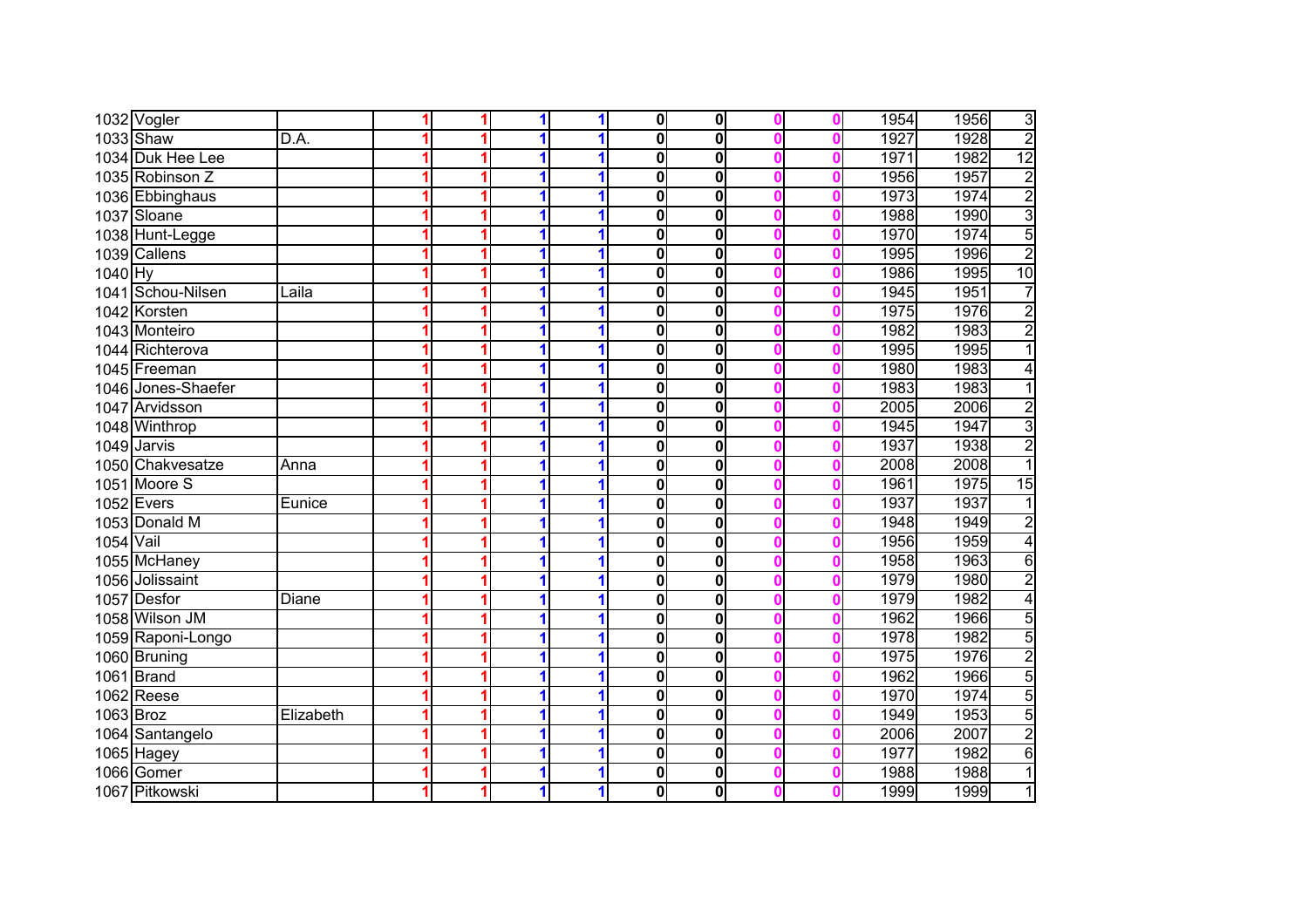| | | | | | | | | | | | | | |
|---|---|---|---|---|---|---|---|---|---|---|---|---|---|
| 1032 | Vogler | | 1 | 1 | 1 | 1 | 0 | 0 | 0 | 0 | 1954 | 1956 | 3 |
| 1033 | Shaw | D.A. | 1 | 1 | 1 | 1 | 0 | 0 | 0 | 0 | 1927 | 1928 | 2 |
| 1034 | Duk Hee Lee | | 1 | 1 | 1 | 1 | 0 | 0 | 0 | 0 | 1971 | 1982 | 12 |
| 1035 | Robinson Z | | 1 | 1 | 1 | 1 | 0 | 0 | 0 | 0 | 1956 | 1957 | 2 |
| 1036 | Ebbinghaus | | 1 | 1 | 1 | 1 | 0 | 0 | 0 | 0 | 1973 | 1974 | 2 |
| 1037 | Sloane | | 1 | 1 | 1 | 1 | 0 | 0 | 0 | 0 | 1988 | 1990 | 3 |
| 1038 | Hunt-Legge | | 1 | 1 | 1 | 1 | 0 | 0 | 0 | 0 | 1970 | 1974 | 5 |
| 1039 | Callens | | 1 | 1 | 1 | 1 | 0 | 0 | 0 | 0 | 1995 | 1996 | 2 |
| 1040 | Hy | | 1 | 1 | 1 | 1 | 0 | 0 | 0 | 0 | 1986 | 1995 | 10 |
| 1041 | Schou-Nilsen | Laila | 1 | 1 | 1 | 1 | 0 | 0 | 0 | 0 | 1945 | 1951 | 7 |
| 1042 | Korsten | | 1 | 1 | 1 | 1 | 0 | 0 | 0 | 0 | 1975 | 1976 | 2 |
| 1043 | Monteiro | | 1 | 1 | 1 | 1 | 0 | 0 | 0 | 0 | 1982 | 1983 | 2 |
| 1044 | Richterova | | 1 | 1 | 1 | 1 | 0 | 0 | 0 | 0 | 1995 | 1995 | 1 |
| 1045 | Freeman | | 1 | 1 | 1 | 1 | 0 | 0 | 0 | 0 | 1980 | 1983 | 4 |
| 1046 | Jones-Shaefer | | 1 | 1 | 1 | 1 | 0 | 0 | 0 | 0 | 1983 | 1983 | 1 |
| 1047 | Arvidsson | | 1 | 1 | 1 | 1 | 0 | 0 | 0 | 0 | 2005 | 2006 | 2 |
| 1048 | Winthrop | | 1 | 1 | 1 | 1 | 0 | 0 | 0 | 0 | 1945 | 1947 | 3 |
| 1049 | Jarvis | | 1 | 1 | 1 | 1 | 0 | 0 | 0 | 0 | 1937 | 1938 | 2 |
| 1050 | Chakvesatze | Anna | 1 | 1 | 1 | 1 | 0 | 0 | 0 | 0 | 2008 | 2008 | 1 |
| 1051 | Moore S | | 1 | 1 | 1 | 1 | 0 | 0 | 0 | 0 | 1961 | 1975 | 15 |
| 1052 | Evers | Eunice | 1 | 1 | 1 | 1 | 0 | 0 | 0 | 0 | 1937 | 1937 | 1 |
| 1053 | Donald M | | 1 | 1 | 1 | 1 | 0 | 0 | 0 | 0 | 1948 | 1949 | 2 |
| 1054 | Vail | | 1 | 1 | 1 | 1 | 0 | 0 | 0 | 0 | 1956 | 1959 | 4 |
| 1055 | McHaney | | 1 | 1 | 1 | 1 | 0 | 0 | 0 | 0 | 1958 | 1963 | 6 |
| 1056 | Jolissaint | | 1 | 1 | 1 | 1 | 0 | 0 | 0 | 0 | 1979 | 1980 | 2 |
| 1057 | Desfor | Diane | 1 | 1 | 1 | 1 | 0 | 0 | 0 | 0 | 1979 | 1982 | 4 |
| 1058 | Wilson JM | | 1 | 1 | 1 | 1 | 0 | 0 | 0 | 0 | 1962 | 1966 | 5 |
| 1059 | Raponi-Longo | | 1 | 1 | 1 | 1 | 0 | 0 | 0 | 0 | 1978 | 1982 | 5 |
| 1060 | Bruning | | 1 | 1 | 1 | 1 | 0 | 0 | 0 | 0 | 1975 | 1976 | 2 |
| 1061 | Brand | | 1 | 1 | 1 | 1 | 0 | 0 | 0 | 0 | 1962 | 1966 | 5 |
| 1062 | Reese | | 1 | 1 | 1 | 1 | 0 | 0 | 0 | 0 | 1970 | 1974 | 5 |
| 1063 | Broz | Elizabeth | 1 | 1 | 1 | 1 | 0 | 0 | 0 | 0 | 1949 | 1953 | 5 |
| 1064 | Santangelo | | 1 | 1 | 1 | 1 | 0 | 0 | 0 | 0 | 2006 | 2007 | 2 |
| 1065 | Hagey | | 1 | 1 | 1 | 1 | 0 | 0 | 0 | 0 | 1977 | 1982 | 6 |
| 1066 | Gomer | | 1 | 1 | 1 | 1 | 0 | 0 | 0 | 0 | 1988 | 1988 | 1 |
| 1067 | Pitkowski | | 1 | 1 | 1 | 1 | 0 | 0 | 0 | 0 | 1999 | 1999 | 1 |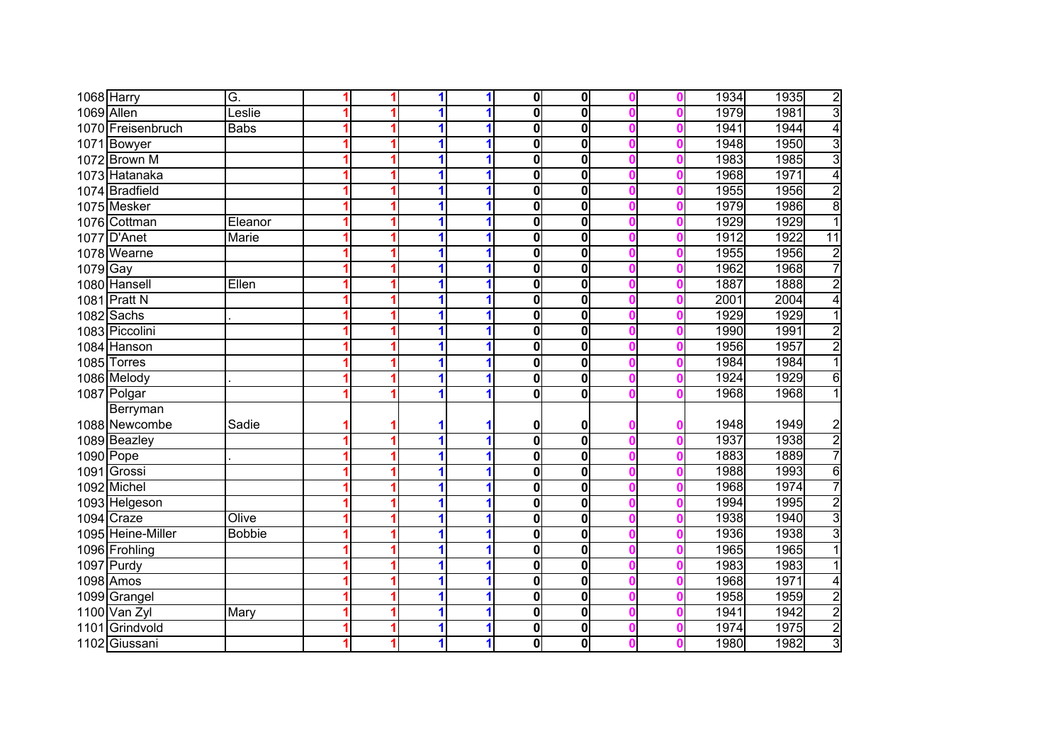| | | | | | | | | | | | | | |
|---|---|---|---|---|---|---|---|---|---|---|---|---|---|
| 1068 | Harry | G. | 1 | 1 | 1 | 1 | 0 | 0 | 0 | 0 | 1934 | 1935 | 2 |
| 1069 | Allen | Leslie | 1 | 1 | 1 | 1 | 0 | 0 | 0 | 0 | 1979 | 1981 | 3 |
| 1070 | Freisenbruch | Babs | 1 | 1 | 1 | 1 | 0 | 0 | 0 | 0 | 1941 | 1944 | 4 |
| 1071 | Bowyer | | 1 | 1 | 1 | 1 | 0 | 0 | 0 | 0 | 1948 | 1950 | 3 |
| 1072 | Brown M | | 1 | 1 | 1 | 1 | 0 | 0 | 0 | 0 | 1983 | 1985 | 3 |
| 1073 | Hatanaka | | 1 | 1 | 1 | 1 | 0 | 0 | 0 | 0 | 1968 | 1971 | 4 |
| 1074 | Bradfield | | 1 | 1 | 1 | 1 | 0 | 0 | 0 | 0 | 1955 | 1956 | 2 |
| 1075 | Mesker | | 1 | 1 | 1 | 1 | 0 | 0 | 0 | 0 | 1979 | 1986 | 8 |
| 1076 | Cottman | Eleanor | 1 | 1 | 1 | 1 | 0 | 0 | 0 | 0 | 1929 | 1929 | 1 |
| 1077 | D'Anet | Marie | 1 | 1 | 1 | 1 | 0 | 0 | 0 | 0 | 1912 | 1922 | 11 |
| 1078 | Wearne | | 1 | 1 | 1 | 1 | 0 | 0 | 0 | 0 | 1955 | 1956 | 2 |
| 1079 | Gay | | 1 | 1 | 1 | 1 | 0 | 0 | 0 | 0 | 1962 | 1968 | 7 |
| 1080 | Hansell | Ellen | 1 | 1 | 1 | 1 | 0 | 0 | 0 | 0 | 1887 | 1888 | 2 |
| 1081 | Pratt N | | 1 | 1 | 1 | 1 | 0 | 0 | 0 | 0 | 2001 | 2004 | 4 |
| 1082 | Sachs | . | 1 | 1 | 1 | 1 | 0 | 0 | 0 | 0 | 1929 | 1929 | 1 |
| 1083 | Piccolini | | 1 | 1 | 1 | 1 | 0 | 0 | 0 | 0 | 1990 | 1991 | 2 |
| 1084 | Hanson | | 1 | 1 | 1 | 1 | 0 | 0 | 0 | 0 | 1956 | 1957 | 2 |
| 1085 | Torres | | 1 | 1 | 1 | 1 | 0 | 0 | 0 | 0 | 1984 | 1984 | 1 |
| 1086 | Melody | . | 1 | 1 | 1 | 1 | 0 | 0 | 0 | 0 | 1924 | 1929 | 6 |
| 1087 | Polgar | | 1 | 1 | 1 | 1 | 0 | 0 | 0 | 0 | 1968 | 1968 | 1 |
| 1088 | Berryman Newcombe | Sadie | 1 | 1 | 1 | 1 | 0 | 0 | 0 | 0 | 1948 | 1949 | 2 |
| 1089 | Beazley | | 1 | 1 | 1 | 1 | 0 | 0 | 0 | 0 | 1937 | 1938 | 2 |
| 1090 | Pope | . | 1 | 1 | 1 | 1 | 0 | 0 | 0 | 0 | 1883 | 1889 | 7 |
| 1091 | Grossi | | 1 | 1 | 1 | 1 | 0 | 0 | 0 | 0 | 1988 | 1993 | 6 |
| 1092 | Michel | | 1 | 1 | 1 | 1 | 0 | 0 | 0 | 0 | 1968 | 1974 | 7 |
| 1093 | Helgeson | | 1 | 1 | 1 | 1 | 0 | 0 | 0 | 0 | 1994 | 1995 | 2 |
| 1094 | Craze | Olive | 1 | 1 | 1 | 1 | 0 | 0 | 0 | 0 | 1938 | 1940 | 3 |
| 1095 | Heine-Miller | Bobbie | 1 | 1 | 1 | 1 | 0 | 0 | 0 | 0 | 1936 | 1938 | 3 |
| 1096 | Frohling | | 1 | 1 | 1 | 1 | 0 | 0 | 0 | 0 | 1965 | 1965 | 1 |
| 1097 | Purdy | | 1 | 1 | 1 | 1 | 0 | 0 | 0 | 0 | 1983 | 1983 | 1 |
| 1098 | Amos | | 1 | 1 | 1 | 1 | 0 | 0 | 0 | 0 | 1968 | 1971 | 4 |
| 1099 | Grangel | | 1 | 1 | 1 | 1 | 0 | 0 | 0 | 0 | 1958 | 1959 | 2 |
| 1100 | Van Zyl | Mary | 1 | 1 | 1 | 1 | 0 | 0 | 0 | 0 | 1941 | 1942 | 2 |
| 1101 | Grindvold | | 1 | 1 | 1 | 1 | 0 | 0 | 0 | 0 | 1974 | 1975 | 2 |
| 1102 | Giussani | | 1 | 1 | 1 | 1 | 0 | 0 | 0 | 0 | 1980 | 1982 | 3 |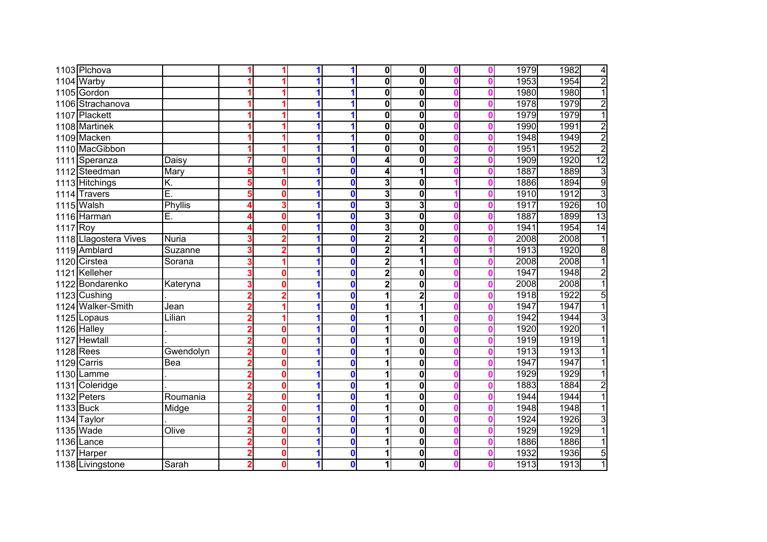| | | | | | | | | | | | | | | |
|---|---|---|---|---|---|---|---|---|---|---|---|---|---|---|
| 1103 | Plchova | | 1 | 1 | 1 | 1 | 0 | 0 | 0 | 0 | 1979 | 1982 | 4 |
| 1104 | Warby | | 1 | 1 | 1 | 1 | 0 | 0 | 0 | 0 | 1953 | 1954 | 2 |
| 1105 | Gordon | | 1 | 1 | 1 | 1 | 0 | 0 | 0 | 0 | 1980 | 1980 | 1 |
| 1106 | Strachanova | | 1 | 1 | 1 | 1 | 0 | 0 | 0 | 0 | 1978 | 1979 | 2 |
| 1107 | Plackett | | 1 | 1 | 1 | 1 | 0 | 0 | 0 | 0 | 1979 | 1979 | 1 |
| 1108 | Martinek | | 1 | 1 | 1 | 1 | 0 | 0 | 0 | 0 | 1990 | 1991 | 2 |
| 1109 | Macken | | 1 | 1 | 1 | 1 | 0 | 0 | 0 | 0 | 1948 | 1949 | 2 |
| 1110 | MacGibbon | | 1 | 1 | 1 | 1 | 0 | 0 | 0 | 0 | 1951 | 1952 | 2 |
| 1111 | Speranza | Daisy | 7 | 0 | 1 | 0 | 4 | 0 | 2 | 0 | 1909 | 1920 | 12 |
| 1112 | Steedman | Mary | 5 | 1 | 1 | 0 | 4 | 1 | 0 | 0 | 1887 | 1889 | 3 |
| 1113 | Hitchings | K. | 5 | 0 | 1 | 0 | 3 | 0 | 1 | 0 | 1886 | 1894 | 9 |
| 1114 | Travers | E. | 5 | 0 | 1 | 0 | 3 | 0 | 1 | 0 | 1910 | 1912 | 3 |
| 1115 | Walsh | Phyllis | 4 | 3 | 1 | 0 | 3 | 3 | 0 | 0 | 1917 | 1926 | 10 |
| 1116 | Harman | E. | 4 | 0 | 1 | 0 | 3 | 0 | 0 | 0 | 1887 | 1899 | 13 |
| 1117 | Roy | | 4 | 0 | 1 | 0 | 3 | 0 | 0 | 0 | 1941 | 1954 | 14 |
| 1118 | Llagostera Vives | Nuria | 3 | 2 | 1 | 0 | 2 | 2 | 0 | 0 | 2008 | 2008 | 1 |
| 1119 | Amblard | Suzanne | 3 | 2 | 1 | 0 | 2 | 1 | 0 | 1 | 1913 | 1920 | 8 |
| 1120 | Cirstea | Sorana | 3 | 1 | 1 | 0 | 2 | 1 | 0 | 0 | 2008 | 2008 | 1 |
| 1121 | Kelleher | | 3 | 0 | 1 | 0 | 2 | 0 | 0 | 0 | 1947 | 1948 | 2 |
| 1122 | Bondarenko | Kateryna | 3 | 0 | 1 | 0 | 2 | 0 | 0 | 0 | 2008 | 2008 | 1 |
| 1123 | Cushing | . | 2 | 2 | 1 | 0 | 1 | 2 | 0 | 0 | 1918 | 1922 | 5 |
| 1124 | Walker-Smith | Jean | 2 | 1 | 1 | 0 | 1 | 1 | 0 | 0 | 1947 | 1947 | 1 |
| 1125 | Lopaus | Lilian | 2 | 1 | 1 | 0 | 1 | 1 | 0 | 0 | 1942 | 1944 | 3 |
| 1126 | Halley | . | 2 | 0 | 1 | 0 | 1 | 0 | 0 | 0 | 1920 | 1920 | 1 |
| 1127 | Hewtall | . | 2 | 0 | 1 | 0 | 1 | 0 | 0 | 0 | 1919 | 1919 | 1 |
| 1128 | Rees | Gwendolyn | 2 | 0 | 1 | 0 | 1 | 0 | 0 | 0 | 1913 | 1913 | 1 |
| 1129 | Carris | Bea | 2 | 0 | 1 | 0 | 1 | 0 | 0 | 0 | 1947 | 1947 | 1 |
| 1130 | Lamme | . | 2 | 0 | 1 | 0 | 1 | 0 | 0 | 0 | 1929 | 1929 | 1 |
| 1131 | Coleridge | . | 2 | 0 | 1 | 0 | 1 | 0 | 0 | 0 | 1883 | 1884 | 2 |
| 1132 | Peters | Roumania | 2 | 0 | 1 | 0 | 1 | 0 | 0 | 0 | 1944 | 1944 | 1 |
| 1133 | Buck | Midge | 2 | 0 | 1 | 0 | 1 | 0 | 0 | 0 | 1948 | 1948 | 1 |
| 1134 | Taylor | . | 2 | 0 | 1 | 0 | 1 | 0 | 0 | 0 | 1924 | 1926 | 3 |
| 1135 | Wade | Olive | 2 | 0 | 1 | 0 | 1 | 0 | 0 | 0 | 1929 | 1929 | 1 |
| 1136 | Lance | | 2 | 0 | 1 | 0 | 1 | 0 | 0 | 0 | 1886 | 1886 | 1 |
| 1137 | Harper | | 2 | 0 | 1 | 0 | 1 | 0 | 0 | 0 | 1932 | 1936 | 5 |
| 1138 | Livingstone | Sarah | 2 | 0 | 1 | 0 | 1 | 0 | 0 | 0 | 1913 | 1913 | 1 |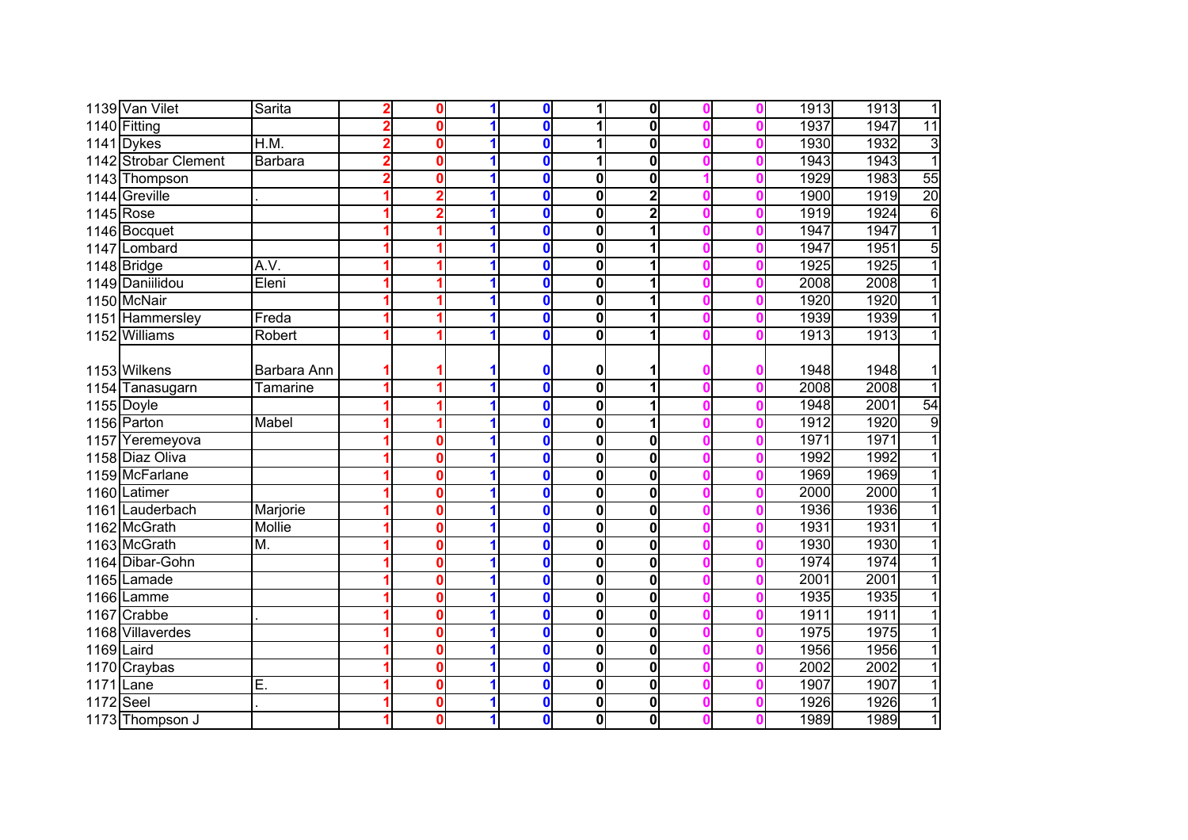| | | | | | | | | | | | | | |
|---|---|---|---|---|---|---|---|---|---|---|---|---|---|
| 1139 | Van Vilet | Sarita | 2 | 0 | 1 | 0 | 1 | 0 | 0 | 0 | 1913 | 1913 | 1 |
| 1140 | Fitting | | 2 | 0 | 1 | 0 | 1 | 0 | 0 | 0 | 1937 | 1947 | 11 |
| 1141 | Dykes | H.M. | 2 | 0 | 1 | 0 | 1 | 0 | 0 | 0 | 1930 | 1932 | 3 |
| 1142 | Strobar Clement | Barbara | 2 | 0 | 1 | 0 | 1 | 0 | 0 | 0 | 1943 | 1943 | 1 |
| 1143 | Thompson | | 2 | 0 | 1 | 0 | 0 | 0 | 1 | 0 | 1929 | 1983 | 55 |
| 1144 | Greville | . | 1 | 2 | 1 | 0 | 0 | 2 | 0 | 0 | 1900 | 1919 | 20 |
| 1145 | Rose | | 1 | 2 | 1 | 0 | 0 | 2 | 0 | 0 | 1919 | 1924 | 6 |
| 1146 | Bocquet | | 1 | 1 | 1 | 0 | 0 | 1 | 0 | 0 | 1947 | 1947 | 1 |
| 1147 | Lombard | | 1 | 1 | 1 | 0 | 0 | 1 | 0 | 0 | 1947 | 1951 | 5 |
| 1148 | Bridge | A.V. | 1 | 1 | 1 | 0 | 0 | 1 | 0 | 0 | 1925 | 1925 | 1 |
| 1149 | Daniilidou | Eleni | 1 | 1 | 1 | 0 | 0 | 1 | 0 | 0 | 2008 | 2008 | 1 |
| 1150 | McNair | | 1 | 1 | 1 | 0 | 0 | 1 | 0 | 0 | 1920 | 1920 | 1 |
| 1151 | Hammersley | Freda | 1 | 1 | 1 | 0 | 0 | 1 | 0 | 0 | 1939 | 1939 | 1 |
| 1152 | Williams | Robert | 1 | 1 | 1 | 0 | 0 | 1 | 0 | 0 | 1913 | 1913 | 1 |
| 1153 | Wilkens | Barbara Ann | 1 | 1 | 1 | 0 | 0 | 1 | 0 | 0 | 1948 | 1948 | 1 |
| 1154 | Tanasugarn | Tamarine | 1 | 1 | 1 | 0 | 0 | 1 | 0 | 0 | 2008 | 2008 | 1 |
| 1155 | Doyle | | 1 | 1 | 1 | 0 | 0 | 1 | 0 | 0 | 1948 | 2001 | 54 |
| 1156 | Parton | Mabel | 1 | 1 | 1 | 0 | 0 | 1 | 0 | 0 | 1912 | 1920 | 9 |
| 1157 | Yeremeyova | | 1 | 0 | 1 | 0 | 0 | 0 | 0 | 0 | 1971 | 1971 | 1 |
| 1158 | Diaz Oliva | | 1 | 0 | 1 | 0 | 0 | 0 | 0 | 0 | 1992 | 1992 | 1 |
| 1159 | McFarlane | | 1 | 0 | 1 | 0 | 0 | 0 | 0 | 0 | 1969 | 1969 | 1 |
| 1160 | Latimer | | 1 | 0 | 1 | 0 | 0 | 0 | 0 | 0 | 2000 | 2000 | 1 |
| 1161 | Lauderbach | Marjorie | 1 | 0 | 1 | 0 | 0 | 0 | 0 | 0 | 1936 | 1936 | 1 |
| 1162 | McGrath | Mollie | 1 | 0 | 1 | 0 | 0 | 0 | 0 | 0 | 1931 | 1931 | 1 |
| 1163 | McGrath | M. | 1 | 0 | 1 | 0 | 0 | 0 | 0 | 0 | 1930 | 1930 | 1 |
| 1164 | Dibar-Gohn | | 1 | 0 | 1 | 0 | 0 | 0 | 0 | 0 | 1974 | 1974 | 1 |
| 1165 | Lamade | | 1 | 0 | 1 | 0 | 0 | 0 | 0 | 0 | 2001 | 2001 | 1 |
| 1166 | Lamme | | 1 | 0 | 1 | 0 | 0 | 0 | 0 | 0 | 1935 | 1935 | 1 |
| 1167 | Crabbe | . | 1 | 0 | 1 | 0 | 0 | 0 | 0 | 0 | 1911 | 1911 | 1 |
| 1168 | Villaverdes | | 1 | 0 | 1 | 0 | 0 | 0 | 0 | 0 | 1975 | 1975 | 1 |
| 1169 | Laird | | 1 | 0 | 1 | 0 | 0 | 0 | 0 | 0 | 1956 | 1956 | 1 |
| 1170 | Craybas | | 1 | 0 | 1 | 0 | 0 | 0 | 0 | 0 | 2002 | 2002 | 1 |
| 1171 | Lane | E. | 1 | 0 | 1 | 0 | 0 | 0 | 0 | 0 | 1907 | 1907 | 1 |
| 1172 | Seel | . | 1 | 0 | 1 | 0 | 0 | 0 | 0 | 0 | 1926 | 1926 | 1 |
| 1173 | Thompson J | | 1 | 0 | 1 | 0 | 0 | 0 | 0 | 0 | 1989 | 1989 | 1 |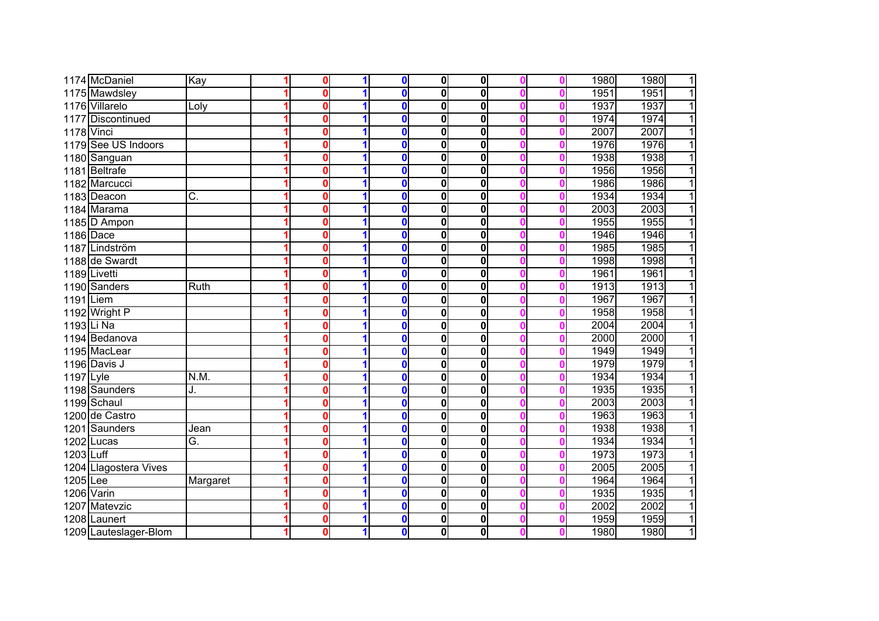| | | | | | | | | | | | | | | |
|---|---|---|---|---|---|---|---|---|---|---|---|---|---|---|
| 1174 | McDaniel | Kay | 1 | 0 | 1 | 0 | 0 | 0 | 0 | 0 | 1980 | 1980 | 1 |
| 1175 | Mawdsley | | 1 | 0 | 1 | 0 | 0 | 0 | 0 | 0 | 1951 | 1951 | 1 |
| 1176 | Villarelo | Loly | 1 | 0 | 1 | 0 | 0 | 0 | 0 | 0 | 1937 | 1937 | 1 |
| 1177 | Discontinued | | 1 | 0 | 1 | 0 | 0 | 0 | 0 | 0 | 1974 | 1974 | 1 |
| 1178 | Vinci | | 1 | 0 | 1 | 0 | 0 | 0 | 0 | 0 | 2007 | 2007 | 1 |
| 1179 | See US Indoors | | 1 | 0 | 1 | 0 | 0 | 0 | 0 | 0 | 1976 | 1976 | 1 |
| 1180 | Sanguan | | 1 | 0 | 1 | 0 | 0 | 0 | 0 | 0 | 1938 | 1938 | 1 |
| 1181 | Beltrafe | | 1 | 0 | 1 | 0 | 0 | 0 | 0 | 0 | 1956 | 1956 | 1 |
| 1182 | Marcucci | | 1 | 0 | 1 | 0 | 0 | 0 | 0 | 0 | 1986 | 1986 | 1 |
| 1183 | Deacon | C. | 1 | 0 | 1 | 0 | 0 | 0 | 0 | 0 | 1934 | 1934 | 1 |
| 1184 | Marama | | 1 | 0 | 1 | 0 | 0 | 0 | 0 | 0 | 2003 | 2003 | 1 |
| 1185 | D Ampon | | 1 | 0 | 1 | 0 | 0 | 0 | 0 | 0 | 1955 | 1955 | 1 |
| 1186 | Dace | | 1 | 0 | 1 | 0 | 0 | 0 | 0 | 0 | 1946 | 1946 | 1 |
| 1187 | Lindström | | 1 | 0 | 1 | 0 | 0 | 0 | 0 | 0 | 1985 | 1985 | 1 |
| 1188 | de Swardt | | 1 | 0 | 1 | 0 | 0 | 0 | 0 | 0 | 1998 | 1998 | 1 |
| 1189 | Livetti | | 1 | 0 | 1 | 0 | 0 | 0 | 0 | 0 | 1961 | 1961 | 1 |
| 1190 | Sanders | Ruth | 1 | 0 | 1 | 0 | 0 | 0 | 0 | 0 | 1913 | 1913 | 1 |
| 1191 | Liem | | 1 | 0 | 1 | 0 | 0 | 0 | 0 | 0 | 1967 | 1967 | 1 |
| 1192 | Wright P | | 1 | 0 | 1 | 0 | 0 | 0 | 0 | 0 | 1958 | 1958 | 1 |
| 1193 | Li Na | | 1 | 0 | 1 | 0 | 0 | 0 | 0 | 0 | 2004 | 2004 | 1 |
| 1194 | Bedanova | | 1 | 0 | 1 | 0 | 0 | 0 | 0 | 0 | 2000 | 2000 | 1 |
| 1195 | MacLear | | 1 | 0 | 1 | 0 | 0 | 0 | 0 | 0 | 1949 | 1949 | 1 |
| 1196 | Davis J | | 1 | 0 | 1 | 0 | 0 | 0 | 0 | 0 | 1979 | 1979 | 1 |
| 1197 | Lyle | N.M. | 1 | 0 | 1 | 0 | 0 | 0 | 0 | 0 | 1934 | 1934 | 1 |
| 1198 | Saunders | J. | 1 | 0 | 1 | 0 | 0 | 0 | 0 | 0 | 1935 | 1935 | 1 |
| 1199 | Schaul | | 1 | 0 | 1 | 0 | 0 | 0 | 0 | 0 | 2003 | 2003 | 1 |
| 1200 | de Castro | | 1 | 0 | 1 | 0 | 0 | 0 | 0 | 0 | 1963 | 1963 | 1 |
| 1201 | Saunders | Jean | 1 | 0 | 1 | 0 | 0 | 0 | 0 | 0 | 1938 | 1938 | 1 |
| 1202 | Lucas | G. | 1 | 0 | 1 | 0 | 0 | 0 | 0 | 0 | 1934 | 1934 | 1 |
| 1203 | Luff | | 1 | 0 | 1 | 0 | 0 | 0 | 0 | 0 | 1973 | 1973 | 1 |
| 1204 | Llagostera Vives | | 1 | 0 | 1 | 0 | 0 | 0 | 0 | 0 | 2005 | 2005 | 1 |
| 1205 | Lee | Margaret | 1 | 0 | 1 | 0 | 0 | 0 | 0 | 0 | 1964 | 1964 | 1 |
| 1206 | Varin | | 1 | 0 | 1 | 0 | 0 | 0 | 0 | 0 | 1935 | 1935 | 1 |
| 1207 | Matevzic | | 1 | 0 | 1 | 0 | 0 | 0 | 0 | 0 | 2002 | 2002 | 1 |
| 1208 | Launert | | 1 | 0 | 1 | 0 | 0 | 0 | 0 | 0 | 1959 | 1959 | 1 |
| 1209 | Lauteslager-Blom | | 1 | 0 | 1 | 0 | 0 | 0 | 0 | 0 | 1980 | 1980 | 1 |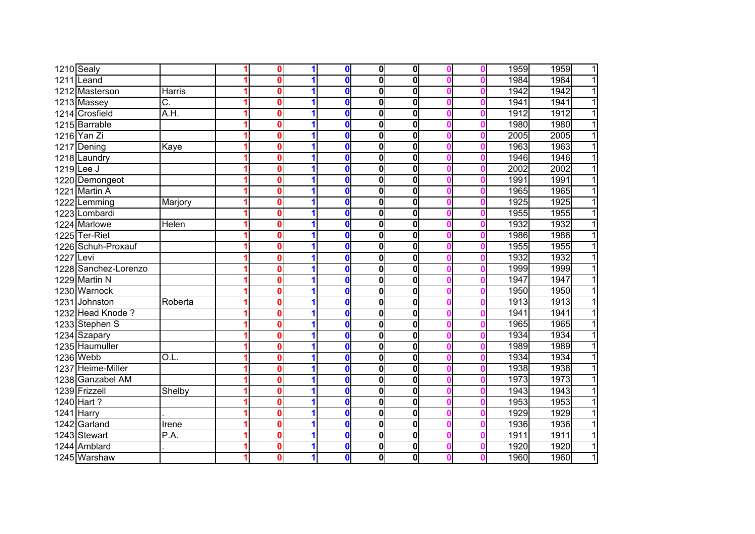| | | | | | | | | | | | | | |
|---|---|---|---|---|---|---|---|---|---|---|---|---|---|
| 1210 | Sealy | | 1 | 0 | 1 | 0 | 0 | 0 | 0 | 0 | 1959 | 1959 | 1 |
| 1211 | Leand | | 1 | 0 | 1 | 0 | 0 | 0 | 0 | 0 | 1984 | 1984 | 1 |
| 1212 | Masterson | Harris | 1 | 0 | 1 | 0 | 0 | 0 | 0 | 0 | 1942 | 1942 | 1 |
| 1213 | Massey | C. | 1 | 0 | 1 | 0 | 0 | 0 | 0 | 0 | 1941 | 1941 | 1 |
| 1214 | Crosfield | A.H. | 1 | 0 | 1 | 0 | 0 | 0 | 0 | 0 | 1912 | 1912 | 1 |
| 1215 | Barrable | | 1 | 0 | 1 | 0 | 0 | 0 | 0 | 0 | 1980 | 1980 | 1 |
| 1216 | Yan Zi | | 1 | 0 | 1 | 0 | 0 | 0 | 0 | 0 | 2005 | 2005 | 1 |
| 1217 | Dening | Kaye | 1 | 0 | 1 | 0 | 0 | 0 | 0 | 0 | 1963 | 1963 | 1 |
| 1218 | Laundry | | 1 | 0 | 1 | 0 | 0 | 0 | 0 | 0 | 1946 | 1946 | 1 |
| 1219 | Lee J | | 1 | 0 | 1 | 0 | 0 | 0 | 0 | 0 | 2002 | 2002 | 1 |
| 1220 | Demongeot | | 1 | 0 | 1 | 0 | 0 | 0 | 0 | 0 | 1991 | 1991 | 1 |
| 1221 | Martin A | | 1 | 0 | 1 | 0 | 0 | 0 | 0 | 0 | 1965 | 1965 | 1 |
| 1222 | Lemming | Marjory | 1 | 0 | 1 | 0 | 0 | 0 | 0 | 0 | 1925 | 1925 | 1 |
| 1223 | Lombardi | | 1 | 0 | 1 | 0 | 0 | 0 | 0 | 0 | 1955 | 1955 | 1 |
| 1224 | Marlowe | Helen | 1 | 0 | 1 | 0 | 0 | 0 | 0 | 0 | 1932 | 1932 | 1 |
| 1225 | Ter-Riet | | 1 | 0 | 1 | 0 | 0 | 0 | 0 | 0 | 1986 | 1986 | 1 |
| 1226 | Schuh-Proxauf | | 1 | 0 | 1 | 0 | 0 | 0 | 0 | 0 | 1955 | 1955 | 1 |
| 1227 | Levi | | 1 | 0 | 1 | 0 | 0 | 0 | 0 | 0 | 1932 | 1932 | 1 |
| 1228 | Sanchez-Lorenzo | | 1 | 0 | 1 | 0 | 0 | 0 | 0 | 0 | 1999 | 1999 | 1 |
| 1229 | Martin N | | 1 | 0 | 1 | 0 | 0 | 0 | 0 | 0 | 1947 | 1947 | 1 |
| 1230 | Warnock | | 1 | 0 | 1 | 0 | 0 | 0 | 0 | 0 | 1950 | 1950 | 1 |
| 1231 | Johnston | Roberta | 1 | 0 | 1 | 0 | 0 | 0 | 0 | 0 | 1913 | 1913 | 1 |
| 1232 | Head Knode ? | | 1 | 0 | 1 | 0 | 0 | 0 | 0 | 0 | 1941 | 1941 | 1 |
| 1233 | Stephen S | | 1 | 0 | 1 | 0 | 0 | 0 | 0 | 0 | 1965 | 1965 | 1 |
| 1234 | Szapary | | 1 | 0 | 1 | 0 | 0 | 0 | 0 | 0 | 1934 | 1934 | 1 |
| 1235 | Haumuller | | 1 | 0 | 1 | 0 | 0 | 0 | 0 | 0 | 1989 | 1989 | 1 |
| 1236 | Webb | O.L. | 1 | 0 | 1 | 0 | 0 | 0 | 0 | 0 | 1934 | 1934 | 1 |
| 1237 | Heime-Miller | | 1 | 0 | 1 | 0 | 0 | 0 | 0 | 0 | 1938 | 1938 | 1 |
| 1238 | Ganzabel AM | | 1 | 0 | 1 | 0 | 0 | 0 | 0 | 0 | 1973 | 1973 | 1 |
| 1239 | Frizzell | Shelby | 1 | 0 | 1 | 0 | 0 | 0 | 0 | 0 | 1943 | 1943 | 1 |
| 1240 | Hart ? | | 1 | 0 | 1 | 0 | 0 | 0 | 0 | 0 | 1953 | 1953 | 1 |
| 1241 | Harry | . | 1 | 0 | 1 | 0 | 0 | 0 | 0 | 0 | 1929 | 1929 | 1 |
| 1242 | Garland | Irene | 1 | 0 | 1 | 0 | 0 | 0 | 0 | 0 | 1936 | 1936 | 1 |
| 1243 | Stewart | P.A. | 1 | 0 | 1 | 0 | 0 | 0 | 0 | 0 | 1911 | 1911 | 1 |
| 1244 | Amblard | . | 1 | 0 | 1 | 0 | 0 | 0 | 0 | 0 | 1920 | 1920 | 1 |
| 1245 | Warshaw | | 1 | 0 | 1 | 0 | 0 | 0 | 0 | 0 | 1960 | 1960 | 1 |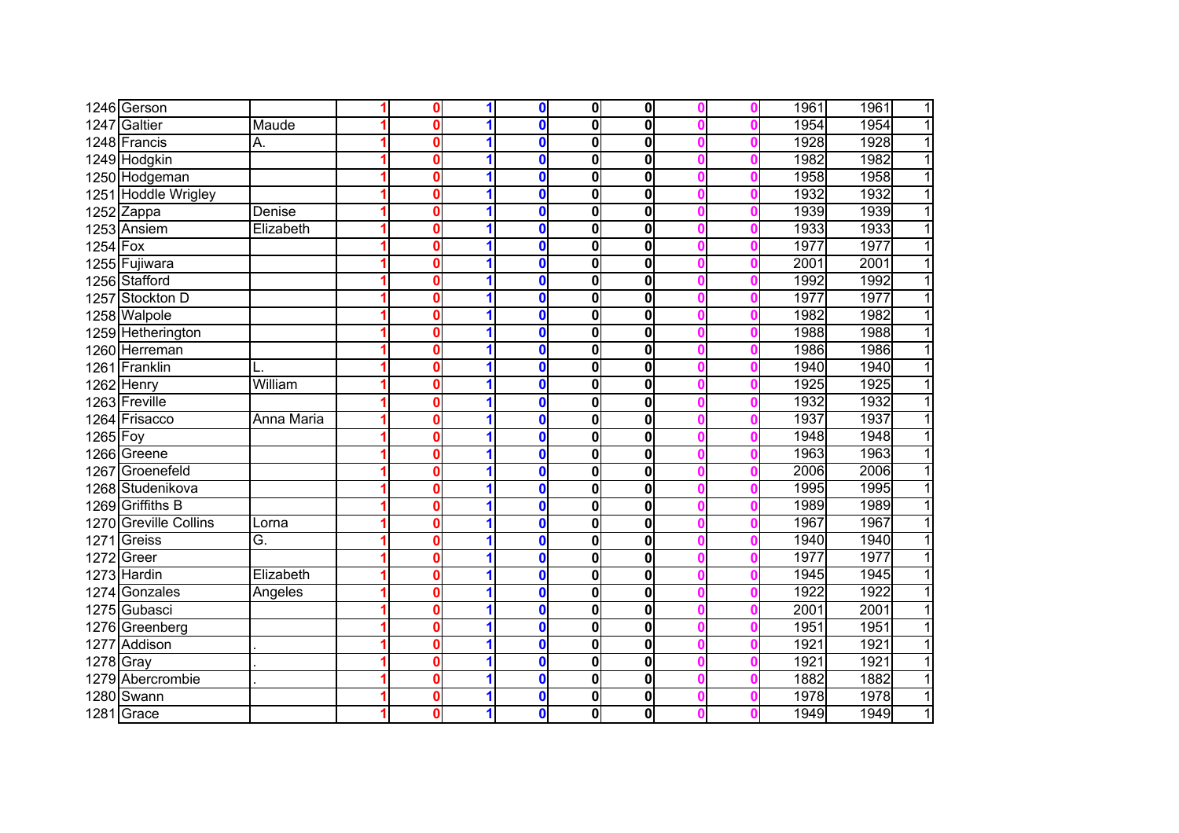| | | | | | | | | | | | | | |
|---|---|---|---|---|---|---|---|---|---|---|---|---|---|
| 1246 | Gerson | | 1 | 0 | 1 | 0 | 0 | 0 | 0 | 0 | 1961 | 1961 | 1 |
| 1247 | Galtier | Maude | 1 | 0 | 1 | 0 | 0 | 0 | 0 | 0 | 1954 | 1954 | 1 |
| 1248 | Francis | A. | 1 | 0 | 1 | 0 | 0 | 0 | 0 | 0 | 1928 | 1928 | 1 |
| 1249 | Hodgkin | | 1 | 0 | 1 | 0 | 0 | 0 | 0 | 0 | 1982 | 1982 | 1 |
| 1250 | Hodgeman | | 1 | 0 | 1 | 0 | 0 | 0 | 0 | 0 | 1958 | 1958 | 1 |
| 1251 | Hoddle Wrigley | | 1 | 0 | 1 | 0 | 0 | 0 | 0 | 0 | 1932 | 1932 | 1 |
| 1252 | Zappa | Denise | 1 | 0 | 1 | 0 | 0 | 0 | 0 | 0 | 1939 | 1939 | 1 |
| 1253 | Ansiem | Elizabeth | 1 | 0 | 1 | 0 | 0 | 0 | 0 | 0 | 1933 | 1933 | 1 |
| 1254 | Fox | | 1 | 0 | 1 | 0 | 0 | 0 | 0 | 0 | 1977 | 1977 | 1 |
| 1255 | Fujiwara | | 1 | 0 | 1 | 0 | 0 | 0 | 0 | 0 | 2001 | 2001 | 1 |
| 1256 | Stafford | | 1 | 0 | 1 | 0 | 0 | 0 | 0 | 0 | 1992 | 1992 | 1 |
| 1257 | Stockton D | | 1 | 0 | 1 | 0 | 0 | 0 | 0 | 0 | 1977 | 1977 | 1 |
| 1258 | Walpole | | 1 | 0 | 1 | 0 | 0 | 0 | 0 | 0 | 1982 | 1982 | 1 |
| 1259 | Hetherington | | 1 | 0 | 1 | 0 | 0 | 0 | 0 | 0 | 1988 | 1988 | 1 |
| 1260 | Herreman | | 1 | 0 | 1 | 0 | 0 | 0 | 0 | 0 | 1986 | 1986 | 1 |
| 1261 | Franklin | L. | 1 | 0 | 1 | 0 | 0 | 0 | 0 | 0 | 1940 | 1940 | 1 |
| 1262 | Henry | William | 1 | 0 | 1 | 0 | 0 | 0 | 0 | 0 | 1925 | 1925 | 1 |
| 1263 | Freville | | 1 | 0 | 1 | 0 | 0 | 0 | 0 | 0 | 1932 | 1932 | 1 |
| 1264 | Frisacco | Anna Maria | 1 | 0 | 1 | 0 | 0 | 0 | 0 | 0 | 1937 | 1937 | 1 |
| 1265 | Foy | | 1 | 0 | 1 | 0 | 0 | 0 | 0 | 0 | 1948 | 1948 | 1 |
| 1266 | Greene | | 1 | 0 | 1 | 0 | 0 | 0 | 0 | 0 | 1963 | 1963 | 1 |
| 1267 | Groenefeld | | 1 | 0 | 1 | 0 | 0 | 0 | 0 | 0 | 2006 | 2006 | 1 |
| 1268 | Studenikova | | 1 | 0 | 1 | 0 | 0 | 0 | 0 | 0 | 1995 | 1995 | 1 |
| 1269 | Griffiths B | | 1 | 0 | 1 | 0 | 0 | 0 | 0 | 0 | 1989 | 1989 | 1 |
| 1270 | Greville Collins | Lorna | 1 | 0 | 1 | 0 | 0 | 0 | 0 | 0 | 1967 | 1967 | 1 |
| 1271 | Greiss | G. | 1 | 0 | 1 | 0 | 0 | 0 | 0 | 0 | 1940 | 1940 | 1 |
| 1272 | Greer | | 1 | 0 | 1 | 0 | 0 | 0 | 0 | 0 | 1977 | 1977 | 1 |
| 1273 | Hardin | Elizabeth | 1 | 0 | 1 | 0 | 0 | 0 | 0 | 0 | 1945 | 1945 | 1 |
| 1274 | Gonzales | Angeles | 1 | 0 | 1 | 0 | 0 | 0 | 0 | 0 | 1922 | 1922 | 1 |
| 1275 | Gubasci | | 1 | 0 | 1 | 0 | 0 | 0 | 0 | 0 | 2001 | 2001 | 1 |
| 1276 | Greenberg | | 1 | 0 | 1 | 0 | 0 | 0 | 0 | 0 | 1951 | 1951 | 1 |
| 1277 | Addison | . | 1 | 0 | 1 | 0 | 0 | 0 | 0 | 0 | 1921 | 1921 | 1 |
| 1278 | Gray | . | 1 | 0 | 1 | 0 | 0 | 0 | 0 | 0 | 1921 | 1921 | 1 |
| 1279 | Abercrombie | . | 1 | 0 | 1 | 0 | 0 | 0 | 0 | 0 | 1882 | 1882 | 1 |
| 1280 | Swann | | 1 | 0 | 1 | 0 | 0 | 0 | 0 | 0 | 1978 | 1978 | 1 |
| 1281 | Grace | | 1 | 0 | 1 | 0 | 0 | 0 | 0 | 0 | 1949 | 1949 | 1 |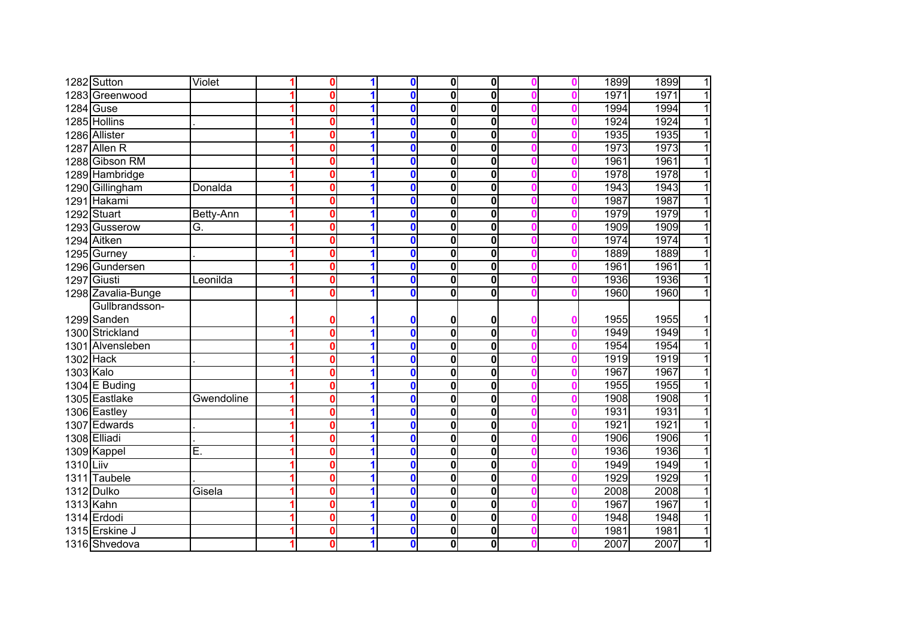| | | | | | | | | | | | | | |
|---|---|---|---|---|---|---|---|---|---|---|---|---|---|
| 1282 | Sutton | Violet | 1 | 0 | 1 | 0 | 0 | 0 | 0 | 0 | 1899 | 1899 | 1 |
| 1283 | Greenwood | | 1 | 0 | 1 | 0 | 0 | 0 | 0 | 0 | 1971 | 1971 | 1 |
| 1284 | Guse | | 1 | 0 | 1 | 0 | 0 | 0 | 0 | 0 | 1994 | 1994 | 1 |
| 1285 | Hollins | . | 1 | 0 | 1 | 0 | 0 | 0 | 0 | 0 | 1924 | 1924 | 1 |
| 1286 | Allister | | 1 | 0 | 1 | 0 | 0 | 0 | 0 | 0 | 1935 | 1935 | 1 |
| 1287 | Allen R | | 1 | 0 | 1 | 0 | 0 | 0 | 0 | 0 | 1973 | 1973 | 1 |
| 1288 | Gibson RM | | 1 | 0 | 1 | 0 | 0 | 0 | 0 | 0 | 1961 | 1961 | 1 |
| 1289 | Hambridge | | 1 | 0 | 1 | 0 | 0 | 0 | 0 | 0 | 1978 | 1978 | 1 |
| 1290 | Gillingham | Donalda | 1 | 0 | 1 | 0 | 0 | 0 | 0 | 0 | 1943 | 1943 | 1 |
| 1291 | Hakami | | 1 | 0 | 1 | 0 | 0 | 0 | 0 | 0 | 1987 | 1987 | 1 |
| 1292 | Stuart | Betty-Ann | 1 | 0 | 1 | 0 | 0 | 0 | 0 | 0 | 1979 | 1979 | 1 |
| 1293 | Gusserow | G. | 1 | 0 | 1 | 0 | 0 | 0 | 0 | 0 | 1909 | 1909 | 1 |
| 1294 | Aitken | | 1 | 0 | 1 | 0 | 0 | 0 | 0 | 0 | 1974 | 1974 | 1 |
| 1295 | Gurney | . | 1 | 0 | 1 | 0 | 0 | 0 | 0 | 0 | 1889 | 1889 | 1 |
| 1296 | Gundersen | | 1 | 0 | 1 | 0 | 0 | 0 | 0 | 0 | 1961 | 1961 | 1 |
| 1297 | Giusti | Leonilda | 1 | 0 | 1 | 0 | 0 | 0 | 0 | 0 | 1936 | 1936 | 1 |
| 1298 | Zavalia-Bunge | | 1 | 0 | 1 | 0 | 0 | 0 | 0 | 0 | 1960 | 1960 | 1 |
| 1299 | Gullbrandsson-Sanden | | 1 | 0 | 1 | 0 | 0 | 0 | 0 | 0 | 1955 | 1955 | 1 |
| 1300 | Strickland | | 1 | 0 | 1 | 0 | 0 | 0 | 0 | 0 | 1949 | 1949 | 1 |
| 1301 | Alvensleben | | 1 | 0 | 1 | 0 | 0 | 0 | 0 | 0 | 1954 | 1954 | 1 |
| 1302 | Hack | . | 1 | 0 | 1 | 0 | 0 | 0 | 0 | 0 | 1919 | 1919 | 1 |
| 1303 | Kalo | | 1 | 0 | 1 | 0 | 0 | 0 | 0 | 0 | 1967 | 1967 | 1 |
| 1304 | E Buding | | 1 | 0 | 1 | 0 | 0 | 0 | 0 | 0 | 1955 | 1955 | 1 |
| 1305 | Eastlake | Gwendoline | 1 | 0 | 1 | 0 | 0 | 0 | 0 | 0 | 1908 | 1908 | 1 |
| 1306 | Eastley | | 1 | 0 | 1 | 0 | 0 | 0 | 0 | 0 | 1931 | 1931 | 1 |
| 1307 | Edwards | . | 1 | 0 | 1 | 0 | 0 | 0 | 0 | 0 | 1921 | 1921 | 1 |
| 1308 | Elliadi | . | 1 | 0 | 1 | 0 | 0 | 0 | 0 | 0 | 1906 | 1906 | 1 |
| 1309 | Kappel | E. | 1 | 0 | 1 | 0 | 0 | 0 | 0 | 0 | 1936 | 1936 | 1 |
| 1310 | Liiv | | 1 | 0 | 1 | 0 | 0 | 0 | 0 | 0 | 1949 | 1949 | 1 |
| 1311 | Taubele | . | 1 | 0 | 1 | 0 | 0 | 0 | 0 | 0 | 1929 | 1929 | 1 |
| 1312 | Dulko | Gisela | 1 | 0 | 1 | 0 | 0 | 0 | 0 | 0 | 2008 | 2008 | 1 |
| 1313 | Kahn | | 1 | 0 | 1 | 0 | 0 | 0 | 0 | 0 | 1967 | 1967 | 1 |
| 1314 | Erdodi | | 1 | 0 | 1 | 0 | 0 | 0 | 0 | 0 | 1948 | 1948 | 1 |
| 1315 | Erskine J | | 1 | 0 | 1 | 0 | 0 | 0 | 0 | 0 | 1981 | 1981 | 1 |
| 1316 | Shvedova | | 1 | 0 | 1 | 0 | 0 | 0 | 0 | 0 | 2007 | 2007 | 1 |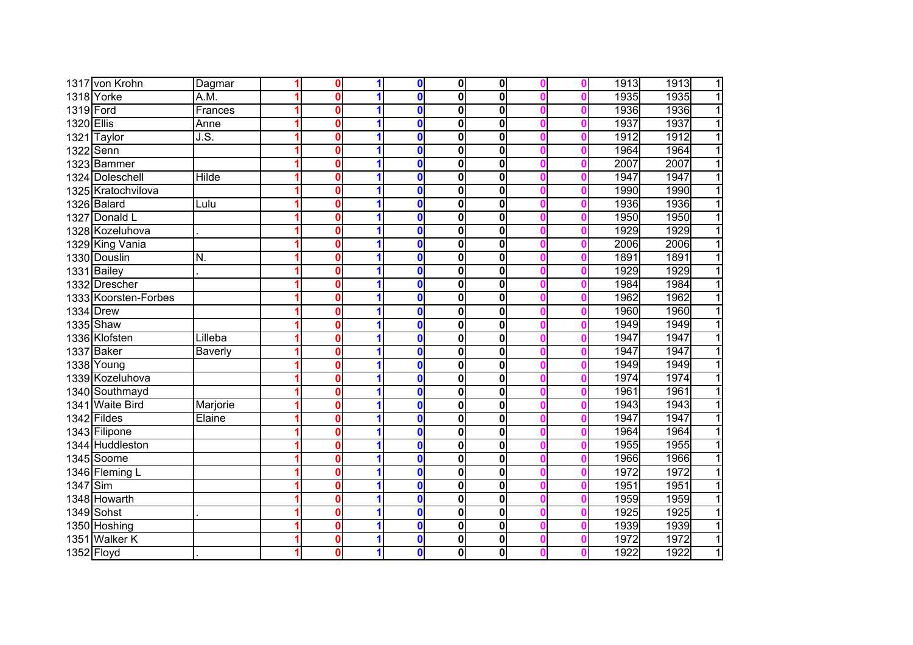| | | | | | | | | | | | | | |
|---|---|---|---|---|---|---|---|---|---|---|---|---|---|
| 1317 | von Krohn | Dagmar | 1 | 0 | 1 | 0 | 0 | 0 | 0 | 0 | 1913 | 1913 | 1 |
| 1318 | Yorke | A.M. | 1 | 0 | 1 | 0 | 0 | 0 | 0 | 0 | 1935 | 1935 | 1 |
| 1319 | Ford | Frances | 1 | 0 | 1 | 0 | 0 | 0 | 0 | 0 | 1936 | 1936 | 1 |
| 1320 | Ellis | Anne | 1 | 0 | 1 | 0 | 0 | 0 | 0 | 0 | 1937 | 1937 | 1 |
| 1321 | Taylor | J.S. | 1 | 0 | 1 | 0 | 0 | 0 | 0 | 0 | 1912 | 1912 | 1 |
| 1322 | Senn | | 1 | 0 | 1 | 0 | 0 | 0 | 0 | 0 | 1964 | 1964 | 1 |
| 1323 | Bammer | | 1 | 0 | 1 | 0 | 0 | 0 | 0 | 0 | 2007 | 2007 | 1 |
| 1324 | Doleschell | Hilde | 1 | 0 | 1 | 0 | 0 | 0 | 0 | 0 | 1947 | 1947 | 1 |
| 1325 | Kratochvilova | | 1 | 0 | 1 | 0 | 0 | 0 | 0 | 0 | 1990 | 1990 | 1 |
| 1326 | Balard | Lulu | 1 | 0 | 1 | 0 | 0 | 0 | 0 | 0 | 1936 | 1936 | 1 |
| 1327 | Donald L | | 1 | 0 | 1 | 0 | 0 | 0 | 0 | 0 | 1950 | 1950 | 1 |
| 1328 | Kozeluhova | . | 1 | 0 | 1 | 0 | 0 | 0 | 0 | 0 | 1929 | 1929 | 1 |
| 1329 | King Vania | | 1 | 0 | 1 | 0 | 0 | 0 | 0 | 0 | 2006 | 2006 | 1 |
| 1330 | Douslin | N. | 1 | 0 | 1 | 0 | 0 | 0 | 0 | 0 | 1891 | 1891 | 1 |
| 1331 | Bailey | . | 1 | 0 | 1 | 0 | 0 | 0 | 0 | 0 | 1929 | 1929 | 1 |
| 1332 | Drescher | | 1 | 0 | 1 | 0 | 0 | 0 | 0 | 0 | 1984 | 1984 | 1 |
| 1333 | Koorsten-Forbes | | 1 | 0 | 1 | 0 | 0 | 0 | 0 | 0 | 1962 | 1962 | 1 |
| 1334 | Drew | | 1 | 0 | 1 | 0 | 0 | 0 | 0 | 0 | 1960 | 1960 | 1 |
| 1335 | Shaw | | 1 | 0 | 1 | 0 | 0 | 0 | 0 | 0 | 1949 | 1949 | 1 |
| 1336 | Klofsten | Lilleba | 1 | 0 | 1 | 0 | 0 | 0 | 0 | 0 | 1947 | 1947 | 1 |
| 1337 | Baker | Baverly | 1 | 0 | 1 | 0 | 0 | 0 | 0 | 0 | 1947 | 1947 | 1 |
| 1338 | Young | | 1 | 0 | 1 | 0 | 0 | 0 | 0 | 0 | 1949 | 1949 | 1 |
| 1339 | Kozeluhova | | 1 | 0 | 1 | 0 | 0 | 0 | 0 | 0 | 1974 | 1974 | 1 |
| 1340 | Southmayd | | 1 | 0 | 1 | 0 | 0 | 0 | 0 | 0 | 1961 | 1961 | 1 |
| 1341 | Waite Bird | Marjorie | 1 | 0 | 1 | 0 | 0 | 0 | 0 | 0 | 1943 | 1943 | 1 |
| 1342 | Fildes | Elaine | 1 | 0 | 1 | 0 | 0 | 0 | 0 | 0 | 1947 | 1947 | 1 |
| 1343 | Filipone | | 1 | 0 | 1 | 0 | 0 | 0 | 0 | 0 | 1964 | 1964 | 1 |
| 1344 | Huddleston | | 1 | 0 | 1 | 0 | 0 | 0 | 0 | 0 | 1955 | 1955 | 1 |
| 1345 | Soome | | 1 | 0 | 1 | 0 | 0 | 0 | 0 | 0 | 1966 | 1966 | 1 |
| 1346 | Fleming L | | 1 | 0 | 1 | 0 | 0 | 0 | 0 | 0 | 1972 | 1972 | 1 |
| 1347 | Sim | | 1 | 0 | 1 | 0 | 0 | 0 | 0 | 0 | 1951 | 1951 | 1 |
| 1348 | Howarth | | 1 | 0 | 1 | 0 | 0 | 0 | 0 | 0 | 1959 | 1959 | 1 |
| 1349 | Sohst | . | 1 | 0 | 1 | 0 | 0 | 0 | 0 | 0 | 1925 | 1925 | 1 |
| 1350 | Hoshing | | 1 | 0 | 1 | 0 | 0 | 0 | 0 | 0 | 1939 | 1939 | 1 |
| 1351 | Walker K | | 1 | 0 | 1 | 0 | 0 | 0 | 0 | 0 | 1972 | 1972 | 1 |
| 1352 | Floyd | . | 1 | 0 | 1 | 0 | 0 | 0 | 0 | 0 | 1922 | 1922 | 1 |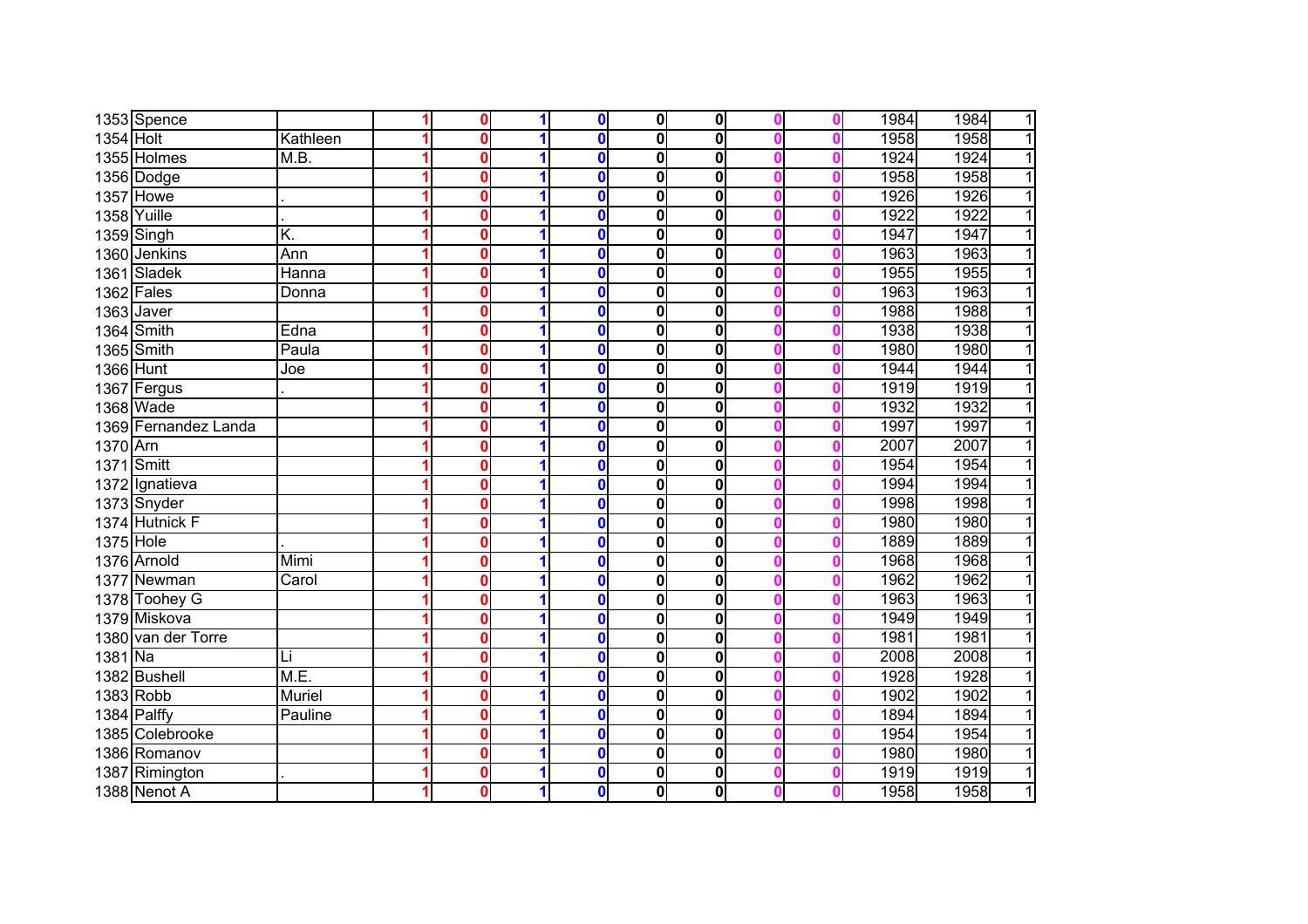| | | | | | | | | | | | | | |
|---|---|---|---|---|---|---|---|---|---|---|---|---|---|
| 1353 | Spence | | 1 | 0 | 1 | 0 | 0 | 0 | 0 | 0 | 1984 | 1984 | 1 |
| 1354 | Holt | Kathleen | 1 | 0 | 1 | 0 | 0 | 0 | 0 | 0 | 1958 | 1958 | 1 |
| 1355 | Holmes | M.B. | 1 | 0 | 1 | 0 | 0 | 0 | 0 | 0 | 1924 | 1924 | 1 |
| 1356 | Dodge | | 1 | 0 | 1 | 0 | 0 | 0 | 0 | 0 | 1958 | 1958 | 1 |
| 1357 | Howe | . | 1 | 0 | 1 | 0 | 0 | 0 | 0 | 0 | 1926 | 1926 | 1 |
| 1358 | Yuille | . | 1 | 0 | 1 | 0 | 0 | 0 | 0 | 0 | 1922 | 1922 | 1 |
| 1359 | Singh | K. | 1 | 0 | 1 | 0 | 0 | 0 | 0 | 0 | 1947 | 1947 | 1 |
| 1360 | Jenkins | Ann | 1 | 0 | 1 | 0 | 0 | 0 | 0 | 0 | 1963 | 1963 | 1 |
| 1361 | Sladek | Hanna | 1 | 0 | 1 | 0 | 0 | 0 | 0 | 0 | 1955 | 1955 | 1 |
| 1362 | Fales | Donna | 1 | 0 | 1 | 0 | 0 | 0 | 0 | 0 | 1963 | 1963 | 1 |
| 1363 | Javer | | 1 | 0 | 1 | 0 | 0 | 0 | 0 | 0 | 1988 | 1988 | 1 |
| 1364 | Smith | Edna | 1 | 0 | 1 | 0 | 0 | 0 | 0 | 0 | 1938 | 1938 | 1 |
| 1365 | Smith | Paula | 1 | 0 | 1 | 0 | 0 | 0 | 0 | 0 | 1980 | 1980 | 1 |
| 1366 | Hunt | Joe | 1 | 0 | 1 | 0 | 0 | 0 | 0 | 0 | 1944 | 1944 | 1 |
| 1367 | Fergus | . | 1 | 0 | 1 | 0 | 0 | 0 | 0 | 0 | 1919 | 1919 | 1 |
| 1368 | Wade | | 1 | 0 | 1 | 0 | 0 | 0 | 0 | 0 | 1932 | 1932 | 1 |
| 1369 | Fernandez Landa | | 1 | 0 | 1 | 0 | 0 | 0 | 0 | 0 | 1997 | 1997 | 1 |
| 1370 | Arn | | 1 | 0 | 1 | 0 | 0 | 0 | 0 | 0 | 2007 | 2007 | 1 |
| 1371 | Smitt | | 1 | 0 | 1 | 0 | 0 | 0 | 0 | 0 | 1954 | 1954 | 1 |
| 1372 | Ignatieva | | 1 | 0 | 1 | 0 | 0 | 0 | 0 | 0 | 1994 | 1994 | 1 |
| 1373 | Snyder | | 1 | 0 | 1 | 0 | 0 | 0 | 0 | 0 | 1998 | 1998 | 1 |
| 1374 | Hutnick F | | 1 | 0 | 1 | 0 | 0 | 0 | 0 | 0 | 1980 | 1980 | 1 |
| 1375 | Hole | . | 1 | 0 | 1 | 0 | 0 | 0 | 0 | 0 | 1889 | 1889 | 1 |
| 1376 | Arnold | Mimi | 1 | 0 | 1 | 0 | 0 | 0 | 0 | 0 | 1968 | 1968 | 1 |
| 1377 | Newman | Carol | 1 | 0 | 1 | 0 | 0 | 0 | 0 | 0 | 1962 | 1962 | 1 |
| 1378 | Toohey G | | 1 | 0 | 1 | 0 | 0 | 0 | 0 | 0 | 1963 | 1963 | 1 |
| 1379 | Miskova | | 1 | 0 | 1 | 0 | 0 | 0 | 0 | 0 | 1949 | 1949 | 1 |
| 1380 | van der Torre | | 1 | 0 | 1 | 0 | 0 | 0 | 0 | 0 | 1981 | 1981 | 1 |
| 1381 | Na | Li | 1 | 0 | 1 | 0 | 0 | 0 | 0 | 0 | 2008 | 2008 | 1 |
| 1382 | Bushell | M.E. | 1 | 0 | 1 | 0 | 0 | 0 | 0 | 0 | 1928 | 1928 | 1 |
| 1383 | Robb | Muriel | 1 | 0 | 1 | 0 | 0 | 0 | 0 | 0 | 1902 | 1902 | 1 |
| 1384 | Palffy | Pauline | 1 | 0 | 1 | 0 | 0 | 0 | 0 | 0 | 1894 | 1894 | 1 |
| 1385 | Colebrooke | | 1 | 0 | 1 | 0 | 0 | 0 | 0 | 0 | 1954 | 1954 | 1 |
| 1386 | Romanov | | 1 | 0 | 1 | 0 | 0 | 0 | 0 | 0 | 1980 | 1980 | 1 |
| 1387 | Rimington | . | 1 | 0 | 1 | 0 | 0 | 0 | 0 | 0 | 1919 | 1919 | 1 |
| 1388 | Nenot A | | 1 | 0 | 1 | 0 | 0 | 0 | 0 | 0 | 1958 | 1958 | 1 |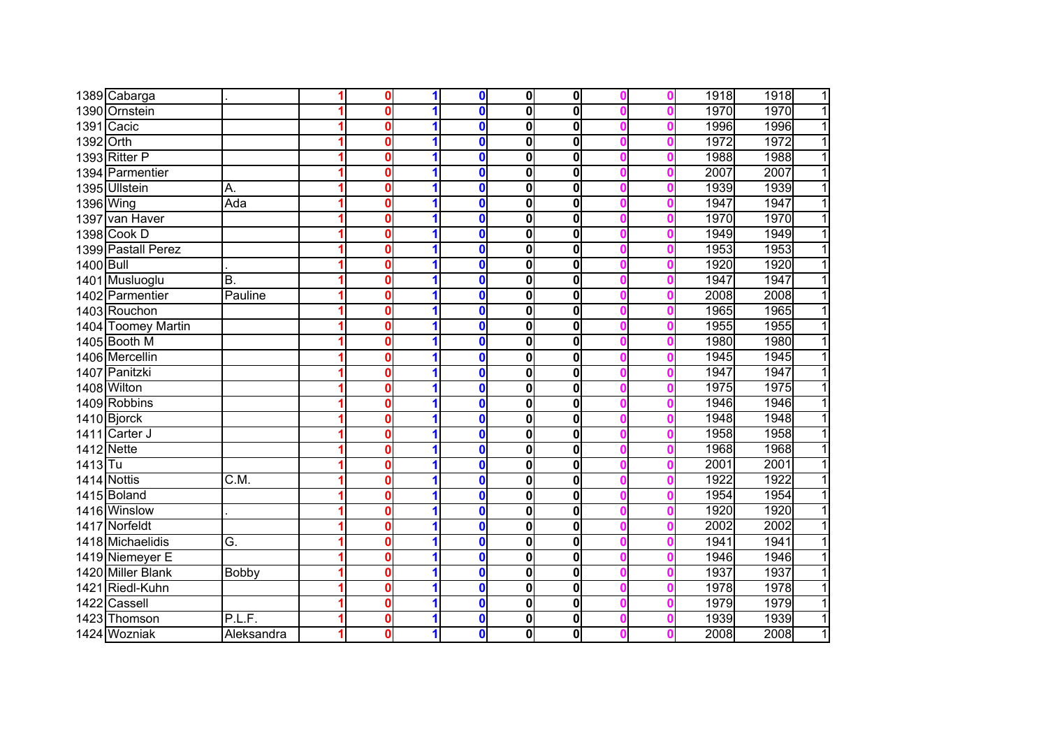| | | | | | | | | | | | | | |
|---|---|---|---|---|---|---|---|---|---|---|---|---|---|
| 1389 | Cabarga | . | 1 | 0 | 1 | 0 | 0 | 0 | 0 | 0 | 1918 | 1918 | 1 |
| 1390 | Ornstein | | 1 | 0 | 1 | 0 | 0 | 0 | 0 | 0 | 1970 | 1970 | 1 |
| 1391 | Cacic | | 1 | 0 | 1 | 0 | 0 | 0 | 0 | 0 | 1996 | 1996 | 1 |
| 1392 | Orth | | 1 | 0 | 1 | 0 | 0 | 0 | 0 | 0 | 1972 | 1972 | 1 |
| 1393 | Ritter P | | 1 | 0 | 1 | 0 | 0 | 0 | 0 | 0 | 1988 | 1988 | 1 |
| 1394 | Parmentier | | 1 | 0 | 1 | 0 | 0 | 0 | 0 | 0 | 2007 | 2007 | 1 |
| 1395 | Ullstein | A. | 1 | 0 | 1 | 0 | 0 | 0 | 0 | 0 | 1939 | 1939 | 1 |
| 1396 | Wing | Ada | 1 | 0 | 1 | 0 | 0 | 0 | 0 | 0 | 1947 | 1947 | 1 |
| 1397 | van Haver | | 1 | 0 | 1 | 0 | 0 | 0 | 0 | 0 | 1970 | 1970 | 1 |
| 1398 | Cook D | | 1 | 0 | 1 | 0 | 0 | 0 | 0 | 0 | 1949 | 1949 | 1 |
| 1399 | Pastall Perez | | 1 | 0 | 1 | 0 | 0 | 0 | 0 | 0 | 1953 | 1953 | 1 |
| 1400 | Bull | . | 1 | 0 | 1 | 0 | 0 | 0 | 0 | 0 | 1920 | 1920 | 1 |
| 1401 | Musluoglu | B. | 1 | 0 | 1 | 0 | 0 | 0 | 0 | 0 | 1947 | 1947 | 1 |
| 1402 | Parmentier | Pauline | 1 | 0 | 1 | 0 | 0 | 0 | 0 | 0 | 2008 | 2008 | 1 |
| 1403 | Rouchon | | 1 | 0 | 1 | 0 | 0 | 0 | 0 | 0 | 1965 | 1965 | 1 |
| 1404 | Toomey Martin | | 1 | 0 | 1 | 0 | 0 | 0 | 0 | 0 | 1955 | 1955 | 1 |
| 1405 | Booth M | | 1 | 0 | 1 | 0 | 0 | 0 | 0 | 0 | 1980 | 1980 | 1 |
| 1406 | Mercellin | | 1 | 0 | 1 | 0 | 0 | 0 | 0 | 0 | 1945 | 1945 | 1 |
| 1407 | Panitzki | | 1 | 0 | 1 | 0 | 0 | 0 | 0 | 0 | 1947 | 1947 | 1 |
| 1408 | Wilton | | 1 | 0 | 1 | 0 | 0 | 0 | 0 | 0 | 1975 | 1975 | 1 |
| 1409 | Robbins | | 1 | 0 | 1 | 0 | 0 | 0 | 0 | 0 | 1946 | 1946 | 1 |
| 1410 | Bjorck | | 1 | 0 | 1 | 0 | 0 | 0 | 0 | 0 | 1948 | 1948 | 1 |
| 1411 | Carter J | | 1 | 0 | 1 | 0 | 0 | 0 | 0 | 0 | 1958 | 1958 | 1 |
| 1412 | Nette | | 1 | 0 | 1 | 0 | 0 | 0 | 0 | 0 | 1968 | 1968 | 1 |
| 1413 | Tu | | 1 | 0 | 1 | 0 | 0 | 0 | 0 | 0 | 2001 | 2001 | 1 |
| 1414 | Nottis | C.M. | 1 | 0 | 1 | 0 | 0 | 0 | 0 | 0 | 1922 | 1922 | 1 |
| 1415 | Boland | | 1 | 0 | 1 | 0 | 0 | 0 | 0 | 0 | 1954 | 1954 | 1 |
| 1416 | Winslow | . | 1 | 0 | 1 | 0 | 0 | 0 | 0 | 0 | 1920 | 1920 | 1 |
| 1417 | Norfeldt | | 1 | 0 | 1 | 0 | 0 | 0 | 0 | 0 | 2002 | 2002 | 1 |
| 1418 | Michaelidis | G. | 1 | 0 | 1 | 0 | 0 | 0 | 0 | 0 | 1941 | 1941 | 1 |
| 1419 | Niemeyer E | | 1 | 0 | 1 | 0 | 0 | 0 | 0 | 0 | 1946 | 1946 | 1 |
| 1420 | Miller Blank | Bobby | 1 | 0 | 1 | 0 | 0 | 0 | 0 | 0 | 1937 | 1937 | 1 |
| 1421 | Riedl-Kuhn | | 1 | 0 | 1 | 0 | 0 | 0 | 0 | 0 | 1978 | 1978 | 1 |
| 1422 | Cassell | | 1 | 0 | 1 | 0 | 0 | 0 | 0 | 0 | 1979 | 1979 | 1 |
| 1423 | Thomson | P.L.F. | 1 | 0 | 1 | 0 | 0 | 0 | 0 | 0 | 1939 | 1939 | 1 |
| 1424 | Wozniak | Aleksandra | 1 | 0 | 1 | 0 | 0 | 0 | 0 | 0 | 2008 | 2008 | 1 |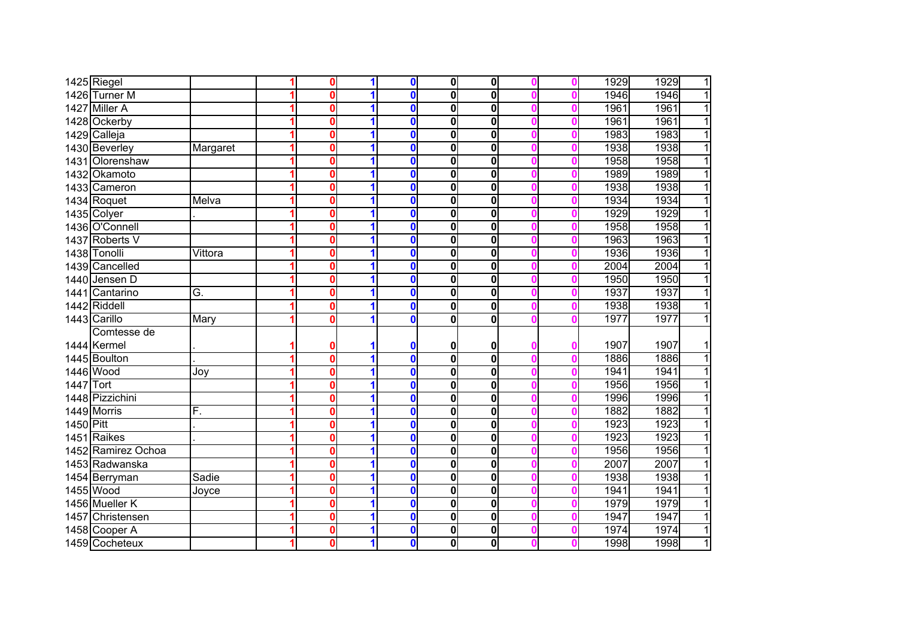| | | | | | | | | | | | | | | |
|---|---|---|---|---|---|---|---|---|---|---|---|---|---|---|
| 1425 | Riegel | | 1 | 0 | 1 | 0 | 0 | 0 | 0 | 0 | 1929 | 1929 | 1 |
| 1426 | Turner M | | 1 | 0 | 1 | 0 | 0 | 0 | 0 | 0 | 1946 | 1946 | 1 |
| 1427 | Miller A | | 1 | 0 | 1 | 0 | 0 | 0 | 0 | 0 | 1961 | 1961 | 1 |
| 1428 | Ockerby | | 1 | 0 | 1 | 0 | 0 | 0 | 0 | 0 | 1961 | 1961 | 1 |
| 1429 | Calleja | | 1 | 0 | 1 | 0 | 0 | 0 | 0 | 0 | 1983 | 1983 | 1 |
| 1430 | Beverley | Margaret | 1 | 0 | 1 | 0 | 0 | 0 | 0 | 0 | 1938 | 1938 | 1 |
| 1431 | Olorenshaw | | 1 | 0 | 1 | 0 | 0 | 0 | 0 | 0 | 1958 | 1958 | 1 |
| 1432 | Okamoto | | 1 | 0 | 1 | 0 | 0 | 0 | 0 | 0 | 1989 | 1989 | 1 |
| 1433 | Cameron | | 1 | 0 | 1 | 0 | 0 | 0 | 0 | 0 | 1938 | 1938 | 1 |
| 1434 | Roquet | Melva | 1 | 0 | 1 | 0 | 0 | 0 | 0 | 0 | 1934 | 1934 | 1 |
| 1435 | Colyer | . | 1 | 0 | 1 | 0 | 0 | 0 | 0 | 0 | 1929 | 1929 | 1 |
| 1436 | O'Connell | | 1 | 0 | 1 | 0 | 0 | 0 | 0 | 0 | 1958 | 1958 | 1 |
| 1437 | Roberts V | | 1 | 0 | 1 | 0 | 0 | 0 | 0 | 0 | 1963 | 1963 | 1 |
| 1438 | Tonolli | Vittora | 1 | 0 | 1 | 0 | 0 | 0 | 0 | 0 | 1936 | 1936 | 1 |
| 1439 | Cancelled | | 1 | 0 | 1 | 0 | 0 | 0 | 0 | 0 | 2004 | 2004 | 1 |
| 1440 | Jensen D | | 1 | 0 | 1 | 0 | 0 | 0 | 0 | 0 | 1950 | 1950 | 1 |
| 1441 | Cantarino | G. | 1 | 0 | 1 | 0 | 0 | 0 | 0 | 0 | 1937 | 1937 | 1 |
| 1442 | Riddell | | 1 | 0 | 1 | 0 | 0 | 0 | 0 | 0 | 1938 | 1938 | 1 |
| 1443 | Carillo | Mary | 1 | 0 | 1 | 0 | 0 | 0 | 0 | 0 | 1977 | 1977 | 1 |
| 1444 | Comtesse de Kermel | . | 1 | 0 | 1 | 0 | 0 | 0 | 0 | 0 | 1907 | 1907 | 1 |
| 1445 | Boulton | . | 1 | 0 | 1 | 0 | 0 | 0 | 0 | 0 | 1886 | 1886 | 1 |
| 1446 | Wood | Joy | 1 | 0 | 1 | 0 | 0 | 0 | 0 | 0 | 1941 | 1941 | 1 |
| 1447 | Tort | | 1 | 0 | 1 | 0 | 0 | 0 | 0 | 0 | 1956 | 1956 | 1 |
| 1448 | Pizzichini | | 1 | 0 | 1 | 0 | 0 | 0 | 0 | 0 | 1996 | 1996 | 1 |
| 1449 | Morris | F. | 1 | 0 | 1 | 0 | 0 | 0 | 0 | 0 | 1882 | 1882 | 1 |
| 1450 | Pitt | . | 1 | 0 | 1 | 0 | 0 | 0 | 0 | 0 | 1923 | 1923 | 1 |
| 1451 | Raikes | . | 1 | 0 | 1 | 0 | 0 | 0 | 0 | 0 | 1923 | 1923 | 1 |
| 1452 | Ramirez Ochoa | | 1 | 0 | 1 | 0 | 0 | 0 | 0 | 0 | 1956 | 1956 | 1 |
| 1453 | Radwanska | | 1 | 0 | 1 | 0 | 0 | 0 | 0 | 0 | 2007 | 2007 | 1 |
| 1454 | Berryman | Sadie | 1 | 0 | 1 | 0 | 0 | 0 | 0 | 0 | 1938 | 1938 | 1 |
| 1455 | Wood | Joyce | 1 | 0 | 1 | 0 | 0 | 0 | 0 | 0 | 1941 | 1941 | 1 |
| 1456 | Mueller K | | 1 | 0 | 1 | 0 | 0 | 0 | 0 | 0 | 1979 | 1979 | 1 |
| 1457 | Christensen | | 1 | 0 | 1 | 0 | 0 | 0 | 0 | 0 | 1947 | 1947 | 1 |
| 1458 | Cooper A | | 1 | 0 | 1 | 0 | 0 | 0 | 0 | 0 | 1974 | 1974 | 1 |
| 1459 | Cocheteux | | 1 | 0 | 1 | 0 | 0 | 0 | 0 | 0 | 1998 | 1998 | 1 |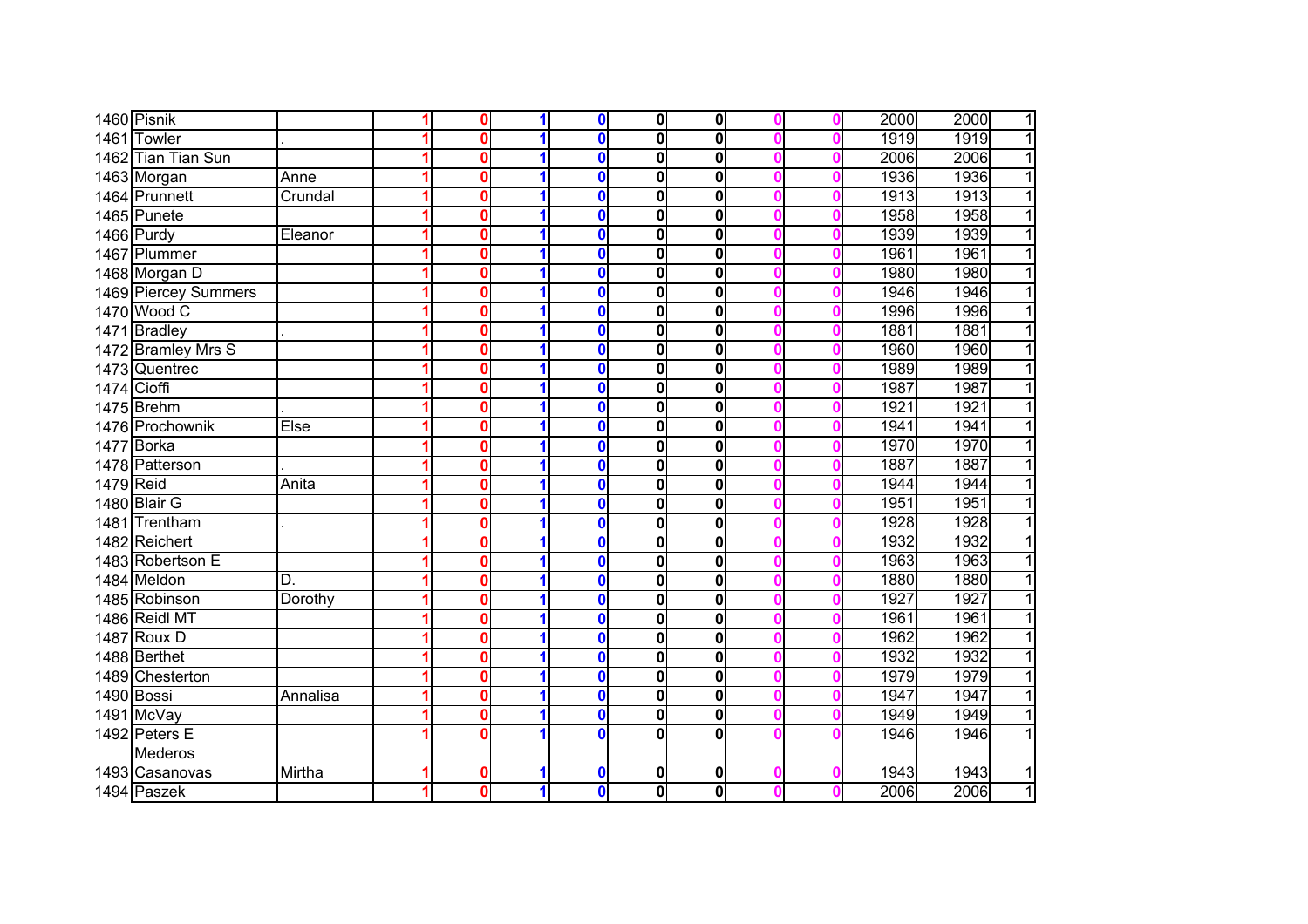| | | | | | | | | | | | | | |
|---|---|---|---|---|---|---|---|---|---|---|---|---|---|
| 1460 | Pisnik | | 1 | 0 | 1 | 0 | 0 | 0 | 0 | 0 | 2000 | 2000 | 1 |
| 1461 | Towler | . | 1 | 0 | 1 | 0 | 0 | 0 | 0 | 0 | 1919 | 1919 | 1 |
| 1462 | Tian Tian Sun | | 1 | 0 | 1 | 0 | 0 | 0 | 0 | 0 | 2006 | 2006 | 1 |
| 1463 | Morgan | Anne | 1 | 0 | 1 | 0 | 0 | 0 | 0 | 0 | 1936 | 1936 | 1 |
| 1464 | Prunnett | Crundal | 1 | 0 | 1 | 0 | 0 | 0 | 0 | 0 | 1913 | 1913 | 1 |
| 1465 | Punete | | 1 | 0 | 1 | 0 | 0 | 0 | 0 | 0 | 1958 | 1958 | 1 |
| 1466 | Purdy | Eleanor | 1 | 0 | 1 | 0 | 0 | 0 | 0 | 0 | 1939 | 1939 | 1 |
| 1467 | Plummer | | 1 | 0 | 1 | 0 | 0 | 0 | 0 | 0 | 1961 | 1961 | 1 |
| 1468 | Morgan D | | 1 | 0 | 1 | 0 | 0 | 0 | 0 | 0 | 1980 | 1980 | 1 |
| 1469 | Piercey Summers | | 1 | 0 | 1 | 0 | 0 | 0 | 0 | 0 | 1946 | 1946 | 1 |
| 1470 | Wood C | | 1 | 0 | 1 | 0 | 0 | 0 | 0 | 0 | 1996 | 1996 | 1 |
| 1471 | Bradley | . | 1 | 0 | 1 | 0 | 0 | 0 | 0 | 0 | 1881 | 1881 | 1 |
| 1472 | Bramley Mrs S | | 1 | 0 | 1 | 0 | 0 | 0 | 0 | 0 | 1960 | 1960 | 1 |
| 1473 | Quentrec | | 1 | 0 | 1 | 0 | 0 | 0 | 0 | 0 | 1989 | 1989 | 1 |
| 1474 | Cioffi | | 1 | 0 | 1 | 0 | 0 | 0 | 0 | 0 | 1987 | 1987 | 1 |
| 1475 | Brehm | . | 1 | 0 | 1 | 0 | 0 | 0 | 0 | 0 | 1921 | 1921 | 1 |
| 1476 | Prochownik | Else | 1 | 0 | 1 | 0 | 0 | 0 | 0 | 0 | 1941 | 1941 | 1 |
| 1477 | Borka | | 1 | 0 | 1 | 0 | 0 | 0 | 0 | 0 | 1970 | 1970 | 1 |
| 1478 | Patterson | . | 1 | 0 | 1 | 0 | 0 | 0 | 0 | 0 | 1887 | 1887 | 1 |
| 1479 | Reid | Anita | 1 | 0 | 1 | 0 | 0 | 0 | 0 | 0 | 1944 | 1944 | 1 |
| 1480 | Blair G | | 1 | 0 | 1 | 0 | 0 | 0 | 0 | 0 | 1951 | 1951 | 1 |
| 1481 | Trentham | . | 1 | 0 | 1 | 0 | 0 | 0 | 0 | 0 | 1928 | 1928 | 1 |
| 1482 | Reichert | | 1 | 0 | 1 | 0 | 0 | 0 | 0 | 0 | 1932 | 1932 | 1 |
| 1483 | Robertson E | | 1 | 0 | 1 | 0 | 0 | 0 | 0 | 0 | 1963 | 1963 | 1 |
| 1484 | Meldon | D. | 1 | 0 | 1 | 0 | 0 | 0 | 0 | 0 | 1880 | 1880 | 1 |
| 1485 | Robinson | Dorothy | 1 | 0 | 1 | 0 | 0 | 0 | 0 | 0 | 1927 | 1927 | 1 |
| 1486 | Reidl MT | | 1 | 0 | 1 | 0 | 0 | 0 | 0 | 0 | 1961 | 1961 | 1 |
| 1487 | Roux D | | 1 | 0 | 1 | 0 | 0 | 0 | 0 | 0 | 1962 | 1962 | 1 |
| 1488 | Berthet | | 1 | 0 | 1 | 0 | 0 | 0 | 0 | 0 | 1932 | 1932 | 1 |
| 1489 | Chesterton | | 1 | 0 | 1 | 0 | 0 | 0 | 0 | 0 | 1979 | 1979 | 1 |
| 1490 | Bossi | Annalisa | 1 | 0 | 1 | 0 | 0 | 0 | 0 | 0 | 1947 | 1947 | 1 |
| 1491 | McVay | | 1 | 0 | 1 | 0 | 0 | 0 | 0 | 0 | 1949 | 1949 | 1 |
| 1492 | Peters E | | 1 | 0 | 1 | 0 | 0 | 0 | 0 | 0 | 1946 | 1946 | 1 |
| 1493 | Mederos Casanovas | Mirtha | 1 | 0 | 1 | 0 | 0 | 0 | 0 | 0 | 1943 | 1943 | 1 |
| 1494 | Paszek | | 1 | 0 | 1 | 0 | 0 | 0 | 0 | 0 | 2006 | 2006 | 1 |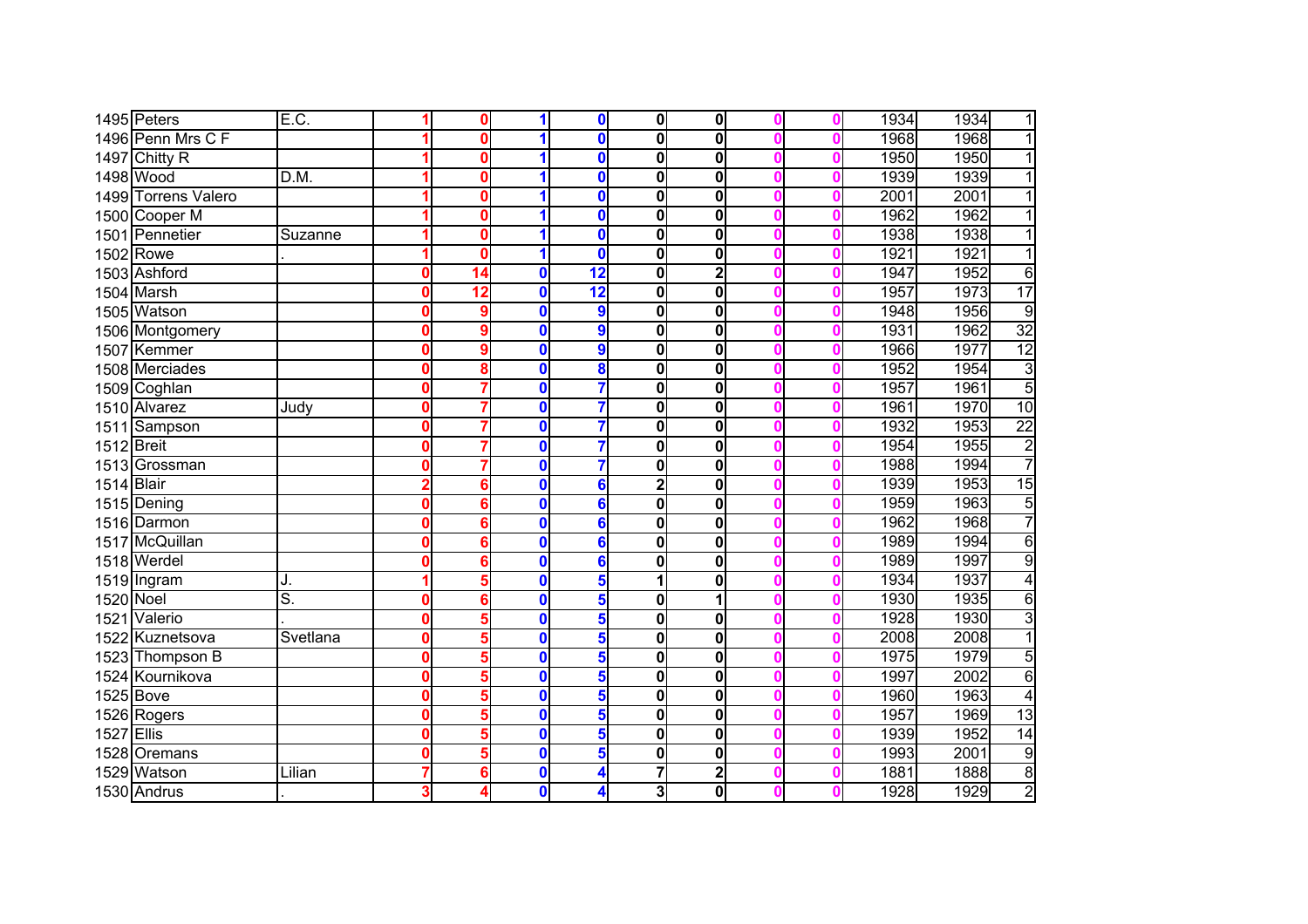| | | | | | | | | | | | | | |
|---|---|---|---|---|---|---|---|---|---|---|---|---|---|
| 1495 | Peters | E.C. | 1 | 0 | 1 | 0 | 0 | 0 | 0 | 0 | 1934 | 1934 | 1 |
| 1496 | Penn Mrs C F | | 1 | 0 | 1 | 0 | 0 | 0 | 0 | 0 | 1968 | 1968 | 1 |
| 1497 | Chitty R | | 1 | 0 | 1 | 0 | 0 | 0 | 0 | 0 | 1950 | 1950 | 1 |
| 1498 | Wood | D.M. | 1 | 0 | 1 | 0 | 0 | 0 | 0 | 0 | 1939 | 1939 | 1 |
| 1499 | Torrens Valero | | 1 | 0 | 1 | 0 | 0 | 0 | 0 | 0 | 2001 | 2001 | 1 |
| 1500 | Cooper M | | 1 | 0 | 1 | 0 | 0 | 0 | 0 | 0 | 1962 | 1962 | 1 |
| 1501 | Pennetier | Suzanne | 1 | 0 | 1 | 0 | 0 | 0 | 0 | 0 | 1938 | 1938 | 1 |
| 1502 | Rowe | . | 1 | 0 | 1 | 0 | 0 | 0 | 0 | 0 | 1921 | 1921 | 1 |
| 1503 | Ashford | | 0 | 14 | 0 | 12 | 0 | 2 | 0 | 0 | 1947 | 1952 | 6 |
| 1504 | Marsh | | 0 | 12 | 0 | 12 | 0 | 0 | 0 | 0 | 1957 | 1973 | 17 |
| 1505 | Watson | | 0 | 9 | 0 | 9 | 0 | 0 | 0 | 0 | 1948 | 1956 | 9 |
| 1506 | Montgomery | | 0 | 9 | 0 | 9 | 0 | 0 | 0 | 0 | 1931 | 1962 | 32 |
| 1507 | Kemmer | | 0 | 9 | 0 | 9 | 0 | 0 | 0 | 0 | 1966 | 1977 | 12 |
| 1508 | Merciades | | 0 | 8 | 0 | 8 | 0 | 0 | 0 | 0 | 1952 | 1954 | 3 |
| 1509 | Coghlan | | 0 | 7 | 0 | 7 | 0 | 0 | 0 | 0 | 1957 | 1961 | 5 |
| 1510 | Alvarez | Judy | 0 | 7 | 0 | 7 | 0 | 0 | 0 | 0 | 1961 | 1970 | 10 |
| 1511 | Sampson | | 0 | 7 | 0 | 7 | 0 | 0 | 0 | 0 | 1932 | 1953 | 22 |
| 1512 | Breit | | 0 | 7 | 0 | 7 | 0 | 0 | 0 | 0 | 1954 | 1955 | 2 |
| 1513 | Grossman | | 0 | 7 | 0 | 7 | 0 | 0 | 0 | 0 | 1988 | 1994 | 7 |
| 1514 | Blair | | 2 | 6 | 0 | 6 | 2 | 0 | 0 | 0 | 1939 | 1953 | 15 |
| 1515 | Dening | | 0 | 6 | 0 | 6 | 0 | 0 | 0 | 0 | 1959 | 1963 | 5 |
| 1516 | Darmon | | 0 | 6 | 0 | 6 | 0 | 0 | 0 | 0 | 1962 | 1968 | 7 |
| 1517 | McQuillan | | 0 | 6 | 0 | 6 | 0 | 0 | 0 | 0 | 1989 | 1994 | 6 |
| 1518 | Werdel | | 0 | 6 | 0 | 6 | 0 | 0 | 0 | 0 | 1989 | 1997 | 9 |
| 1519 | Ingram | J. | 1 | 5 | 0 | 5 | 1 | 0 | 0 | 0 | 1934 | 1937 | 4 |
| 1520 | Noel | S. | 0 | 6 | 0 | 5 | 0 | 1 | 0 | 0 | 1930 | 1935 | 6 |
| 1521 | Valerio | . | 0 | 5 | 0 | 5 | 0 | 0 | 0 | 0 | 1928 | 1930 | 3 |
| 1522 | Kuznetsova | Svetlana | 0 | 5 | 0 | 5 | 0 | 0 | 0 | 0 | 2008 | 2008 | 1 |
| 1523 | Thompson B | | 0 | 5 | 0 | 5 | 0 | 0 | 0 | 0 | 1975 | 1979 | 5 |
| 1524 | Kournikova | | 0 | 5 | 0 | 5 | 0 | 0 | 0 | 0 | 1997 | 2002 | 6 |
| 1525 | Bove | | 0 | 5 | 0 | 5 | 0 | 0 | 0 | 0 | 1960 | 1963 | 4 |
| 1526 | Rogers | | 0 | 5 | 0 | 5 | 0 | 0 | 0 | 0 | 1957 | 1969 | 13 |
| 1527 | Ellis | | 0 | 5 | 0 | 5 | 0 | 0 | 0 | 0 | 1939 | 1952 | 14 |
| 1528 | Oremans | | 0 | 5 | 0 | 5 | 0 | 0 | 0 | 0 | 1993 | 2001 | 9 |
| 1529 | Watson | Lilian | 7 | 6 | 0 | 4 | 7 | 2 | 0 | 0 | 1881 | 1888 | 8 |
| 1530 | Andrus | . | 3 | 4 | 0 | 4 | 3 | 0 | 0 | 0 | 1928 | 1929 | 2 |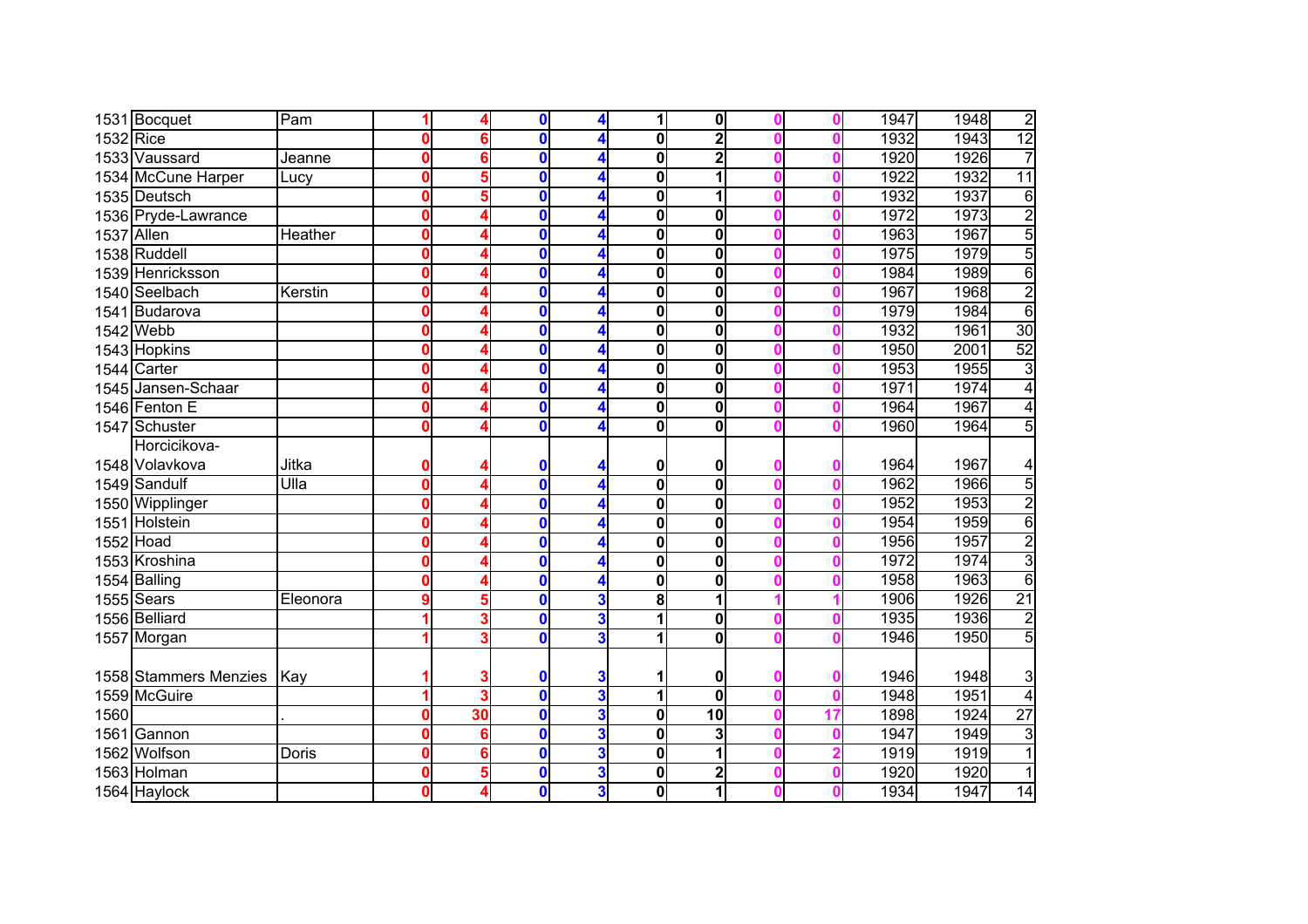| | | | | | | | | | | | | | |
|---|---|---|---|---|---|---|---|---|---|---|---|---|---|
| 1531 | Bocquet | Pam | 1 | 4 | 0 | 4 | 1 | 0 | 0 | 0 | 1947 | 1948 | 2 |
| 1532 | Rice | | 0 | 6 | 0 | 4 | 0 | 2 | 0 | 0 | 1932 | 1943 | 12 |
| 1533 | Vaussard | Jeanne | 0 | 6 | 0 | 4 | 0 | 2 | 0 | 0 | 1920 | 1926 | 7 |
| 1534 | McCune Harper | Lucy | 0 | 5 | 0 | 4 | 0 | 1 | 0 | 0 | 1922 | 1932 | 11 |
| 1535 | Deutsch | | 0 | 5 | 0 | 4 | 0 | 1 | 0 | 0 | 1932 | 1937 | 6 |
| 1536 | Pryde-Lawrance | | 0 | 4 | 0 | 4 | 0 | 0 | 0 | 0 | 1972 | 1973 | 2 |
| 1537 | Allen | Heather | 0 | 4 | 0 | 4 | 0 | 0 | 0 | 0 | 1963 | 1967 | 5 |
| 1538 | Ruddell | | 0 | 4 | 0 | 4 | 0 | 0 | 0 | 0 | 1975 | 1979 | 5 |
| 1539 | Henricksson | | 0 | 4 | 0 | 4 | 0 | 0 | 0 | 0 | 1984 | 1989 | 6 |
| 1540 | Seelbach | Kerstin | 0 | 4 | 0 | 4 | 0 | 0 | 0 | 0 | 1967 | 1968 | 2 |
| 1541 | Budarova | | 0 | 4 | 0 | 4 | 0 | 0 | 0 | 0 | 1979 | 1984 | 6 |
| 1542 | Webb | | 0 | 4 | 0 | 4 | 0 | 0 | 0 | 0 | 1932 | 1961 | 30 |
| 1543 | Hopkins | | 0 | 4 | 0 | 4 | 0 | 0 | 0 | 0 | 1950 | 2001 | 52 |
| 1544 | Carter | | 0 | 4 | 0 | 4 | 0 | 0 | 0 | 0 | 1953 | 1955 | 3 |
| 1545 | Jansen-Schaar | | 0 | 4 | 0 | 4 | 0 | 0 | 0 | 0 | 1971 | 1974 | 4 |
| 1546 | Fenton E | | 0 | 4 | 0 | 4 | 0 | 0 | 0 | 0 | 1964 | 1967 | 4 |
| 1547 | Schuster | | 0 | 4 | 0 | 4 | 0 | 0 | 0 | 0 | 1960 | 1964 | 5 |
| 1548 | Horcicikova-Volavkova | Jitka | 0 | 4 | 0 | 4 | 0 | 0 | 0 | 0 | 1964 | 1967 | 4 |
| 1549 | Sandulf | Ulla | 0 | 4 | 0 | 4 | 0 | 0 | 0 | 0 | 1962 | 1966 | 5 |
| 1550 | Wipplinger | | 0 | 4 | 0 | 4 | 0 | 0 | 0 | 0 | 1952 | 1953 | 2 |
| 1551 | Holstein | | 0 | 4 | 0 | 4 | 0 | 0 | 0 | 0 | 1954 | 1959 | 6 |
| 1552 | Hoad | | 0 | 4 | 0 | 4 | 0 | 0 | 0 | 0 | 1956 | 1957 | 2 |
| 1553 | Kroshina | | 0 | 4 | 0 | 4 | 0 | 0 | 0 | 0 | 1972 | 1974 | 3 |
| 1554 | Balling | | 0 | 4 | 0 | 4 | 0 | 0 | 0 | 0 | 1958 | 1963 | 6 |
| 1555 | Sears | Eleonora | 9 | 5 | 0 | 3 | 8 | 1 | 1 | 1 | 1906 | 1926 | 21 |
| 1556 | Belliard | | 1 | 3 | 0 | 3 | 1 | 0 | 0 | 0 | 1935 | 1936 | 2 |
| 1557 | Morgan | | 1 | 3 | 0 | 3 | 1 | 0 | 0 | 0 | 1946 | 1950 | 5 |
| 1558 | Stammers Menzies | Kay | 1 | 3 | 0 | 3 | 1 | 0 | 0 | 0 | 1946 | 1948 | 3 |
| 1559 | McGuire | | 1 | 3 | 0 | 3 | 1 | 0 | 0 | 0 | 1948 | 1951 | 4 |
| 1560 | | . | 0 | 30 | 0 | 3 | 0 | 10 | 0 | 17 | 1898 | 1924 | 27 |
| 1561 | Gannon | | 0 | 6 | 0 | 3 | 0 | 3 | 0 | 0 | 1947 | 1949 | 3 |
| 1562 | Wolfson | Doris | 0 | 6 | 0 | 3 | 0 | 1 | 0 | 2 | 1919 | 1919 | 1 |
| 1563 | Holman | | 0 | 5 | 0 | 3 | 0 | 2 | 0 | 0 | 1920 | 1920 | 1 |
| 1564 | Haylock | | 0 | 4 | 0 | 3 | 0 | 1 | 0 | 0 | 1934 | 1947 | 14 |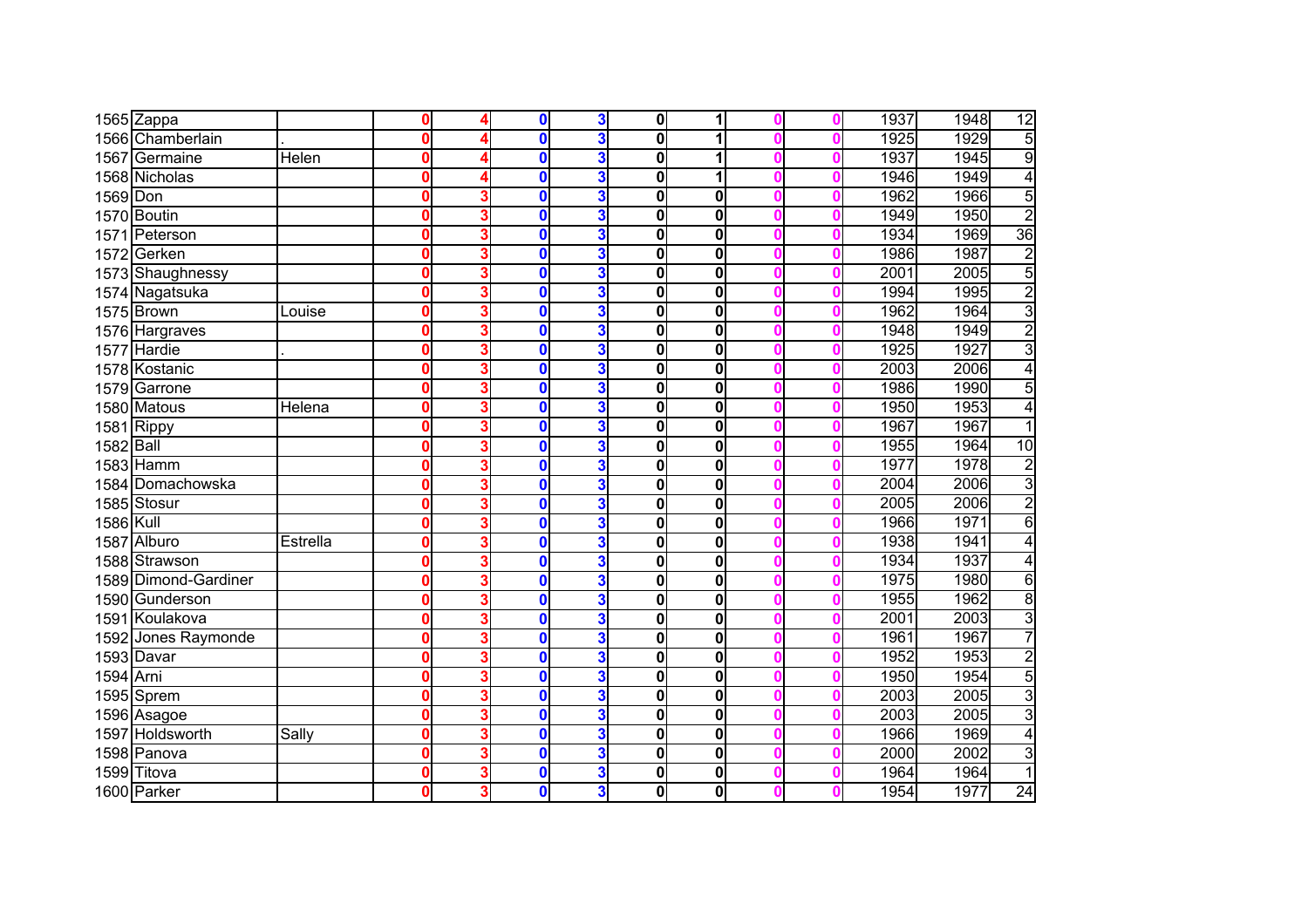| | | | | | | | | | | | | | |
|---|---|---|---|---|---|---|---|---|---|---|---|---|---|
| 1565 | Zappa | | 0 | 4 | 0 | 3 | 0 | 1 | 0 | 0 | 1937 | 1948 | 12 |
| 1566 | Chamberlain | . | 0 | 4 | 0 | 3 | 0 | 1 | 0 | 0 | 1925 | 1929 | 5 |
| 1567 | Germaine | Helen | 0 | 4 | 0 | 3 | 0 | 1 | 0 | 0 | 1937 | 1945 | 9 |
| 1568 | Nicholas | | 0 | 4 | 0 | 3 | 0 | 1 | 0 | 0 | 1946 | 1949 | 4 |
| 1569 | Don | | 0 | 3 | 0 | 3 | 0 | 0 | 0 | 0 | 1962 | 1966 | 5 |
| 1570 | Boutin | | 0 | 3 | 0 | 3 | 0 | 0 | 0 | 0 | 1949 | 1950 | 2 |
| 1571 | Peterson | | 0 | 3 | 0 | 3 | 0 | 0 | 0 | 0 | 1934 | 1969 | 36 |
| 1572 | Gerken | | 0 | 3 | 0 | 3 | 0 | 0 | 0 | 0 | 1986 | 1987 | 2 |
| 1573 | Shaughnessy | | 0 | 3 | 0 | 3 | 0 | 0 | 0 | 0 | 2001 | 2005 | 5 |
| 1574 | Nagatsuka | | 0 | 3 | 0 | 3 | 0 | 0 | 0 | 0 | 1994 | 1995 | 2 |
| 1575 | Brown | Louise | 0 | 3 | 0 | 3 | 0 | 0 | 0 | 0 | 1962 | 1964 | 3 |
| 1576 | Hargraves | | 0 | 3 | 0 | 3 | 0 | 0 | 0 | 0 | 1948 | 1949 | 2 |
| 1577 | Hardie | . | 0 | 3 | 0 | 3 | 0 | 0 | 0 | 0 | 1925 | 1927 | 3 |
| 1578 | Kostanic | | 0 | 3 | 0 | 3 | 0 | 0 | 0 | 0 | 2003 | 2006 | 4 |
| 1579 | Garrone | | 0 | 3 | 0 | 3 | 0 | 0 | 0 | 0 | 1986 | 1990 | 5 |
| 1580 | Matous | Helena | 0 | 3 | 0 | 3 | 0 | 0 | 0 | 0 | 1950 | 1953 | 4 |
| 1581 | Rippy | | 0 | 3 | 0 | 3 | 0 | 0 | 0 | 0 | 1967 | 1967 | 1 |
| 1582 | Ball | | 0 | 3 | 0 | 3 | 0 | 0 | 0 | 0 | 1955 | 1964 | 10 |
| 1583 | Hamm | | 0 | 3 | 0 | 3 | 0 | 0 | 0 | 0 | 1977 | 1978 | 2 |
| 1584 | Domachowska | | 0 | 3 | 0 | 3 | 0 | 0 | 0 | 0 | 2004 | 2006 | 3 |
| 1585 | Stosur | | 0 | 3 | 0 | 3 | 0 | 0 | 0 | 0 | 2005 | 2006 | 2 |
| 1586 | Kull | | 0 | 3 | 0 | 3 | 0 | 0 | 0 | 0 | 1966 | 1971 | 6 |
| 1587 | Alburo | Estrella | 0 | 3 | 0 | 3 | 0 | 0 | 0 | 0 | 1938 | 1941 | 4 |
| 1588 | Strawson | | 0 | 3 | 0 | 3 | 0 | 0 | 0 | 0 | 1934 | 1937 | 4 |
| 1589 | Dimond-Gardiner | | 0 | 3 | 0 | 3 | 0 | 0 | 0 | 0 | 1975 | 1980 | 6 |
| 1590 | Gunderson | | 0 | 3 | 0 | 3 | 0 | 0 | 0 | 0 | 1955 | 1962 | 8 |
| 1591 | Koulakova | | 0 | 3 | 0 | 3 | 0 | 0 | 0 | 0 | 2001 | 2003 | 3 |
| 1592 | Jones Raymonde | | 0 | 3 | 0 | 3 | 0 | 0 | 0 | 0 | 1961 | 1967 | 7 |
| 1593 | Davar | | 0 | 3 | 0 | 3 | 0 | 0 | 0 | 0 | 1952 | 1953 | 2 |
| 1594 | Arni | | 0 | 3 | 0 | 3 | 0 | 0 | 0 | 0 | 1950 | 1954 | 5 |
| 1595 | Sprem | | 0 | 3 | 0 | 3 | 0 | 0 | 0 | 0 | 2003 | 2005 | 3 |
| 1596 | Asagoe | | 0 | 3 | 0 | 3 | 0 | 0 | 0 | 0 | 2003 | 2005 | 3 |
| 1597 | Holdsworth | Sally | 0 | 3 | 0 | 3 | 0 | 0 | 0 | 0 | 1966 | 1969 | 4 |
| 1598 | Panova | | 0 | 3 | 0 | 3 | 0 | 0 | 0 | 0 | 2000 | 2002 | 3 |
| 1599 | Titova | | 0 | 3 | 0 | 3 | 0 | 0 | 0 | 0 | 1964 | 1964 | 1 |
| 1600 | Parker | | 0 | 3 | 0 | 3 | 0 | 0 | 0 | 0 | 1954 | 1977 | 24 |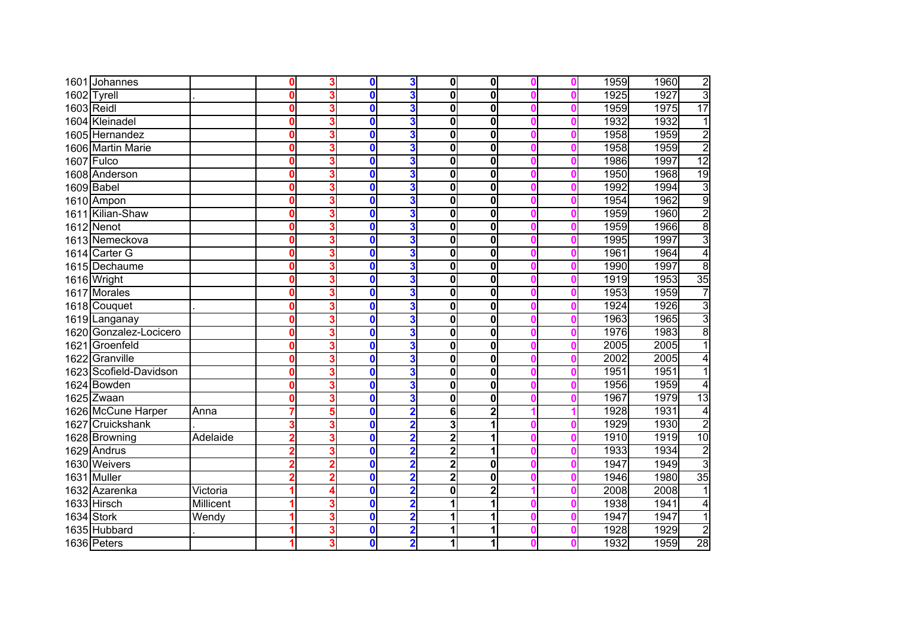| | | | | | | | | | | | | | |
|---|---|---|---|---|---|---|---|---|---|---|---|---|---|
| 1601 | Johannes | | 0 | 3 | 0 | 3 | 0 | 0 | 0 | 0 | 1959 | 1960 | 2 |
| 1602 | Tyrell | . | 0 | 3 | 0 | 3 | 0 | 0 | 0 | 0 | 1925 | 1927 | 3 |
| 1603 | Reidl | | 0 | 3 | 0 | 3 | 0 | 0 | 0 | 0 | 1959 | 1975 | 17 |
| 1604 | Kleinadel | | 0 | 3 | 0 | 3 | 0 | 0 | 0 | 0 | 1932 | 1932 | 1 |
| 1605 | Hernandez | | 0 | 3 | 0 | 3 | 0 | 0 | 0 | 0 | 1958 | 1959 | 2 |
| 1606 | Martin Marie | | 0 | 3 | 0 | 3 | 0 | 0 | 0 | 0 | 1958 | 1959 | 2 |
| 1607 | Fulco | | 0 | 3 | 0 | 3 | 0 | 0 | 0 | 0 | 1986 | 1997 | 12 |
| 1608 | Anderson | | 0 | 3 | 0 | 3 | 0 | 0 | 0 | 0 | 1950 | 1968 | 19 |
| 1609 | Babel | | 0 | 3 | 0 | 3 | 0 | 0 | 0 | 0 | 1992 | 1994 | 3 |
| 1610 | Ampon | | 0 | 3 | 0 | 3 | 0 | 0 | 0 | 0 | 1954 | 1962 | 9 |
| 1611 | Kilian-Shaw | | 0 | 3 | 0 | 3 | 0 | 0 | 0 | 0 | 1959 | 1960 | 2 |
| 1612 | Nenot | | 0 | 3 | 0 | 3 | 0 | 0 | 0 | 0 | 1959 | 1966 | 8 |
| 1613 | Nemeckova | | 0 | 3 | 0 | 3 | 0 | 0 | 0 | 0 | 1995 | 1997 | 3 |
| 1614 | Carter G | | 0 | 3 | 0 | 3 | 0 | 0 | 0 | 0 | 1961 | 1964 | 4 |
| 1615 | Dechaume | | 0 | 3 | 0 | 3 | 0 | 0 | 0 | 0 | 1990 | 1997 | 8 |
| 1616 | Wright | | 0 | 3 | 0 | 3 | 0 | 0 | 0 | 0 | 1919 | 1953 | 35 |
| 1617 | Morales | | 0 | 3 | 0 | 3 | 0 | 0 | 0 | 0 | 1953 | 1959 | 7 |
| 1618 | Couquet | . | 0 | 3 | 0 | 3 | 0 | 0 | 0 | 0 | 1924 | 1926 | 3 |
| 1619 | Langanay | | 0 | 3 | 0 | 3 | 0 | 0 | 0 | 0 | 1963 | 1965 | 3 |
| 1620 | Gonzalez-Locicero | | 0 | 3 | 0 | 3 | 0 | 0 | 0 | 0 | 1976 | 1983 | 8 |
| 1621 | Groenfeld | | 0 | 3 | 0 | 3 | 0 | 0 | 0 | 0 | 2005 | 2005 | 1 |
| 1622 | Granville | | 0 | 3 | 0 | 3 | 0 | 0 | 0 | 0 | 2002 | 2005 | 4 |
| 1623 | Scofield-Davidson | | 0 | 3 | 0 | 3 | 0 | 0 | 0 | 0 | 1951 | 1951 | 1 |
| 1624 | Bowden | | 0 | 3 | 0 | 3 | 0 | 0 | 0 | 0 | 1956 | 1959 | 4 |
| 1625 | Zwaan | | 0 | 3 | 0 | 3 | 0 | 0 | 0 | 0 | 1967 | 1979 | 13 |
| 1626 | McCune Harper | Anna | 7 | 5 | 0 | 2 | 6 | 2 | 1 | 1 | 1928 | 1931 | 4 |
| 1627 | Cruickshank | . | 3 | 3 | 0 | 2 | 3 | 1 | 0 | 0 | 1929 | 1930 | 2 |
| 1628 | Browning | Adelaide | 2 | 3 | 0 | 2 | 2 | 1 | 0 | 0 | 1910 | 1919 | 10 |
| 1629 | Andrus | | 2 | 3 | 0 | 2 | 2 | 1 | 0 | 0 | 1933 | 1934 | 2 |
| 1630 | Weivers | | 2 | 2 | 0 | 2 | 2 | 0 | 0 | 0 | 1947 | 1949 | 3 |
| 1631 | Muller | | 2 | 2 | 0 | 2 | 2 | 0 | 0 | 0 | 1946 | 1980 | 35 |
| 1632 | Azarenka | Victoria | 1 | 4 | 0 | 2 | 0 | 2 | 1 | 0 | 2008 | 2008 | 1 |
| 1633 | Hirsch | Millicent | 1 | 3 | 0 | 2 | 1 | 1 | 0 | 0 | 1938 | 1941 | 4 |
| 1634 | Stork | Wendy | 1 | 3 | 0 | 2 | 1 | 1 | 0 | 0 | 1947 | 1947 | 1 |
| 1635 | Hubbard | . | 1 | 3 | 0 | 2 | 1 | 1 | 0 | 0 | 1928 | 1929 | 2 |
| 1636 | Peters | | 1 | 3 | 0 | 2 | 1 | 1 | 0 | 0 | 1932 | 1959 | 28 |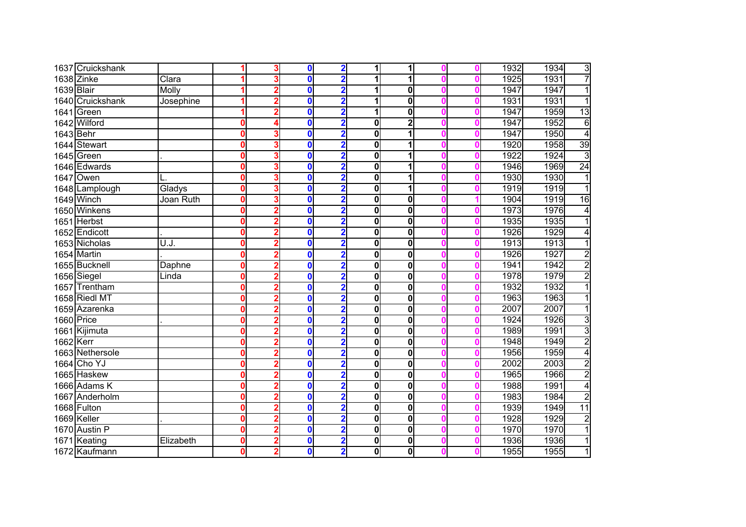| | | | | | | | | | | | | | |
|---|---|---|---|---|---|---|---|---|---|---|---|---|---|
| 1637 | Cruickshank | | 1 | 3 | 0 | 2 | 1 | 1 | 0 | 0 | 1932 | 1934 | 3 |
| 1638 | Zinke | Clara | 1 | 3 | 0 | 2 | 1 | 1 | 0 | 0 | 1925 | 1931 | 7 |
| 1639 | Blair | Molly | 1 | 2 | 0 | 2 | 1 | 0 | 0 | 0 | 1947 | 1947 | 1 |
| 1640 | Cruickshank | Josephine | 1 | 2 | 0 | 2 | 1 | 0 | 0 | 0 | 1931 | 1931 | 1 |
| 1641 | Green | | 1 | 2 | 0 | 2 | 1 | 0 | 0 | 0 | 1947 | 1959 | 13 |
| 1642 | Wilford | | 0 | 4 | 0 | 2 | 0 | 2 | 0 | 0 | 1947 | 1952 | 6 |
| 1643 | Behr | | 0 | 3 | 0 | 2 | 0 | 1 | 0 | 0 | 1947 | 1950 | 4 |
| 1644 | Stewart | | 0 | 3 | 0 | 2 | 0 | 1 | 0 | 0 | 1920 | 1958 | 39 |
| 1645 | Green | . | 0 | 3 | 0 | 2 | 0 | 1 | 0 | 0 | 1922 | 1924 | 3 |
| 1646 | Edwards | | 0 | 3 | 0 | 2 | 0 | 1 | 0 | 0 | 1946 | 1969 | 24 |
| 1647 | Owen | L. | 0 | 3 | 0 | 2 | 0 | 1 | 0 | 0 | 1930 | 1930 | 1 |
| 1648 | Lamplough | Gladys | 0 | 3 | 0 | 2 | 0 | 1 | 0 | 0 | 1919 | 1919 | 1 |
| 1649 | Winch | Joan Ruth | 0 | 3 | 0 | 2 | 0 | 0 | 0 | 1 | 1904 | 1919 | 16 |
| 1650 | Winkens | | 0 | 2 | 0 | 2 | 0 | 0 | 0 | 0 | 1973 | 1976 | 4 |
| 1651 | Herbst | | 0 | 2 | 0 | 2 | 0 | 0 | 0 | 0 | 1935 | 1935 | 1 |
| 1652 | Endicott | . | 0 | 2 | 0 | 2 | 0 | 0 | 0 | 0 | 1926 | 1929 | 4 |
| 1653 | Nicholas | U.J. | 0 | 2 | 0 | 2 | 0 | 0 | 0 | 0 | 1913 | 1913 | 1 |
| 1654 | Martin | . | 0 | 2 | 0 | 2 | 0 | 0 | 0 | 0 | 1926 | 1927 | 2 |
| 1655 | Bucknell | Daphne | 0 | 2 | 0 | 2 | 0 | 0 | 0 | 0 | 1941 | 1942 | 2 |
| 1656 | Siegel | Linda | 0 | 2 | 0 | 2 | 0 | 0 | 0 | 0 | 1978 | 1979 | 2 |
| 1657 | Trentham | | 0 | 2 | 0 | 2 | 0 | 0 | 0 | 0 | 1932 | 1932 | 1 |
| 1658 | Riedl MT | | 0 | 2 | 0 | 2 | 0 | 0 | 0 | 0 | 1963 | 1963 | 1 |
| 1659 | Azarenka | | 0 | 2 | 0 | 2 | 0 | 0 | 0 | 0 | 2007 | 2007 | 1 |
| 1660 | Price | . | 0 | 2 | 0 | 2 | 0 | 0 | 0 | 0 | 1924 | 1926 | 3 |
| 1661 | Kijimuta | | 0 | 2 | 0 | 2 | 0 | 0 | 0 | 0 | 1989 | 1991 | 3 |
| 1662 | Kerr | | 0 | 2 | 0 | 2 | 0 | 0 | 0 | 0 | 1948 | 1949 | 2 |
| 1663 | Nethersole | | 0 | 2 | 0 | 2 | 0 | 0 | 0 | 0 | 1956 | 1959 | 4 |
| 1664 | Cho YJ | | 0 | 2 | 0 | 2 | 0 | 0 | 0 | 0 | 2002 | 2003 | 2 |
| 1665 | Haskew | | 0 | 2 | 0 | 2 | 0 | 0 | 0 | 0 | 1965 | 1966 | 2 |
| 1666 | Adams K | | 0 | 2 | 0 | 2 | 0 | 0 | 0 | 0 | 1988 | 1991 | 4 |
| 1667 | Anderholm | | 0 | 2 | 0 | 2 | 0 | 0 | 0 | 0 | 1983 | 1984 | 2 |
| 1668 | Fulton | | 0 | 2 | 0 | 2 | 0 | 0 | 0 | 0 | 1939 | 1949 | 11 |
| 1669 | Keller | . | 0 | 2 | 0 | 2 | 0 | 0 | 0 | 0 | 1928 | 1929 | 2 |
| 1670 | Austin P | | 0 | 2 | 0 | 2 | 0 | 0 | 0 | 0 | 1970 | 1970 | 1 |
| 1671 | Keating | Elizabeth | 0 | 2 | 0 | 2 | 0 | 0 | 0 | 0 | 1936 | 1936 | 1 |
| 1672 | Kaufmann | | 0 | 2 | 0 | 2 | 0 | 0 | 0 | 0 | 1955 | 1955 | 1 |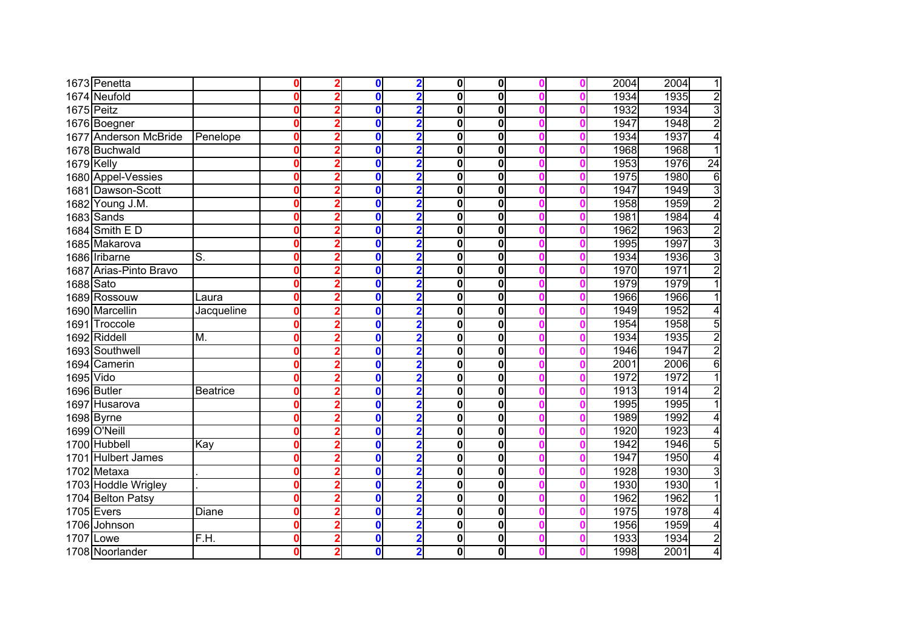| | | | | | | | | | | | | | |
|---|---|---|---|---|---|---|---|---|---|---|---|---|---|
| 1673 | Penetta | | 0 | 2 | 0 | 2 | 0 | 0 | 0 | 0 | 2004 | 2004 | 1 |
| 1674 | Neufold | | 0 | 2 | 0 | 2 | 0 | 0 | 0 | 0 | 1934 | 1935 | 2 |
| 1675 | Peitz | | 0 | 2 | 0 | 2 | 0 | 0 | 0 | 0 | 1932 | 1934 | 3 |
| 1676 | Boegner | | 0 | 2 | 0 | 2 | 0 | 0 | 0 | 0 | 1947 | 1948 | 2 |
| 1677 | Anderson McBride | Penelope | 0 | 2 | 0 | 2 | 0 | 0 | 0 | 0 | 1934 | 1937 | 4 |
| 1678 | Buchwald | | 0 | 2 | 0 | 2 | 0 | 0 | 0 | 0 | 1968 | 1968 | 1 |
| 1679 | Kelly | | 0 | 2 | 0 | 2 | 0 | 0 | 0 | 0 | 1953 | 1976 | 24 |
| 1680 | Appel-Vessies | | 0 | 2 | 0 | 2 | 0 | 0 | 0 | 0 | 1975 | 1980 | 6 |
| 1681 | Dawson-Scott | | 0 | 2 | 0 | 2 | 0 | 0 | 0 | 0 | 1947 | 1949 | 3 |
| 1682 | Young J.M. | | 0 | 2 | 0 | 2 | 0 | 0 | 0 | 0 | 1958 | 1959 | 2 |
| 1683 | Sands | | 0 | 2 | 0 | 2 | 0 | 0 | 0 | 0 | 1981 | 1984 | 4 |
| 1684 | Smith E D | | 0 | 2 | 0 | 2 | 0 | 0 | 0 | 0 | 1962 | 1963 | 2 |
| 1685 | Makarova | | 0 | 2 | 0 | 2 | 0 | 0 | 0 | 0 | 1995 | 1997 | 3 |
| 1686 | Iribarne | S. | 0 | 2 | 0 | 2 | 0 | 0 | 0 | 0 | 1934 | 1936 | 3 |
| 1687 | Arias-Pinto Bravo | | 0 | 2 | 0 | 2 | 0 | 0 | 0 | 0 | 1970 | 1971 | 2 |
| 1688 | Sato | | 0 | 2 | 0 | 2 | 0 | 0 | 0 | 0 | 1979 | 1979 | 1 |
| 1689 | Rossouw | Laura | 0 | 2 | 0 | 2 | 0 | 0 | 0 | 0 | 1966 | 1966 | 1 |
| 1690 | Marcellin | Jacqueline | 0 | 2 | 0 | 2 | 0 | 0 | 0 | 0 | 1949 | 1952 | 4 |
| 1691 | Troccole | | 0 | 2 | 0 | 2 | 0 | 0 | 0 | 0 | 1954 | 1958 | 5 |
| 1692 | Riddell | M. | 0 | 2 | 0 | 2 | 0 | 0 | 0 | 0 | 1934 | 1935 | 2 |
| 1693 | Southwell | | 0 | 2 | 0 | 2 | 0 | 0 | 0 | 0 | 1946 | 1947 | 2 |
| 1694 | Camerin | | 0 | 2 | 0 | 2 | 0 | 0 | 0 | 0 | 2001 | 2006 | 6 |
| 1695 | Vido | | 0 | 2 | 0 | 2 | 0 | 0 | 0 | 0 | 1972 | 1972 | 1 |
| 1696 | Butler | Beatrice | 0 | 2 | 0 | 2 | 0 | 0 | 0 | 0 | 1913 | 1914 | 2 |
| 1697 | Husarova | | 0 | 2 | 0 | 2 | 0 | 0 | 0 | 0 | 1995 | 1995 | 1 |
| 1698 | Byrne | | 0 | 2 | 0 | 2 | 0 | 0 | 0 | 0 | 1989 | 1992 | 4 |
| 1699 | O'Neill | | 0 | 2 | 0 | 2 | 0 | 0 | 0 | 0 | 1920 | 1923 | 4 |
| 1700 | Hubbell | Kay | 0 | 2 | 0 | 2 | 0 | 0 | 0 | 0 | 1942 | 1946 | 5 |
| 1701 | Hulbert James | | 0 | 2 | 0 | 2 | 0 | 0 | 0 | 0 | 1947 | 1950 | 4 |
| 1702 | Metaxa | . | 0 | 2 | 0 | 2 | 0 | 0 | 0 | 0 | 1928 | 1930 | 3 |
| 1703 | Hoddle Wrigley | . | 0 | 2 | 0 | 2 | 0 | 0 | 0 | 0 | 1930 | 1930 | 1 |
| 1704 | Belton Patsy | | 0 | 2 | 0 | 2 | 0 | 0 | 0 | 0 | 1962 | 1962 | 1 |
| 1705 | Evers | Diane | 0 | 2 | 0 | 2 | 0 | 0 | 0 | 0 | 1975 | 1978 | 4 |
| 1706 | Johnson | | 0 | 2 | 0 | 2 | 0 | 0 | 0 | 0 | 1956 | 1959 | 4 |
| 1707 | Lowe | F.H. | 0 | 2 | 0 | 2 | 0 | 0 | 0 | 0 | 1933 | 1934 | 2 |
| 1708 | Noorlander | | 0 | 2 | 0 | 2 | 0 | 0 | 0 | 0 | 1998 | 2001 | 4 |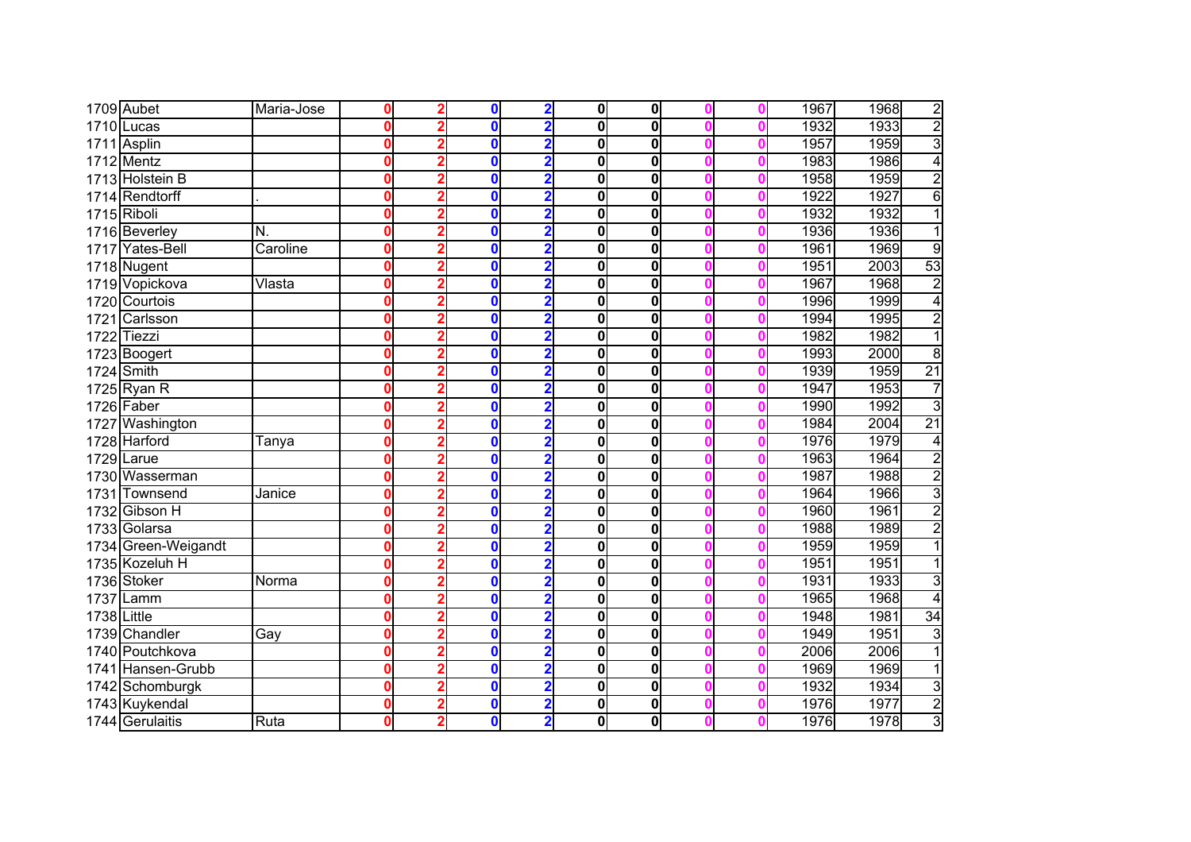| | | | | | | | | | | | | | |
|---|---|---|---|---|---|---|---|---|---|---|---|---|---|
| 1709 | Aubet | Maria-Jose | 0 | 2 | 0 | 2 | 0 | 0 | 0 | 0 | 1967 | 1968 | 2 |
| 1710 | Lucas | | 0 | 2 | 0 | 2 | 0 | 0 | 0 | 0 | 1932 | 1933 | 2 |
| 1711 | Asplin | | 0 | 2 | 0 | 2 | 0 | 0 | 0 | 0 | 1957 | 1959 | 3 |
| 1712 | Mentz | | 0 | 2 | 0 | 2 | 0 | 0 | 0 | 0 | 1983 | 1986 | 4 |
| 1713 | Holstein B | | 0 | 2 | 0 | 2 | 0 | 0 | 0 | 0 | 1958 | 1959 | 2 |
| 1714 | Rendtorff | . | 0 | 2 | 0 | 2 | 0 | 0 | 0 | 0 | 1922 | 1927 | 6 |
| 1715 | Riboli | | 0 | 2 | 0 | 2 | 0 | 0 | 0 | 0 | 1932 | 1932 | 1 |
| 1716 | Beverley | N. | 0 | 2 | 0 | 2 | 0 | 0 | 0 | 0 | 1936 | 1936 | 1 |
| 1717 | Yates-Bell | Caroline | 0 | 2 | 0 | 2 | 0 | 0 | 0 | 0 | 1961 | 1969 | 9 |
| 1718 | Nugent | | 0 | 2 | 0 | 2 | 0 | 0 | 0 | 0 | 1951 | 2003 | 53 |
| 1719 | Vopickova | Vlasta | 0 | 2 | 0 | 2 | 0 | 0 | 0 | 0 | 1967 | 1968 | 2 |
| 1720 | Courtois | | 0 | 2 | 0 | 2 | 0 | 0 | 0 | 0 | 1996 | 1999 | 4 |
| 1721 | Carlsson | | 0 | 2 | 0 | 2 | 0 | 0 | 0 | 0 | 1994 | 1995 | 2 |
| 1722 | Tiezzi | | 0 | 2 | 0 | 2 | 0 | 0 | 0 | 0 | 1982 | 1982 | 1 |
| 1723 | Boogert | | 0 | 2 | 0 | 2 | 0 | 0 | 0 | 0 | 1993 | 2000 | 8 |
| 1724 | Smith | | 0 | 2 | 0 | 2 | 0 | 0 | 0 | 0 | 1939 | 1959 | 21 |
| 1725 | Ryan R | | 0 | 2 | 0 | 2 | 0 | 0 | 0 | 0 | 1947 | 1953 | 7 |
| 1726 | Faber | | 0 | 2 | 0 | 2 | 0 | 0 | 0 | 0 | 1990 | 1992 | 3 |
| 1727 | Washington | | 0 | 2 | 0 | 2 | 0 | 0 | 0 | 0 | 1984 | 2004 | 21 |
| 1728 | Harford | Tanya | 0 | 2 | 0 | 2 | 0 | 0 | 0 | 0 | 1976 | 1979 | 4 |
| 1729 | Larue | | 0 | 2 | 0 | 2 | 0 | 0 | 0 | 0 | 1963 | 1964 | 2 |
| 1730 | Wasserman | | 0 | 2 | 0 | 2 | 0 | 0 | 0 | 0 | 1987 | 1988 | 2 |
| 1731 | Townsend | Janice | 0 | 2 | 0 | 2 | 0 | 0 | 0 | 0 | 1964 | 1966 | 3 |
| 1732 | Gibson H | | 0 | 2 | 0 | 2 | 0 | 0 | 0 | 0 | 1960 | 1961 | 2 |
| 1733 | Golarsa | | 0 | 2 | 0 | 2 | 0 | 0 | 0 | 0 | 1988 | 1989 | 2 |
| 1734 | Green-Weigandt | | 0 | 2 | 0 | 2 | 0 | 0 | 0 | 0 | 1959 | 1959 | 1 |
| 1735 | Kozeluh H | | 0 | 2 | 0 | 2 | 0 | 0 | 0 | 0 | 1951 | 1951 | 1 |
| 1736 | Stoker | Norma | 0 | 2 | 0 | 2 | 0 | 0 | 0 | 0 | 1931 | 1933 | 3 |
| 1737 | Lamm | | 0 | 2 | 0 | 2 | 0 | 0 | 0 | 0 | 1965 | 1968 | 4 |
| 1738 | Little | | 0 | 2 | 0 | 2 | 0 | 0 | 0 | 0 | 1948 | 1981 | 34 |
| 1739 | Chandler | Gay | 0 | 2 | 0 | 2 | 0 | 0 | 0 | 0 | 1949 | 1951 | 3 |
| 1740 | Poutchkova | | 0 | 2 | 0 | 2 | 0 | 0 | 0 | 0 | 2006 | 2006 | 1 |
| 1741 | Hansen-Grubb | | 0 | 2 | 0 | 2 | 0 | 0 | 0 | 0 | 1969 | 1969 | 1 |
| 1742 | Schomburgk | | 0 | 2 | 0 | 2 | 0 | 0 | 0 | 0 | 1932 | 1934 | 3 |
| 1743 | Kuykendal | | 0 | 2 | 0 | 2 | 0 | 0 | 0 | 0 | 1976 | 1977 | 2 |
| 1744 | Gerulaitis | Ruta | 0 | 2 | 0 | 2 | 0 | 0 | 0 | 0 | 1976 | 1978 | 3 |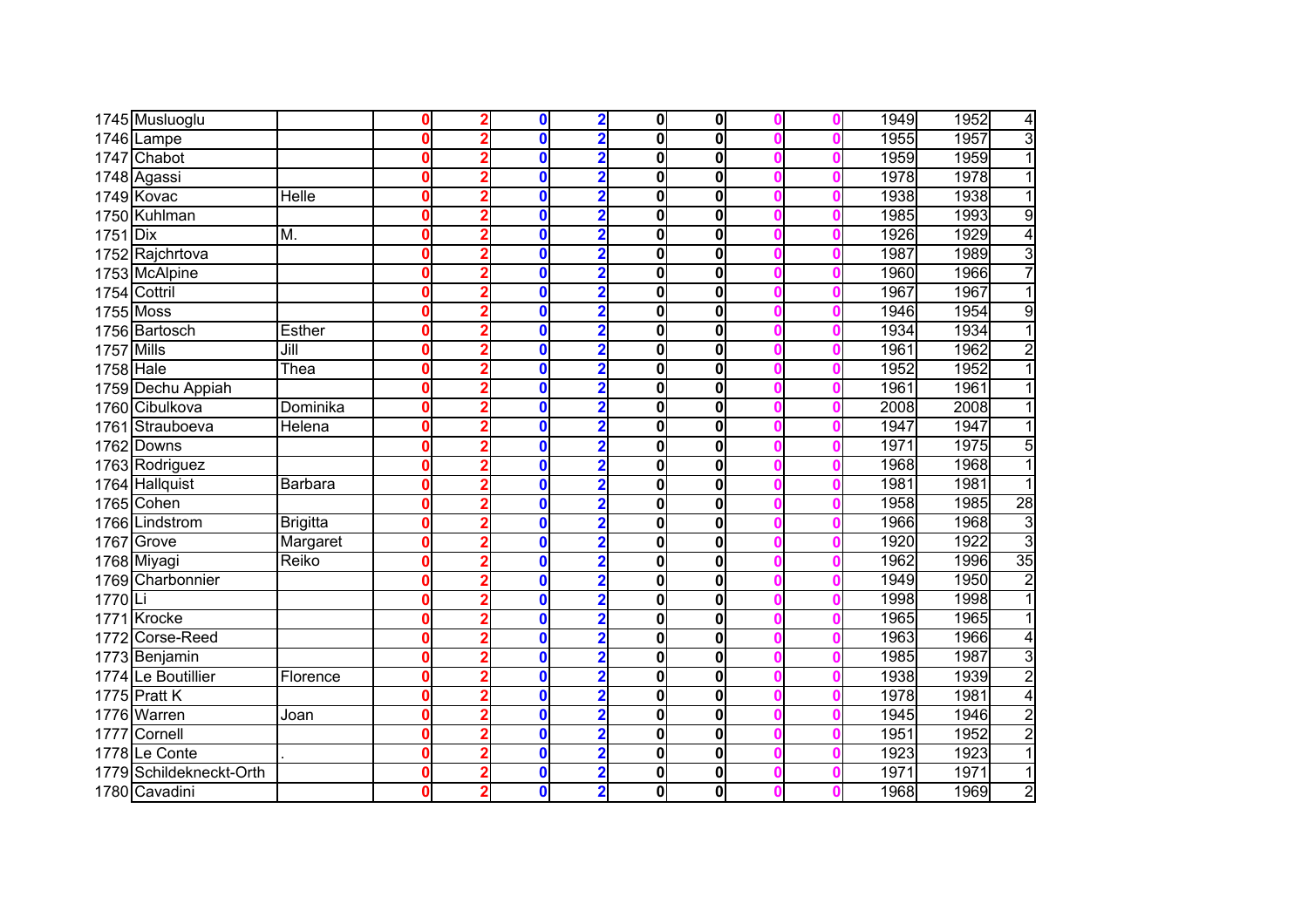| | | | | | | | | | | | | | |
|---|---|---|---|---|---|---|---|---|---|---|---|---|---|
| 1745 | Musluoglu | | 0 | 2 | 0 | 2 | 0 | 0 | 0 | 0 | 1949 | 1952 | 4 |
| 1746 | Lampe | | 0 | 2 | 0 | 2 | 0 | 0 | 0 | 0 | 1955 | 1957 | 3 |
| 1747 | Chabot | | 0 | 2 | 0 | 2 | 0 | 0 | 0 | 0 | 1959 | 1959 | 1 |
| 1748 | Agassi | | 0 | 2 | 0 | 2 | 0 | 0 | 0 | 0 | 1978 | 1978 | 1 |
| 1749 | Kovac | Helle | 0 | 2 | 0 | 2 | 0 | 0 | 0 | 0 | 1938 | 1938 | 1 |
| 1750 | Kuhlman | | 0 | 2 | 0 | 2 | 0 | 0 | 0 | 0 | 1985 | 1993 | 9 |
| 1751 | Dix | M. | 0 | 2 | 0 | 2 | 0 | 0 | 0 | 0 | 1926 | 1929 | 4 |
| 1752 | Rajchrtova | | 0 | 2 | 0 | 2 | 0 | 0 | 0 | 0 | 1987 | 1989 | 3 |
| 1753 | McAlpine | | 0 | 2 | 0 | 2 | 0 | 0 | 0 | 0 | 1960 | 1966 | 7 |
| 1754 | Cottril | | 0 | 2 | 0 | 2 | 0 | 0 | 0 | 0 | 1967 | 1967 | 1 |
| 1755 | Moss | | 0 | 2 | 0 | 2 | 0 | 0 | 0 | 0 | 1946 | 1954 | 9 |
| 1756 | Bartosch | Esther | 0 | 2 | 0 | 2 | 0 | 0 | 0 | 0 | 1934 | 1934 | 1 |
| 1757 | Mills | Jill | 0 | 2 | 0 | 2 | 0 | 0 | 0 | 0 | 1961 | 1962 | 2 |
| 1758 | Hale | Thea | 0 | 2 | 0 | 2 | 0 | 0 | 0 | 0 | 1952 | 1952 | 1 |
| 1759 | Dechu Appiah | | 0 | 2 | 0 | 2 | 0 | 0 | 0 | 0 | 1961 | 1961 | 1 |
| 1760 | Cibulkova | Dominika | 0 | 2 | 0 | 2 | 0 | 0 | 0 | 0 | 2008 | 2008 | 1 |
| 1761 | Strauboeva | Helena | 0 | 2 | 0 | 2 | 0 | 0 | 0 | 0 | 1947 | 1947 | 1 |
| 1762 | Downs | | 0 | 2 | 0 | 2 | 0 | 0 | 0 | 0 | 1971 | 1975 | 5 |
| 1763 | Rodriguez | | 0 | 2 | 0 | 2 | 0 | 0 | 0 | 0 | 1968 | 1968 | 1 |
| 1764 | Hallquist | Barbara | 0 | 2 | 0 | 2 | 0 | 0 | 0 | 0 | 1981 | 1981 | 1 |
| 1765 | Cohen | | 0 | 2 | 0 | 2 | 0 | 0 | 0 | 0 | 1958 | 1985 | 28 |
| 1766 | Lindstrom | Brigitta | 0 | 2 | 0 | 2 | 0 | 0 | 0 | 0 | 1966 | 1968 | 3 |
| 1767 | Grove | Margaret | 0 | 2 | 0 | 2 | 0 | 0 | 0 | 0 | 1920 | 1922 | 3 |
| 1768 | Miyagi | Reiko | 0 | 2 | 0 | 2 | 0 | 0 | 0 | 0 | 1962 | 1996 | 35 |
| 1769 | Charbonnier | | 0 | 2 | 0 | 2 | 0 | 0 | 0 | 0 | 1949 | 1950 | 2 |
| 1770 | Li | | 0 | 2 | 0 | 2 | 0 | 0 | 0 | 0 | 1998 | 1998 | 1 |
| 1771 | Krocke | | 0 | 2 | 0 | 2 | 0 | 0 | 0 | 0 | 1965 | 1965 | 1 |
| 1772 | Corse-Reed | | 0 | 2 | 0 | 2 | 0 | 0 | 0 | 0 | 1963 | 1966 | 4 |
| 1773 | Benjamin | | 0 | 2 | 0 | 2 | 0 | 0 | 0 | 0 | 1985 | 1987 | 3 |
| 1774 | Le Boutillier | Florence | 0 | 2 | 0 | 2 | 0 | 0 | 0 | 0 | 1938 | 1939 | 2 |
| 1775 | Pratt K | | 0 | 2 | 0 | 2 | 0 | 0 | 0 | 0 | 1978 | 1981 | 4 |
| 1776 | Warren | Joan | 0 | 2 | 0 | 2 | 0 | 0 | 0 | 0 | 1945 | 1946 | 2 |
| 1777 | Cornell | | 0 | 2 | 0 | 2 | 0 | 0 | 0 | 0 | 1951 | 1952 | 2 |
| 1778 | Le Conte | . | 0 | 2 | 0 | 2 | 0 | 0 | 0 | 0 | 1923 | 1923 | 1 |
| 1779 | Schildekneckt-Orth | | 0 | 2 | 0 | 2 | 0 | 0 | 0 | 0 | 1971 | 1971 | 1 |
| 1780 | Cavadini | | 0 | 2 | 0 | 2 | 0 | 0 | 0 | 0 | 1968 | 1969 | 2 |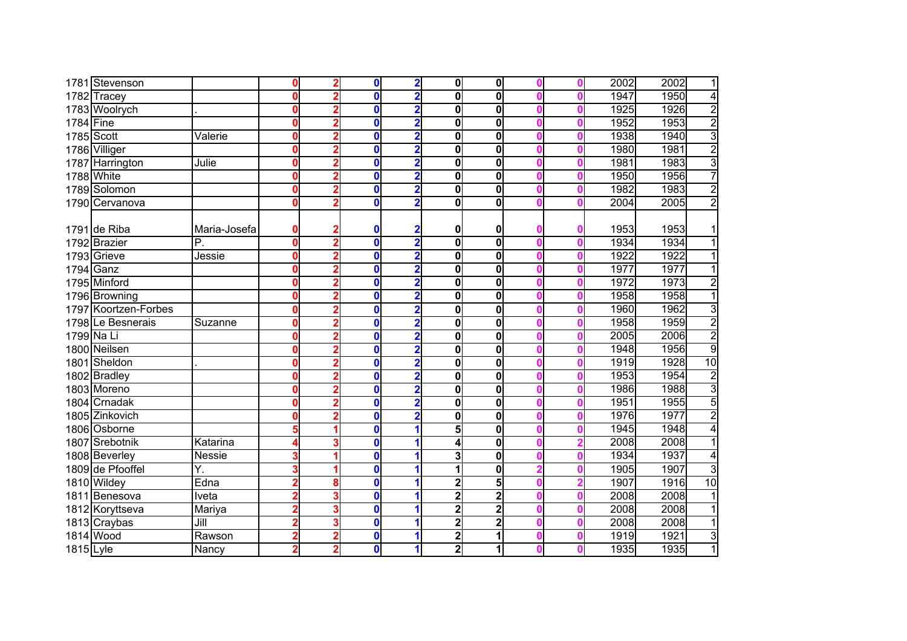| | | | | | | | | | | | | | |
|---|---|---|---|---|---|---|---|---|---|---|---|---|---|
| 1781 | Stevenson | | 0 | 2 | 0 | 2 | 0 | 0 | 0 | 0 | 2002 | 2002 | 1 |
| 1782 | Tracey | | 0 | 2 | 0 | 2 | 0 | 0 | 0 | 0 | 1947 | 1950 | 4 |
| 1783 | Woolrych | . | 0 | 2 | 0 | 2 | 0 | 0 | 0 | 0 | 1925 | 1926 | 2 |
| 1784 | Fine | | 0 | 2 | 0 | 2 | 0 | 0 | 0 | 0 | 1952 | 1953 | 2 |
| 1785 | Scott | Valerie | 0 | 2 | 0 | 2 | 0 | 0 | 0 | 0 | 1938 | 1940 | 3 |
| 1786 | Villiger | | 0 | 2 | 0 | 2 | 0 | 0 | 0 | 0 | 1980 | 1981 | 2 |
| 1787 | Harrington | Julie | 0 | 2 | 0 | 2 | 0 | 0 | 0 | 0 | 1981 | 1983 | 3 |
| 1788 | White | | 0 | 2 | 0 | 2 | 0 | 0 | 0 | 0 | 1950 | 1956 | 7 |
| 1789 | Solomon | | 0 | 2 | 0 | 2 | 0 | 0 | 0 | 0 | 1982 | 1983 | 2 |
| 1790 | Cervanova | | 0 | 2 | 0 | 2 | 0 | 0 | 0 | 0 | 2004 | 2005 | 2 |
| 1791 | de Riba | Maria-Josefa | 0 | 2 | 0 | 2 | 0 | 0 | 0 | 0 | 1953 | 1953 | 1 |
| 1792 | Brazier | P. | 0 | 2 | 0 | 2 | 0 | 0 | 0 | 0 | 1934 | 1934 | 1 |
| 1793 | Grieve | Jessie | 0 | 2 | 0 | 2 | 0 | 0 | 0 | 0 | 1922 | 1922 | 1 |
| 1794 | Ganz | | 0 | 2 | 0 | 2 | 0 | 0 | 0 | 0 | 1977 | 1977 | 1 |
| 1795 | Minford | | 0 | 2 | 0 | 2 | 0 | 0 | 0 | 0 | 1972 | 1973 | 2 |
| 1796 | Browning | | 0 | 2 | 0 | 2 | 0 | 0 | 0 | 0 | 1958 | 1958 | 1 |
| 1797 | Koortzen-Forbes | | 0 | 2 | 0 | 2 | 0 | 0 | 0 | 0 | 1960 | 1962 | 3 |
| 1798 | Le Besnerais | Suzanne | 0 | 2 | 0 | 2 | 0 | 0 | 0 | 0 | 1958 | 1959 | 2 |
| 1799 | Na Li | | 0 | 2 | 0 | 2 | 0 | 0 | 0 | 0 | 2005 | 2006 | 2 |
| 1800 | Neilsen | | 0 | 2 | 0 | 2 | 0 | 0 | 0 | 0 | 1948 | 1956 | 9 |
| 1801 | Sheldon | . | 0 | 2 | 0 | 2 | 0 | 0 | 0 | 0 | 1919 | 1928 | 10 |
| 1802 | Bradley | | 0 | 2 | 0 | 2 | 0 | 0 | 0 | 0 | 1953 | 1954 | 2 |
| 1803 | Moreno | | 0 | 2 | 0 | 2 | 0 | 0 | 0 | 0 | 1986 | 1988 | 3 |
| 1804 | Crnadak | | 0 | 2 | 0 | 2 | 0 | 0 | 0 | 0 | 1951 | 1955 | 5 |
| 1805 | Zinkovich | | 0 | 2 | 0 | 2 | 0 | 0 | 0 | 0 | 1976 | 1977 | 2 |
| 1806 | Osborne | | 5 | 1 | 0 | 1 | 5 | 0 | 0 | 0 | 1945 | 1948 | 4 |
| 1807 | Srebotnik | Katarina | 4 | 3 | 0 | 1 | 4 | 0 | 0 | 2 | 2008 | 2008 | 1 |
| 1808 | Beverley | Nessie | 3 | 1 | 0 | 1 | 3 | 0 | 0 | 0 | 1934 | 1937 | 4 |
| 1809 | de Pfooffel | Y. | 3 | 1 | 0 | 1 | 1 | 0 | 2 | 0 | 1905 | 1907 | 3 |
| 1810 | Wildey | Edna | 2 | 8 | 0 | 1 | 2 | 5 | 0 | 2 | 1907 | 1916 | 10 |
| 1811 | Benesova | Iveta | 2 | 3 | 0 | 1 | 2 | 2 | 0 | 0 | 2008 | 2008 | 1 |
| 1812 | Koryttseva | Mariya | 2 | 3 | 0 | 1 | 2 | 2 | 0 | 0 | 2008 | 2008 | 1 |
| 1813 | Craybas | Jill | 2 | 3 | 0 | 1 | 2 | 2 | 0 | 0 | 2008 | 2008 | 1 |
| 1814 | Wood | Rawson | 2 | 2 | 0 | 1 | 2 | 1 | 0 | 0 | 1919 | 1921 | 3 |
| 1815 | Lyle | Nancy | 2 | 2 | 0 | 1 | 2 | 1 | 0 | 0 | 1935 | 1935 | 1 |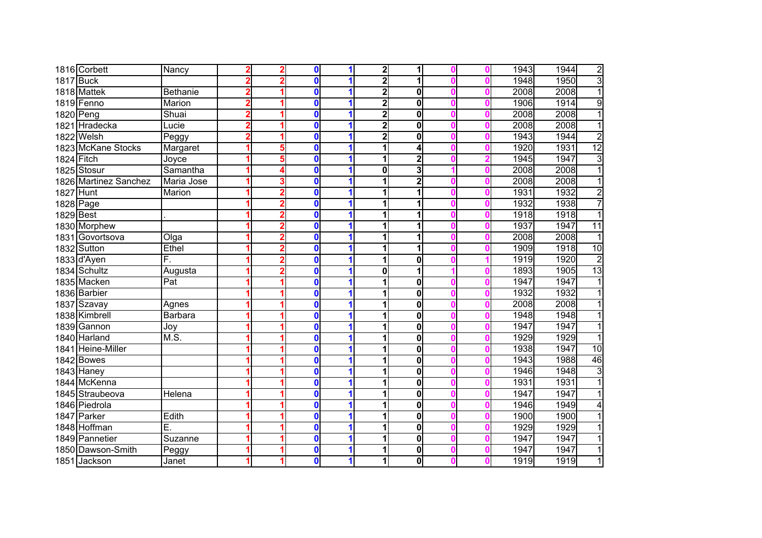| | | | | | | | | | | | | | | |
|---|---|---|---|---|---|---|---|---|---|---|---|---|---|---|
| 1816 | Corbett | Nancy | 2 | 2 | 0 | 1 | 2 | 1 | 0 | 0 | 1943 | 1944 | 2 |
| 1817 | Buck | | 2 | 2 | 0 | 1 | 2 | 1 | 0 | 0 | 1948 | 1950 | 3 |
| 1818 | Mattek | Bethanie | 2 | 1 | 0 | 1 | 2 | 0 | 0 | 0 | 2008 | 2008 | 1 |
| 1819 | Fenno | Marion | 2 | 1 | 0 | 1 | 2 | 0 | 0 | 0 | 1906 | 1914 | 9 |
| 1820 | Peng | Shuai | 2 | 1 | 0 | 1 | 2 | 0 | 0 | 0 | 2008 | 2008 | 1 |
| 1821 | Hradecka | Lucie | 2 | 1 | 0 | 1 | 2 | 0 | 0 | 0 | 2008 | 2008 | 1 |
| 1822 | Welsh | Peggy | 2 | 1 | 0 | 1 | 2 | 0 | 0 | 0 | 1943 | 1944 | 2 |
| 1823 | McKane Stocks | Margaret | 1 | 5 | 0 | 1 | 1 | 4 | 0 | 0 | 1920 | 1931 | 12 |
| 1824 | Fitch | Joyce | 1 | 5 | 0 | 1 | 1 | 2 | 0 | 2 | 1945 | 1947 | 3 |
| 1825 | Stosur | Samantha | 1 | 4 | 0 | 1 | 0 | 3 | 1 | 0 | 2008 | 2008 | 1 |
| 1826 | Martinez Sanchez | Maria Jose | 1 | 3 | 0 | 1 | 1 | 2 | 0 | 0 | 2008 | 2008 | 1 |
| 1827 | Hunt | Marion | 1 | 2 | 0 | 1 | 1 | 1 | 0 | 0 | 1931 | 1932 | 2 |
| 1828 | Page | | 1 | 2 | 0 | 1 | 1 | 1 | 0 | 0 | 1932 | 1938 | 7 |
| 1829 | Best | . | 1 | 2 | 0 | 1 | 1 | 1 | 0 | 0 | 1918 | 1918 | 1 |
| 1830 | Morphew | | 1 | 2 | 0 | 1 | 1 | 1 | 0 | 0 | 1937 | 1947 | 11 |
| 1831 | Govortsova | Olga | 1 | 2 | 0 | 1 | 1 | 1 | 0 | 0 | 2008 | 2008 | 1 |
| 1832 | Sutton | Ethel | 1 | 2 | 0 | 1 | 1 | 1 | 0 | 0 | 1909 | 1918 | 10 |
| 1833 | d'Ayen | F. | 1 | 2 | 0 | 1 | 1 | 0 | 0 | 1 | 1919 | 1920 | 2 |
| 1834 | Schultz | Augusta | 1 | 2 | 0 | 1 | 0 | 1 | 1 | 0 | 1893 | 1905 | 13 |
| 1835 | Macken | Pat | 1 | 1 | 0 | 1 | 1 | 0 | 0 | 0 | 1947 | 1947 | 1 |
| 1836 | Barbier | | 1 | 1 | 0 | 1 | 1 | 0 | 0 | 0 | 1932 | 1932 | 1 |
| 1837 | Szavay | Agnes | 1 | 1 | 0 | 1 | 1 | 0 | 0 | 0 | 2008 | 2008 | 1 |
| 1838 | Kimbrell | Barbara | 1 | 1 | 0 | 1 | 1 | 0 | 0 | 0 | 1948 | 1948 | 1 |
| 1839 | Gannon | Joy | 1 | 1 | 0 | 1 | 1 | 0 | 0 | 0 | 1947 | 1947 | 1 |
| 1840 | Harland | M.S. | 1 | 1 | 0 | 1 | 1 | 0 | 0 | 0 | 1929 | 1929 | 1 |
| 1841 | Heine-Miller | | 1 | 1 | 0 | 1 | 1 | 0 | 0 | 0 | 1938 | 1947 | 10 |
| 1842 | Bowes | | 1 | 1 | 0 | 1 | 1 | 0 | 0 | 0 | 1943 | 1988 | 46 |
| 1843 | Haney | | 1 | 1 | 0 | 1 | 1 | 0 | 0 | 0 | 1946 | 1948 | 3 |
| 1844 | McKenna | | 1 | 1 | 0 | 1 | 1 | 0 | 0 | 0 | 1931 | 1931 | 1 |
| 1845 | Straubeova | Helena | 1 | 1 | 0 | 1 | 1 | 0 | 0 | 0 | 1947 | 1947 | 1 |
| 1846 | Piedrola | | 1 | 1 | 0 | 1 | 1 | 0 | 0 | 0 | 1946 | 1949 | 4 |
| 1847 | Parker | Edith | 1 | 1 | 0 | 1 | 1 | 0 | 0 | 0 | 1900 | 1900 | 1 |
| 1848 | Hoffman | E. | 1 | 1 | 0 | 1 | 1 | 0 | 0 | 0 | 1929 | 1929 | 1 |
| 1849 | Pannetier | Suzanne | 1 | 1 | 0 | 1 | 1 | 0 | 0 | 0 | 1947 | 1947 | 1 |
| 1850 | Dawson-Smith | Peggy | 1 | 1 | 0 | 1 | 1 | 0 | 0 | 0 | 1947 | 1947 | 1 |
| 1851 | Jackson | Janet | 1 | 1 | 0 | 1 | 1 | 0 | 0 | 0 | 1919 | 1919 | 1 |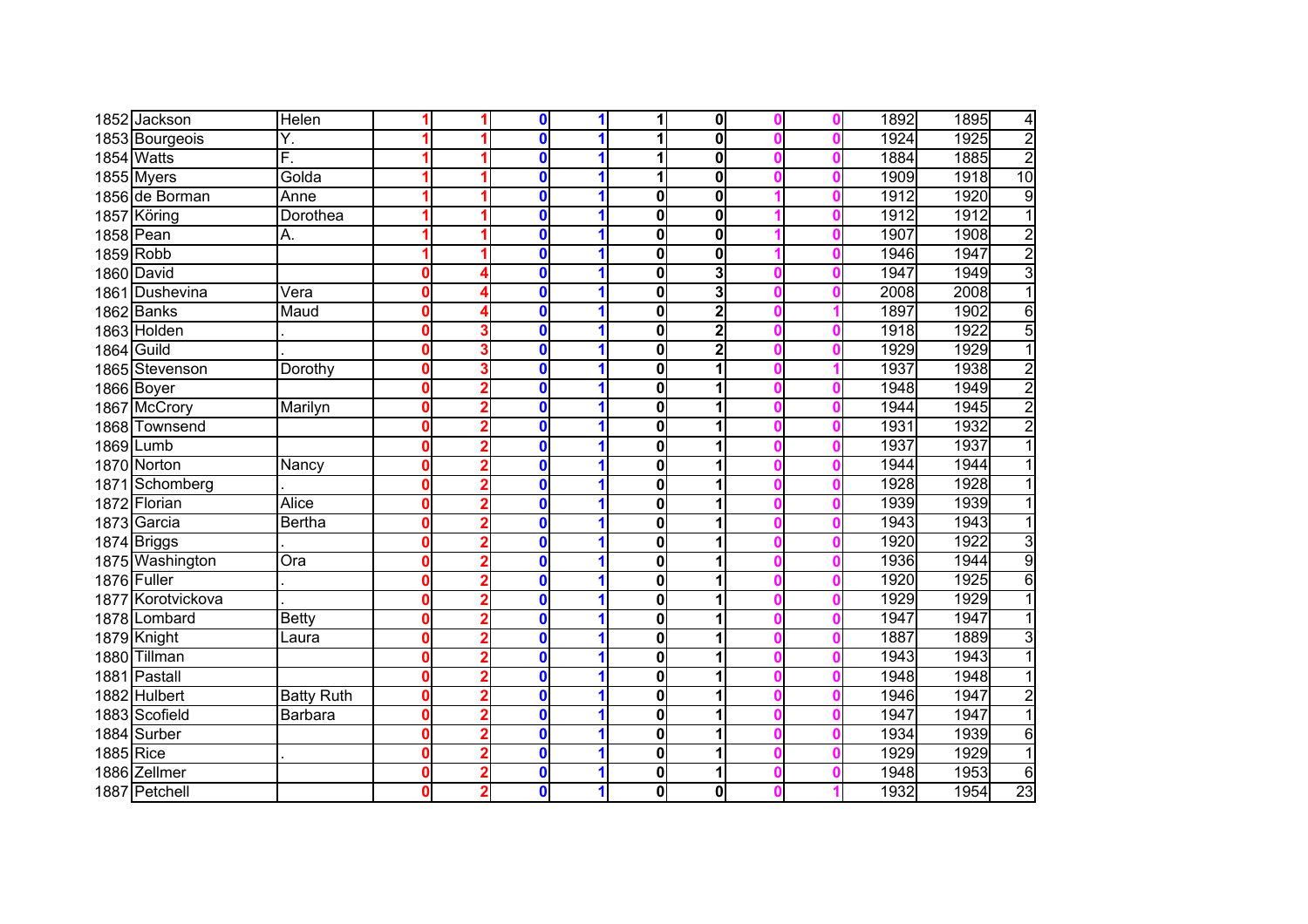| | | | | | | | | | | | | | |
|---|---|---|---|---|---|---|---|---|---|---|---|---|---|
| 1852 | Jackson | Helen | 1 | 1 | 0 | 1 | 1 | 0 | 0 | 0 | 1892 | 1895 | 4 |
| 1853 | Bourgeois | Y. | 1 | 1 | 0 | 1 | 1 | 0 | 0 | 0 | 1924 | 1925 | 2 |
| 1854 | Watts | F. | 1 | 1 | 0 | 1 | 1 | 0 | 0 | 0 | 1884 | 1885 | 2 |
| 1855 | Myers | Golda | 1 | 1 | 0 | 1 | 1 | 0 | 0 | 0 | 1909 | 1918 | 10 |
| 1856 | de Borman | Anne | 1 | 1 | 0 | 1 | 0 | 0 | 1 | 0 | 1912 | 1920 | 9 |
| 1857 | Köring | Dorothea | 1 | 1 | 0 | 1 | 0 | 0 | 1 | 0 | 1912 | 1912 | 1 |
| 1858 | Pean | A. | 1 | 1 | 0 | 1 | 0 | 0 | 1 | 0 | 1907 | 1908 | 2 |
| 1859 | Robb | | 1 | 1 | 0 | 1 | 0 | 0 | 1 | 0 | 1946 | 1947 | 2 |
| 1860 | David | | 0 | 4 | 0 | 1 | 0 | 3 | 0 | 0 | 1947 | 1949 | 3 |
| 1861 | Dushevina | Vera | 0 | 4 | 0 | 1 | 0 | 3 | 0 | 0 | 2008 | 2008 | 1 |
| 1862 | Banks | Maud | 0 | 4 | 0 | 1 | 0 | 2 | 0 | 1 | 1897 | 1902 | 6 |
| 1863 | Holden | . | 0 | 3 | 0 | 1 | 0 | 2 | 0 | 0 | 1918 | 1922 | 5 |
| 1864 | Guild | . | 0 | 3 | 0 | 1 | 0 | 2 | 0 | 0 | 1929 | 1929 | 1 |
| 1865 | Stevenson | Dorothy | 0 | 3 | 0 | 1 | 0 | 1 | 0 | 1 | 1937 | 1938 | 2 |
| 1866 | Boyer | | 0 | 2 | 0 | 1 | 0 | 1 | 0 | 0 | 1948 | 1949 | 2 |
| 1867 | McCrory | Marilyn | 0 | 2 | 0 | 1 | 0 | 1 | 0 | 0 | 1944 | 1945 | 2 |
| 1868 | Townsend | | 0 | 2 | 0 | 1 | 0 | 1 | 0 | 0 | 1931 | 1932 | 2 |
| 1869 | Lumb | | 0 | 2 | 0 | 1 | 0 | 1 | 0 | 0 | 1937 | 1937 | 1 |
| 1870 | Norton | Nancy | 0 | 2 | 0 | 1 | 0 | 1 | 0 | 0 | 1944 | 1944 | 1 |
| 1871 | Schomberg | . | 0 | 2 | 0 | 1 | 0 | 1 | 0 | 0 | 1928 | 1928 | 1 |
| 1872 | Florian | Alice | 0 | 2 | 0 | 1 | 0 | 1 | 0 | 0 | 1939 | 1939 | 1 |
| 1873 | Garcia | Bertha | 0 | 2 | 0 | 1 | 0 | 1 | 0 | 0 | 1943 | 1943 | 1 |
| 1874 | Briggs | . | 0 | 2 | 0 | 1 | 0 | 1 | 0 | 0 | 1920 | 1922 | 3 |
| 1875 | Washington | Ora | 0 | 2 | 0 | 1 | 0 | 1 | 0 | 0 | 1936 | 1944 | 9 |
| 1876 | Fuller | . | 0 | 2 | 0 | 1 | 0 | 1 | 0 | 0 | 1920 | 1925 | 6 |
| 1877 | Korotvickova | . | 0 | 2 | 0 | 1 | 0 | 1 | 0 | 0 | 1929 | 1929 | 1 |
| 1878 | Lombard | Betty | 0 | 2 | 0 | 1 | 0 | 1 | 0 | 0 | 1947 | 1947 | 1 |
| 1879 | Knight | Laura | 0 | 2 | 0 | 1 | 0 | 1 | 0 | 0 | 1887 | 1889 | 3 |
| 1880 | Tillman | | 0 | 2 | 0 | 1 | 0 | 1 | 0 | 0 | 1943 | 1943 | 1 |
| 1881 | Pastall | | 0 | 2 | 0 | 1 | 0 | 1 | 0 | 0 | 1948 | 1948 | 1 |
| 1882 | Hulbert | Batty Ruth | 0 | 2 | 0 | 1 | 0 | 1 | 0 | 0 | 1946 | 1947 | 2 |
| 1883 | Scofield | Barbara | 0 | 2 | 0 | 1 | 0 | 1 | 0 | 0 | 1947 | 1947 | 1 |
| 1884 | Surber | | 0 | 2 | 0 | 1 | 0 | 1 | 0 | 0 | 1934 | 1939 | 6 |
| 1885 | Rice | . | 0 | 2 | 0 | 1 | 0 | 1 | 0 | 0 | 1929 | 1929 | 1 |
| 1886 | Zellmer | | 0 | 2 | 0 | 1 | 0 | 1 | 0 | 0 | 1948 | 1953 | 6 |
| 1887 | Petchell | | 0 | 2 | 0 | 1 | 0 | 0 | 0 | 1 | 1932 | 1954 | 23 |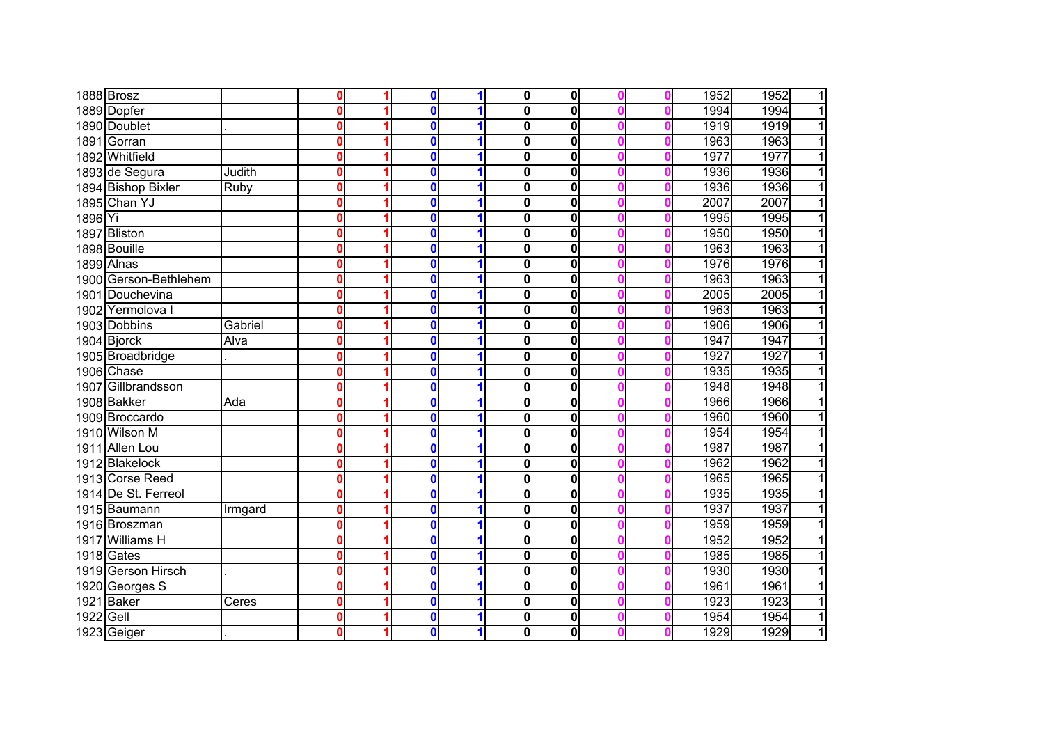| | | | | | | | | | | | | | |
|---|---|---|---|---|---|---|---|---|---|---|---|---|---|
| 1888 | Brosz | | 0 | 1 | 0 | 1 | 0 | 0 | 0 | 0 | 1952 | 1952 | 1 |
| 1889 | Dopfer | | 0 | 1 | 0 | 1 | 0 | 0 | 0 | 0 | 1994 | 1994 | 1 |
| 1890 | Doublet | . | 0 | 1 | 0 | 1 | 0 | 0 | 0 | 0 | 1919 | 1919 | 1 |
| 1891 | Gorran | | 0 | 1 | 0 | 1 | 0 | 0 | 0 | 0 | 1963 | 1963 | 1 |
| 1892 | Whitfield | | 0 | 1 | 0 | 1 | 0 | 0 | 0 | 0 | 1977 | 1977 | 1 |
| 1893 | de Segura | Judith | 0 | 1 | 0 | 1 | 0 | 0 | 0 | 0 | 1936 | 1936 | 1 |
| 1894 | Bishop Bixler | Ruby | 0 | 1 | 0 | 1 | 0 | 0 | 0 | 0 | 1936 | 1936 | 1 |
| 1895 | Chan YJ | | 0 | 1 | 0 | 1 | 0 | 0 | 0 | 0 | 2007 | 2007 | 1 |
| 1896 | Yi | | 0 | 1 | 0 | 1 | 0 | 0 | 0 | 0 | 1995 | 1995 | 1 |
| 1897 | Bliston | | 0 | 1 | 0 | 1 | 0 | 0 | 0 | 0 | 1950 | 1950 | 1 |
| 1898 | Bouille | | 0 | 1 | 0 | 1 | 0 | 0 | 0 | 0 | 1963 | 1963 | 1 |
| 1899 | Alnas | | 0 | 1 | 0 | 1 | 0 | 0 | 0 | 0 | 1976 | 1976 | 1 |
| 1900 | Gerson-Bethlehem | | 0 | 1 | 0 | 1 | 0 | 0 | 0 | 0 | 1963 | 1963 | 1 |
| 1901 | Douchevina | | 0 | 1 | 0 | 1 | 0 | 0 | 0 | 0 | 2005 | 2005 | 1 |
| 1902 | Yermolova I | | 0 | 1 | 0 | 1 | 0 | 0 | 0 | 0 | 1963 | 1963 | 1 |
| 1903 | Dobbins | Gabriel | 0 | 1 | 0 | 1 | 0 | 0 | 0 | 0 | 1906 | 1906 | 1 |
| 1904 | Bjorck | Alva | 0 | 1 | 0 | 1 | 0 | 0 | 0 | 0 | 1947 | 1947 | 1 |
| 1905 | Broadbridge | . | 0 | 1 | 0 | 1 | 0 | 0 | 0 | 0 | 1927 | 1927 | 1 |
| 1906 | Chase | | 0 | 1 | 0 | 1 | 0 | 0 | 0 | 0 | 1935 | 1935 | 1 |
| 1907 | Gillbrandsson | | 0 | 1 | 0 | 1 | 0 | 0 | 0 | 0 | 1948 | 1948 | 1 |
| 1908 | Bakker | Ada | 0 | 1 | 0 | 1 | 0 | 0 | 0 | 0 | 1966 | 1966 | 1 |
| 1909 | Broccardo | | 0 | 1 | 0 | 1 | 0 | 0 | 0 | 0 | 1960 | 1960 | 1 |
| 1910 | Wilson M | | 0 | 1 | 0 | 1 | 0 | 0 | 0 | 0 | 1954 | 1954 | 1 |
| 1911 | Allen Lou | | 0 | 1 | 0 | 1 | 0 | 0 | 0 | 0 | 1987 | 1987 | 1 |
| 1912 | Blakelock | | 0 | 1 | 0 | 1 | 0 | 0 | 0 | 0 | 1962 | 1962 | 1 |
| 1913 | Corse Reed | | 0 | 1 | 0 | 1 | 0 | 0 | 0 | 0 | 1965 | 1965 | 1 |
| 1914 | De St. Ferreol | | 0 | 1 | 0 | 1 | 0 | 0 | 0 | 0 | 1935 | 1935 | 1 |
| 1915 | Baumann | Irmgard | 0 | 1 | 0 | 1 | 0 | 0 | 0 | 0 | 1937 | 1937 | 1 |
| 1916 | Broszman | | 0 | 1 | 0 | 1 | 0 | 0 | 0 | 0 | 1959 | 1959 | 1 |
| 1917 | Williams H | | 0 | 1 | 0 | 1 | 0 | 0 | 0 | 0 | 1952 | 1952 | 1 |
| 1918 | Gates | | 0 | 1 | 0 | 1 | 0 | 0 | 0 | 0 | 1985 | 1985 | 1 |
| 1919 | Gerson Hirsch | . | 0 | 1 | 0 | 1 | 0 | 0 | 0 | 0 | 1930 | 1930 | 1 |
| 1920 | Georges S | | 0 | 1 | 0 | 1 | 0 | 0 | 0 | 0 | 1961 | 1961 | 1 |
| 1921 | Baker | Ceres | 0 | 1 | 0 | 1 | 0 | 0 | 0 | 0 | 1923 | 1923 | 1 |
| 1922 | Gell | | 0 | 1 | 0 | 1 | 0 | 0 | 0 | 0 | 1954 | 1954 | 1 |
| 1923 | Geiger | . | 0 | 1 | 0 | 1 | 0 | 0 | 0 | 0 | 1929 | 1929 | 1 |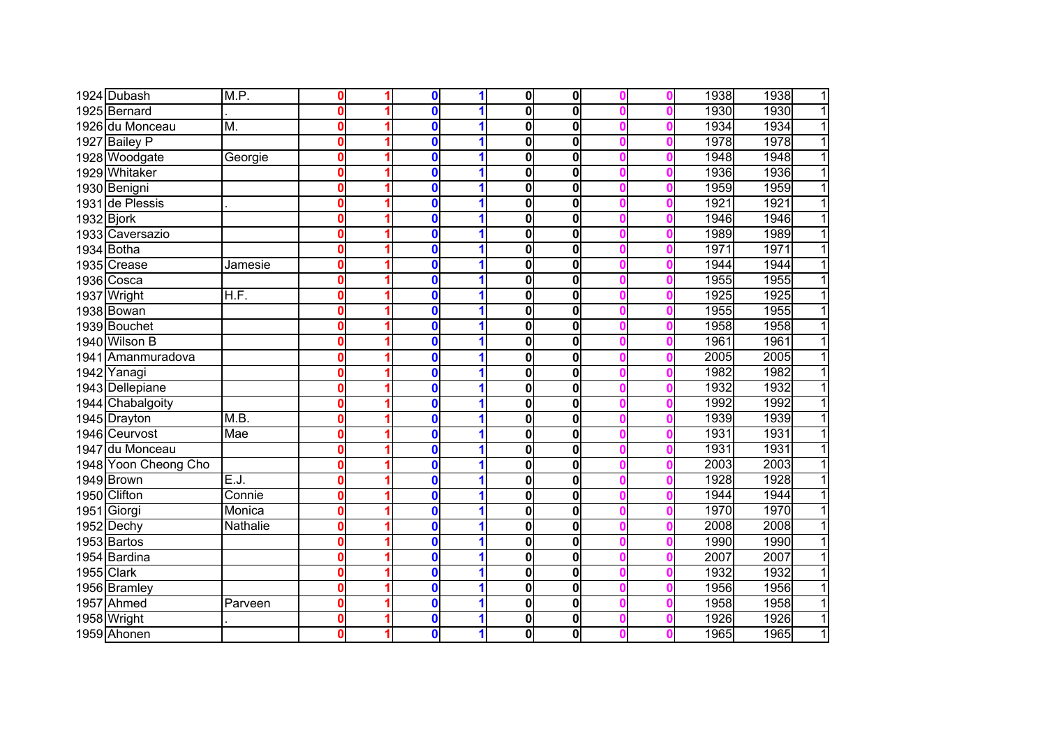| | | | | | | | | | | | | | |
|---|---|---|---|---|---|---|---|---|---|---|---|---|---|
| 1924 | Dubash | M.P. | 0 | 1 | 0 | 1 | 0 | 0 | 0 | 0 | 1938 | 1938 | 1 |
| 1925 | Bernard | . | 0 | 1 | 0 | 1 | 0 | 0 | 0 | 0 | 1930 | 1930 | 1 |
| 1926 | du Monceau | M. | 0 | 1 | 0 | 1 | 0 | 0 | 0 | 0 | 1934 | 1934 | 1 |
| 1927 | Bailey P | | 0 | 1 | 0 | 1 | 0 | 0 | 0 | 0 | 1978 | 1978 | 1 |
| 1928 | Woodgate | Georgie | 0 | 1 | 0 | 1 | 0 | 0 | 0 | 0 | 1948 | 1948 | 1 |
| 1929 | Whitaker | | 0 | 1 | 0 | 1 | 0 | 0 | 0 | 0 | 1936 | 1936 | 1 |
| 1930 | Benigni | | 0 | 1 | 0 | 1 | 0 | 0 | 0 | 0 | 1959 | 1959 | 1 |
| 1931 | de Plessis | . | 0 | 1 | 0 | 1 | 0 | 0 | 0 | 0 | 1921 | 1921 | 1 |
| 1932 | Bjork | | 0 | 1 | 0 | 1 | 0 | 0 | 0 | 0 | 1946 | 1946 | 1 |
| 1933 | Caversazio | | 0 | 1 | 0 | 1 | 0 | 0 | 0 | 0 | 1989 | 1989 | 1 |
| 1934 | Botha | | 0 | 1 | 0 | 1 | 0 | 0 | 0 | 0 | 1971 | 1971 | 1 |
| 1935 | Crease | Jamesie | 0 | 1 | 0 | 1 | 0 | 0 | 0 | 0 | 1944 | 1944 | 1 |
| 1936 | Cosca | | 0 | 1 | 0 | 1 | 0 | 0 | 0 | 0 | 1955 | 1955 | 1 |
| 1937 | Wright | H.F. | 0 | 1 | 0 | 1 | 0 | 0 | 0 | 0 | 1925 | 1925 | 1 |
| 1938 | Bowan | | 0 | 1 | 0 | 1 | 0 | 0 | 0 | 0 | 1955 | 1955 | 1 |
| 1939 | Bouchet | | 0 | 1 | 0 | 1 | 0 | 0 | 0 | 0 | 1958 | 1958 | 1 |
| 1940 | Wilson B | | 0 | 1 | 0 | 1 | 0 | 0 | 0 | 0 | 1961 | 1961 | 1 |
| 1941 | Amanmuradova | | 0 | 1 | 0 | 1 | 0 | 0 | 0 | 0 | 2005 | 2005 | 1 |
| 1942 | Yanagi | | 0 | 1 | 0 | 1 | 0 | 0 | 0 | 0 | 1982 | 1982 | 1 |
| 1943 | Dellepiane | | 0 | 1 | 0 | 1 | 0 | 0 | 0 | 0 | 1932 | 1932 | 1 |
| 1944 | Chabalgoity | | 0 | 1 | 0 | 1 | 0 | 0 | 0 | 0 | 1992 | 1992 | 1 |
| 1945 | Drayton | M.B. | 0 | 1 | 0 | 1 | 0 | 0 | 0 | 0 | 1939 | 1939 | 1 |
| 1946 | Ceurvost | Mae | 0 | 1 | 0 | 1 | 0 | 0 | 0 | 0 | 1931 | 1931 | 1 |
| 1947 | du Monceau | | 0 | 1 | 0 | 1 | 0 | 0 | 0 | 0 | 1931 | 1931 | 1 |
| 1948 | Yoon Cheong Cho | | 0 | 1 | 0 | 1 | 0 | 0 | 0 | 0 | 2003 | 2003 | 1 |
| 1949 | Brown | E.J. | 0 | 1 | 0 | 1 | 0 | 0 | 0 | 0 | 1928 | 1928 | 1 |
| 1950 | Clifton | Connie | 0 | 1 | 0 | 1 | 0 | 0 | 0 | 0 | 1944 | 1944 | 1 |
| 1951 | Giorgi | Monica | 0 | 1 | 0 | 1 | 0 | 0 | 0 | 0 | 1970 | 1970 | 1 |
| 1952 | Dechy | Nathalie | 0 | 1 | 0 | 1 | 0 | 0 | 0 | 0 | 2008 | 2008 | 1 |
| 1953 | Bartos | | 0 | 1 | 0 | 1 | 0 | 0 | 0 | 0 | 1990 | 1990 | 1 |
| 1954 | Bardina | | 0 | 1 | 0 | 1 | 0 | 0 | 0 | 0 | 2007 | 2007 | 1 |
| 1955 | Clark | | 0 | 1 | 0 | 1 | 0 | 0 | 0 | 0 | 1932 | 1932 | 1 |
| 1956 | Bramley | | 0 | 1 | 0 | 1 | 0 | 0 | 0 | 0 | 1956 | 1956 | 1 |
| 1957 | Ahmed | Parveen | 0 | 1 | 0 | 1 | 0 | 0 | 0 | 0 | 1958 | 1958 | 1 |
| 1958 | Wright | . | 0 | 1 | 0 | 1 | 0 | 0 | 0 | 0 | 1926 | 1926 | 1 |
| 1959 | Ahonen | | 0 | 1 | 0 | 1 | 0 | 0 | 0 | 0 | 1965 | 1965 | 1 |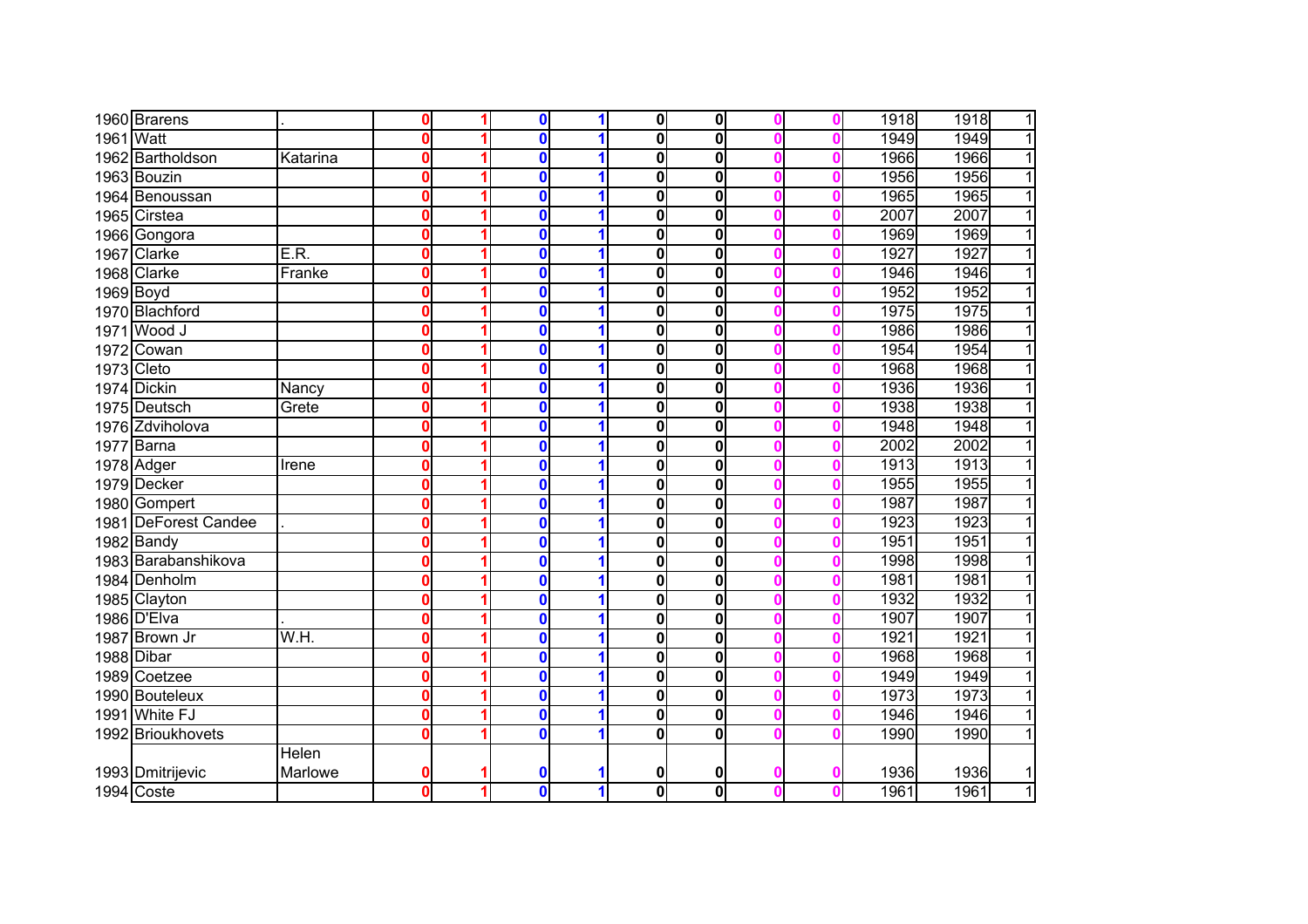| | | | | | | | | | | | | | |
|---|---|---|---|---|---|---|---|---|---|---|---|---|---|
| 1960 | Brarens | . | 0 | 1 | 0 | 1 | 0 | 0 | 0 | 0 | 1918 | 1918 | 1 |
| 1961 | Watt | | 0 | 1 | 0 | 1 | 0 | 0 | 0 | 0 | 1949 | 1949 | 1 |
| 1962 | Bartholdson | Katarina | 0 | 1 | 0 | 1 | 0 | 0 | 0 | 0 | 1966 | 1966 | 1 |
| 1963 | Bouzin | | 0 | 1 | 0 | 1 | 0 | 0 | 0 | 0 | 1956 | 1956 | 1 |
| 1964 | Benoussan | | 0 | 1 | 0 | 1 | 0 | 0 | 0 | 0 | 1965 | 1965 | 1 |
| 1965 | Cirstea | | 0 | 1 | 0 | 1 | 0 | 0 | 0 | 0 | 2007 | 2007 | 1 |
| 1966 | Gongora | | 0 | 1 | 0 | 1 | 0 | 0 | 0 | 0 | 1969 | 1969 | 1 |
| 1967 | Clarke | E.R. | 0 | 1 | 0 | 1 | 0 | 0 | 0 | 0 | 1927 | 1927 | 1 |
| 1968 | Clarke | Franke | 0 | 1 | 0 | 1 | 0 | 0 | 0 | 0 | 1946 | 1946 | 1 |
| 1969 | Boyd | | 0 | 1 | 0 | 1 | 0 | 0 | 0 | 0 | 1952 | 1952 | 1 |
| 1970 | Blachford | | 0 | 1 | 0 | 1 | 0 | 0 | 0 | 0 | 1975 | 1975 | 1 |
| 1971 | Wood J | | 0 | 1 | 0 | 1 | 0 | 0 | 0 | 0 | 1986 | 1986 | 1 |
| 1972 | Cowan | | 0 | 1 | 0 | 1 | 0 | 0 | 0 | 0 | 1954 | 1954 | 1 |
| 1973 | Cleto | | 0 | 1 | 0 | 1 | 0 | 0 | 0 | 0 | 1968 | 1968 | 1 |
| 1974 | Dickin | Nancy | 0 | 1 | 0 | 1 | 0 | 0 | 0 | 0 | 1936 | 1936 | 1 |
| 1975 | Deutsch | Grete | 0 | 1 | 0 | 1 | 0 | 0 | 0 | 0 | 1938 | 1938 | 1 |
| 1976 | Zdviholova | | 0 | 1 | 0 | 1 | 0 | 0 | 0 | 0 | 1948 | 1948 | 1 |
| 1977 | Barna | | 0 | 1 | 0 | 1 | 0 | 0 | 0 | 0 | 2002 | 2002 | 1 |
| 1978 | Adger | Irene | 0 | 1 | 0 | 1 | 0 | 0 | 0 | 0 | 1913 | 1913 | 1 |
| 1979 | Decker | | 0 | 1 | 0 | 1 | 0 | 0 | 0 | 0 | 1955 | 1955 | 1 |
| 1980 | Gompert | | 0 | 1 | 0 | 1 | 0 | 0 | 0 | 0 | 1987 | 1987 | 1 |
| 1981 | DeForest Candee | . | 0 | 1 | 0 | 1 | 0 | 0 | 0 | 0 | 1923 | 1923 | 1 |
| 1982 | Bandy | | 0 | 1 | 0 | 1 | 0 | 0 | 0 | 0 | 1951 | 1951 | 1 |
| 1983 | Barabanshikova | | 0 | 1 | 0 | 1 | 0 | 0 | 0 | 0 | 1998 | 1998 | 1 |
| 1984 | Denholm | | 0 | 1 | 0 | 1 | 0 | 0 | 0 | 0 | 1981 | 1981 | 1 |
| 1985 | Clayton | | 0 | 1 | 0 | 1 | 0 | 0 | 0 | 0 | 1932 | 1932 | 1 |
| 1986 | D'Elva | . | 0 | 1 | 0 | 1 | 0 | 0 | 0 | 0 | 1907 | 1907 | 1 |
| 1987 | Brown Jr | W.H. | 0 | 1 | 0 | 1 | 0 | 0 | 0 | 0 | 1921 | 1921 | 1 |
| 1988 | Dibar | | 0 | 1 | 0 | 1 | 0 | 0 | 0 | 0 | 1968 | 1968 | 1 |
| 1989 | Coetzee | | 0 | 1 | 0 | 1 | 0 | 0 | 0 | 0 | 1949 | 1949 | 1 |
| 1990 | Bouteleux | | 0 | 1 | 0 | 1 | 0 | 0 | 0 | 0 | 1973 | 1973 | 1 |
| 1991 | White FJ | | 0 | 1 | 0 | 1 | 0 | 0 | 0 | 0 | 1946 | 1946 | 1 |
| 1992 | Brioukhovets | | 0 | 1 | 0 | 1 | 0 | 0 | 0 | 0 | 1990 | 1990 | 1 |
| 1993 | Dmitrijevic | Helen Marlowe | 0 | 1 | 0 | 1 | 0 | 0 | 0 | 0 | 1936 | 1936 | 1 |
| 1994 | Coste | | 0 | 1 | 0 | 1 | 0 | 0 | 0 | 0 | 1961 | 1961 | 1 |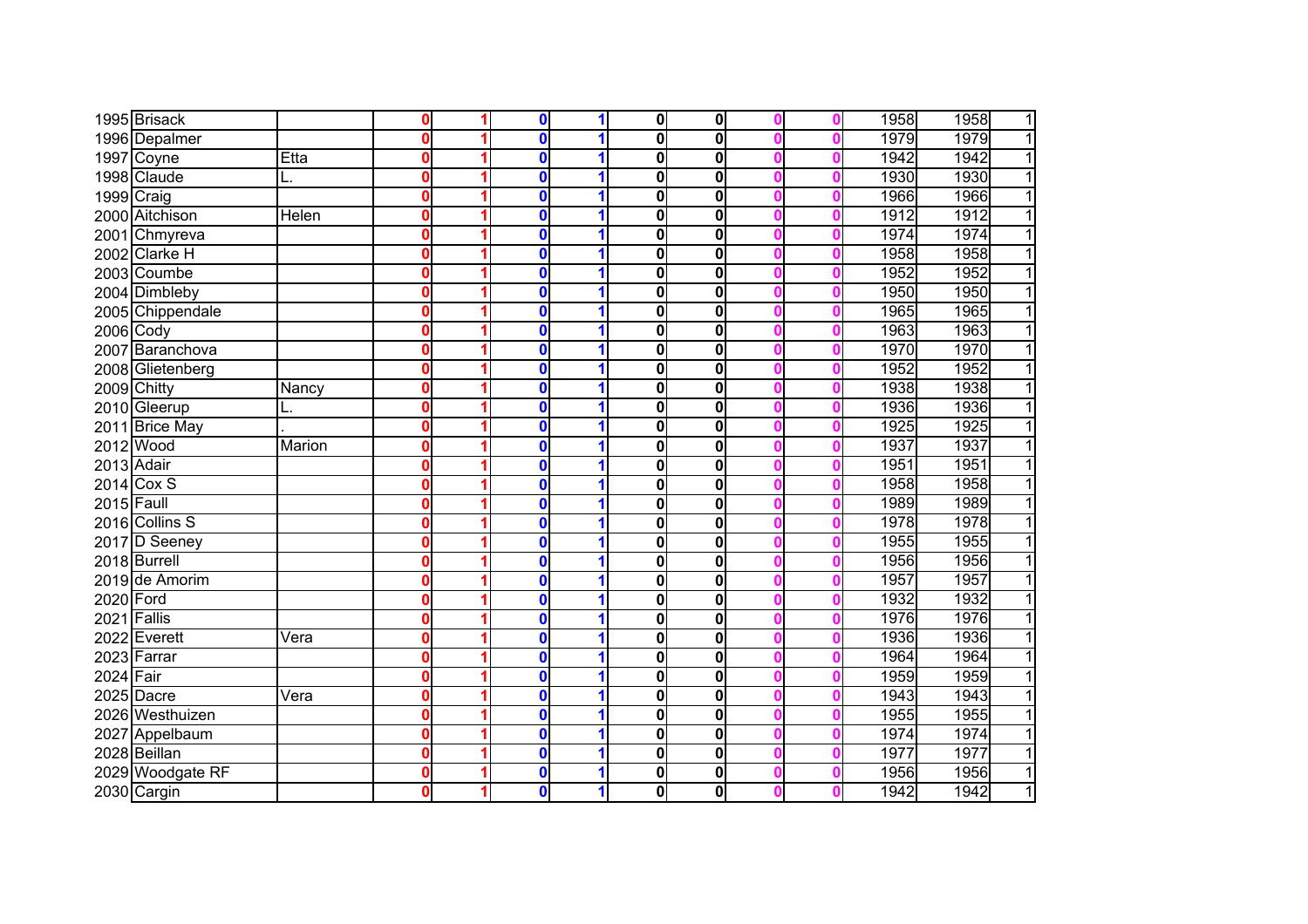| | | | | | | | | | | | | | |
|---|---|---|---|---|---|---|---|---|---|---|---|---|---|
| 1995 | Brisack | | 0 | 1 | 0 | 1 | 0 | 0 | 0 | 0 | 1958 | 1958 | 1 |
| 1996 | Depalmer | | 0 | 1 | 0 | 1 | 0 | 0 | 0 | 0 | 1979 | 1979 | 1 |
| 1997 | Coyne | Etta | 0 | 1 | 0 | 1 | 0 | 0 | 0 | 0 | 1942 | 1942 | 1 |
| 1998 | Claude | L. | 0 | 1 | 0 | 1 | 0 | 0 | 0 | 0 | 1930 | 1930 | 1 |
| 1999 | Craig | | 0 | 1 | 0 | 1 | 0 | 0 | 0 | 0 | 1966 | 1966 | 1 |
| 2000 | Aitchison | Helen | 0 | 1 | 0 | 1 | 0 | 0 | 0 | 0 | 1912 | 1912 | 1 |
| 2001 | Chmyreva | | 0 | 1 | 0 | 1 | 0 | 0 | 0 | 0 | 1974 | 1974 | 1 |
| 2002 | Clarke H | | 0 | 1 | 0 | 1 | 0 | 0 | 0 | 0 | 1958 | 1958 | 1 |
| 2003 | Coumbe | | 0 | 1 | 0 | 1 | 0 | 0 | 0 | 0 | 1952 | 1952 | 1 |
| 2004 | Dimbleby | | 0 | 1 | 0 | 1 | 0 | 0 | 0 | 0 | 1950 | 1950 | 1 |
| 2005 | Chippendale | | 0 | 1 | 0 | 1 | 0 | 0 | 0 | 0 | 1965 | 1965 | 1 |
| 2006 | Cody | | 0 | 1 | 0 | 1 | 0 | 0 | 0 | 0 | 1963 | 1963 | 1 |
| 2007 | Baranchova | | 0 | 1 | 0 | 1 | 0 | 0 | 0 | 0 | 1970 | 1970 | 1 |
| 2008 | Glietenberg | | 0 | 1 | 0 | 1 | 0 | 0 | 0 | 0 | 1952 | 1952 | 1 |
| 2009 | Chitty | Nancy | 0 | 1 | 0 | 1 | 0 | 0 | 0 | 0 | 1938 | 1938 | 1 |
| 2010 | Gleerup | L. | 0 | 1 | 0 | 1 | 0 | 0 | 0 | 0 | 1936 | 1936 | 1 |
| 2011 | Brice May | . | 0 | 1 | 0 | 1 | 0 | 0 | 0 | 0 | 1925 | 1925 | 1 |
| 2012 | Wood | Marion | 0 | 1 | 0 | 1 | 0 | 0 | 0 | 0 | 1937 | 1937 | 1 |
| 2013 | Adair | | 0 | 1 | 0 | 1 | 0 | 0 | 0 | 0 | 1951 | 1951 | 1 |
| 2014 | Cox S | | 0 | 1 | 0 | 1 | 0 | 0 | 0 | 0 | 1958 | 1958 | 1 |
| 2015 | Faull | | 0 | 1 | 0 | 1 | 0 | 0 | 0 | 0 | 1989 | 1989 | 1 |
| 2016 | Collins S | | 0 | 1 | 0 | 1 | 0 | 0 | 0 | 0 | 1978 | 1978 | 1 |
| 2017 | D Seeney | | 0 | 1 | 0 | 1 | 0 | 0 | 0 | 0 | 1955 | 1955 | 1 |
| 2018 | Burrell | | 0 | 1 | 0 | 1 | 0 | 0 | 0 | 0 | 1956 | 1956 | 1 |
| 2019 | de Amorim | | 0 | 1 | 0 | 1 | 0 | 0 | 0 | 0 | 1957 | 1957 | 1 |
| 2020 | Ford | | 0 | 1 | 0 | 1 | 0 | 0 | 0 | 0 | 1932 | 1932 | 1 |
| 2021 | Fallis | | 0 | 1 | 0 | 1 | 0 | 0 | 0 | 0 | 1976 | 1976 | 1 |
| 2022 | Everett | Vera | 0 | 1 | 0 | 1 | 0 | 0 | 0 | 0 | 1936 | 1936 | 1 |
| 2023 | Farrar | | 0 | 1 | 0 | 1 | 0 | 0 | 0 | 0 | 1964 | 1964 | 1 |
| 2024 | Fair | | 0 | 1 | 0 | 1 | 0 | 0 | 0 | 0 | 1959 | 1959 | 1 |
| 2025 | Dacre | Vera | 0 | 1 | 0 | 1 | 0 | 0 | 0 | 0 | 1943 | 1943 | 1 |
| 2026 | Westhuizen | | 0 | 1 | 0 | 1 | 0 | 0 | 0 | 0 | 1955 | 1955 | 1 |
| 2027 | Appelbaum | | 0 | 1 | 0 | 1 | 0 | 0 | 0 | 0 | 1974 | 1974 | 1 |
| 2028 | Beillan | | 0 | 1 | 0 | 1 | 0 | 0 | 0 | 0 | 1977 | 1977 | 1 |
| 2029 | Woodgate RF | | 0 | 1 | 0 | 1 | 0 | 0 | 0 | 0 | 1956 | 1956 | 1 |
| 2030 | Cargin | | 0 | 1 | 0 | 1 | 0 | 0 | 0 | 0 | 1942 | 1942 | 1 |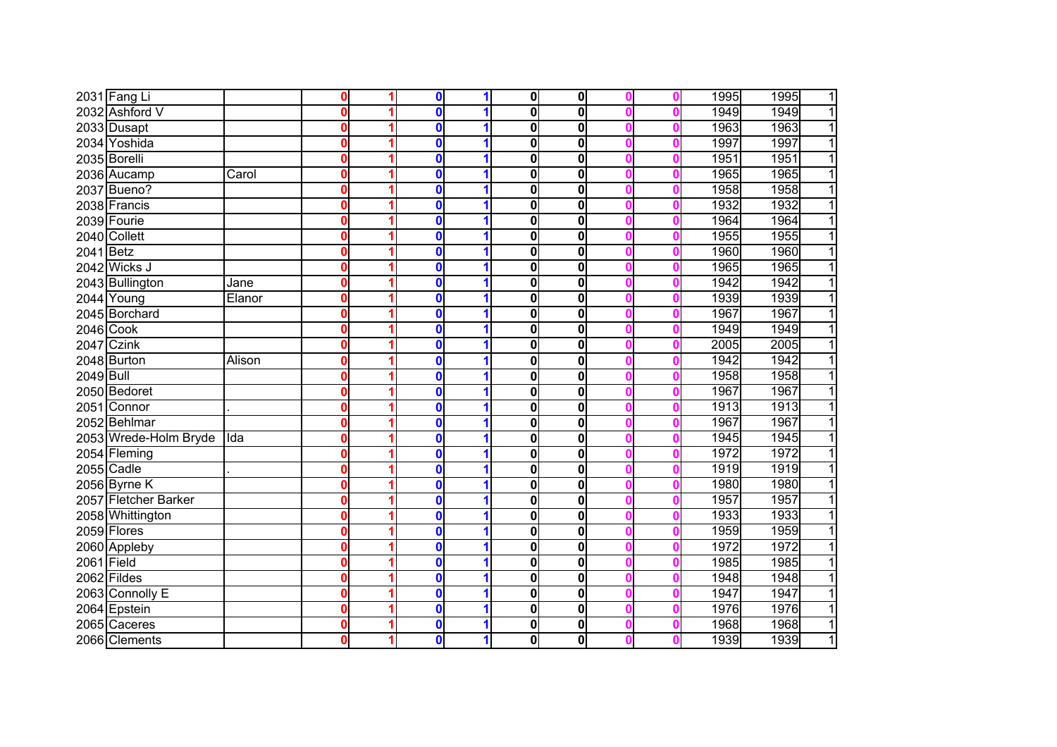| | | | | | | | | | | | | | |
|---|---|---|---|---|---|---|---|---|---|---|---|---|---|
| 2031 | Fang Li | | 0 | 1 | 0 | 1 | 0 | 0 | 0 | 0 | 1995 | 1995 | 1 |
| 2032 | Ashford V | | 0 | 1 | 0 | 1 | 0 | 0 | 0 | 0 | 1949 | 1949 | 1 |
| 2033 | Dusapt | | 0 | 1 | 0 | 1 | 0 | 0 | 0 | 0 | 1963 | 1963 | 1 |
| 2034 | Yoshida | | 0 | 1 | 0 | 1 | 0 | 0 | 0 | 0 | 1997 | 1997 | 1 |
| 2035 | Borelli | | 0 | 1 | 0 | 1 | 0 | 0 | 0 | 0 | 1951 | 1951 | 1 |
| 2036 | Aucamp | Carol | 0 | 1 | 0 | 1 | 0 | 0 | 0 | 0 | 1965 | 1965 | 1 |
| 2037 | Bueno? | | 0 | 1 | 0 | 1 | 0 | 0 | 0 | 0 | 1958 | 1958 | 1 |
| 2038 | Francis | | 0 | 1 | 0 | 1 | 0 | 0 | 0 | 0 | 1932 | 1932 | 1 |
| 2039 | Fourie | | 0 | 1 | 0 | 1 | 0 | 0 | 0 | 0 | 1964 | 1964 | 1 |
| 2040 | Collett | | 0 | 1 | 0 | 1 | 0 | 0 | 0 | 0 | 1955 | 1955 | 1 |
| 2041 | Betz | | 0 | 1 | 0 | 1 | 0 | 0 | 0 | 0 | 1960 | 1960 | 1 |
| 2042 | Wicks J | | 0 | 1 | 0 | 1 | 0 | 0 | 0 | 0 | 1965 | 1965 | 1 |
| 2043 | Bullington | Jane | 0 | 1 | 0 | 1 | 0 | 0 | 0 | 0 | 1942 | 1942 | 1 |
| 2044 | Young | Elanor | 0 | 1 | 0 | 1 | 0 | 0 | 0 | 0 | 1939 | 1939 | 1 |
| 2045 | Borchard | | 0 | 1 | 0 | 1 | 0 | 0 | 0 | 0 | 1967 | 1967 | 1 |
| 2046 | Cook | | 0 | 1 | 0 | 1 | 0 | 0 | 0 | 0 | 1949 | 1949 | 1 |
| 2047 | Czink | | 0 | 1 | 0 | 1 | 0 | 0 | 0 | 0 | 2005 | 2005 | 1 |
| 2048 | Burton | Alison | 0 | 1 | 0 | 1 | 0 | 0 | 0 | 0 | 1942 | 1942 | 1 |
| 2049 | Bull | | 0 | 1 | 0 | 1 | 0 | 0 | 0 | 0 | 1958 | 1958 | 1 |
| 2050 | Bedoret | | 0 | 1 | 0 | 1 | 0 | 0 | 0 | 0 | 1967 | 1967 | 1 |
| 2051 | Connor | . | 0 | 1 | 0 | 1 | 0 | 0 | 0 | 0 | 1913 | 1913 | 1 |
| 2052 | Behlmar | | 0 | 1 | 0 | 1 | 0 | 0 | 0 | 0 | 1967 | 1967 | 1 |
| 2053 | Wrede-Holm Bryde | Ida | 0 | 1 | 0 | 1 | 0 | 0 | 0 | 0 | 1945 | 1945 | 1 |
| 2054 | Fleming | | 0 | 1 | 0 | 1 | 0 | 0 | 0 | 0 | 1972 | 1972 | 1 |
| 2055 | Cadle | . | 0 | 1 | 0 | 1 | 0 | 0 | 0 | 0 | 1919 | 1919 | 1 |
| 2056 | Byrne K | | 0 | 1 | 0 | 1 | 0 | 0 | 0 | 0 | 1980 | 1980 | 1 |
| 2057 | Fletcher Barker | | 0 | 1 | 0 | 1 | 0 | 0 | 0 | 0 | 1957 | 1957 | 1 |
| 2058 | Whittington | | 0 | 1 | 0 | 1 | 0 | 0 | 0 | 0 | 1933 | 1933 | 1 |
| 2059 | Flores | | 0 | 1 | 0 | 1 | 0 | 0 | 0 | 0 | 1959 | 1959 | 1 |
| 2060 | Appleby | | 0 | 1 | 0 | 1 | 0 | 0 | 0 | 0 | 1972 | 1972 | 1 |
| 2061 | Field | | 0 | 1 | 0 | 1 | 0 | 0 | 0 | 0 | 1985 | 1985 | 1 |
| 2062 | Fildes | | 0 | 1 | 0 | 1 | 0 | 0 | 0 | 0 | 1948 | 1948 | 1 |
| 2063 | Connolly E | | 0 | 1 | 0 | 1 | 0 | 0 | 0 | 0 | 1947 | 1947 | 1 |
| 2064 | Epstein | | 0 | 1 | 0 | 1 | 0 | 0 | 0 | 0 | 1976 | 1976 | 1 |
| 2065 | Caceres | | 0 | 1 | 0 | 1 | 0 | 0 | 0 | 0 | 1968 | 1968 | 1 |
| 2066 | Clements | | 0 | 1 | 0 | 1 | 0 | 0 | 0 | 0 | 1939 | 1939 | 1 |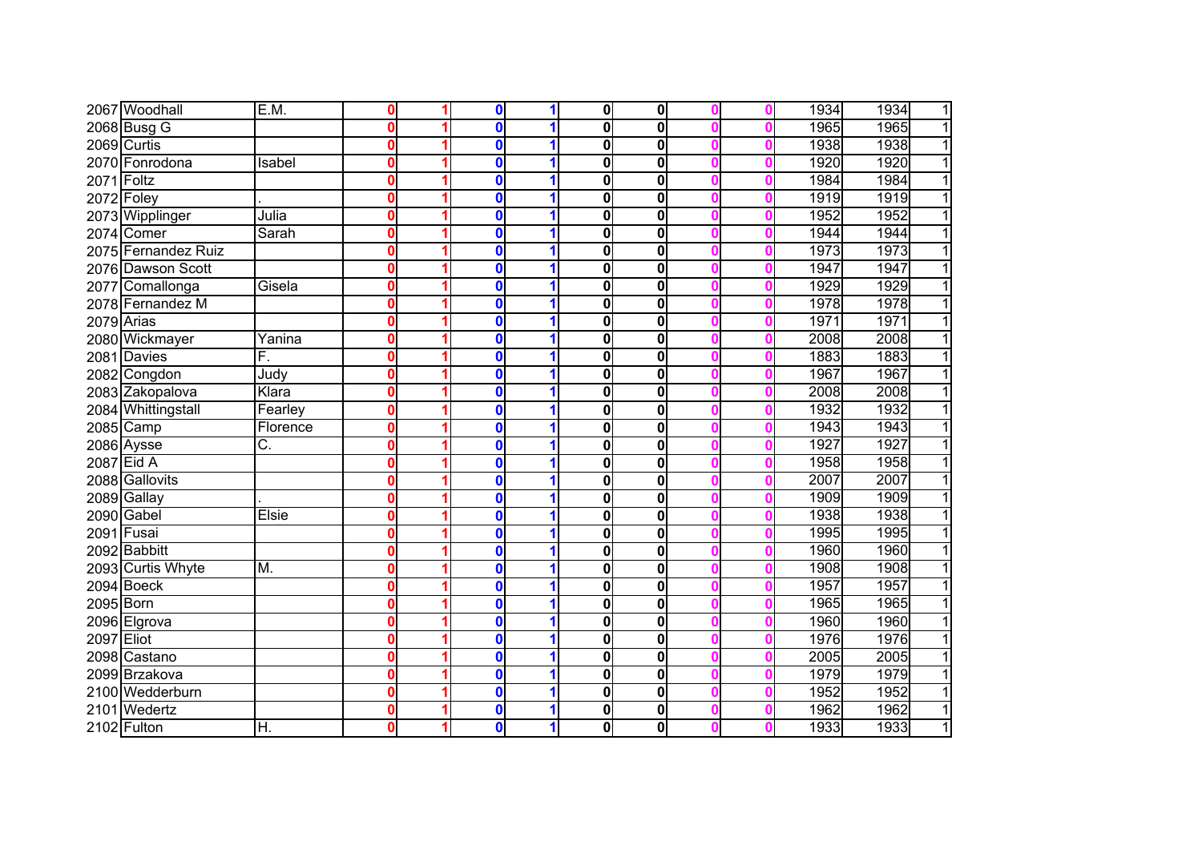| | | | | | | | | | | | | | |
|---|---|---|---|---|---|---|---|---|---|---|---|---|---|
| 2067 | Woodhall | E.M. | 0 | 1 | 0 | 1 | 0 | 0 | 0 | 0 | 1934 | 1934 | 1 |
| 2068 | Busg G | | 0 | 1 | 0 | 1 | 0 | 0 | 0 | 0 | 1965 | 1965 | 1 |
| 2069 | Curtis | | 0 | 1 | 0 | 1 | 0 | 0 | 0 | 0 | 1938 | 1938 | 1 |
| 2070 | Fonrodona | Isabel | 0 | 1 | 0 | 1 | 0 | 0 | 0 | 0 | 1920 | 1920 | 1 |
| 2071 | Foltz | | 0 | 1 | 0 | 1 | 0 | 0 | 0 | 0 | 1984 | 1984 | 1 |
| 2072 | Foley | . | 0 | 1 | 0 | 1 | 0 | 0 | 0 | 0 | 1919 | 1919 | 1 |
| 2073 | Wipplinger | Julia | 0 | 1 | 0 | 1 | 0 | 0 | 0 | 0 | 1952 | 1952 | 1 |
| 2074 | Comer | Sarah | 0 | 1 | 0 | 1 | 0 | 0 | 0 | 0 | 1944 | 1944 | 1 |
| 2075 | Fernandez Ruiz | | 0 | 1 | 0 | 1 | 0 | 0 | 0 | 0 | 1973 | 1973 | 1 |
| 2076 | Dawson Scott | | 0 | 1 | 0 | 1 | 0 | 0 | 0 | 0 | 1947 | 1947 | 1 |
| 2077 | Comallonga | Gisela | 0 | 1 | 0 | 1 | 0 | 0 | 0 | 0 | 1929 | 1929 | 1 |
| 2078 | Fernandez M | | 0 | 1 | 0 | 1 | 0 | 0 | 0 | 0 | 1978 | 1978 | 1 |
| 2079 | Arias | | 0 | 1 | 0 | 1 | 0 | 0 | 0 | 0 | 1971 | 1971 | 1 |
| 2080 | Wickmayer | Yanina | 0 | 1 | 0 | 1 | 0 | 0 | 0 | 0 | 2008 | 2008 | 1 |
| 2081 | Davies | F. | 0 | 1 | 0 | 1 | 0 | 0 | 0 | 0 | 1883 | 1883 | 1 |
| 2082 | Congdon | Judy | 0 | 1 | 0 | 1 | 0 | 0 | 0 | 0 | 1967 | 1967 | 1 |
| 2083 | Zakopalova | Klara | 0 | 1 | 0 | 1 | 0 | 0 | 0 | 0 | 2008 | 2008 | 1 |
| 2084 | Whittingstall | Fearley | 0 | 1 | 0 | 1 | 0 | 0 | 0 | 0 | 1932 | 1932 | 1 |
| 2085 | Camp | Florence | 0 | 1 | 0 | 1 | 0 | 0 | 0 | 0 | 1943 | 1943 | 1 |
| 2086 | Aysse | C. | 0 | 1 | 0 | 1 | 0 | 0 | 0 | 0 | 1927 | 1927 | 1 |
| 2087 | Eid A | | 0 | 1 | 0 | 1 | 0 | 0 | 0 | 0 | 1958 | 1958 | 1 |
| 2088 | Gallovits | | 0 | 1 | 0 | 1 | 0 | 0 | 0 | 0 | 2007 | 2007 | 1 |
| 2089 | Gallay | . | 0 | 1 | 0 | 1 | 0 | 0 | 0 | 0 | 1909 | 1909 | 1 |
| 2090 | Gabel | Elsie | 0 | 1 | 0 | 1 | 0 | 0 | 0 | 0 | 1938 | 1938 | 1 |
| 2091 | Fusai | | 0 | 1 | 0 | 1 | 0 | 0 | 0 | 0 | 1995 | 1995 | 1 |
| 2092 | Babbitt | | 0 | 1 | 0 | 1 | 0 | 0 | 0 | 0 | 1960 | 1960 | 1 |
| 2093 | Curtis Whyte | M. | 0 | 1 | 0 | 1 | 0 | 0 | 0 | 0 | 1908 | 1908 | 1 |
| 2094 | Boeck | | 0 | 1 | 0 | 1 | 0 | 0 | 0 | 0 | 1957 | 1957 | 1 |
| 2095 | Born | | 0 | 1 | 0 | 1 | 0 | 0 | 0 | 0 | 1965 | 1965 | 1 |
| 2096 | Elgrova | | 0 | 1 | 0 | 1 | 0 | 0 | 0 | 0 | 1960 | 1960 | 1 |
| 2097 | Eliot | | 0 | 1 | 0 | 1 | 0 | 0 | 0 | 0 | 1976 | 1976 | 1 |
| 2098 | Castano | | 0 | 1 | 0 | 1 | 0 | 0 | 0 | 0 | 2005 | 2005 | 1 |
| 2099 | Brzakova | | 0 | 1 | 0 | 1 | 0 | 0 | 0 | 0 | 1979 | 1979 | 1 |
| 2100 | Wedderburn | | 0 | 1 | 0 | 1 | 0 | 0 | 0 | 0 | 1952 | 1952 | 1 |
| 2101 | Wedertz | | 0 | 1 | 0 | 1 | 0 | 0 | 0 | 0 | 1962 | 1962 | 1 |
| 2102 | Fulton | H. | 0 | 1 | 0 | 1 | 0 | 0 | 0 | 0 | 1933 | 1933 | 1 |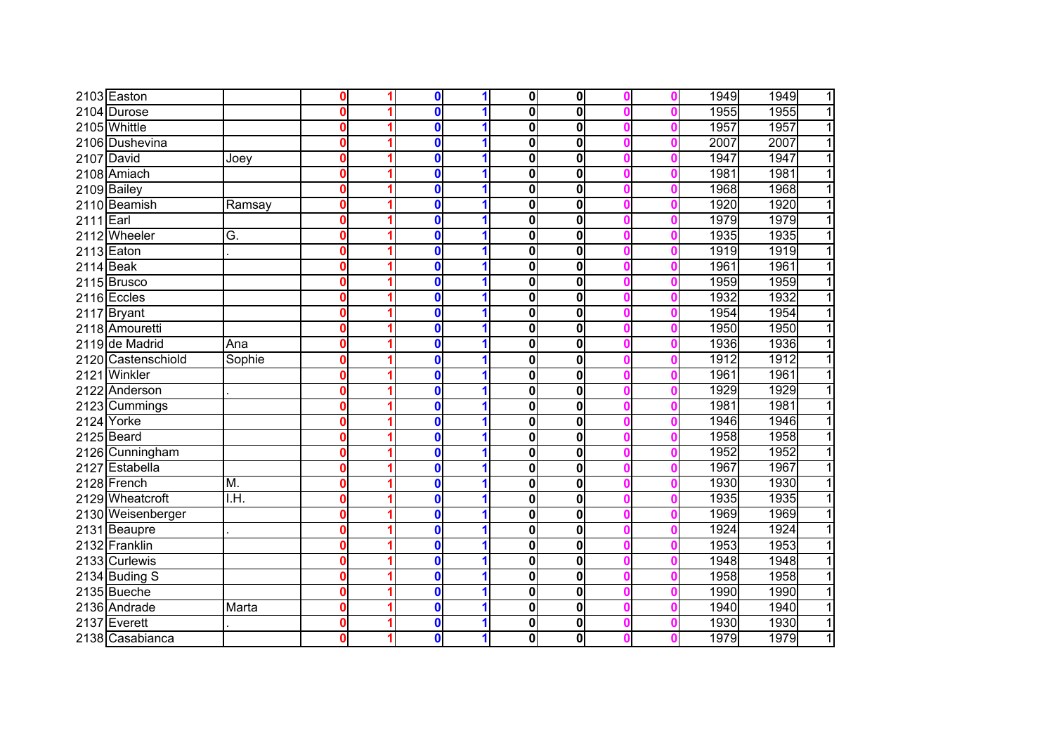| | | | | | | | | | | | | | |
|---|---|---|---|---|---|---|---|---|---|---|---|---|---|
| 2103 | Easton | | 0 | 1 | 0 | 1 | 0 | 0 | 0 | 0 | 1949 | 1949 | 1 |
| 2104 | Durose | | 0 | 1 | 0 | 1 | 0 | 0 | 0 | 0 | 1955 | 1955 | 1 |
| 2105 | Whittle | | 0 | 1 | 0 | 1 | 0 | 0 | 0 | 0 | 1957 | 1957 | 1 |
| 2106 | Dushevina | | 0 | 1 | 0 | 1 | 0 | 0 | 0 | 0 | 2007 | 2007 | 1 |
| 2107 | David | Joey | 0 | 1 | 0 | 1 | 0 | 0 | 0 | 0 | 1947 | 1947 | 1 |
| 2108 | Amiach | | 0 | 1 | 0 | 1 | 0 | 0 | 0 | 0 | 1981 | 1981 | 1 |
| 2109 | Bailey | | 0 | 1 | 0 | 1 | 0 | 0 | 0 | 0 | 1968 | 1968 | 1 |
| 2110 | Beamish | Ramsay | 0 | 1 | 0 | 1 | 0 | 0 | 0 | 0 | 1920 | 1920 | 1 |
| 2111 | Earl | | 0 | 1 | 0 | 1 | 0 | 0 | 0 | 0 | 1979 | 1979 | 1 |
| 2112 | Wheeler | G. | 0 | 1 | 0 | 1 | 0 | 0 | 0 | 0 | 1935 | 1935 | 1 |
| 2113 | Eaton | . | 0 | 1 | 0 | 1 | 0 | 0 | 0 | 0 | 1919 | 1919 | 1 |
| 2114 | Beak | | 0 | 1 | 0 | 1 | 0 | 0 | 0 | 0 | 1961 | 1961 | 1 |
| 2115 | Brusco | | 0 | 1 | 0 | 1 | 0 | 0 | 0 | 0 | 1959 | 1959 | 1 |
| 2116 | Eccles | | 0 | 1 | 0 | 1 | 0 | 0 | 0 | 0 | 1932 | 1932 | 1 |
| 2117 | Bryant | | 0 | 1 | 0 | 1 | 0 | 0 | 0 | 0 | 1954 | 1954 | 1 |
| 2118 | Amouretti | | 0 | 1 | 0 | 1 | 0 | 0 | 0 | 0 | 1950 | 1950 | 1 |
| 2119 | de Madrid | Ana | 0 | 1 | 0 | 1 | 0 | 0 | 0 | 0 | 1936 | 1936 | 1 |
| 2120 | Castenschiold | Sophie | 0 | 1 | 0 | 1 | 0 | 0 | 0 | 0 | 1912 | 1912 | 1 |
| 2121 | Winkler | | 0 | 1 | 0 | 1 | 0 | 0 | 0 | 0 | 1961 | 1961 | 1 |
| 2122 | Anderson | . | 0 | 1 | 0 | 1 | 0 | 0 | 0 | 0 | 1929 | 1929 | 1 |
| 2123 | Cummings | | 0 | 1 | 0 | 1 | 0 | 0 | 0 | 0 | 1981 | 1981 | 1 |
| 2124 | Yorke | | 0 | 1 | 0 | 1 | 0 | 0 | 0 | 0 | 1946 | 1946 | 1 |
| 2125 | Beard | | 0 | 1 | 0 | 1 | 0 | 0 | 0 | 0 | 1958 | 1958 | 1 |
| 2126 | Cunningham | | 0 | 1 | 0 | 1 | 0 | 0 | 0 | 0 | 1952 | 1952 | 1 |
| 2127 | Estabella | | 0 | 1 | 0 | 1 | 0 | 0 | 0 | 0 | 1967 | 1967 | 1 |
| 2128 | French | M. | 0 | 1 | 0 | 1 | 0 | 0 | 0 | 0 | 1930 | 1930 | 1 |
| 2129 | Wheatcroft | I.H. | 0 | 1 | 0 | 1 | 0 | 0 | 0 | 0 | 1935 | 1935 | 1 |
| 2130 | Weisenberger | | 0 | 1 | 0 | 1 | 0 | 0 | 0 | 0 | 1969 | 1969 | 1 |
| 2131 | Beaupre | . | 0 | 1 | 0 | 1 | 0 | 0 | 0 | 0 | 1924 | 1924 | 1 |
| 2132 | Franklin | | 0 | 1 | 0 | 1 | 0 | 0 | 0 | 0 | 1953 | 1953 | 1 |
| 2133 | Curlewis | | 0 | 1 | 0 | 1 | 0 | 0 | 0 | 0 | 1948 | 1948 | 1 |
| 2134 | Buding S | | 0 | 1 | 0 | 1 | 0 | 0 | 0 | 0 | 1958 | 1958 | 1 |
| 2135 | Bueche | | 0 | 1 | 0 | 1 | 0 | 0 | 0 | 0 | 1990 | 1990 | 1 |
| 2136 | Andrade | Marta | 0 | 1 | 0 | 1 | 0 | 0 | 0 | 0 | 1940 | 1940 | 1 |
| 2137 | Everett | . | 0 | 1 | 0 | 1 | 0 | 0 | 0 | 0 | 1930 | 1930 | 1 |
| 2138 | Casabianca | | 0 | 1 | 0 | 1 | 0 | 0 | 0 | 0 | 1979 | 1979 | 1 |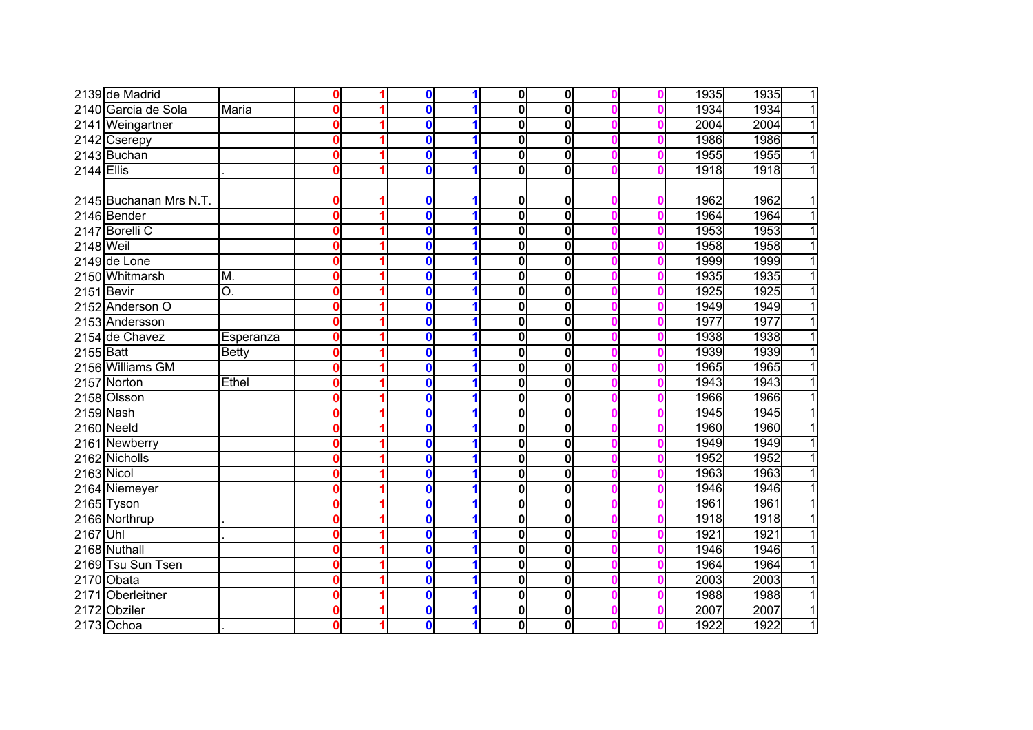| | | | | | | | | | | | | | |
|---|---|---|---|---|---|---|---|---|---|---|---|---|---|
| 2139 | de Madrid | | 0 | 1 | 0 | 1 | 0 | 0 | 0 | 0 | 1935 | 1935 | 1 |
| 2140 | Garcia de Sola | Maria | 0 | 1 | 0 | 1 | 0 | 0 | 0 | 0 | 1934 | 1934 | 1 |
| 2141 | Weingartner | | 0 | 1 | 0 | 1 | 0 | 0 | 0 | 0 | 2004 | 2004 | 1 |
| 2142 | Cserepy | | 0 | 1 | 0 | 1 | 0 | 0 | 0 | 0 | 1986 | 1986 | 1 |
| 2143 | Buchan | | 0 | 1 | 0 | 1 | 0 | 0 | 0 | 0 | 1955 | 1955 | 1 |
| 2144 | Ellis | . | 0 | 1 | 0 | 1 | 0 | 0 | 0 | 0 | 1918 | 1918 | 1 |
| 2145 | Buchanan Mrs N.T. | | 0 | 1 | 0 | 1 | 0 | 0 | 0 | 0 | 1962 | 1962 | 1 |
| 2146 | Bender | | 0 | 1 | 0 | 1 | 0 | 0 | 0 | 0 | 1964 | 1964 | 1 |
| 2147 | Borelli C | | 0 | 1 | 0 | 1 | 0 | 0 | 0 | 0 | 1953 | 1953 | 1 |
| 2148 | Weil | | 0 | 1 | 0 | 1 | 0 | 0 | 0 | 0 | 1958 | 1958 | 1 |
| 2149 | de Lone | | 0 | 1 | 0 | 1 | 0 | 0 | 0 | 0 | 1999 | 1999 | 1 |
| 2150 | Whitmarsh | M. | 0 | 1 | 0 | 1 | 0 | 0 | 0 | 0 | 1935 | 1935 | 1 |
| 2151 | Bevir | O. | 0 | 1 | 0 | 1 | 0 | 0 | 0 | 0 | 1925 | 1925 | 1 |
| 2152 | Anderson O | | 0 | 1 | 0 | 1 | 0 | 0 | 0 | 0 | 1949 | 1949 | 1 |
| 2153 | Andersson | | 0 | 1 | 0 | 1 | 0 | 0 | 0 | 0 | 1977 | 1977 | 1 |
| 2154 | de Chavez | Esperanza | 0 | 1 | 0 | 1 | 0 | 0 | 0 | 0 | 1938 | 1938 | 1 |
| 2155 | Batt | Betty | 0 | 1 | 0 | 1 | 0 | 0 | 0 | 0 | 1939 | 1939 | 1 |
| 2156 | Williams GM | | 0 | 1 | 0 | 1 | 0 | 0 | 0 | 0 | 1965 | 1965 | 1 |
| 2157 | Norton | Ethel | 0 | 1 | 0 | 1 | 0 | 0 | 0 | 0 | 1943 | 1943 | 1 |
| 2158 | Olsson | | 0 | 1 | 0 | 1 | 0 | 0 | 0 | 0 | 1966 | 1966 | 1 |
| 2159 | Nash | | 0 | 1 | 0 | 1 | 0 | 0 | 0 | 0 | 1945 | 1945 | 1 |
| 2160 | Neeld | | 0 | 1 | 0 | 1 | 0 | 0 | 0 | 0 | 1960 | 1960 | 1 |
| 2161 | Newberry | | 0 | 1 | 0 | 1 | 0 | 0 | 0 | 0 | 1949 | 1949 | 1 |
| 2162 | Nicholls | | 0 | 1 | 0 | 1 | 0 | 0 | 0 | 0 | 1952 | 1952 | 1 |
| 2163 | Nicol | | 0 | 1 | 0 | 1 | 0 | 0 | 0 | 0 | 1963 | 1963 | 1 |
| 2164 | Niemeyer | | 0 | 1 | 0 | 1 | 0 | 0 | 0 | 0 | 1946 | 1946 | 1 |
| 2165 | Tyson | | 0 | 1 | 0 | 1 | 0 | 0 | 0 | 0 | 1961 | 1961 | 1 |
| 2166 | Northrup | . | 0 | 1 | 0 | 1 | 0 | 0 | 0 | 0 | 1918 | 1918 | 1 |
| 2167 | Uhl | . | 0 | 1 | 0 | 1 | 0 | 0 | 0 | 0 | 1921 | 1921 | 1 |
| 2168 | Nuthall | | 0 | 1 | 0 | 1 | 0 | 0 | 0 | 0 | 1946 | 1946 | 1 |
| 2169 | Tsu Sun Tsen | | 0 | 1 | 0 | 1 | 0 | 0 | 0 | 0 | 1964 | 1964 | 1 |
| 2170 | Obata | | 0 | 1 | 0 | 1 | 0 | 0 | 0 | 0 | 2003 | 2003 | 1 |
| 2171 | Oberleitner | | 0 | 1 | 0 | 1 | 0 | 0 | 0 | 0 | 1988 | 1988 | 1 |
| 2172 | Obziler | | 0 | 1 | 0 | 1 | 0 | 0 | 0 | 0 | 2007 | 2007 | 1 |
| 2173 | Ochoa | . | 0 | 1 | 0 | 1 | 0 | 0 | 0 | 0 | 1922 | 1922 | 1 |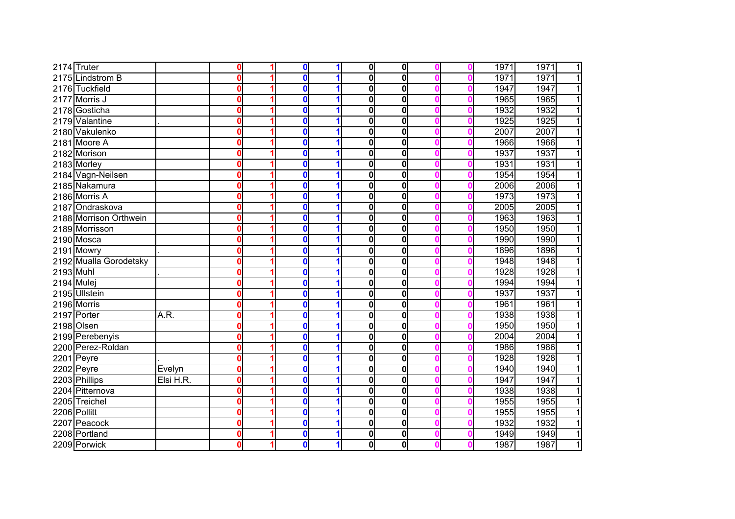| | | | | | | | | | | | | | |
|---|---|---|---|---|---|---|---|---|---|---|---|---|---|
| 2174 | Truter | | 0 | 1 | 0 | 1 | 0 | 0 | 0 | 0 | 1971 | 1971 | 1 |
| 2175 | Lindstrom B | | 0 | 1 | 0 | 1 | 0 | 0 | 0 | 0 | 1971 | 1971 | 1 |
| 2176 | Tuckfield | | 0 | 1 | 0 | 1 | 0 | 0 | 0 | 0 | 1947 | 1947 | 1 |
| 2177 | Morris J | | 0 | 1 | 0 | 1 | 0 | 0 | 0 | 0 | 1965 | 1965 | 1 |
| 2178 | Gosticha | | 0 | 1 | 0 | 1 | 0 | 0 | 0 | 0 | 1932 | 1932 | 1 |
| 2179 | Valantine | . | 0 | 1 | 0 | 1 | 0 | 0 | 0 | 0 | 1925 | 1925 | 1 |
| 2180 | Vakulenko | | 0 | 1 | 0 | 1 | 0 | 0 | 0 | 0 | 2007 | 2007 | 1 |
| 2181 | Moore A | | 0 | 1 | 0 | 1 | 0 | 0 | 0 | 0 | 1966 | 1966 | 1 |
| 2182 | Morison | | 0 | 1 | 0 | 1 | 0 | 0 | 0 | 0 | 1937 | 1937 | 1 |
| 2183 | Morley | | 0 | 1 | 0 | 1 | 0 | 0 | 0 | 0 | 1931 | 1931 | 1 |
| 2184 | Vagn-Neilsen | | 0 | 1 | 0 | 1 | 0 | 0 | 0 | 0 | 1954 | 1954 | 1 |
| 2185 | Nakamura | | 0 | 1 | 0 | 1 | 0 | 0 | 0 | 0 | 2006 | 2006 | 1 |
| 2186 | Morris A | | 0 | 1 | 0 | 1 | 0 | 0 | 0 | 0 | 1973 | 1973 | 1 |
| 2187 | Ondraskova | | 0 | 1 | 0 | 1 | 0 | 0 | 0 | 0 | 2005 | 2005 | 1 |
| 2188 | Morrison Orthwein | | 0 | 1 | 0 | 1 | 0 | 0 | 0 | 0 | 1963 | 1963 | 1 |
| 2189 | Morrisson | | 0 | 1 | 0 | 1 | 0 | 0 | 0 | 0 | 1950 | 1950 | 1 |
| 2190 | Mosca | | 0 | 1 | 0 | 1 | 0 | 0 | 0 | 0 | 1990 | 1990 | 1 |
| 2191 | Mowry | . | 0 | 1 | 0 | 1 | 0 | 0 | 0 | 0 | 1896 | 1896 | 1 |
| 2192 | Mualla Gorodetsky | | 0 | 1 | 0 | 1 | 0 | 0 | 0 | 0 | 1948 | 1948 | 1 |
| 2193 | Muhl | . | 0 | 1 | 0 | 1 | 0 | 0 | 0 | 0 | 1928 | 1928 | 1 |
| 2194 | Mulej | | 0 | 1 | 0 | 1 | 0 | 0 | 0 | 0 | 1994 | 1994 | 1 |
| 2195 | Ullstein | | 0 | 1 | 0 | 1 | 0 | 0 | 0 | 0 | 1937 | 1937 | 1 |
| 2196 | Morris | | 0 | 1 | 0 | 1 | 0 | 0 | 0 | 0 | 1961 | 1961 | 1 |
| 2197 | Porter | A.R. | 0 | 1 | 0 | 1 | 0 | 0 | 0 | 0 | 1938 | 1938 | 1 |
| 2198 | Olsen | | 0 | 1 | 0 | 1 | 0 | 0 | 0 | 0 | 1950 | 1950 | 1 |
| 2199 | Perebenyis | | 0 | 1 | 0 | 1 | 0 | 0 | 0 | 0 | 2004 | 2004 | 1 |
| 2200 | Perez-Roldan | | 0 | 1 | 0 | 1 | 0 | 0 | 0 | 0 | 1986 | 1986 | 1 |
| 2201 | Peyre | . | 0 | 1 | 0 | 1 | 0 | 0 | 0 | 0 | 1928 | 1928 | 1 |
| 2202 | Peyre | Evelyn | 0 | 1 | 0 | 1 | 0 | 0 | 0 | 0 | 1940 | 1940 | 1 |
| 2203 | Phillips | Elsi H.R. | 0 | 1 | 0 | 1 | 0 | 0 | 0 | 0 | 1947 | 1947 | 1 |
| 2204 | Pitternova | | 0 | 1 | 0 | 1 | 0 | 0 | 0 | 0 | 1938 | 1938 | 1 |
| 2205 | Treichel | | 0 | 1 | 0 | 1 | 0 | 0 | 0 | 0 | 1955 | 1955 | 1 |
| 2206 | Pollitt | | 0 | 1 | 0 | 1 | 0 | 0 | 0 | 0 | 1955 | 1955 | 1 |
| 2207 | Peacock | | 0 | 1 | 0 | 1 | 0 | 0 | 0 | 0 | 1932 | 1932 | 1 |
| 2208 | Portland | | 0 | 1 | 0 | 1 | 0 | 0 | 0 | 0 | 1949 | 1949 | 1 |
| 2209 | Porwick | | 0 | 1 | 0 | 1 | 0 | 0 | 0 | 0 | 1987 | 1987 | 1 |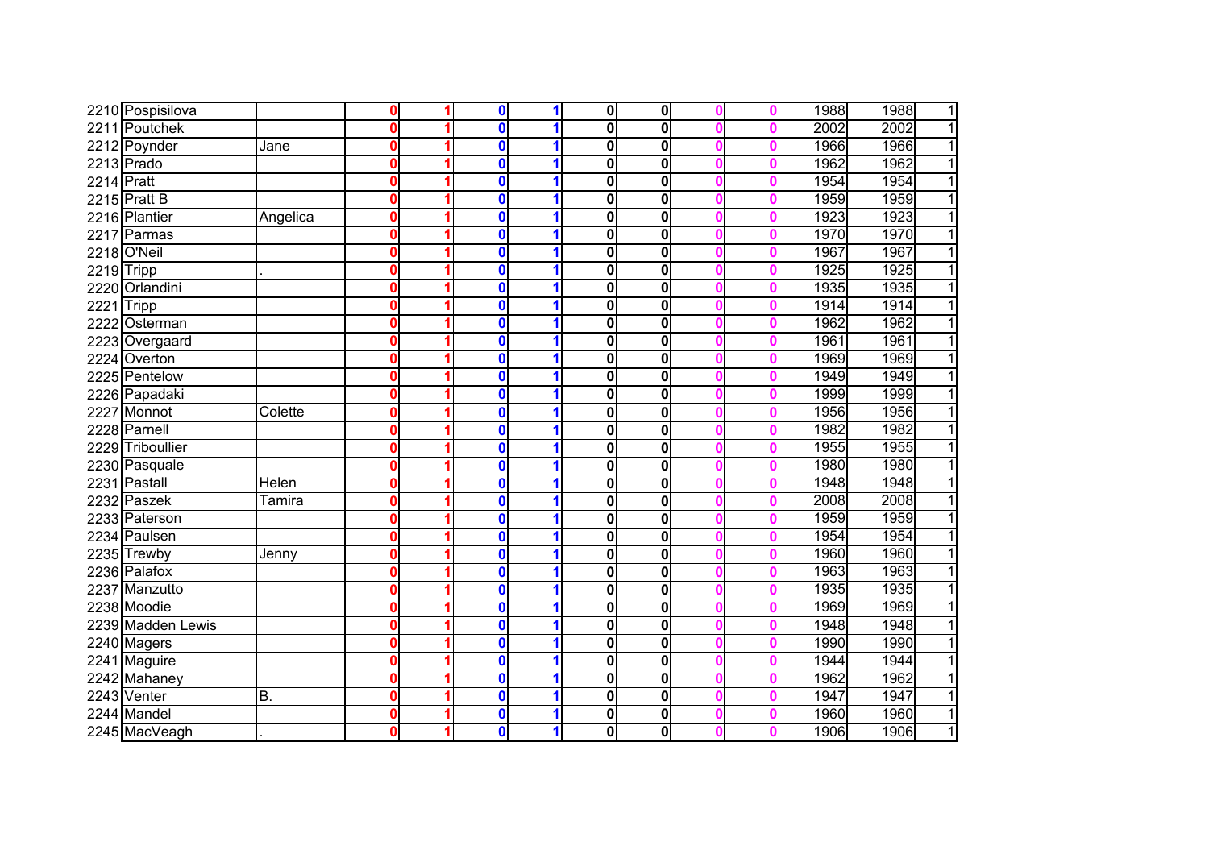| | | | | | | | | | | | | | |
|---|---|---|---|---|---|---|---|---|---|---|---|---|---|
| 2210 | Pospisilova | | 0 | 1 | 0 | 1 | 0 | 0 | 0 | 0 | 1988 | 1988 | 1 |
| 2211 | Poutchek | | 0 | 1 | 0 | 1 | 0 | 0 | 0 | 0 | 2002 | 2002 | 1 |
| 2212 | Poynder | Jane | 0 | 1 | 0 | 1 | 0 | 0 | 0 | 0 | 1966 | 1966 | 1 |
| 2213 | Prado | | 0 | 1 | 0 | 1 | 0 | 0 | 0 | 0 | 1962 | 1962 | 1 |
| 2214 | Pratt | | 0 | 1 | 0 | 1 | 0 | 0 | 0 | 0 | 1954 | 1954 | 1 |
| 2215 | Pratt B | | 0 | 1 | 0 | 1 | 0 | 0 | 0 | 0 | 1959 | 1959 | 1 |
| 2216 | Plantier | Angelica | 0 | 1 | 0 | 1 | 0 | 0 | 0 | 0 | 1923 | 1923 | 1 |
| 2217 | Parmas | | 0 | 1 | 0 | 1 | 0 | 0 | 0 | 0 | 1970 | 1970 | 1 |
| 2218 | O'Neil | | 0 | 1 | 0 | 1 | 0 | 0 | 0 | 0 | 1967 | 1967 | 1 |
| 2219 | Tripp | . | 0 | 1 | 0 | 1 | 0 | 0 | 0 | 0 | 1925 | 1925 | 1 |
| 2220 | Orlandini | | 0 | 1 | 0 | 1 | 0 | 0 | 0 | 0 | 1935 | 1935 | 1 |
| 2221 | Tripp | | 0 | 1 | 0 | 1 | 0 | 0 | 0 | 0 | 1914 | 1914 | 1 |
| 2222 | Osterman | | 0 | 1 | 0 | 1 | 0 | 0 | 0 | 0 | 1962 | 1962 | 1 |
| 2223 | Overgaard | | 0 | 1 | 0 | 1 | 0 | 0 | 0 | 0 | 1961 | 1961 | 1 |
| 2224 | Overton | | 0 | 1 | 0 | 1 | 0 | 0 | 0 | 0 | 1969 | 1969 | 1 |
| 2225 | Pentelow | | 0 | 1 | 0 | 1 | 0 | 0 | 0 | 0 | 1949 | 1949 | 1 |
| 2226 | Papadaki | | 0 | 1 | 0 | 1 | 0 | 0 | 0 | 0 | 1999 | 1999 | 1 |
| 2227 | Monnot | Colette | 0 | 1 | 0 | 1 | 0 | 0 | 0 | 0 | 1956 | 1956 | 1 |
| 2228 | Parnell | | 0 | 1 | 0 | 1 | 0 | 0 | 0 | 0 | 1982 | 1982 | 1 |
| 2229 | Triboullier | | 0 | 1 | 0 | 1 | 0 | 0 | 0 | 0 | 1955 | 1955 | 1 |
| 2230 | Pasquale | | 0 | 1 | 0 | 1 | 0 | 0 | 0 | 0 | 1980 | 1980 | 1 |
| 2231 | Pastall | Helen | 0 | 1 | 0 | 1 | 0 | 0 | 0 | 0 | 1948 | 1948 | 1 |
| 2232 | Paszek | Tamira | 0 | 1 | 0 | 1 | 0 | 0 | 0 | 0 | 2008 | 2008 | 1 |
| 2233 | Paterson | | 0 | 1 | 0 | 1 | 0 | 0 | 0 | 0 | 1959 | 1959 | 1 |
| 2234 | Paulsen | | 0 | 1 | 0 | 1 | 0 | 0 | 0 | 0 | 1954 | 1954 | 1 |
| 2235 | Trewby | Jenny | 0 | 1 | 0 | 1 | 0 | 0 | 0 | 0 | 1960 | 1960 | 1 |
| 2236 | Palafox | | 0 | 1 | 0 | 1 | 0 | 0 | 0 | 0 | 1963 | 1963 | 1 |
| 2237 | Manzutto | | 0 | 1 | 0 | 1 | 0 | 0 | 0 | 0 | 1935 | 1935 | 1 |
| 2238 | Moodie | | 0 | 1 | 0 | 1 | 0 | 0 | 0 | 0 | 1969 | 1969 | 1 |
| 2239 | Madden Lewis | | 0 | 1 | 0 | 1 | 0 | 0 | 0 | 0 | 1948 | 1948 | 1 |
| 2240 | Magers | | 0 | 1 | 0 | 1 | 0 | 0 | 0 | 0 | 1990 | 1990 | 1 |
| 2241 | Maguire | | 0 | 1 | 0 | 1 | 0 | 0 | 0 | 0 | 1944 | 1944 | 1 |
| 2242 | Mahaney | | 0 | 1 | 0 | 1 | 0 | 0 | 0 | 0 | 1962 | 1962 | 1 |
| 2243 | Venter | B. | 0 | 1 | 0 | 1 | 0 | 0 | 0 | 0 | 1947 | 1947 | 1 |
| 2244 | Mandel | | 0 | 1 | 0 | 1 | 0 | 0 | 0 | 0 | 1960 | 1960 | 1 |
| 2245 | MacVeagh | . | 0 | 1 | 0 | 1 | 0 | 0 | 0 | 0 | 1906 | 1906 | 1 |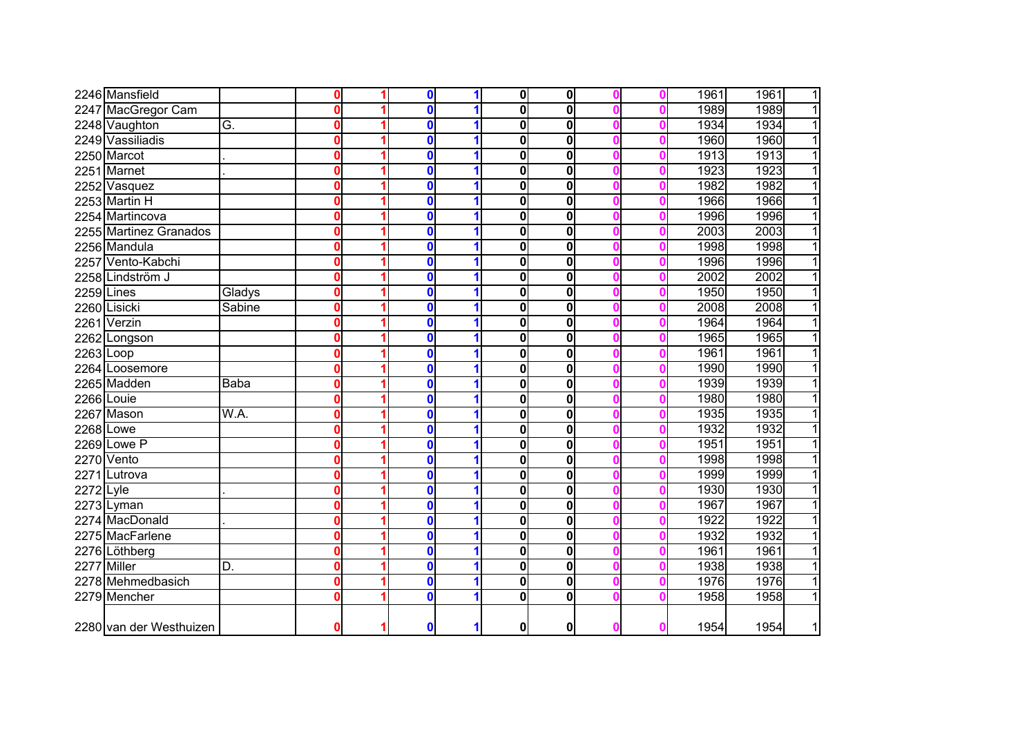| | | | | | | | | | | | | | |
|---|---|---|---|---|---|---|---|---|---|---|---|---|---|
| 2246 | Mansfield | | 0 | 1 | 0 | 1 | 0 | 0 | 0 | 0 | 1961 | 1961 | 1 |
| 2247 | MacGregor Cam | | 0 | 1 | 0 | 1 | 0 | 0 | 0 | 0 | 1989 | 1989 | 1 |
| 2248 | Vaughton | G. | 0 | 1 | 0 | 1 | 0 | 0 | 0 | 0 | 1934 | 1934 | 1 |
| 2249 | Vassiliadis | | 0 | 1 | 0 | 1 | 0 | 0 | 0 | 0 | 1960 | 1960 | 1 |
| 2250 | Marcot | . | 0 | 1 | 0 | 1 | 0 | 0 | 0 | 0 | 1913 | 1913 | 1 |
| 2251 | Marnet | . | 0 | 1 | 0 | 1 | 0 | 0 | 0 | 0 | 1923 | 1923 | 1 |
| 2252 | Vasquez | | 0 | 1 | 0 | 1 | 0 | 0 | 0 | 0 | 1982 | 1982 | 1 |
| 2253 | Martin H | | 0 | 1 | 0 | 1 | 0 | 0 | 0 | 0 | 1966 | 1966 | 1 |
| 2254 | Martincova | | 0 | 1 | 0 | 1 | 0 | 0 | 0 | 0 | 1996 | 1996 | 1 |
| 2255 | Martinez Granados | | 0 | 1 | 0 | 1 | 0 | 0 | 0 | 0 | 2003 | 2003 | 1 |
| 2256 | Mandula | | 0 | 1 | 0 | 1 | 0 | 0 | 0 | 0 | 1998 | 1998 | 1 |
| 2257 | Vento-Kabchi | | 0 | 1 | 0 | 1 | 0 | 0 | 0 | 0 | 1996 | 1996 | 1 |
| 2258 | Lindström J | | 0 | 1 | 0 | 1 | 0 | 0 | 0 | 0 | 2002 | 2002 | 1 |
| 2259 | Lines | Gladys | 0 | 1 | 0 | 1 | 0 | 0 | 0 | 0 | 1950 | 1950 | 1 |
| 2260 | Lisicki | Sabine | 0 | 1 | 0 | 1 | 0 | 0 | 0 | 0 | 2008 | 2008 | 1 |
| 2261 | Verzin | | 0 | 1 | 0 | 1 | 0 | 0 | 0 | 0 | 1964 | 1964 | 1 |
| 2262 | Longson | | 0 | 1 | 0 | 1 | 0 | 0 | 0 | 0 | 1965 | 1965 | 1 |
| 2263 | Loop | | 0 | 1 | 0 | 1 | 0 | 0 | 0 | 0 | 1961 | 1961 | 1 |
| 2264 | Loosemore | | 0 | 1 | 0 | 1 | 0 | 0 | 0 | 0 | 1990 | 1990 | 1 |
| 2265 | Madden | Baba | 0 | 1 | 0 | 1 | 0 | 0 | 0 | 0 | 1939 | 1939 | 1 |
| 2266 | Louie | | 0 | 1 | 0 | 1 | 0 | 0 | 0 | 0 | 1980 | 1980 | 1 |
| 2267 | Mason | W.A. | 0 | 1 | 0 | 1 | 0 | 0 | 0 | 0 | 1935 | 1935 | 1 |
| 2268 | Lowe | | 0 | 1 | 0 | 1 | 0 | 0 | 0 | 0 | 1932 | 1932 | 1 |
| 2269 | Lowe P | | 0 | 1 | 0 | 1 | 0 | 0 | 0 | 0 | 1951 | 1951 | 1 |
| 2270 | Vento | | 0 | 1 | 0 | 1 | 0 | 0 | 0 | 0 | 1998 | 1998 | 1 |
| 2271 | Lutrova | | 0 | 1 | 0 | 1 | 0 | 0 | 0 | 0 | 1999 | 1999 | 1 |
| 2272 | Lyle | . | 0 | 1 | 0 | 1 | 0 | 0 | 0 | 0 | 1930 | 1930 | 1 |
| 2273 | Lyman | | 0 | 1 | 0 | 1 | 0 | 0 | 0 | 0 | 1967 | 1967 | 1 |
| 2274 | MacDonald | . | 0 | 1 | 0 | 1 | 0 | 0 | 0 | 0 | 1922 | 1922 | 1 |
| 2275 | MacFarlene | | 0 | 1 | 0 | 1 | 0 | 0 | 0 | 0 | 1932 | 1932 | 1 |
| 2276 | Löthberg | | 0 | 1 | 0 | 1 | 0 | 0 | 0 | 0 | 1961 | 1961 | 1 |
| 2277 | Miller | D. | 0 | 1 | 0 | 1 | 0 | 0 | 0 | 0 | 1938 | 1938 | 1 |
| 2278 | Mehmedbasich | | 0 | 1 | 0 | 1 | 0 | 0 | 0 | 0 | 1976 | 1976 | 1 |
| 2279 | Mencher | | 0 | 1 | 0 | 1 | 0 | 0 | 0 | 0 | 1958 | 1958 | 1 |
| 2280 | van der Westhuizen | | 0 | 1 | 0 | 1 | 0 | 0 | 0 | 0 | 1954 | 1954 | 1 |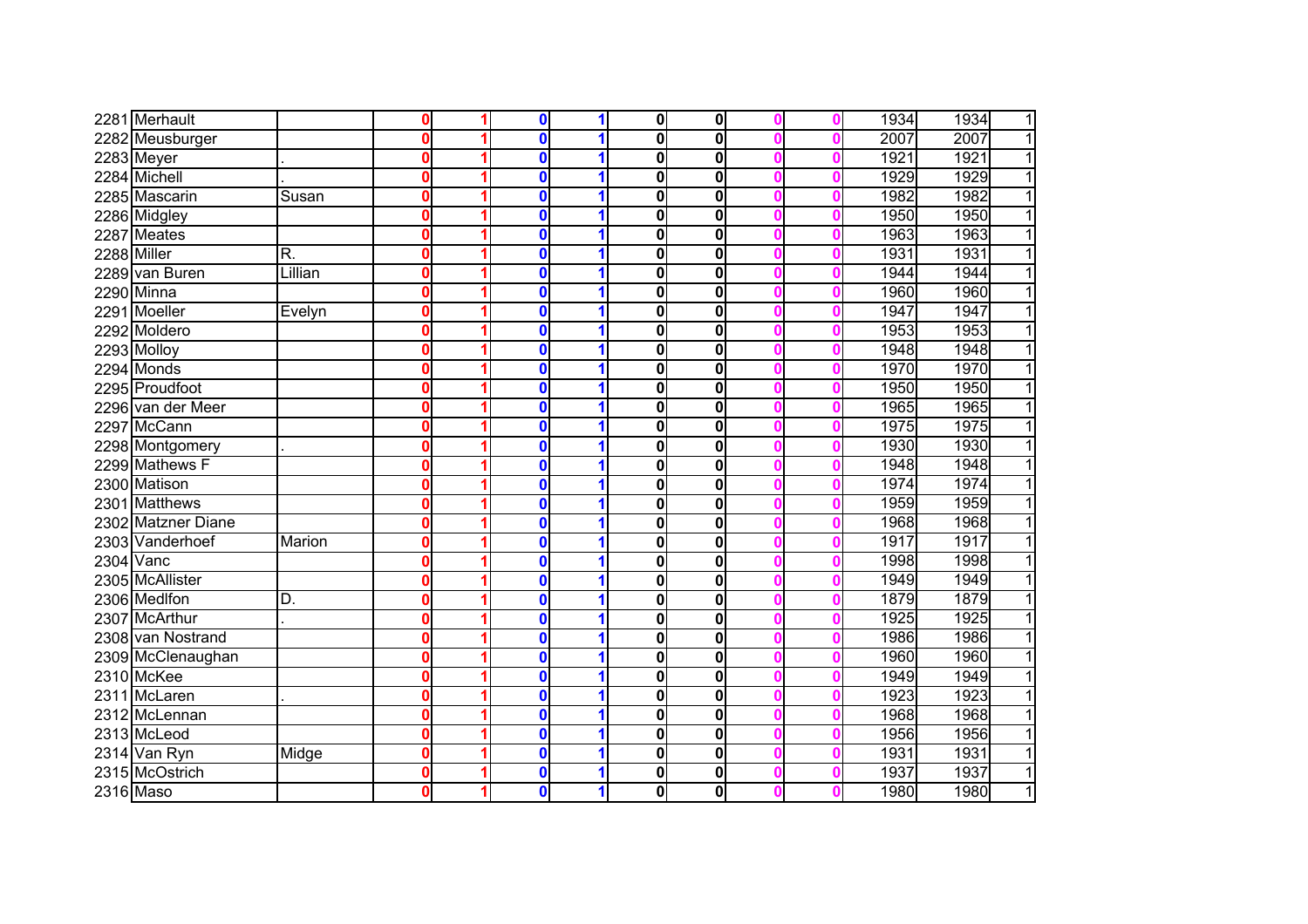| | | | | | | | | | | | | | |
|---|---|---|---|---|---|---|---|---|---|---|---|---|---|
| 2281 | Merhault | | 0 | 1 | 0 | 1 | 0 | 0 | 0 | 0 | 1934 | 1934 | 1 |
| 2282 | Meusburger | | 0 | 1 | 0 | 1 | 0 | 0 | 0 | 0 | 2007 | 2007 | 1 |
| 2283 | Meyer | . | 0 | 1 | 0 | 1 | 0 | 0 | 0 | 0 | 1921 | 1921 | 1 |
| 2284 | Michell | . | 0 | 1 | 0 | 1 | 0 | 0 | 0 | 0 | 1929 | 1929 | 1 |
| 2285 | Mascarin | Susan | 0 | 1 | 0 | 1 | 0 | 0 | 0 | 0 | 1982 | 1982 | 1 |
| 2286 | Midgley | | 0 | 1 | 0 | 1 | 0 | 0 | 0 | 0 | 1950 | 1950 | 1 |
| 2287 | Meates | | 0 | 1 | 0 | 1 | 0 | 0 | 0 | 0 | 1963 | 1963 | 1 |
| 2288 | Miller | R. | 0 | 1 | 0 | 1 | 0 | 0 | 0 | 0 | 1931 | 1931 | 1 |
| 2289 | van Buren | Lillian | 0 | 1 | 0 | 1 | 0 | 0 | 0 | 0 | 1944 | 1944 | 1 |
| 2290 | Minna | | 0 | 1 | 0 | 1 | 0 | 0 | 0 | 0 | 1960 | 1960 | 1 |
| 2291 | Moeller | Evelyn | 0 | 1 | 0 | 1 | 0 | 0 | 0 | 0 | 1947 | 1947 | 1 |
| 2292 | Moldero | | 0 | 1 | 0 | 1 | 0 | 0 | 0 | 0 | 1953 | 1953 | 1 |
| 2293 | Molloy | | 0 | 1 | 0 | 1 | 0 | 0 | 0 | 0 | 1948 | 1948 | 1 |
| 2294 | Monds | | 0 | 1 | 0 | 1 | 0 | 0 | 0 | 0 | 1970 | 1970 | 1 |
| 2295 | Proudfoot | | 0 | 1 | 0 | 1 | 0 | 0 | 0 | 0 | 1950 | 1950 | 1 |
| 2296 | van der Meer | | 0 | 1 | 0 | 1 | 0 | 0 | 0 | 0 | 1965 | 1965 | 1 |
| 2297 | McCann | | 0 | 1 | 0 | 1 | 0 | 0 | 0 | 0 | 1975 | 1975 | 1 |
| 2298 | Montgomery | . | 0 | 1 | 0 | 1 | 0 | 0 | 0 | 0 | 1930 | 1930 | 1 |
| 2299 | Mathews F | | 0 | 1 | 0 | 1 | 0 | 0 | 0 | 0 | 1948 | 1948 | 1 |
| 2300 | Matison | | 0 | 1 | 0 | 1 | 0 | 0 | 0 | 0 | 1974 | 1974 | 1 |
| 2301 | Matthews | | 0 | 1 | 0 | 1 | 0 | 0 | 0 | 0 | 1959 | 1959 | 1 |
| 2302 | Matzner Diane | | 0 | 1 | 0 | 1 | 0 | 0 | 0 | 0 | 1968 | 1968 | 1 |
| 2303 | Vanderhoef | Marion | 0 | 1 | 0 | 1 | 0 | 0 | 0 | 0 | 1917 | 1917 | 1 |
| 2304 | Vanc | | 0 | 1 | 0 | 1 | 0 | 0 | 0 | 0 | 1998 | 1998 | 1 |
| 2305 | McAllister | | 0 | 1 | 0 | 1 | 0 | 0 | 0 | 0 | 1949 | 1949 | 1 |
| 2306 | Medlfon | D. | 0 | 1 | 0 | 1 | 0 | 0 | 0 | 0 | 1879 | 1879 | 1 |
| 2307 | McArthur | . | 0 | 1 | 0 | 1 | 0 | 0 | 0 | 0 | 1925 | 1925 | 1 |
| 2308 | van Nostrand | | 0 | 1 | 0 | 1 | 0 | 0 | 0 | 0 | 1986 | 1986 | 1 |
| 2309 | McClenaughan | | 0 | 1 | 0 | 1 | 0 | 0 | 0 | 0 | 1960 | 1960 | 1 |
| 2310 | McKee | | 0 | 1 | 0 | 1 | 0 | 0 | 0 | 0 | 1949 | 1949 | 1 |
| 2311 | McLaren | . | 0 | 1 | 0 | 1 | 0 | 0 | 0 | 0 | 1923 | 1923 | 1 |
| 2312 | McLennan | | 0 | 1 | 0 | 1 | 0 | 0 | 0 | 0 | 1968 | 1968 | 1 |
| 2313 | McLeod | | 0 | 1 | 0 | 1 | 0 | 0 | 0 | 0 | 1956 | 1956 | 1 |
| 2314 | Van Ryn | Midge | 0 | 1 | 0 | 1 | 0 | 0 | 0 | 0 | 1931 | 1931 | 1 |
| 2315 | McOstrich | | 0 | 1 | 0 | 1 | 0 | 0 | 0 | 0 | 1937 | 1937 | 1 |
| 2316 | Maso | | 0 | 1 | 0 | 1 | 0 | 0 | 0 | 0 | 1980 | 1980 | 1 |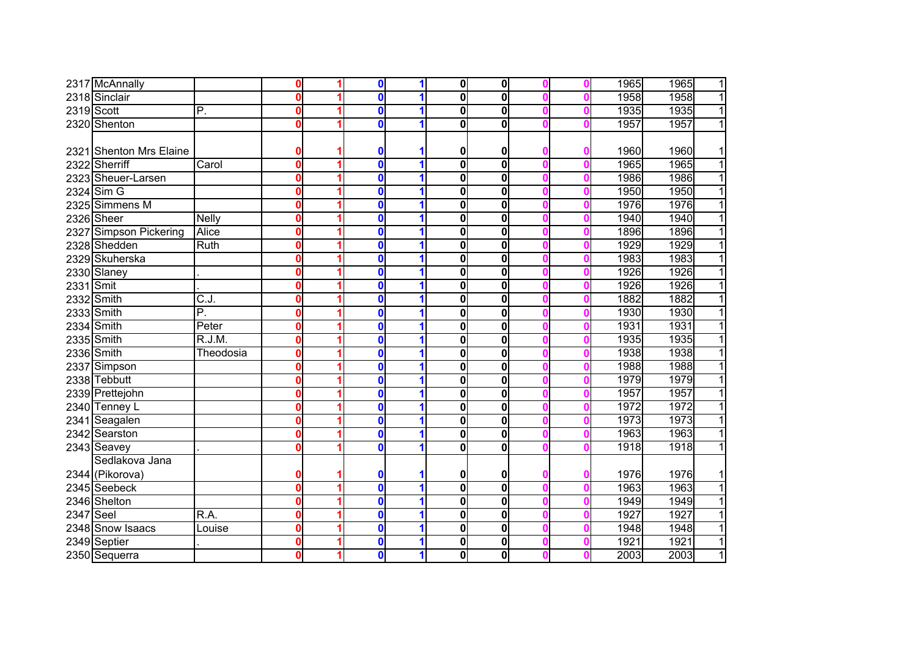| | | | | | | | | | | | | | |
|---|---|---|---|---|---|---|---|---|---|---|---|---|---|
| 2317 | McAnnally | | 0 | 1 | 0 | 1 | 0 | 0 | 0 | 0 | 1965 | 1965 | 1 |
| 2318 | Sinclair | | 0 | 1 | 0 | 1 | 0 | 0 | 0 | 0 | 1958 | 1958 | 1 |
| 2319 | Scott | P. | 0 | 1 | 0 | 1 | 0 | 0 | 0 | 0 | 1935 | 1935 | 1 |
| 2320 | Shenton | | 0 | 1 | 0 | 1 | 0 | 0 | 0 | 0 | 1957 | 1957 | 1 |
| 2321 | Shenton Mrs Elaine | | 0 | 1 | 0 | 1 | 0 | 0 | 0 | 0 | 1960 | 1960 | 1 |
| 2322 | Sherriff | Carol | 0 | 1 | 0 | 1 | 0 | 0 | 0 | 0 | 1965 | 1965 | 1 |
| 2323 | Sheuer-Larsen | | 0 | 1 | 0 | 1 | 0 | 0 | 0 | 0 | 1986 | 1986 | 1 |
| 2324 | Sim G | | 0 | 1 | 0 | 1 | 0 | 0 | 0 | 0 | 1950 | 1950 | 1 |
| 2325 | Simmens M | | 0 | 1 | 0 | 1 | 0 | 0 | 0 | 0 | 1976 | 1976 | 1 |
| 2326 | Sheer | Nelly | 0 | 1 | 0 | 1 | 0 | 0 | 0 | 0 | 1940 | 1940 | 1 |
| 2327 | Simpson Pickering | Alice | 0 | 1 | 0 | 1 | 0 | 0 | 0 | 0 | 1896 | 1896 | 1 |
| 2328 | Shedden | Ruth | 0 | 1 | 0 | 1 | 0 | 0 | 0 | 0 | 1929 | 1929 | 1 |
| 2329 | Skuherska | | 0 | 1 | 0 | 1 | 0 | 0 | 0 | 0 | 1983 | 1983 | 1 |
| 2330 | Slaney | . | 0 | 1 | 0 | 1 | 0 | 0 | 0 | 0 | 1926 | 1926 | 1 |
| 2331 | Smit | . | 0 | 1 | 0 | 1 | 0 | 0 | 0 | 0 | 1926 | 1926 | 1 |
| 2332 | Smith | C.J. | 0 | 1 | 0 | 1 | 0 | 0 | 0 | 0 | 1882 | 1882 | 1 |
| 2333 | Smith | P. | 0 | 1 | 0 | 1 | 0 | 0 | 0 | 0 | 1930 | 1930 | 1 |
| 2334 | Smith | Peter | 0 | 1 | 0 | 1 | 0 | 0 | 0 | 0 | 1931 | 1931 | 1 |
| 2335 | Smith | R.J.M. | 0 | 1 | 0 | 1 | 0 | 0 | 0 | 0 | 1935 | 1935 | 1 |
| 2336 | Smith | Theodosia | 0 | 1 | 0 | 1 | 0 | 0 | 0 | 0 | 1938 | 1938 | 1 |
| 2337 | Simpson | | 0 | 1 | 0 | 1 | 0 | 0 | 0 | 0 | 1988 | 1988 | 1 |
| 2338 | Tebbutt | | 0 | 1 | 0 | 1 | 0 | 0 | 0 | 0 | 1979 | 1979 | 1 |
| 2339 | Prettejohn | | 0 | 1 | 0 | 1 | 0 | 0 | 0 | 0 | 1957 | 1957 | 1 |
| 2340 | Tenney L | | 0 | 1 | 0 | 1 | 0 | 0 | 0 | 0 | 1972 | 1972 | 1 |
| 2341 | Seagalen | | 0 | 1 | 0 | 1 | 0 | 0 | 0 | 0 | 1973 | 1973 | 1 |
| 2342 | Searston | | 0 | 1 | 0 | 1 | 0 | 0 | 0 | 0 | 1963 | 1963 | 1 |
| 2343 | Seavey | . | 0 | 1 | 0 | 1 | 0 | 0 | 0 | 0 | 1918 | 1918 | 1 |
| 2344 | Sedlakova Jana (Pikorova) | | 0 | 1 | 0 | 1 | 0 | 0 | 0 | 0 | 1976 | 1976 | 1 |
| 2345 | Seebeck | | 0 | 1 | 0 | 1 | 0 | 0 | 0 | 0 | 1963 | 1963 | 1 |
| 2346 | Shelton | | 0 | 1 | 0 | 1 | 0 | 0 | 0 | 0 | 1949 | 1949 | 1 |
| 2347 | Seel | R.A. | 0 | 1 | 0 | 1 | 0 | 0 | 0 | 0 | 1927 | 1927 | 1 |
| 2348 | Snow Isaacs | Louise | 0 | 1 | 0 | 1 | 0 | 0 | 0 | 0 | 1948 | 1948 | 1 |
| 2349 | Septier | . | 0 | 1 | 0 | 1 | 0 | 0 | 0 | 0 | 1921 | 1921 | 1 |
| 2350 | Sequerra | | 0 | 1 | 0 | 1 | 0 | 0 | 0 | 0 | 2003 | 2003 | 1 |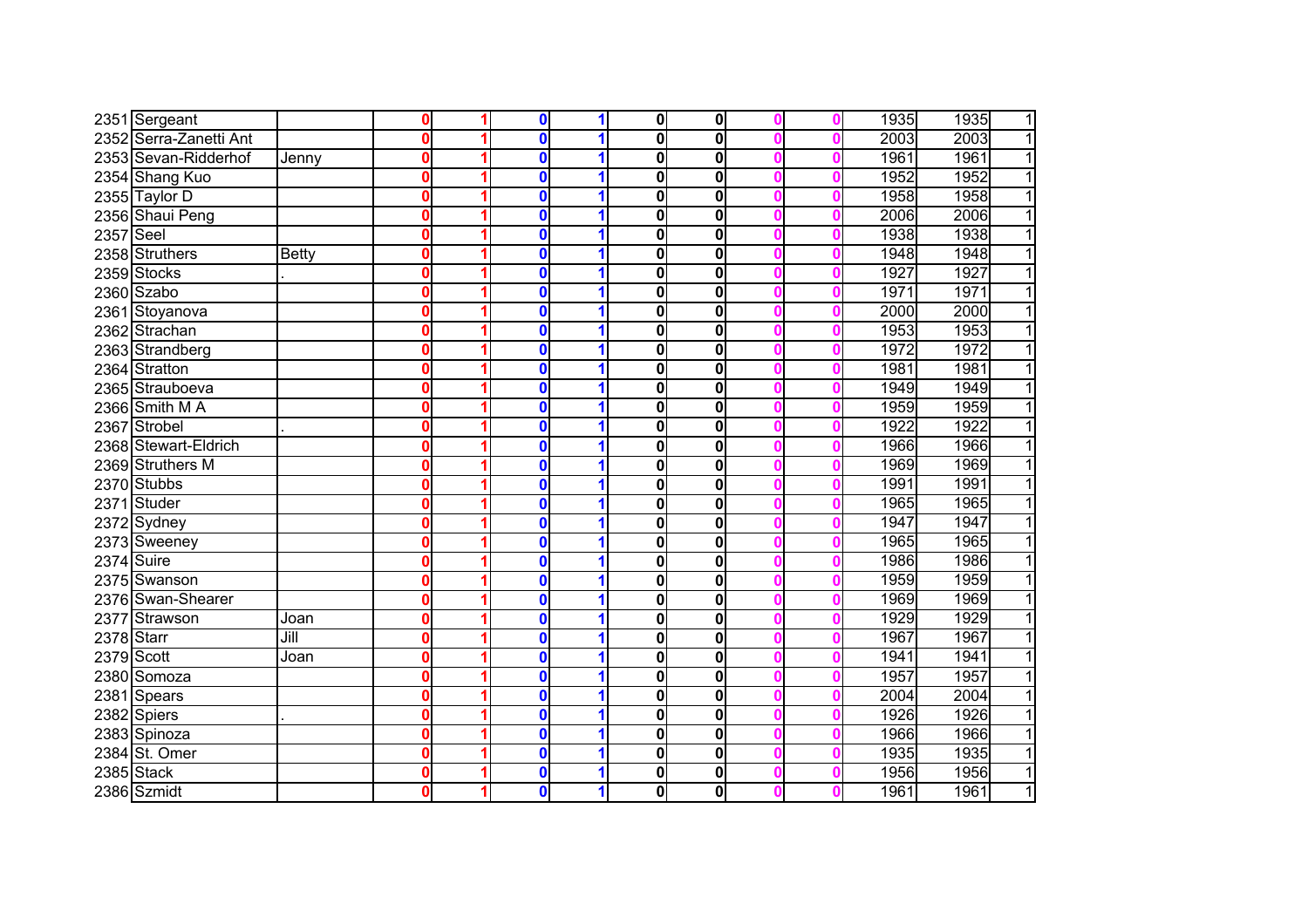| | | | | | | | | | | | | | |
|---|---|---|---|---|---|---|---|---|---|---|---|---|---|
| 2351 | Sergeant | | 0 | 1 | 0 | 1 | 0 | 0 | 0 | 0 | 1935 | 1935 | 1 |
| 2352 | Serra-Zanetti Ant | | 0 | 1 | 0 | 1 | 0 | 0 | 0 | 0 | 2003 | 2003 | 1 |
| 2353 | Sevan-Ridderhof | Jenny | 0 | 1 | 0 | 1 | 0 | 0 | 0 | 0 | 1961 | 1961 | 1 |
| 2354 | Shang Kuo | | 0 | 1 | 0 | 1 | 0 | 0 | 0 | 0 | 1952 | 1952 | 1 |
| 2355 | Taylor D | | 0 | 1 | 0 | 1 | 0 | 0 | 0 | 0 | 1958 | 1958 | 1 |
| 2356 | Shaui Peng | | 0 | 1 | 0 | 1 | 0 | 0 | 0 | 0 | 2006 | 2006 | 1 |
| 2357 | Seel | | 0 | 1 | 0 | 1 | 0 | 0 | 0 | 0 | 1938 | 1938 | 1 |
| 2358 | Struthers | Betty | 0 | 1 | 0 | 1 | 0 | 0 | 0 | 0 | 1948 | 1948 | 1 |
| 2359 | Stocks | . | 0 | 1 | 0 | 1 | 0 | 0 | 0 | 0 | 1927 | 1927 | 1 |
| 2360 | Szabo | | 0 | 1 | 0 | 1 | 0 | 0 | 0 | 0 | 1971 | 1971 | 1 |
| 2361 | Stoyanova | | 0 | 1 | 0 | 1 | 0 | 0 | 0 | 0 | 2000 | 2000 | 1 |
| 2362 | Strachan | | 0 | 1 | 0 | 1 | 0 | 0 | 0 | 0 | 1953 | 1953 | 1 |
| 2363 | Strandberg | | 0 | 1 | 0 | 1 | 0 | 0 | 0 | 0 | 1972 | 1972 | 1 |
| 2364 | Stratton | | 0 | 1 | 0 | 1 | 0 | 0 | 0 | 0 | 1981 | 1981 | 1 |
| 2365 | Strauboeva | | 0 | 1 | 0 | 1 | 0 | 0 | 0 | 0 | 1949 | 1949 | 1 |
| 2366 | Smith M A | | 0 | 1 | 0 | 1 | 0 | 0 | 0 | 0 | 1959 | 1959 | 1 |
| 2367 | Strobel | . | 0 | 1 | 0 | 1 | 0 | 0 | 0 | 0 | 1922 | 1922 | 1 |
| 2368 | Stewart-Eldrich | | 0 | 1 | 0 | 1 | 0 | 0 | 0 | 0 | 1966 | 1966 | 1 |
| 2369 | Struthers M | | 0 | 1 | 0 | 1 | 0 | 0 | 0 | 0 | 1969 | 1969 | 1 |
| 2370 | Stubbs | | 0 | 1 | 0 | 1 | 0 | 0 | 0 | 0 | 1991 | 1991 | 1 |
| 2371 | Studer | | 0 | 1 | 0 | 1 | 0 | 0 | 0 | 0 | 1965 | 1965 | 1 |
| 2372 | Sydney | | 0 | 1 | 0 | 1 | 0 | 0 | 0 | 0 | 1947 | 1947 | 1 |
| 2373 | Sweeney | | 0 | 1 | 0 | 1 | 0 | 0 | 0 | 0 | 1965 | 1965 | 1 |
| 2374 | Suire | | 0 | 1 | 0 | 1 | 0 | 0 | 0 | 0 | 1986 | 1986 | 1 |
| 2375 | Swanson | | 0 | 1 | 0 | 1 | 0 | 0 | 0 | 0 | 1959 | 1959 | 1 |
| 2376 | Swan-Shearer | | 0 | 1 | 0 | 1 | 0 | 0 | 0 | 0 | 1969 | 1969 | 1 |
| 2377 | Strawson | Joan | 0 | 1 | 0 | 1 | 0 | 0 | 0 | 0 | 1929 | 1929 | 1 |
| 2378 | Starr | Jill | 0 | 1 | 0 | 1 | 0 | 0 | 0 | 0 | 1967 | 1967 | 1 |
| 2379 | Scott | Joan | 0 | 1 | 0 | 1 | 0 | 0 | 0 | 0 | 1941 | 1941 | 1 |
| 2380 | Somoza | | 0 | 1 | 0 | 1 | 0 | 0 | 0 | 0 | 1957 | 1957 | 1 |
| 2381 | Spears | | 0 | 1 | 0 | 1 | 0 | 0 | 0 | 0 | 2004 | 2004 | 1 |
| 2382 | Spiers | . | 0 | 1 | 0 | 1 | 0 | 0 | 0 | 0 | 1926 | 1926 | 1 |
| 2383 | Spinoza | | 0 | 1 | 0 | 1 | 0 | 0 | 0 | 0 | 1966 | 1966 | 1 |
| 2384 | St. Omer | | 0 | 1 | 0 | 1 | 0 | 0 | 0 | 0 | 1935 | 1935 | 1 |
| 2385 | Stack | | 0 | 1 | 0 | 1 | 0 | 0 | 0 | 0 | 1956 | 1956 | 1 |
| 2386 | Szmidt | | 0 | 1 | 0 | 1 | 0 | 0 | 0 | 0 | 1961 | 1961 | 1 |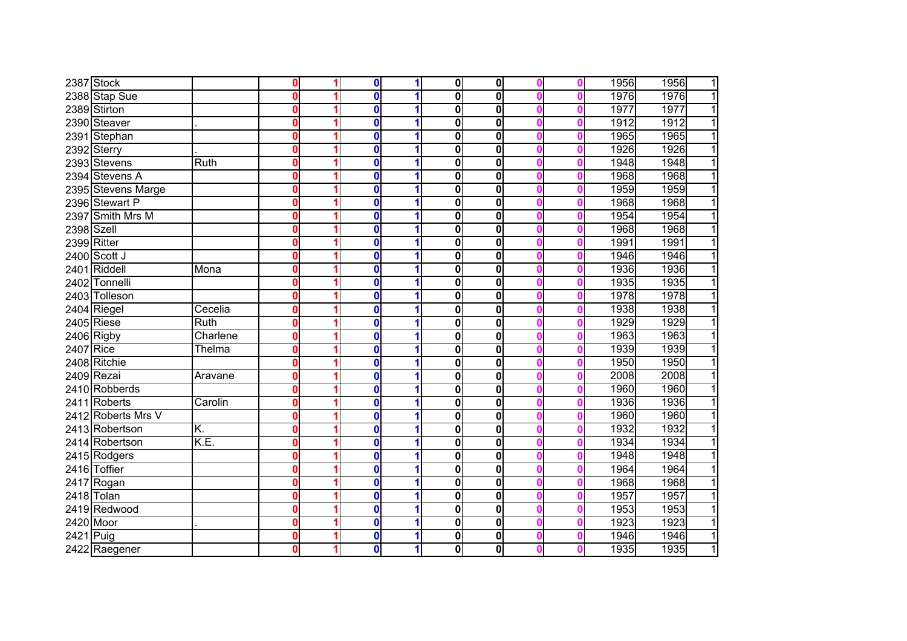| | | | | | | | | | | | | | |
|---|---|---|---|---|---|---|---|---|---|---|---|---|---|
| 2387 | Stock | | 0 | 1 | 0 | 1 | 0 | 0 | 0 | 0 | 1956 | 1956 | 1 |
| 2388 | Stap Sue | | 0 | 1 | 0 | 1 | 0 | 0 | 0 | 0 | 1976 | 1976 | 1 |
| 2389 | Stirton | | 0 | 1 | 0 | 1 | 0 | 0 | 0 | 0 | 1977 | 1977 | 1 |
| 2390 | Steaver | . | 0 | 1 | 0 | 1 | 0 | 0 | 0 | 0 | 1912 | 1912 | 1 |
| 2391 | Stephan | | 0 | 1 | 0 | 1 | 0 | 0 | 0 | 0 | 1965 | 1965 | 1 |
| 2392 | Sterry | . | 0 | 1 | 0 | 1 | 0 | 0 | 0 | 0 | 1926 | 1926 | 1 |
| 2393 | Stevens | Ruth | 0 | 1 | 0 | 1 | 0 | 0 | 0 | 0 | 1948 | 1948 | 1 |
| 2394 | Stevens A | | 0 | 1 | 0 | 1 | 0 | 0 | 0 | 0 | 1968 | 1968 | 1 |
| 2395 | Stevens Marge | | 0 | 1 | 0 | 1 | 0 | 0 | 0 | 0 | 1959 | 1959 | 1 |
| 2396 | Stewart P | | 0 | 1 | 0 | 1 | 0 | 0 | 0 | 0 | 1968 | 1968 | 1 |
| 2397 | Smith Mrs M | | 0 | 1 | 0 | 1 | 0 | 0 | 0 | 0 | 1954 | 1954 | 1 |
| 2398 | Szell | | 0 | 1 | 0 | 1 | 0 | 0 | 0 | 0 | 1968 | 1968 | 1 |
| 2399 | Ritter | | 0 | 1 | 0 | 1 | 0 | 0 | 0 | 0 | 1991 | 1991 | 1 |
| 2400 | Scott J | | 0 | 1 | 0 | 1 | 0 | 0 | 0 | 0 | 1946 | 1946 | 1 |
| 2401 | Riddell | Mona | 0 | 1 | 0 | 1 | 0 | 0 | 0 | 0 | 1936 | 1936 | 1 |
| 2402 | Tonnelli | | 0 | 1 | 0 | 1 | 0 | 0 | 0 | 0 | 1935 | 1935 | 1 |
| 2403 | Tolleson | | 0 | 1 | 0 | 1 | 0 | 0 | 0 | 0 | 1978 | 1978 | 1 |
| 2404 | Riegel | Cecelia | 0 | 1 | 0 | 1 | 0 | 0 | 0 | 0 | 1938 | 1938 | 1 |
| 2405 | Riese | Ruth | 0 | 1 | 0 | 1 | 0 | 0 | 0 | 0 | 1929 | 1929 | 1 |
| 2406 | Rigby | Charlene | 0 | 1 | 0 | 1 | 0 | 0 | 0 | 0 | 1963 | 1963 | 1 |
| 2407 | Rice | Thelma | 0 | 1 | 0 | 1 | 0 | 0 | 0 | 0 | 1939 | 1939 | 1 |
| 2408 | Ritchie | | 0 | 1 | 0 | 1 | 0 | 0 | 0 | 0 | 1950 | 1950 | 1 |
| 2409 | Rezai | Aravane | 0 | 1 | 0 | 1 | 0 | 0 | 0 | 0 | 2008 | 2008 | 1 |
| 2410 | Robberds | | 0 | 1 | 0 | 1 | 0 | 0 | 0 | 0 | 1960 | 1960 | 1 |
| 2411 | Roberts | Carolin | 0 | 1 | 0 | 1 | 0 | 0 | 0 | 0 | 1936 | 1936 | 1 |
| 2412 | Roberts Mrs V | | 0 | 1 | 0 | 1 | 0 | 0 | 0 | 0 | 1960 | 1960 | 1 |
| 2413 | Robertson | K. | 0 | 1 | 0 | 1 | 0 | 0 | 0 | 0 | 1932 | 1932 | 1 |
| 2414 | Robertson | K.E. | 0 | 1 | 0 | 1 | 0 | 0 | 0 | 0 | 1934 | 1934 | 1 |
| 2415 | Rodgers | | 0 | 1 | 0 | 1 | 0 | 0 | 0 | 0 | 1948 | 1948 | 1 |
| 2416 | Toffier | | 0 | 1 | 0 | 1 | 0 | 0 | 0 | 0 | 1964 | 1964 | 1 |
| 2417 | Rogan | | 0 | 1 | 0 | 1 | 0 | 0 | 0 | 0 | 1968 | 1968 | 1 |
| 2418 | Tolan | | 0 | 1 | 0 | 1 | 0 | 0 | 0 | 0 | 1957 | 1957 | 1 |
| 2419 | Redwood | | 0 | 1 | 0 | 1 | 0 | 0 | 0 | 0 | 1953 | 1953 | 1 |
| 2420 | Moor | . | 0 | 1 | 0 | 1 | 0 | 0 | 0 | 0 | 1923 | 1923 | 1 |
| 2421 | Puig | | 0 | 1 | 0 | 1 | 0 | 0 | 0 | 0 | 1946 | 1946 | 1 |
| 2422 | Raegener | | 0 | 1 | 0 | 1 | 0 | 0 | 0 | 0 | 1935 | 1935 | 1 |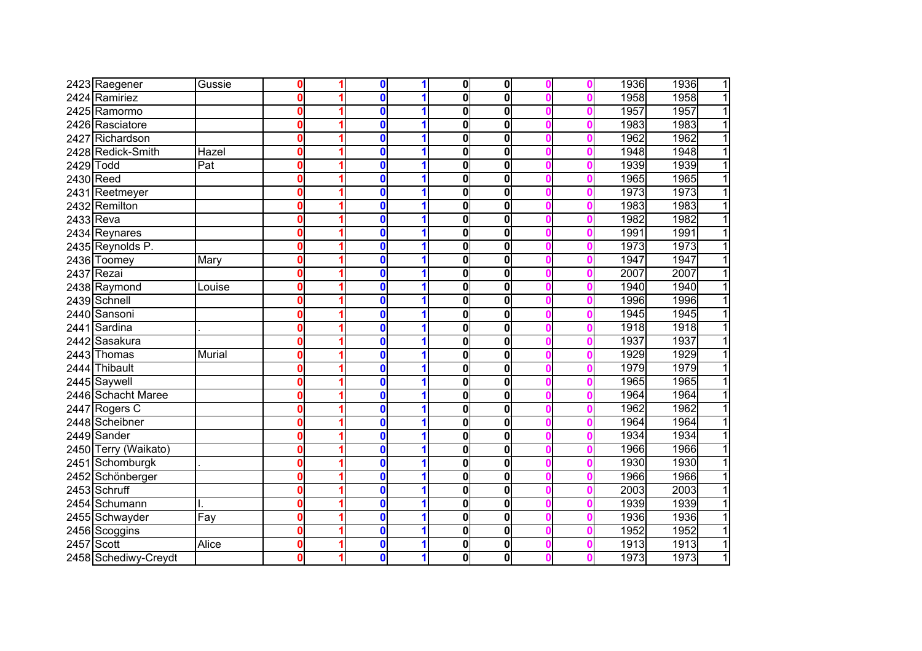| | | | | | | | | | | | | | |
|---|---|---|---|---|---|---|---|---|---|---|---|---|---|
| 2423 | Raegener | Gussie | 0 | 1 | 0 | 1 | 0 | 0 | 0 | 0 | 1936 | 1936 | 1 |
| 2424 | Ramiriez | | 0 | 1 | 0 | 1 | 0 | 0 | 0 | 0 | 1958 | 1958 | 1 |
| 2425 | Ramormo | | 0 | 1 | 0 | 1 | 0 | 0 | 0 | 0 | 1957 | 1957 | 1 |
| 2426 | Rasciatore | | 0 | 1 | 0 | 1 | 0 | 0 | 0 | 0 | 1983 | 1983 | 1 |
| 2427 | Richardson | | 0 | 1 | 0 | 1 | 0 | 0 | 0 | 0 | 1962 | 1962 | 1 |
| 2428 | Redick-Smith | Hazel | 0 | 1 | 0 | 1 | 0 | 0 | 0 | 0 | 1948 | 1948 | 1 |
| 2429 | Todd | Pat | 0 | 1 | 0 | 1 | 0 | 0 | 0 | 0 | 1939 | 1939 | 1 |
| 2430 | Reed | | 0 | 1 | 0 | 1 | 0 | 0 | 0 | 0 | 1965 | 1965 | 1 |
| 2431 | Reetmeyer | | 0 | 1 | 0 | 1 | 0 | 0 | 0 | 0 | 1973 | 1973 | 1 |
| 2432 | Remilton | | 0 | 1 | 0 | 1 | 0 | 0 | 0 | 0 | 1983 | 1983 | 1 |
| 2433 | Reva | | 0 | 1 | 0 | 1 | 0 | 0 | 0 | 0 | 1982 | 1982 | 1 |
| 2434 | Reynares | | 0 | 1 | 0 | 1 | 0 | 0 | 0 | 0 | 1991 | 1991 | 1 |
| 2435 | Reynolds P. | | 0 | 1 | 0 | 1 | 0 | 0 | 0 | 0 | 1973 | 1973 | 1 |
| 2436 | Toomey | Mary | 0 | 1 | 0 | 1 | 0 | 0 | 0 | 0 | 1947 | 1947 | 1 |
| 2437 | Rezai | | 0 | 1 | 0 | 1 | 0 | 0 | 0 | 0 | 2007 | 2007 | 1 |
| 2438 | Raymond | Louise | 0 | 1 | 0 | 1 | 0 | 0 | 0 | 0 | 1940 | 1940 | 1 |
| 2439 | Schnell | | 0 | 1 | 0 | 1 | 0 | 0 | 0 | 0 | 1996 | 1996 | 1 |
| 2440 | Sansoni | | 0 | 1 | 0 | 1 | 0 | 0 | 0 | 0 | 1945 | 1945 | 1 |
| 2441 | Sardina | . | 0 | 1 | 0 | 1 | 0 | 0 | 0 | 0 | 1918 | 1918 | 1 |
| 2442 | Sasakura | | 0 | 1 | 0 | 1 | 0 | 0 | 0 | 0 | 1937 | 1937 | 1 |
| 2443 | Thomas | Murial | 0 | 1 | 0 | 1 | 0 | 0 | 0 | 0 | 1929 | 1929 | 1 |
| 2444 | Thibault | | 0 | 1 | 0 | 1 | 0 | 0 | 0 | 0 | 1979 | 1979 | 1 |
| 2445 | Saywell | | 0 | 1 | 0 | 1 | 0 | 0 | 0 | 0 | 1965 | 1965 | 1 |
| 2446 | Schacht Maree | | 0 | 1 | 0 | 1 | 0 | 0 | 0 | 0 | 1964 | 1964 | 1 |
| 2447 | Rogers C | | 0 | 1 | 0 | 1 | 0 | 0 | 0 | 0 | 1962 | 1962 | 1 |
| 2448 | Scheibner | | 0 | 1 | 0 | 1 | 0 | 0 | 0 | 0 | 1964 | 1964 | 1 |
| 2449 | Sander | | 0 | 1 | 0 | 1 | 0 | 0 | 0 | 0 | 1934 | 1934 | 1 |
| 2450 | Terry (Waikato) | | 0 | 1 | 0 | 1 | 0 | 0 | 0 | 0 | 1966 | 1966 | 1 |
| 2451 | Schomburgk | . | 0 | 1 | 0 | 1 | 0 | 0 | 0 | 0 | 1930 | 1930 | 1 |
| 2452 | Schönberger | | 0 | 1 | 0 | 1 | 0 | 0 | 0 | 0 | 1966 | 1966 | 1 |
| 2453 | Schruff | | 0 | 1 | 0 | 1 | 0 | 0 | 0 | 0 | 2003 | 2003 | 1 |
| 2454 | Schumann | I. | 0 | 1 | 0 | 1 | 0 | 0 | 0 | 0 | 1939 | 1939 | 1 |
| 2455 | Schwayder | Fay | 0 | 1 | 0 | 1 | 0 | 0 | 0 | 0 | 1936 | 1936 | 1 |
| 2456 | Scoggins | | 0 | 1 | 0 | 1 | 0 | 0 | 0 | 0 | 1952 | 1952 | 1 |
| 2457 | Scott | Alice | 0 | 1 | 0 | 1 | 0 | 0 | 0 | 0 | 1913 | 1913 | 1 |
| 2458 | Schediwy-Creydt | | 0 | 1 | 0 | 1 | 0 | 0 | 0 | 0 | 1973 | 1973 | 1 |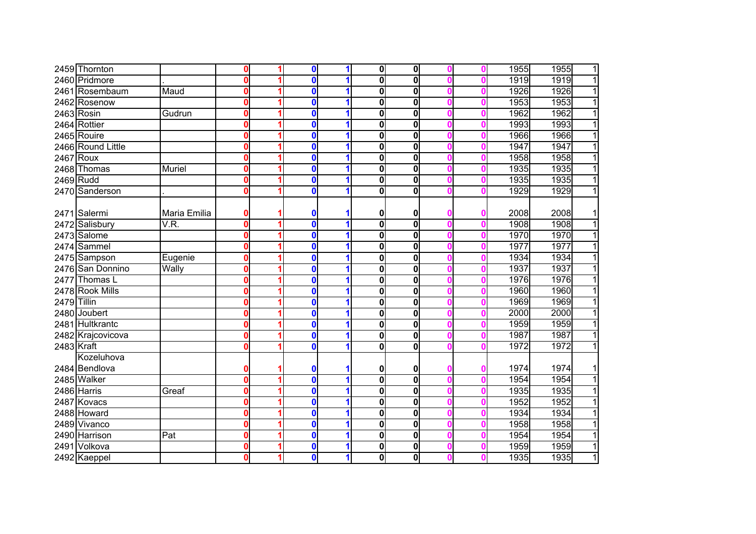| | | | | | | | | | | | | | |
|---|---|---|---|---|---|---|---|---|---|---|---|---|---|
| 2459 | Thornton | | 0 | 1 | 0 | 1 | 0 | 0 | 0 | 0 | 1955 | 1955 | 1 |
| 2460 | Pridmore | . | 0 | 1 | 0 | 1 | 0 | 0 | 0 | 0 | 1919 | 1919 | 1 |
| 2461 | Rosembaum | Maud | 0 | 1 | 0 | 1 | 0 | 0 | 0 | 0 | 1926 | 1926 | 1 |
| 2462 | Rosenow | | 0 | 1 | 0 | 1 | 0 | 0 | 0 | 0 | 1953 | 1953 | 1 |
| 2463 | Rosin | Gudrun | 0 | 1 | 0 | 1 | 0 | 0 | 0 | 0 | 1962 | 1962 | 1 |
| 2464 | Rottier | | 0 | 1 | 0 | 1 | 0 | 0 | 0 | 0 | 1993 | 1993 | 1 |
| 2465 | Rouire | | 0 | 1 | 0 | 1 | 0 | 0 | 0 | 0 | 1966 | 1966 | 1 |
| 2466 | Round Little | | 0 | 1 | 0 | 1 | 0 | 0 | 0 | 0 | 1947 | 1947 | 1 |
| 2467 | Roux | | 0 | 1 | 0 | 1 | 0 | 0 | 0 | 0 | 1958 | 1958 | 1 |
| 2468 | Thomas | Muriel | 0 | 1 | 0 | 1 | 0 | 0 | 0 | 0 | 1935 | 1935 | 1 |
| 2469 | Rudd | | 0 | 1 | 0 | 1 | 0 | 0 | 0 | 0 | 1935 | 1935 | 1 |
| 2470 | Sanderson | . | 0 | 1 | 0 | 1 | 0 | 0 | 0 | 0 | 1929 | 1929 | 1 |
| 2471 | Salermi | Maria Emilia | 0 | 1 | 0 | 1 | 0 | 0 | 0 | 0 | 2008 | 2008 | 1 |
| 2472 | Salisbury | V.R. | 0 | 1 | 0 | 1 | 0 | 0 | 0 | 0 | 1908 | 1908 | 1 |
| 2473 | Salome | | 0 | 1 | 0 | 1 | 0 | 0 | 0 | 0 | 1970 | 1970 | 1 |
| 2474 | Sammel | | 0 | 1 | 0 | 1 | 0 | 0 | 0 | 0 | 1977 | 1977 | 1 |
| 2475 | Sampson | Eugenie | 0 | 1 | 0 | 1 | 0 | 0 | 0 | 0 | 1934 | 1934 | 1 |
| 2476 | San Donnino | Wally | 0 | 1 | 0 | 1 | 0 | 0 | 0 | 0 | 1937 | 1937 | 1 |
| 2477 | Thomas L | | 0 | 1 | 0 | 1 | 0 | 0 | 0 | 0 | 1976 | 1976 | 1 |
| 2478 | Rook Mills | | 0 | 1 | 0 | 1 | 0 | 0 | 0 | 0 | 1960 | 1960 | 1 |
| 2479 | Tillin | | 0 | 1 | 0 | 1 | 0 | 0 | 0 | 0 | 1969 | 1969 | 1 |
| 2480 | Joubert | | 0 | 1 | 0 | 1 | 0 | 0 | 0 | 0 | 2000 | 2000 | 1 |
| 2481 | Hultkrantc | | 0 | 1 | 0 | 1 | 0 | 0 | 0 | 0 | 1959 | 1959 | 1 |
| 2482 | Krajcovicova | | 0 | 1 | 0 | 1 | 0 | 0 | 0 | 0 | 1987 | 1987 | 1 |
| 2483 | Kraft | | 0 | 1 | 0 | 1 | 0 | 0 | 0 | 0 | 1972 | 1972 | 1 |
| 2484 | Kozeluhova Bendlova | | 0 | 1 | 0 | 1 | 0 | 0 | 0 | 0 | 1974 | 1974 | 1 |
| 2485 | Walker | | 0 | 1 | 0 | 1 | 0 | 0 | 0 | 0 | 1954 | 1954 | 1 |
| 2486 | Harris | Greaf | 0 | 1 | 0 | 1 | 0 | 0 | 0 | 0 | 1935 | 1935 | 1 |
| 2487 | Kovacs | | 0 | 1 | 0 | 1 | 0 | 0 | 0 | 0 | 1952 | 1952 | 1 |
| 2488 | Howard | | 0 | 1 | 0 | 1 | 0 | 0 | 0 | 0 | 1934 | 1934 | 1 |
| 2489 | Vivanco | | 0 | 1 | 0 | 1 | 0 | 0 | 0 | 0 | 1958 | 1958 | 1 |
| 2490 | Harrison | Pat | 0 | 1 | 0 | 1 | 0 | 0 | 0 | 0 | 1954 | 1954 | 1 |
| 2491 | Volkova | | 0 | 1 | 0 | 1 | 0 | 0 | 0 | 0 | 1959 | 1959 | 1 |
| 2492 | Kaeppel | | 0 | 1 | 0 | 1 | 0 | 0 | 0 | 0 | 1935 | 1935 | 1 |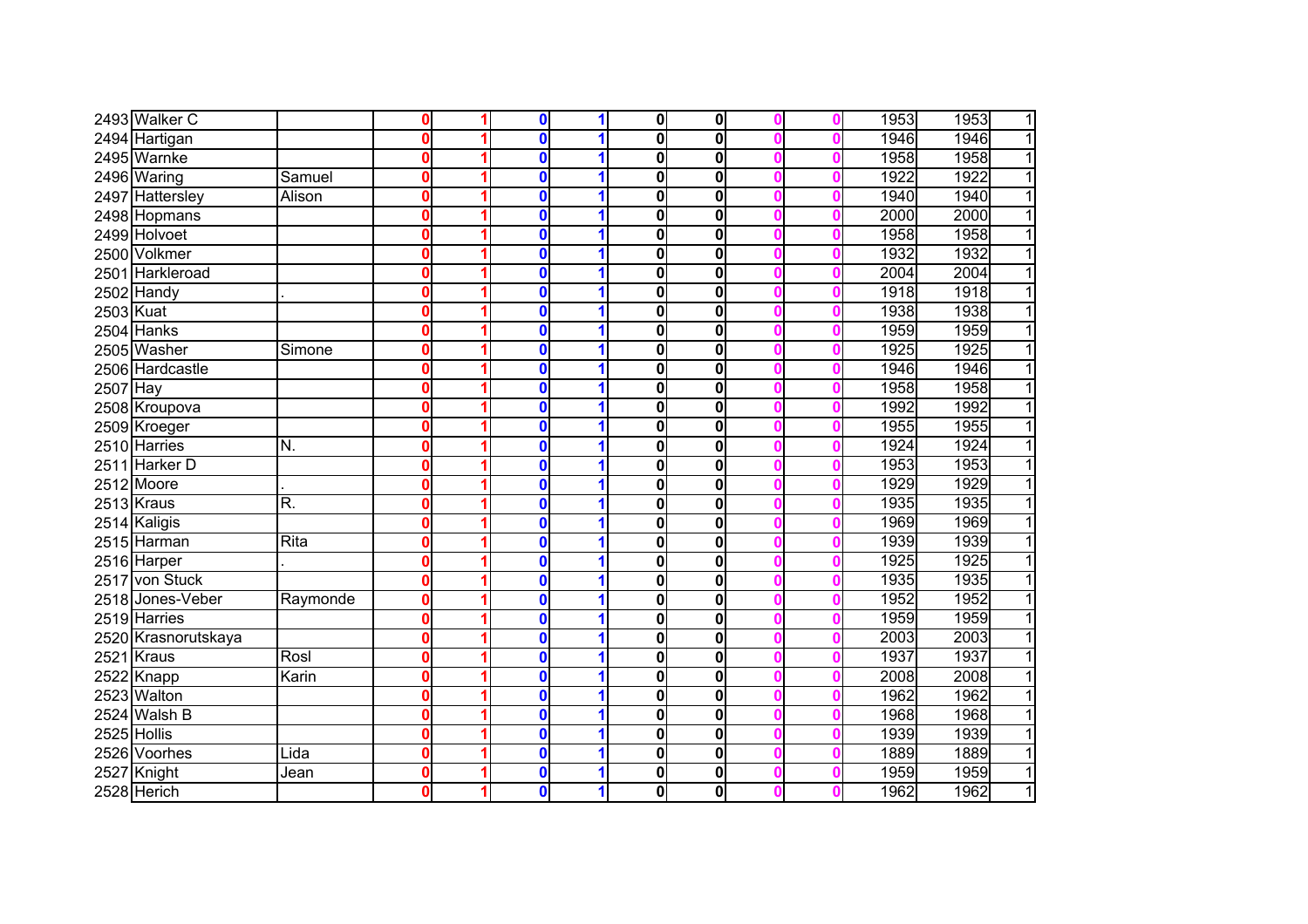| | | | | | | | | | | | | | |
|---|---|---|---|---|---|---|---|---|---|---|---|---|---|
| 2493 | Walker C | | 0 | 1 | 0 | 1 | 0 | 0 | 0 | 0 | 1953 | 1953 | 1 |
| 2494 | Hartigan | | 0 | 1 | 0 | 1 | 0 | 0 | 0 | 0 | 1946 | 1946 | 1 |
| 2495 | Warnke | | 0 | 1 | 0 | 1 | 0 | 0 | 0 | 0 | 1958 | 1958 | 1 |
| 2496 | Waring | Samuel | 0 | 1 | 0 | 1 | 0 | 0 | 0 | 0 | 1922 | 1922 | 1 |
| 2497 | Hattersley | Alison | 0 | 1 | 0 | 1 | 0 | 0 | 0 | 0 | 1940 | 1940 | 1 |
| 2498 | Hopmans | | 0 | 1 | 0 | 1 | 0 | 0 | 0 | 0 | 2000 | 2000 | 1 |
| 2499 | Holvoet | | 0 | 1 | 0 | 1 | 0 | 0 | 0 | 0 | 1958 | 1958 | 1 |
| 2500 | Volkmer | | 0 | 1 | 0 | 1 | 0 | 0 | 0 | 0 | 1932 | 1932 | 1 |
| 2501 | Harkleroad | | 0 | 1 | 0 | 1 | 0 | 0 | 0 | 0 | 2004 | 2004 | 1 |
| 2502 | Handy | . | 0 | 1 | 0 | 1 | 0 | 0 | 0 | 0 | 1918 | 1918 | 1 |
| 2503 | Kuat | | 0 | 1 | 0 | 1 | 0 | 0 | 0 | 0 | 1938 | 1938 | 1 |
| 2504 | Hanks | | 0 | 1 | 0 | 1 | 0 | 0 | 0 | 0 | 1959 | 1959 | 1 |
| 2505 | Washer | Simone | 0 | 1 | 0 | 1 | 0 | 0 | 0 | 0 | 1925 | 1925 | 1 |
| 2506 | Hardcastle | | 0 | 1 | 0 | 1 | 0 | 0 | 0 | 0 | 1946 | 1946 | 1 |
| 2507 | Hay | | 0 | 1 | 0 | 1 | 0 | 0 | 0 | 0 | 1958 | 1958 | 1 |
| 2508 | Kroupova | | 0 | 1 | 0 | 1 | 0 | 0 | 0 | 0 | 1992 | 1992 | 1 |
| 2509 | Kroeger | | 0 | 1 | 0 | 1 | 0 | 0 | 0 | 0 | 1955 | 1955 | 1 |
| 2510 | Harries | N. | 0 | 1 | 0 | 1 | 0 | 0 | 0 | 0 | 1924 | 1924 | 1 |
| 2511 | Harker D | | 0 | 1 | 0 | 1 | 0 | 0 | 0 | 0 | 1953 | 1953 | 1 |
| 2512 | Moore | . | 0 | 1 | 0 | 1 | 0 | 0 | 0 | 0 | 1929 | 1929 | 1 |
| 2513 | Kraus | R. | 0 | 1 | 0 | 1 | 0 | 0 | 0 | 0 | 1935 | 1935 | 1 |
| 2514 | Kaligis | | 0 | 1 | 0 | 1 | 0 | 0 | 0 | 0 | 1969 | 1969 | 1 |
| 2515 | Harman | Rita | 0 | 1 | 0 | 1 | 0 | 0 | 0 | 0 | 1939 | 1939 | 1 |
| 2516 | Harper | . | 0 | 1 | 0 | 1 | 0 | 0 | 0 | 0 | 1925 | 1925 | 1 |
| 2517 | von Stuck | | 0 | 1 | 0 | 1 | 0 | 0 | 0 | 0 | 1935 | 1935 | 1 |
| 2518 | Jones-Veber | Raymonde | 0 | 1 | 0 | 1 | 0 | 0 | 0 | 0 | 1952 | 1952 | 1 |
| 2519 | Harries | | 0 | 1 | 0 | 1 | 0 | 0 | 0 | 0 | 1959 | 1959 | 1 |
| 2520 | Krasnorutskaya | | 0 | 1 | 0 | 1 | 0 | 0 | 0 | 0 | 2003 | 2003 | 1 |
| 2521 | Kraus | Rosl | 0 | 1 | 0 | 1 | 0 | 0 | 0 | 0 | 1937 | 1937 | 1 |
| 2522 | Knapp | Karin | 0 | 1 | 0 | 1 | 0 | 0 | 0 | 0 | 2008 | 2008 | 1 |
| 2523 | Walton | | 0 | 1 | 0 | 1 | 0 | 0 | 0 | 0 | 1962 | 1962 | 1 |
| 2524 | Walsh B | | 0 | 1 | 0 | 1 | 0 | 0 | 0 | 0 | 1968 | 1968 | 1 |
| 2525 | Hollis | | 0 | 1 | 0 | 1 | 0 | 0 | 0 | 0 | 1939 | 1939 | 1 |
| 2526 | Voorhes | Lida | 0 | 1 | 0 | 1 | 0 | 0 | 0 | 0 | 1889 | 1889 | 1 |
| 2527 | Knight | Jean | 0 | 1 | 0 | 1 | 0 | 0 | 0 | 0 | 1959 | 1959 | 1 |
| 2528 | Herich | | 0 | 1 | 0 | 1 | 0 | 0 | 0 | 0 | 1962 | 1962 | 1 |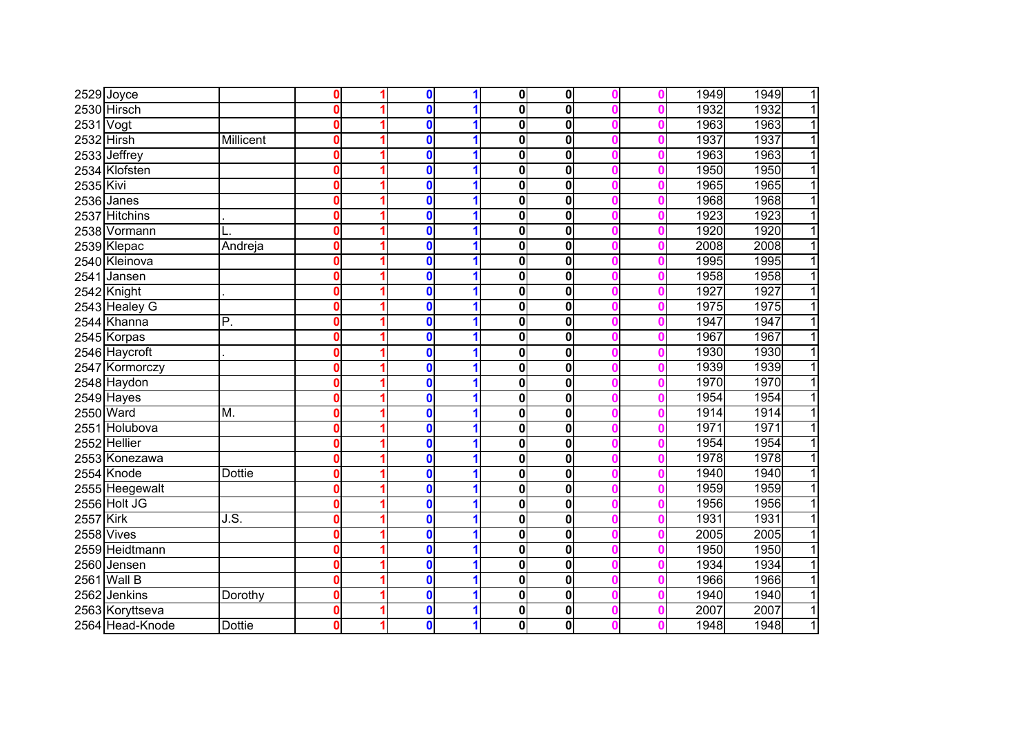| | | | | | | | | | | | | | | |
|---|---|---|---|---|---|---|---|---|---|---|---|---|---|---|
| 2529 | Joyce | | 0 | 1 | 0 | 1 | 0 | 0 | 0 | 0 | 1949 | 1949 | 1 |
| 2530 | Hirsch | | 0 | 1 | 0 | 1 | 0 | 0 | 0 | 0 | 1932 | 1932 | 1 |
| 2531 | Vogt | | 0 | 1 | 0 | 1 | 0 | 0 | 0 | 0 | 1963 | 1963 | 1 |
| 2532 | Hirsh | Millicent | 0 | 1 | 0 | 1 | 0 | 0 | 0 | 0 | 1937 | 1937 | 1 |
| 2533 | Jeffrey | | 0 | 1 | 0 | 1 | 0 | 0 | 0 | 0 | 1963 | 1963 | 1 |
| 2534 | Klofsten | | 0 | 1 | 0 | 1 | 0 | 0 | 0 | 0 | 1950 | 1950 | 1 |
| 2535 | Kivi | | 0 | 1 | 0 | 1 | 0 | 0 | 0 | 0 | 1965 | 1965 | 1 |
| 2536 | Janes | | 0 | 1 | 0 | 1 | 0 | 0 | 0 | 0 | 1968 | 1968 | 1 |
| 2537 | Hitchins | . | 0 | 1 | 0 | 1 | 0 | 0 | 0 | 0 | 1923 | 1923 | 1 |
| 2538 | Vormann | L. | 0 | 1 | 0 | 1 | 0 | 0 | 0 | 0 | 1920 | 1920 | 1 |
| 2539 | Klepac | Andreja | 0 | 1 | 0 | 1 | 0 | 0 | 0 | 0 | 2008 | 2008 | 1 |
| 2540 | Kleinova | | 0 | 1 | 0 | 1 | 0 | 0 | 0 | 0 | 1995 | 1995 | 1 |
| 2541 | Jansen | | 0 | 1 | 0 | 1 | 0 | 0 | 0 | 0 | 1958 | 1958 | 1 |
| 2542 | Knight | . | 0 | 1 | 0 | 1 | 0 | 0 | 0 | 0 | 1927 | 1927 | 1 |
| 2543 | Healey G | | 0 | 1 | 0 | 1 | 0 | 0 | 0 | 0 | 1975 | 1975 | 1 |
| 2544 | Khanna | P. | 0 | 1 | 0 | 1 | 0 | 0 | 0 | 0 | 1947 | 1947 | 1 |
| 2545 | Korpas | | 0 | 1 | 0 | 1 | 0 | 0 | 0 | 0 | 1967 | 1967 | 1 |
| 2546 | Haycroft | . | 0 | 1 | 0 | 1 | 0 | 0 | 0 | 0 | 1930 | 1930 | 1 |
| 2547 | Kormorczy | | 0 | 1 | 0 | 1 | 0 | 0 | 0 | 0 | 1939 | 1939 | 1 |
| 2548 | Haydon | | 0 | 1 | 0 | 1 | 0 | 0 | 0 | 0 | 1970 | 1970 | 1 |
| 2549 | Hayes | | 0 | 1 | 0 | 1 | 0 | 0 | 0 | 0 | 1954 | 1954 | 1 |
| 2550 | Ward | M. | 0 | 1 | 0 | 1 | 0 | 0 | 0 | 0 | 1914 | 1914 | 1 |
| 2551 | Holubova | | 0 | 1 | 0 | 1 | 0 | 0 | 0 | 0 | 1971 | 1971 | 1 |
| 2552 | Hellier | | 0 | 1 | 0 | 1 | 0 | 0 | 0 | 0 | 1954 | 1954 | 1 |
| 2553 | Konezawa | | 0 | 1 | 0 | 1 | 0 | 0 | 0 | 0 | 1978 | 1978 | 1 |
| 2554 | Knode | Dottie | 0 | 1 | 0 | 1 | 0 | 0 | 0 | 0 | 1940 | 1940 | 1 |
| 2555 | Heegewalt | | 0 | 1 | 0 | 1 | 0 | 0 | 0 | 0 | 1959 | 1959 | 1 |
| 2556 | Holt JG | | 0 | 1 | 0 | 1 | 0 | 0 | 0 | 0 | 1956 | 1956 | 1 |
| 2557 | Kirk | J.S. | 0 | 1 | 0 | 1 | 0 | 0 | 0 | 0 | 1931 | 1931 | 1 |
| 2558 | Vives | | 0 | 1 | 0 | 1 | 0 | 0 | 0 | 0 | 2005 | 2005 | 1 |
| 2559 | Heidtmann | | 0 | 1 | 0 | 1 | 0 | 0 | 0 | 0 | 1950 | 1950 | 1 |
| 2560 | Jensen | | 0 | 1 | 0 | 1 | 0 | 0 | 0 | 0 | 1934 | 1934 | 1 |
| 2561 | Wall B | | 0 | 1 | 0 | 1 | 0 | 0 | 0 | 0 | 1966 | 1966 | 1 |
| 2562 | Jenkins | Dorothy | 0 | 1 | 0 | 1 | 0 | 0 | 0 | 0 | 1940 | 1940 | 1 |
| 2563 | Koryttseva | | 0 | 1 | 0 | 1 | 0 | 0 | 0 | 0 | 2007 | 2007 | 1 |
| 2564 | Head-Knode | Dottie | 0 | 1 | 0 | 1 | 0 | 0 | 0 | 0 | 1948 | 1948 | 1 |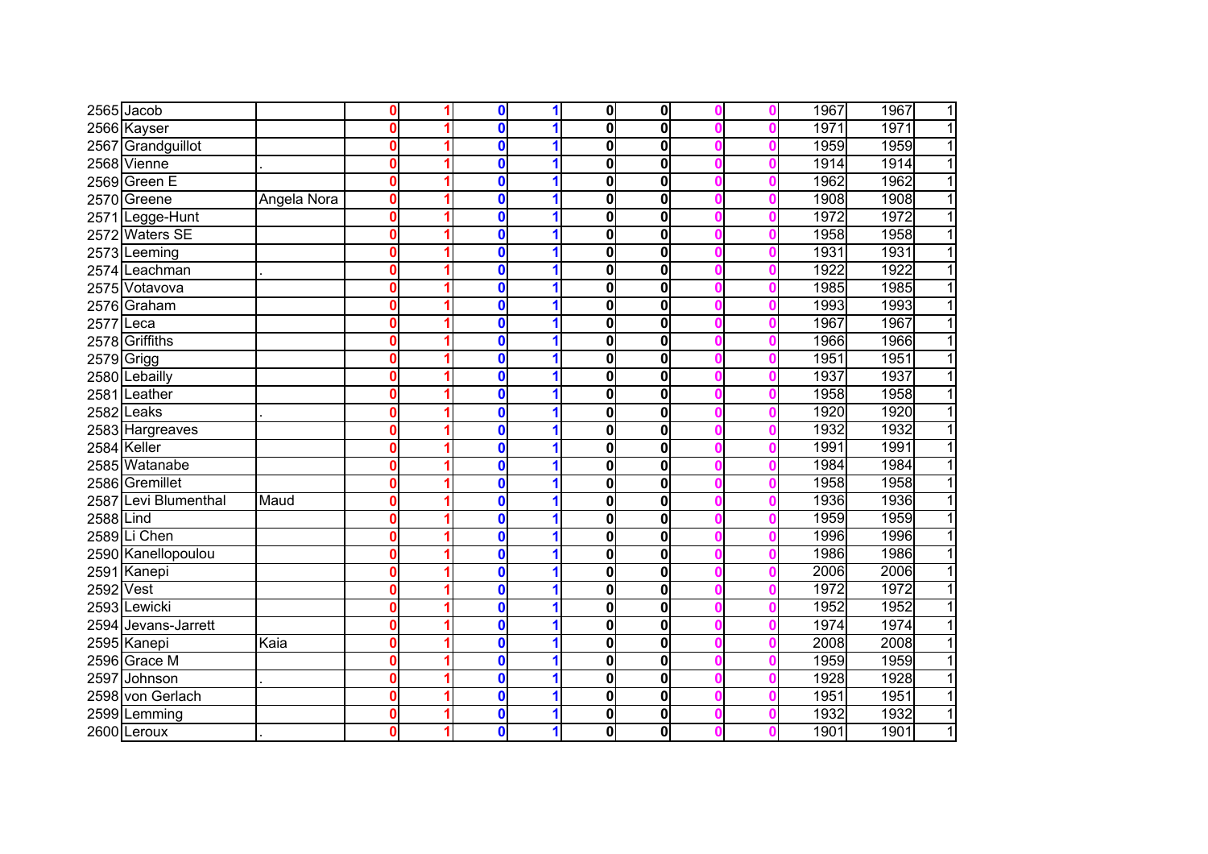| | | | | | | | | | | | | | |
|---|---|---|---|---|---|---|---|---|---|---|---|---|---|
| 2565 | Jacob | | 0 | 1 | 0 | 1 | 0 | 0 | 0 | 0 | 1967 | 1967 | 1 |
| 2566 | Kayser | | 0 | 1 | 0 | 1 | 0 | 0 | 0 | 0 | 1971 | 1971 | 1 |
| 2567 | Grandguillot | | 0 | 1 | 0 | 1 | 0 | 0 | 0 | 0 | 1959 | 1959 | 1 |
| 2568 | Vienne | . | 0 | 1 | 0 | 1 | 0 | 0 | 0 | 0 | 1914 | 1914 | 1 |
| 2569 | Green E | | 0 | 1 | 0 | 1 | 0 | 0 | 0 | 0 | 1962 | 1962 | 1 |
| 2570 | Greene | Angela Nora | 0 | 1 | 0 | 1 | 0 | 0 | 0 | 0 | 1908 | 1908 | 1 |
| 2571 | Legge-Hunt | | 0 | 1 | 0 | 1 | 0 | 0 | 0 | 0 | 1972 | 1972 | 1 |
| 2572 | Waters SE | | 0 | 1 | 0 | 1 | 0 | 0 | 0 | 0 | 1958 | 1958 | 1 |
| 2573 | Leeming | | 0 | 1 | 0 | 1 | 0 | 0 | 0 | 0 | 1931 | 1931 | 1 |
| 2574 | Leachman | . | 0 | 1 | 0 | 1 | 0 | 0 | 0 | 0 | 1922 | 1922 | 1 |
| 2575 | Votavova | | 0 | 1 | 0 | 1 | 0 | 0 | 0 | 0 | 1985 | 1985 | 1 |
| 2576 | Graham | | 0 | 1 | 0 | 1 | 0 | 0 | 0 | 0 | 1993 | 1993 | 1 |
| 2577 | Leca | | 0 | 1 | 0 | 1 | 0 | 0 | 0 | 0 | 1967 | 1967 | 1 |
| 2578 | Griffiths | | 0 | 1 | 0 | 1 | 0 | 0 | 0 | 0 | 1966 | 1966 | 1 |
| 2579 | Grigg | | 0 | 1 | 0 | 1 | 0 | 0 | 0 | 0 | 1951 | 1951 | 1 |
| 2580 | Lebailly | | 0 | 1 | 0 | 1 | 0 | 0 | 0 | 0 | 1937 | 1937 | 1 |
| 2581 | Leather | | 0 | 1 | 0 | 1 | 0 | 0 | 0 | 0 | 1958 | 1958 | 1 |
| 2582 | Leaks | . | 0 | 1 | 0 | 1 | 0 | 0 | 0 | 0 | 1920 | 1920 | 1 |
| 2583 | Hargreaves | | 0 | 1 | 0 | 1 | 0 | 0 | 0 | 0 | 1932 | 1932 | 1 |
| 2584 | Keller | | 0 | 1 | 0 | 1 | 0 | 0 | 0 | 0 | 1991 | 1991 | 1 |
| 2585 | Watanabe | | 0 | 1 | 0 | 1 | 0 | 0 | 0 | 0 | 1984 | 1984 | 1 |
| 2586 | Gremillet | | 0 | 1 | 0 | 1 | 0 | 0 | 0 | 0 | 1958 | 1958 | 1 |
| 2587 | Levi Blumenthal | Maud | 0 | 1 | 0 | 1 | 0 | 0 | 0 | 0 | 1936 | 1936 | 1 |
| 2588 | Lind | | 0 | 1 | 0 | 1 | 0 | 0 | 0 | 0 | 1959 | 1959 | 1 |
| 2589 | Li Chen | | 0 | 1 | 0 | 1 | 0 | 0 | 0 | 0 | 1996 | 1996 | 1 |
| 2590 | Kanellopoulou | | 0 | 1 | 0 | 1 | 0 | 0 | 0 | 0 | 1986 | 1986 | 1 |
| 2591 | Kanepi | | 0 | 1 | 0 | 1 | 0 | 0 | 0 | 0 | 2006 | 2006 | 1 |
| 2592 | Vest | | 0 | 1 | 0 | 1 | 0 | 0 | 0 | 0 | 1972 | 1972 | 1 |
| 2593 | Lewicki | | 0 | 1 | 0 | 1 | 0 | 0 | 0 | 0 | 1952 | 1952 | 1 |
| 2594 | Jevans-Jarrett | | 0 | 1 | 0 | 1 | 0 | 0 | 0 | 0 | 1974 | 1974 | 1 |
| 2595 | Kanepi | Kaia | 0 | 1 | 0 | 1 | 0 | 0 | 0 | 0 | 2008 | 2008 | 1 |
| 2596 | Grace M | | 0 | 1 | 0 | 1 | 0 | 0 | 0 | 0 | 1959 | 1959 | 1 |
| 2597 | Johnson | . | 0 | 1 | 0 | 1 | 0 | 0 | 0 | 0 | 1928 | 1928 | 1 |
| 2598 | von Gerlach | | 0 | 1 | 0 | 1 | 0 | 0 | 0 | 0 | 1951 | 1951 | 1 |
| 2599 | Lemming | | 0 | 1 | 0 | 1 | 0 | 0 | 0 | 0 | 1932 | 1932 | 1 |
| 2600 | Leroux | . | 0 | 1 | 0 | 1 | 0 | 0 | 0 | 0 | 1901 | 1901 | 1 |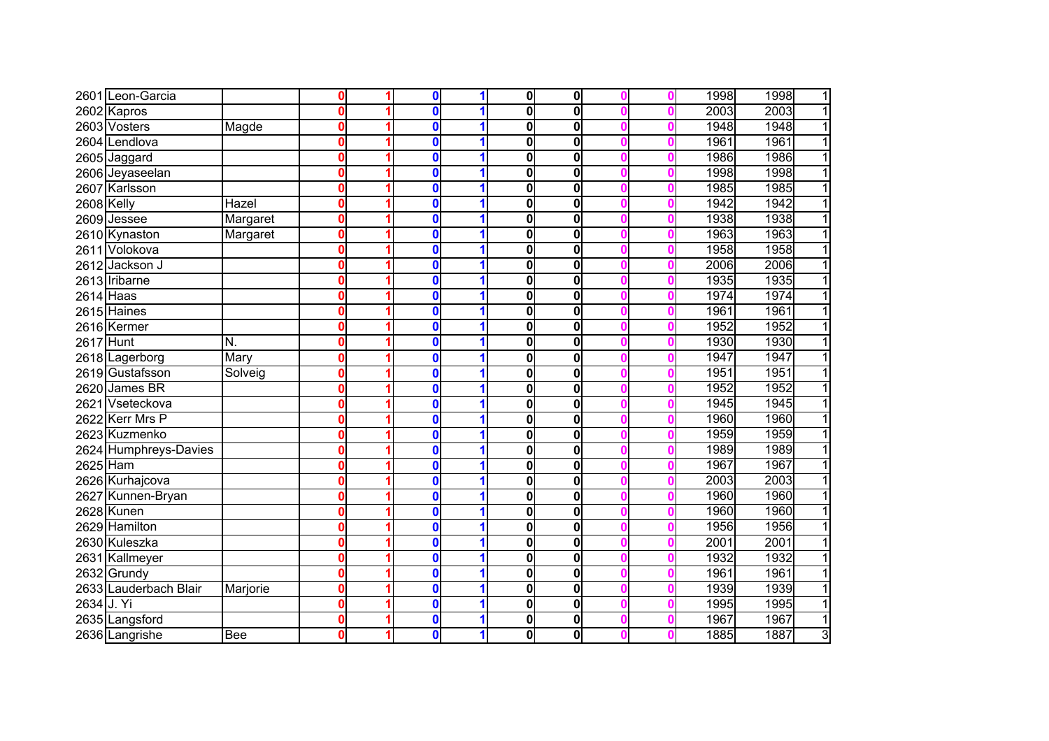| | | | | | | | | | | | | | |
|---|---|---|---|---|---|---|---|---|---|---|---|---|---|
| 2601 | Leon-Garcia | | 0 | 1 | 0 | 1 | 0 | 0 | 0 | 0 | 1998 | 1998 | 1 |
| 2602 | Kapros | | 0 | 1 | 0 | 1 | 0 | 0 | 0 | 0 | 2003 | 2003 | 1 |
| 2603 | Vosters | Magde | 0 | 1 | 0 | 1 | 0 | 0 | 0 | 0 | 1948 | 1948 | 1 |
| 2604 | Lendlova | | 0 | 1 | 0 | 1 | 0 | 0 | 0 | 0 | 1961 | 1961 | 1 |
| 2605 | Jaggard | | 0 | 1 | 0 | 1 | 0 | 0 | 0 | 0 | 1986 | 1986 | 1 |
| 2606 | Jeyaseelan | | 0 | 1 | 0 | 1 | 0 | 0 | 0 | 0 | 1998 | 1998 | 1 |
| 2607 | Karlsson | | 0 | 1 | 0 | 1 | 0 | 0 | 0 | 0 | 1985 | 1985 | 1 |
| 2608 | Kelly | Hazel | 0 | 1 | 0 | 1 | 0 | 0 | 0 | 0 | 1942 | 1942 | 1 |
| 2609 | Jessee | Margaret | 0 | 1 | 0 | 1 | 0 | 0 | 0 | 0 | 1938 | 1938 | 1 |
| 2610 | Kynaston | Margaret | 0 | 1 | 0 | 1 | 0 | 0 | 0 | 0 | 1963 | 1963 | 1 |
| 2611 | Volokova | | 0 | 1 | 0 | 1 | 0 | 0 | 0 | 0 | 1958 | 1958 | 1 |
| 2612 | Jackson J | | 0 | 1 | 0 | 1 | 0 | 0 | 0 | 0 | 2006 | 2006 | 1 |
| 2613 | Iribarne | | 0 | 1 | 0 | 1 | 0 | 0 | 0 | 0 | 1935 | 1935 | 1 |
| 2614 | Haas | | 0 | 1 | 0 | 1 | 0 | 0 | 0 | 0 | 1974 | 1974 | 1 |
| 2615 | Haines | | 0 | 1 | 0 | 1 | 0 | 0 | 0 | 0 | 1961 | 1961 | 1 |
| 2616 | Kermer | | 0 | 1 | 0 | 1 | 0 | 0 | 0 | 0 | 1952 | 1952 | 1 |
| 2617 | Hunt | N. | 0 | 1 | 0 | 1 | 0 | 0 | 0 | 0 | 1930 | 1930 | 1 |
| 2618 | Lagerborg | Mary | 0 | 1 | 0 | 1 | 0 | 0 | 0 | 0 | 1947 | 1947 | 1 |
| 2619 | Gustafsson | Solveig | 0 | 1 | 0 | 1 | 0 | 0 | 0 | 0 | 1951 | 1951 | 1 |
| 2620 | James BR | | 0 | 1 | 0 | 1 | 0 | 0 | 0 | 0 | 1952 | 1952 | 1 |
| 2621 | Vseteckova | | 0 | 1 | 0 | 1 | 0 | 0 | 0 | 0 | 1945 | 1945 | 1 |
| 2622 | Kerr Mrs P | | 0 | 1 | 0 | 1 | 0 | 0 | 0 | 0 | 1960 | 1960 | 1 |
| 2623 | Kuzmenko | | 0 | 1 | 0 | 1 | 0 | 0 | 0 | 0 | 1959 | 1959 | 1 |
| 2624 | Humphreys-Davies | | 0 | 1 | 0 | 1 | 0 | 0 | 0 | 0 | 1989 | 1989 | 1 |
| 2625 | Ham | | 0 | 1 | 0 | 1 | 0 | 0 | 0 | 0 | 1967 | 1967 | 1 |
| 2626 | Kurhajcova | | 0 | 1 | 0 | 1 | 0 | 0 | 0 | 0 | 2003 | 2003 | 1 |
| 2627 | Kunnen-Bryan | | 0 | 1 | 0 | 1 | 0 | 0 | 0 | 0 | 1960 | 1960 | 1 |
| 2628 | Kunen | | 0 | 1 | 0 | 1 | 0 | 0 | 0 | 0 | 1960 | 1960 | 1 |
| 2629 | Hamilton | | 0 | 1 | 0 | 1 | 0 | 0 | 0 | 0 | 1956 | 1956 | 1 |
| 2630 | Kuleszka | | 0 | 1 | 0 | 1 | 0 | 0 | 0 | 0 | 2001 | 2001 | 1 |
| 2631 | Kallmeyer | | 0 | 1 | 0 | 1 | 0 | 0 | 0 | 0 | 1932 | 1932 | 1 |
| 2632 | Grundy | | 0 | 1 | 0 | 1 | 0 | 0 | 0 | 0 | 1961 | 1961 | 1 |
| 2633 | Lauderbach Blair | Marjorie | 0 | 1 | 0 | 1 | 0 | 0 | 0 | 0 | 1939 | 1939 | 1 |
| 2634 | J. Yi | | 0 | 1 | 0 | 1 | 0 | 0 | 0 | 0 | 1995 | 1995 | 1 |
| 2635 | Langsford | | 0 | 1 | 0 | 1 | 0 | 0 | 0 | 0 | 1967 | 1967 | 1 |
| 2636 | Langrishe | Bee | 0 | 1 | 0 | 1 | 0 | 0 | 0 | 0 | 1885 | 1887 | 3 |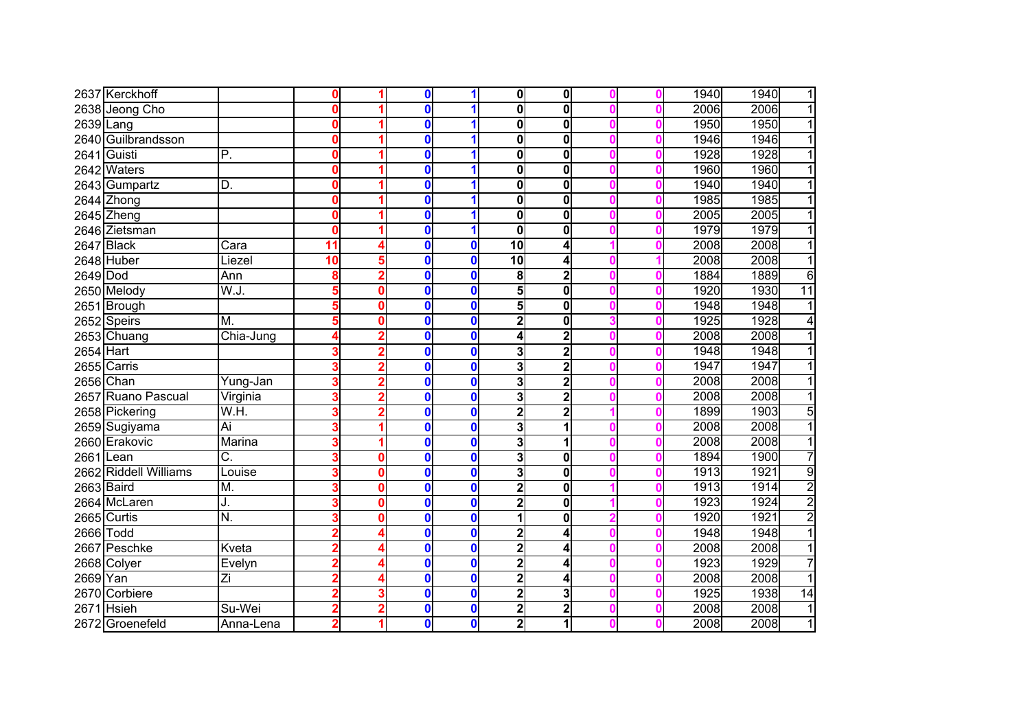| | | | | | | | | | | | | | | |
|---|---|---|---|---|---|---|---|---|---|---|---|---|---|---|
| 2637 | Kerckhoff | | 0 | 1 | 0 | 1 | 0 | 0 | 0 | 0 | 1940 | 1940 | 1 |
| 2638 | Jeong Cho | | 0 | 1 | 0 | 1 | 0 | 0 | 0 | 0 | 2006 | 2006 | 1 |
| 2639 | Lang | | 0 | 1 | 0 | 1 | 0 | 0 | 0 | 0 | 1950 | 1950 | 1 |
| 2640 | Guilbrandsson | | 0 | 1 | 0 | 1 | 0 | 0 | 0 | 0 | 1946 | 1946 | 1 |
| 2641 | Guisti | P. | 0 | 1 | 0 | 1 | 0 | 0 | 0 | 0 | 1928 | 1928 | 1 |
| 2642 | Waters | | 0 | 1 | 0 | 1 | 0 | 0 | 0 | 0 | 1960 | 1960 | 1 |
| 2643 | Gumpartz | D. | 0 | 1 | 0 | 1 | 0 | 0 | 0 | 0 | 1940 | 1940 | 1 |
| 2644 | Zhong | | 0 | 1 | 0 | 1 | 0 | 0 | 0 | 0 | 1985 | 1985 | 1 |
| 2645 | Zheng | | 0 | 1 | 0 | 1 | 0 | 0 | 0 | 0 | 2005 | 2005 | 1 |
| 2646 | Zietsman | | 0 | 1 | 0 | 1 | 0 | 0 | 0 | 0 | 1979 | 1979 | 1 |
| 2647 | Black | Cara | 11 | 4 | 0 | 0 | 10 | 4 | 1 | 0 | 2008 | 2008 | 1 |
| 2648 | Huber | Liezel | 10 | 5 | 0 | 0 | 10 | 4 | 0 | 1 | 2008 | 2008 | 1 |
| 2649 | Dod | Ann | 8 | 2 | 0 | 0 | 8 | 2 | 0 | 0 | 1884 | 1889 | 6 |
| 2650 | Melody | W.J. | 5 | 0 | 0 | 0 | 5 | 0 | 0 | 0 | 1920 | 1930 | 11 |
| 2651 | Brough | | 5 | 0 | 0 | 0 | 5 | 0 | 0 | 0 | 1948 | 1948 | 1 |
| 2652 | Speirs | M. | 5 | 0 | 0 | 0 | 2 | 0 | 3 | 0 | 1925 | 1928 | 4 |
| 2653 | Chuang | Chia-Jung | 4 | 2 | 0 | 0 | 4 | 2 | 0 | 0 | 2008 | 2008 | 1 |
| 2654 | Hart | | 3 | 2 | 0 | 0 | 3 | 2 | 0 | 0 | 1948 | 1948 | 1 |
| 2655 | Carris | | 3 | 2 | 0 | 0 | 3 | 2 | 0 | 0 | 1947 | 1947 | 1 |
| 2656 | Chan | Yung-Jan | 3 | 2 | 0 | 0 | 3 | 2 | 0 | 0 | 2008 | 2008 | 1 |
| 2657 | Ruano Pascual | Virginia | 3 | 2 | 0 | 0 | 3 | 2 | 0 | 0 | 2008 | 2008 | 1 |
| 2658 | Pickering | W.H. | 3 | 2 | 0 | 0 | 2 | 2 | 1 | 0 | 1899 | 1903 | 5 |
| 2659 | Sugiyama | Ai | 3 | 1 | 0 | 0 | 3 | 1 | 0 | 0 | 2008 | 2008 | 1 |
| 2660 | Erakovic | Marina | 3 | 1 | 0 | 0 | 3 | 1 | 0 | 0 | 2008 | 2008 | 1 |
| 2661 | Lean | C. | 3 | 0 | 0 | 0 | 3 | 0 | 0 | 0 | 1894 | 1900 | 7 |
| 2662 | Riddell Williams | Louise | 3 | 0 | 0 | 0 | 3 | 0 | 0 | 0 | 1913 | 1921 | 9 |
| 2663 | Baird | M. | 3 | 0 | 0 | 0 | 2 | 0 | 1 | 0 | 1913 | 1914 | 2 |
| 2664 | McLaren | J. | 3 | 0 | 0 | 0 | 2 | 0 | 1 | 0 | 1923 | 1924 | 2 |
| 2665 | Curtis | N. | 3 | 0 | 0 | 0 | 1 | 0 | 2 | 0 | 1920 | 1921 | 2 |
| 2666 | Todd | | 2 | 4 | 0 | 0 | 2 | 4 | 0 | 0 | 1948 | 1948 | 1 |
| 2667 | Peschke | Kveta | 2 | 4 | 0 | 0 | 2 | 4 | 0 | 0 | 2008 | 2008 | 1 |
| 2668 | Colyer | Evelyn | 2 | 4 | 0 | 0 | 2 | 4 | 0 | 0 | 1923 | 1929 | 7 |
| 2669 | Yan | Zi | 2 | 4 | 0 | 0 | 2 | 4 | 0 | 0 | 2008 | 2008 | 1 |
| 2670 | Corbiere | | 2 | 3 | 0 | 0 | 2 | 3 | 0 | 0 | 1925 | 1938 | 14 |
| 2671 | Hsieh | Su-Wei | 2 | 2 | 0 | 0 | 2 | 2 | 0 | 0 | 2008 | 2008 | 1 |
| 2672 | Groenefeld | Anna-Lena | 2 | 1 | 0 | 0 | 2 | 1 | 0 | 0 | 2008 | 2008 | 1 |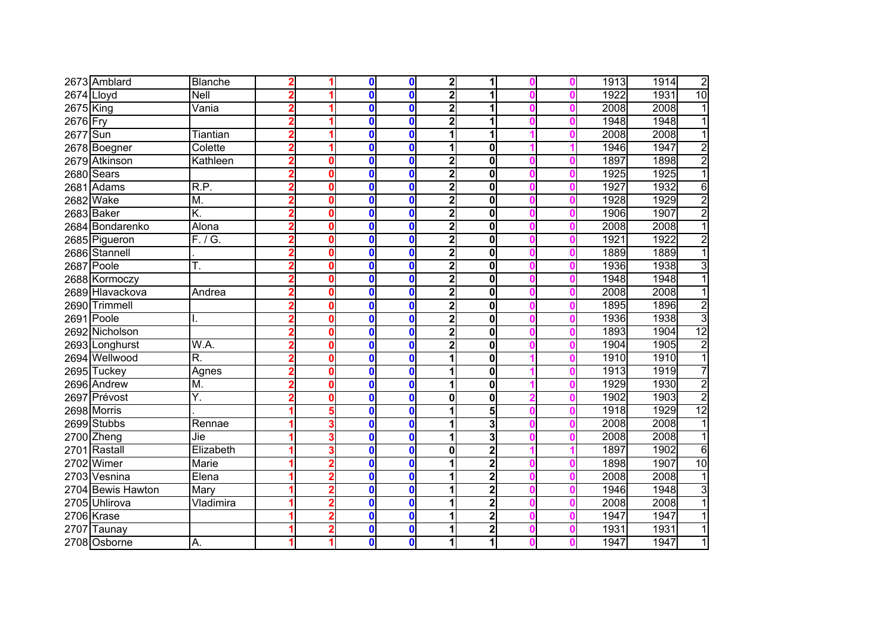| | | | | | | | | | | | | | | |
|---|---|---|---|---|---|---|---|---|---|---|---|---|---|---|
| 2673 | Amblard | Blanche | 2 | 1 | 0 | 0 | 2 | 1 | 0 | 0 | 1913 | 1914 | 2 |
| 2674 | Lloyd | Nell | 2 | 1 | 0 | 0 | 2 | 1 | 0 | 0 | 1922 | 1931 | 10 |
| 2675 | King | Vania | 2 | 1 | 0 | 0 | 2 | 1 | 0 | 0 | 2008 | 2008 | 1 |
| 2676 | Fry | | 2 | 1 | 0 | 0 | 2 | 1 | 0 | 0 | 1948 | 1948 | 1 |
| 2677 | Sun | Tiantian | 2 | 1 | 0 | 0 | 1 | 1 | 1 | 0 | 2008 | 2008 | 1 |
| 2678 | Boegner | Colette | 2 | 1 | 0 | 0 | 1 | 0 | 1 | 1 | 1946 | 1947 | 2 |
| 2679 | Atkinson | Kathleen | 2 | 0 | 0 | 0 | 2 | 0 | 0 | 0 | 1897 | 1898 | 2 |
| 2680 | Sears | | 2 | 0 | 0 | 0 | 2 | 0 | 0 | 0 | 1925 | 1925 | 1 |
| 2681 | Adams | R.P. | 2 | 0 | 0 | 0 | 2 | 0 | 0 | 0 | 1927 | 1932 | 6 |
| 2682 | Wake | M. | 2 | 0 | 0 | 0 | 2 | 0 | 0 | 0 | 1928 | 1929 | 2 |
| 2683 | Baker | K. | 2 | 0 | 0 | 0 | 2 | 0 | 0 | 0 | 1906 | 1907 | 2 |
| 2684 | Bondarenko | Alona | 2 | 0 | 0 | 0 | 2 | 0 | 0 | 0 | 2008 | 2008 | 1 |
| 2685 | Pigueron | F. / G. | 2 | 0 | 0 | 0 | 2 | 0 | 0 | 0 | 1921 | 1922 | 2 |
| 2686 | Stannell | . | 2 | 0 | 0 | 0 | 2 | 0 | 0 | 0 | 1889 | 1889 | 1 |
| 2687 | Poole | T. | 2 | 0 | 0 | 0 | 2 | 0 | 0 | 0 | 1936 | 1938 | 3 |
| 2688 | Kormoczy | | 2 | 0 | 0 | 0 | 2 | 0 | 0 | 0 | 1948 | 1948 | 1 |
| 2689 | Hlavackova | Andrea | 2 | 0 | 0 | 0 | 2 | 0 | 0 | 0 | 2008 | 2008 | 1 |
| 2690 | Trimmell | | 2 | 0 | 0 | 0 | 2 | 0 | 0 | 0 | 1895 | 1896 | 2 |
| 2691 | Poole | I. | 2 | 0 | 0 | 0 | 2 | 0 | 0 | 0 | 1936 | 1938 | 3 |
| 2692 | Nicholson | | 2 | 0 | 0 | 0 | 2 | 0 | 0 | 0 | 1893 | 1904 | 12 |
| 2693 | Longhurst | W.A. | 2 | 0 | 0 | 0 | 2 | 0 | 0 | 0 | 1904 | 1905 | 2 |
| 2694 | Wellwood | R. | 2 | 0 | 0 | 0 | 1 | 0 | 1 | 0 | 1910 | 1910 | 1 |
| 2695 | Tuckey | Agnes | 2 | 0 | 0 | 0 | 1 | 0 | 1 | 0 | 1913 | 1919 | 7 |
| 2696 | Andrew | M. | 2 | 0 | 0 | 0 | 1 | 0 | 1 | 0 | 1929 | 1930 | 2 |
| 2697 | Prévost | Y. | 2 | 0 | 0 | 0 | 0 | 0 | 2 | 0 | 1902 | 1903 | 2 |
| 2698 | Morris | . | 1 | 5 | 0 | 0 | 1 | 5 | 0 | 0 | 1918 | 1929 | 12 |
| 2699 | Stubbs | Rennae | 1 | 3 | 0 | 0 | 1 | 3 | 0 | 0 | 2008 | 2008 | 1 |
| 2700 | Zheng | Jie | 1 | 3 | 0 | 0 | 1 | 3 | 0 | 0 | 2008 | 2008 | 1 |
| 2701 | Rastall | Elizabeth | 1 | 3 | 0 | 0 | 0 | 2 | 1 | 1 | 1897 | 1902 | 6 |
| 2702 | Wimer | Marie | 1 | 2 | 0 | 0 | 1 | 2 | 0 | 0 | 1898 | 1907 | 10 |
| 2703 | Vesnina | Elena | 1 | 2 | 0 | 0 | 1 | 2 | 0 | 0 | 2008 | 2008 | 1 |
| 2704 | Bewis Hawton | Mary | 1 | 2 | 0 | 0 | 1 | 2 | 0 | 0 | 1946 | 1948 | 3 |
| 2705 | Uhlirova | Vladimira | 1 | 2 | 0 | 0 | 1 | 2 | 0 | 0 | 2008 | 2008 | 1 |
| 2706 | Krase | | 1 | 2 | 0 | 0 | 1 | 2 | 0 | 0 | 1947 | 1947 | 1 |
| 2707 | Taunay | | 1 | 2 | 0 | 0 | 1 | 2 | 0 | 0 | 1931 | 1931 | 1 |
| 2708 | Osborne | A. | 1 | 1 | 0 | 0 | 1 | 1 | 0 | 0 | 1947 | 1947 | 1 |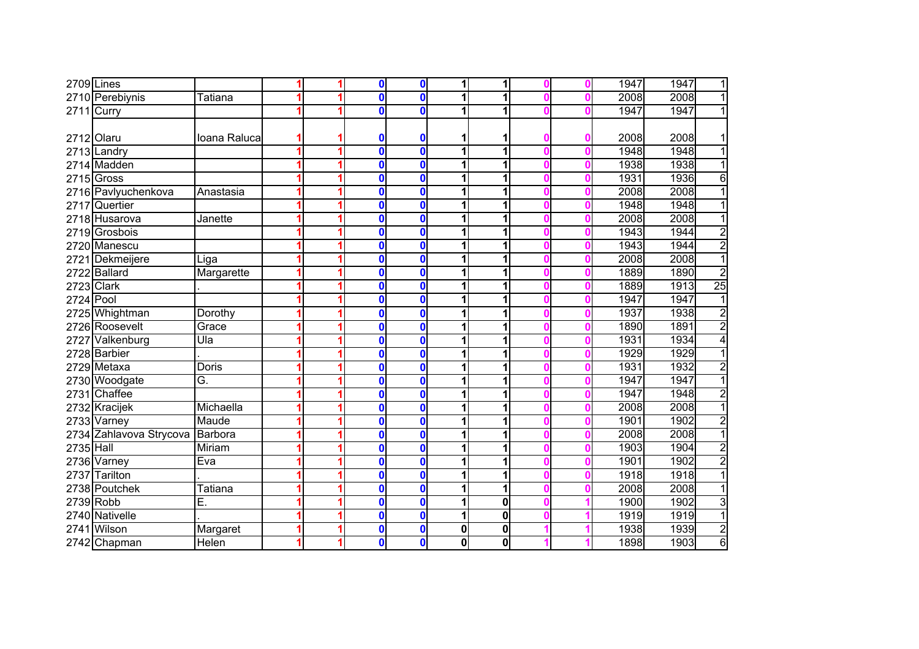| | | | | | | | | | | | | | |
|---|---|---|---|---|---|---|---|---|---|---|---|---|---|
| 2709 | Lines | | 1 | 1 | 0 | 0 | 1 | 1 | 0 | 0 | 1947 | 1947 | 1 |
| 2710 | Perebiynis | Tatiana | 1 | 1 | 0 | 0 | 1 | 1 | 0 | 0 | 2008 | 2008 | 1 |
| 2711 | Curry | | 1 | 1 | 0 | 0 | 1 | 1 | 0 | 0 | 1947 | 1947 | 1 |
| 2712 | Olaru | Ioana Raluca | 1 | 1 | 0 | 0 | 1 | 1 | 0 | 0 | 2008 | 2008 | 1 |
| 2713 | Landry | | 1 | 1 | 0 | 0 | 1 | 1 | 0 | 0 | 1948 | 1948 | 1 |
| 2714 | Madden | | 1 | 1 | 0 | 0 | 1 | 1 | 0 | 0 | 1938 | 1938 | 1 |
| 2715 | Gross | | 1 | 1 | 0 | 0 | 1 | 1 | 0 | 0 | 1931 | 1936 | 6 |
| 2716 | Pavlyuchenkova | Anastasia | 1 | 1 | 0 | 0 | 1 | 1 | 0 | 0 | 2008 | 2008 | 1 |
| 2717 | Quertier | | 1 | 1 | 0 | 0 | 1 | 1 | 0 | 0 | 1948 | 1948 | 1 |
| 2718 | Husarova | Janette | 1 | 1 | 0 | 0 | 1 | 1 | 0 | 0 | 2008 | 2008 | 1 |
| 2719 | Grosbois | | 1 | 1 | 0 | 0 | 1 | 1 | 0 | 0 | 1943 | 1944 | 2 |
| 2720 | Manescu | | 1 | 1 | 0 | 0 | 1 | 1 | 0 | 0 | 1943 | 1944 | 2 |
| 2721 | Dekmeijere | Liga | 1 | 1 | 0 | 0 | 1 | 1 | 0 | 0 | 2008 | 2008 | 1 |
| 2722 | Ballard | Margarette | 1 | 1 | 0 | 0 | 1 | 1 | 0 | 0 | 1889 | 1890 | 2 |
| 2723 | Clark | . | 1 | 1 | 0 | 0 | 1 | 1 | 0 | 0 | 1889 | 1913 | 25 |
| 2724 | Pool | | 1 | 1 | 0 | 0 | 1 | 1 | 0 | 0 | 1947 | 1947 | 1 |
| 2725 | Whightman | Dorothy | 1 | 1 | 0 | 0 | 1 | 1 | 0 | 0 | 1937 | 1938 | 2 |
| 2726 | Roosevelt | Grace | 1 | 1 | 0 | 0 | 1 | 1 | 0 | 0 | 1890 | 1891 | 2 |
| 2727 | Valkenburg | Ula | 1 | 1 | 0 | 0 | 1 | 1 | 0 | 0 | 1931 | 1934 | 4 |
| 2728 | Barbier | . | 1 | 1 | 0 | 0 | 1 | 1 | 0 | 0 | 1929 | 1929 | 1 |
| 2729 | Metaxa | Doris | 1 | 1 | 0 | 0 | 1 | 1 | 0 | 0 | 1931 | 1932 | 2 |
| 2730 | Woodgate | G. | 1 | 1 | 0 | 0 | 1 | 1 | 0 | 0 | 1947 | 1947 | 1 |
| 2731 | Chaffee | | 1 | 1 | 0 | 0 | 1 | 1 | 0 | 0 | 1947 | 1948 | 2 |
| 2732 | Kracijek | Michaella | 1 | 1 | 0 | 0 | 1 | 1 | 0 | 0 | 2008 | 2008 | 1 |
| 2733 | Varney | Maude | 1 | 1 | 0 | 0 | 1 | 1 | 0 | 0 | 1901 | 1902 | 2 |
| 2734 | Zahlavova Strycova | Barbora | 1 | 1 | 0 | 0 | 1 | 1 | 0 | 0 | 2008 | 2008 | 1 |
| 2735 | Hall | Miriam | 1 | 1 | 0 | 0 | 1 | 1 | 0 | 0 | 1903 | 1904 | 2 |
| 2736 | Varney | Eva | 1 | 1 | 0 | 0 | 1 | 1 | 0 | 0 | 1901 | 1902 | 2 |
| 2737 | Tarilton | . | 1 | 1 | 0 | 0 | 1 | 1 | 0 | 0 | 1918 | 1918 | 1 |
| 2738 | Poutchek | Tatiana | 1 | 1 | 0 | 0 | 1 | 1 | 0 | 0 | 2008 | 2008 | 1 |
| 2739 | Robb | E. | 1 | 1 | 0 | 0 | 1 | 0 | 0 | 1 | 1900 | 1902 | 3 |
| 2740 | Nativelle | . | 1 | 1 | 0 | 0 | 1 | 0 | 0 | 1 | 1919 | 1919 | 1 |
| 2741 | Wilson | Margaret | 1 | 1 | 0 | 0 | 0 | 0 | 1 | 1 | 1938 | 1939 | 2 |
| 2742 | Chapman | Helen | 1 | 1 | 0 | 0 | 0 | 0 | 1 | 1 | 1898 | 1903 | 6 |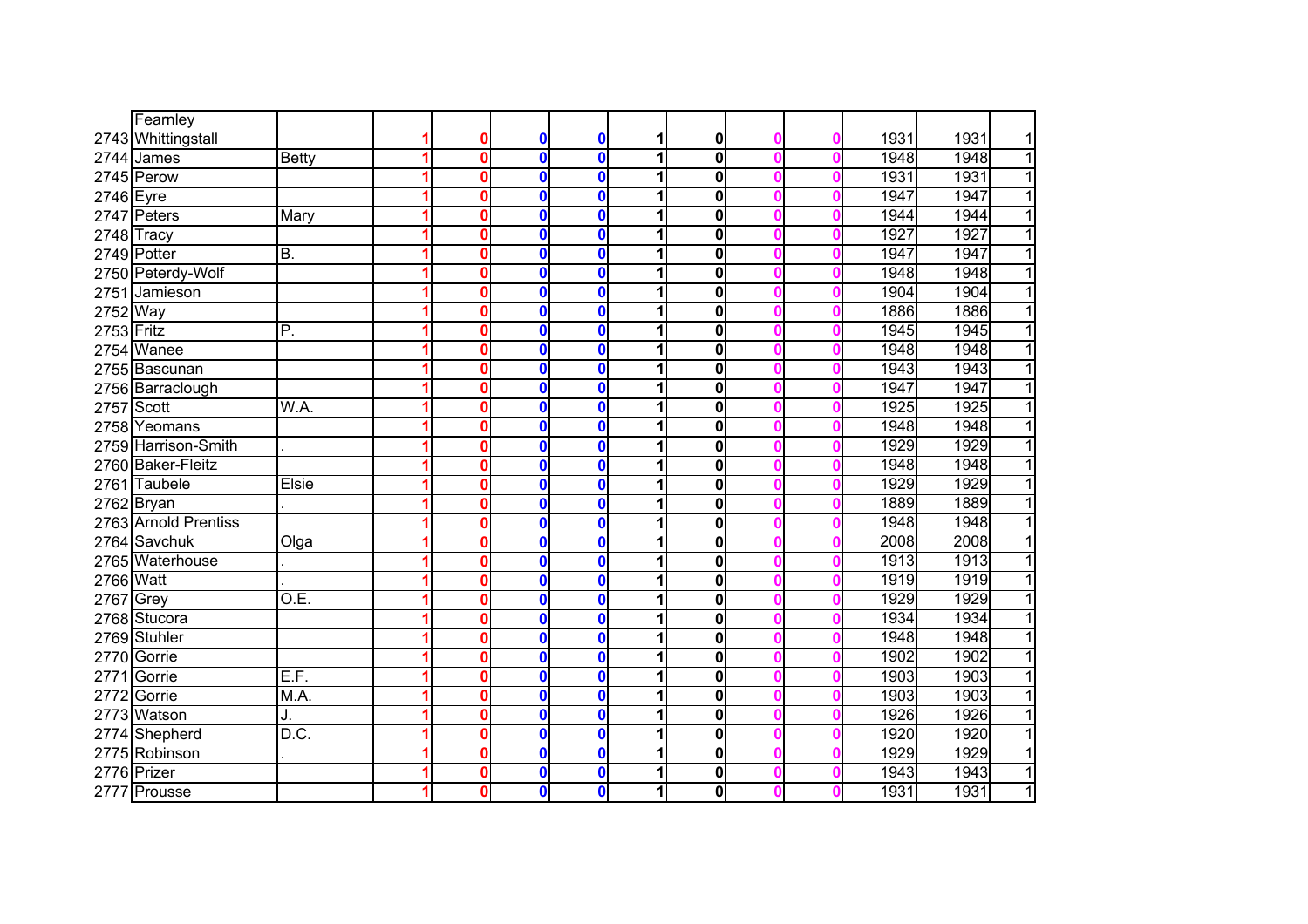| | | | | | | | | | | | | | |
|---|---|---|---|---|---|---|---|---|---|---|---|---|---|
| 2743 | Fearnley Whittingstall | | 1 | 0 | 0 | 0 | 1 | 0 | 0 | 0 | 1931 | 1931 | 1 |
| 2744 | James | Betty | 1 | 0 | 0 | 0 | 1 | 0 | 0 | 0 | 1948 | 1948 | 1 |
| 2745 | Perow | | 1 | 0 | 0 | 0 | 1 | 0 | 0 | 0 | 1931 | 1931 | 1 |
| 2746 | Eyre | | 1 | 0 | 0 | 0 | 1 | 0 | 0 | 0 | 1947 | 1947 | 1 |
| 2747 | Peters | Mary | 1 | 0 | 0 | 0 | 1 | 0 | 0 | 0 | 1944 | 1944 | 1 |
| 2748 | Tracy | | 1 | 0 | 0 | 0 | 1 | 0 | 0 | 0 | 1927 | 1927 | 1 |
| 2749 | Potter | B. | 1 | 0 | 0 | 0 | 1 | 0 | 0 | 0 | 1947 | 1947 | 1 |
| 2750 | Peterdy-Wolf | | 1 | 0 | 0 | 0 | 1 | 0 | 0 | 0 | 1948 | 1948 | 1 |
| 2751 | Jamieson | | 1 | 0 | 0 | 0 | 1 | 0 | 0 | 0 | 1904 | 1904 | 1 |
| 2752 | Way | | 1 | 0 | 0 | 0 | 1 | 0 | 0 | 0 | 1886 | 1886 | 1 |
| 2753 | Fritz | P. | 1 | 0 | 0 | 0 | 1 | 0 | 0 | 0 | 1945 | 1945 | 1 |
| 2754 | Wanee | | 1 | 0 | 0 | 0 | 1 | 0 | 0 | 0 | 1948 | 1948 | 1 |
| 2755 | Bascunan | | 1 | 0 | 0 | 0 | 1 | 0 | 0 | 0 | 1943 | 1943 | 1 |
| 2756 | Barraclough | | 1 | 0 | 0 | 0 | 1 | 0 | 0 | 0 | 1947 | 1947 | 1 |
| 2757 | Scott | W.A. | 1 | 0 | 0 | 0 | 1 | 0 | 0 | 0 | 1925 | 1925 | 1 |
| 2758 | Yeomans | | 1 | 0 | 0 | 0 | 1 | 0 | 0 | 0 | 1948 | 1948 | 1 |
| 2759 | Harrison-Smith | . | 1 | 0 | 0 | 0 | 1 | 0 | 0 | 0 | 1929 | 1929 | 1 |
| 2760 | Baker-Fleitz | | 1 | 0 | 0 | 0 | 1 | 0 | 0 | 0 | 1948 | 1948 | 1 |
| 2761 | Taubele | Elsie | 1 | 0 | 0 | 0 | 1 | 0 | 0 | 0 | 1929 | 1929 | 1 |
| 2762 | Bryan | . | 1 | 0 | 0 | 0 | 1 | 0 | 0 | 0 | 1889 | 1889 | 1 |
| 2763 | Arnold Prentiss | | 1 | 0 | 0 | 0 | 1 | 0 | 0 | 0 | 1948 | 1948 | 1 |
| 2764 | Savchuk | Olga | 1 | 0 | 0 | 0 | 1 | 0 | 0 | 0 | 2008 | 2008 | 1 |
| 2765 | Waterhouse | . | 1 | 0 | 0 | 0 | 1 | 0 | 0 | 0 | 1913 | 1913 | 1 |
| 2766 | Watt | . | 1 | 0 | 0 | 0 | 1 | 0 | 0 | 0 | 1919 | 1919 | 1 |
| 2767 | Grey | O.E. | 1 | 0 | 0 | 0 | 1 | 0 | 0 | 0 | 1929 | 1929 | 1 |
| 2768 | Stucora | | 1 | 0 | 0 | 0 | 1 | 0 | 0 | 0 | 1934 | 1934 | 1 |
| 2769 | Stuhler | | 1 | 0 | 0 | 0 | 1 | 0 | 0 | 0 | 1948 | 1948 | 1 |
| 2770 | Gorrie | | 1 | 0 | 0 | 0 | 1 | 0 | 0 | 0 | 1902 | 1902 | 1 |
| 2771 | Gorrie | E.F. | 1 | 0 | 0 | 0 | 1 | 0 | 0 | 0 | 1903 | 1903 | 1 |
| 2772 | Gorrie | M.A. | 1 | 0 | 0 | 0 | 1 | 0 | 0 | 0 | 1903 | 1903 | 1 |
| 2773 | Watson | J. | 1 | 0 | 0 | 0 | 1 | 0 | 0 | 0 | 1926 | 1926 | 1 |
| 2774 | Shepherd | D.C. | 1 | 0 | 0 | 0 | 1 | 0 | 0 | 0 | 1920 | 1920 | 1 |
| 2775 | Robinson | . | 1 | 0 | 0 | 0 | 1 | 0 | 0 | 0 | 1929 | 1929 | 1 |
| 2776 | Prizer | | 1 | 0 | 0 | 0 | 1 | 0 | 0 | 0 | 1943 | 1943 | 1 |
| 2777 | Prousse | | 1 | 0 | 0 | 0 | 1 | 0 | 0 | 0 | 1931 | 1931 | 1 |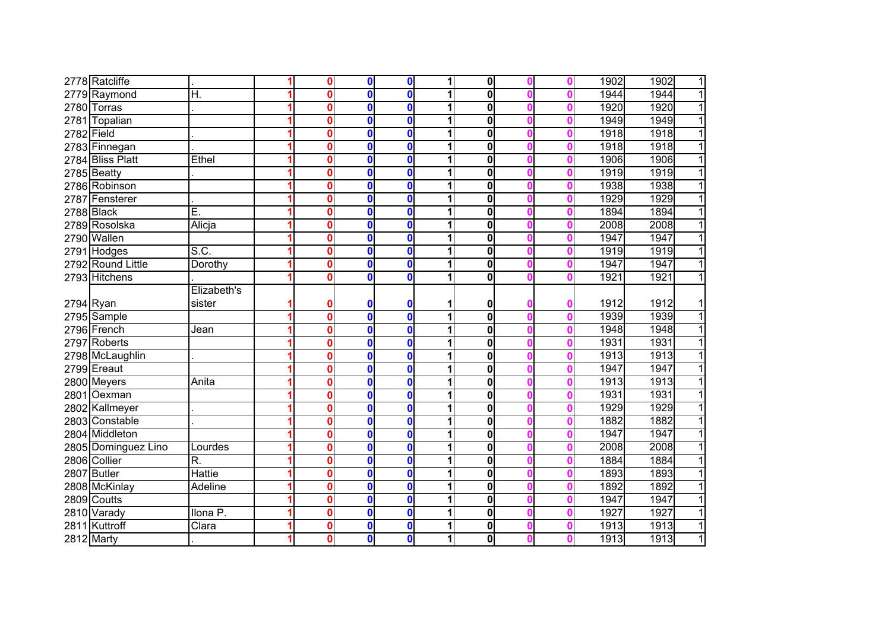| | | | | | | | | | | | | | | |
|---|---|---|---|---|---|---|---|---|---|---|---|---|---|---|
| 2778 | Ratcliffe | . | 1 | 0 | 0 | 0 | 1 | 0 | 0 | 0 | 1902 | 1902 | 1 |
| 2779 | Raymond | H. | 1 | 0 | 0 | 0 | 1 | 0 | 0 | 0 | 1944 | 1944 | 1 |
| 2780 | Torras | . | 1 | 0 | 0 | 0 | 1 | 0 | 0 | 0 | 1920 | 1920 | 1 |
| 2781 | Topalian | | 1 | 0 | 0 | 0 | 1 | 0 | 0 | 0 | 1949 | 1949 | 1 |
| 2782 | Field | . | 1 | 0 | 0 | 0 | 1 | 0 | 0 | 0 | 1918 | 1918 | 1 |
| 2783 | Finnegan | . | 1 | 0 | 0 | 0 | 1 | 0 | 0 | 0 | 1918 | 1918 | 1 |
| 2784 | Bliss Platt | Ethel | 1 | 0 | 0 | 0 | 1 | 0 | 0 | 0 | 1906 | 1906 | 1 |
| 2785 | Beatty | . | 1 | 0 | 0 | 0 | 1 | 0 | 0 | 0 | 1919 | 1919 | 1 |
| 2786 | Robinson | | 1 | 0 | 0 | 0 | 1 | 0 | 0 | 0 | 1938 | 1938 | 1 |
| 2787 | Fensterer | . | 1 | 0 | 0 | 0 | 1 | 0 | 0 | 0 | 1929 | 1929 | 1 |
| 2788 | Black | E. | 1 | 0 | 0 | 0 | 1 | 0 | 0 | 0 | 1894 | 1894 | 1 |
| 2789 | Rosolska | Alicja | 1 | 0 | 0 | 0 | 1 | 0 | 0 | 0 | 2008 | 2008 | 1 |
| 2790 | Wallen | | 1 | 0 | 0 | 0 | 1 | 0 | 0 | 0 | 1947 | 1947 | 1 |
| 2791 | Hodges | S.C. | 1 | 0 | 0 | 0 | 1 | 0 | 0 | 0 | 1919 | 1919 | 1 |
| 2792 | Round Little | Dorothy | 1 | 0 | 0 | 0 | 1 | 0 | 0 | 0 | 1947 | 1947 | 1 |
| 2793 | Hitchens | . | 1 | 0 | 0 | 0 | 1 | 0 | 0 | 0 | 1921 | 1921 | 1 |
| 2794 | Ryan | Elizabeth's sister | 1 | 0 | 0 | 0 | 1 | 0 | 0 | 0 | 1912 | 1912 | 1 |
| 2795 | Sample | | 1 | 0 | 0 | 0 | 1 | 0 | 0 | 0 | 1939 | 1939 | 1 |
| 2796 | French | Jean | 1 | 0 | 0 | 0 | 1 | 0 | 0 | 0 | 1948 | 1948 | 1 |
| 2797 | Roberts | | 1 | 0 | 0 | 0 | 1 | 0 | 0 | 0 | 1931 | 1931 | 1 |
| 2798 | McLaughlin | . | 1 | 0 | 0 | 0 | 1 | 0 | 0 | 0 | 1913 | 1913 | 1 |
| 2799 | Ereaut | | 1 | 0 | 0 | 0 | 1 | 0 | 0 | 0 | 1947 | 1947 | 1 |
| 2800 | Meyers | Anita | 1 | 0 | 0 | 0 | 1 | 0 | 0 | 0 | 1913 | 1913 | 1 |
| 2801 | Oexman | | 1 | 0 | 0 | 0 | 1 | 0 | 0 | 0 | 1931 | 1931 | 1 |
| 2802 | Kallmeyer | . | 1 | 0 | 0 | 0 | 1 | 0 | 0 | 0 | 1929 | 1929 | 1 |
| 2803 | Constable | . | 1 | 0 | 0 | 0 | 1 | 0 | 0 | 0 | 1882 | 1882 | 1 |
| 2804 | Middleton | | 1 | 0 | 0 | 0 | 1 | 0 | 0 | 0 | 1947 | 1947 | 1 |
| 2805 | Dominguez Lino | Lourdes | 1 | 0 | 0 | 0 | 1 | 0 | 0 | 0 | 2008 | 2008 | 1 |
| 2806 | Collier | R. | 1 | 0 | 0 | 0 | 1 | 0 | 0 | 0 | 1884 | 1884 | 1 |
| 2807 | Butler | Hattie | 1 | 0 | 0 | 0 | 1 | 0 | 0 | 0 | 1893 | 1893 | 1 |
| 2808 | McKinlay | Adeline | 1 | 0 | 0 | 0 | 1 | 0 | 0 | 0 | 1892 | 1892 | 1 |
| 2809 | Coutts | | 1 | 0 | 0 | 0 | 1 | 0 | 0 | 0 | 1947 | 1947 | 1 |
| 2810 | Varady | Ilona P. | 1 | 0 | 0 | 0 | 1 | 0 | 0 | 0 | 1927 | 1927 | 1 |
| 2811 | Kuttroff | Clara | 1 | 0 | 0 | 0 | 1 | 0 | 0 | 0 | 1913 | 1913 | 1 |
| 2812 | Marty | . | 1 | 0 | 0 | 0 | 1 | 0 | 0 | 0 | 1913 | 1913 | 1 |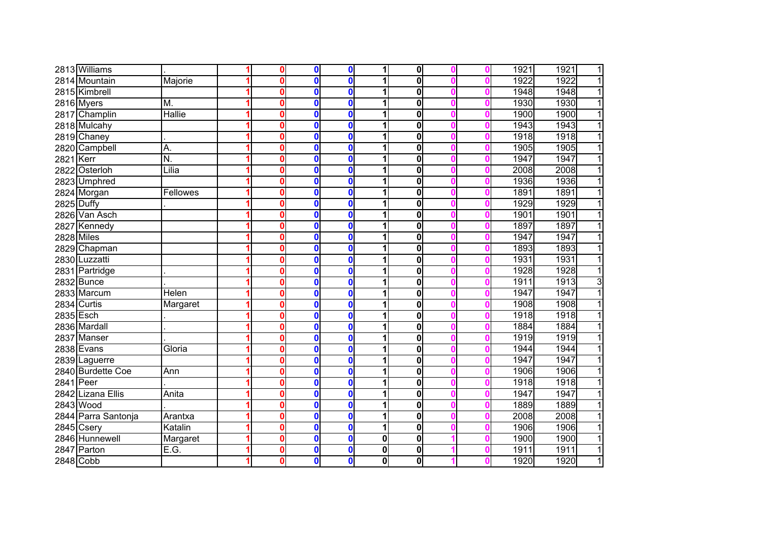| | | | | | | | | | | | | |
|---|---|---|---|---|---|---|---|---|---|---|---|---|
| 2813 | Williams | . | 1 | 0 | 0 | 0 | 1 | 0 | 0 | 0 | 1921 | 1921 | 1 |
| 2814 | Mountain | Majorie | 1 | 0 | 0 | 0 | 1 | 0 | 0 | 0 | 1922 | 1922 | 1 |
| 2815 | Kimbrell | | 1 | 0 | 0 | 0 | 1 | 0 | 0 | 0 | 1948 | 1948 | 1 |
| 2816 | Myers | M. | 1 | 0 | 0 | 0 | 1 | 0 | 0 | 0 | 1930 | 1930 | 1 |
| 2817 | Champlin | Hallie | 1 | 0 | 0 | 0 | 1 | 0 | 0 | 0 | 1900 | 1900 | 1 |
| 2818 | Mulcahy | | 1 | 0 | 0 | 0 | 1 | 0 | 0 | 0 | 1943 | 1943 | 1 |
| 2819 | Chaney | . | 1 | 0 | 0 | 0 | 1 | 0 | 0 | 0 | 1918 | 1918 | 1 |
| 2820 | Campbell | A. | 1 | 0 | 0 | 0 | 1 | 0 | 0 | 0 | 1905 | 1905 | 1 |
| 2821 | Kerr | N. | 1 | 0 | 0 | 0 | 1 | 0 | 0 | 0 | 1947 | 1947 | 1 |
| 2822 | Osterloh | Lilia | 1 | 0 | 0 | 0 | 1 | 0 | 0 | 0 | 2008 | 2008 | 1 |
| 2823 | Umphred | | 1 | 0 | 0 | 0 | 1 | 0 | 0 | 0 | 1936 | 1936 | 1 |
| 2824 | Morgan | Fellowes | 1 | 0 | 0 | 0 | 1 | 0 | 0 | 0 | 1891 | 1891 | 1 |
| 2825 | Duffy | . | 1 | 0 | 0 | 0 | 1 | 0 | 0 | 0 | 1929 | 1929 | 1 |
| 2826 | Van Asch | | 1 | 0 | 0 | 0 | 1 | 0 | 0 | 0 | 1901 | 1901 | 1 |
| 2827 | Kennedy | | 1 | 0 | 0 | 0 | 1 | 0 | 0 | 0 | 1897 | 1897 | 1 |
| 2828 | Miles | | 1 | 0 | 0 | 0 | 1 | 0 | 0 | 0 | 1947 | 1947 | 1 |
| 2829 | Chapman | | 1 | 0 | 0 | 0 | 1 | 0 | 0 | 0 | 1893 | 1893 | 1 |
| 2830 | Luzzatti | | 1 | 0 | 0 | 0 | 1 | 0 | 0 | 0 | 1931 | 1931 | 1 |
| 2831 | Partridge | . | 1 | 0 | 0 | 0 | 1 | 0 | 0 | 0 | 1928 | 1928 | 1 |
| 2832 | Bunce | . | 1 | 0 | 0 | 0 | 1 | 0 | 0 | 0 | 1911 | 1913 | 3 |
| 2833 | Marcum | Helen | 1 | 0 | 0 | 0 | 1 | 0 | 0 | 0 | 1947 | 1947 | 1 |
| 2834 | Curtis | Margaret | 1 | 0 | 0 | 0 | 1 | 0 | 0 | 0 | 1908 | 1908 | 1 |
| 2835 | Esch | . | 1 | 0 | 0 | 0 | 1 | 0 | 0 | 0 | 1918 | 1918 | 1 |
| 2836 | Mardall | . | 1 | 0 | 0 | 0 | 1 | 0 | 0 | 0 | 1884 | 1884 | 1 |
| 2837 | Manser | . | 1 | 0 | 0 | 0 | 1 | 0 | 0 | 0 | 1919 | 1919 | 1 |
| 2838 | Evans | Gloria | 1 | 0 | 0 | 0 | 1 | 0 | 0 | 0 | 1944 | 1944 | 1 |
| 2839 | Laguerre | | 1 | 0 | 0 | 0 | 1 | 0 | 0 | 0 | 1947 | 1947 | 1 |
| 2840 | Burdette Coe | Ann | 1 | 0 | 0 | 0 | 1 | 0 | 0 | 0 | 1906 | 1906 | 1 |
| 2841 | Peer | . | 1 | 0 | 0 | 0 | 1 | 0 | 0 | 0 | 1918 | 1918 | 1 |
| 2842 | Lizana Ellis | Anita | 1 | 0 | 0 | 0 | 1 | 0 | 0 | 0 | 1947 | 1947 | 1 |
| 2843 | Wood | . | 1 | 0 | 0 | 0 | 1 | 0 | 0 | 0 | 1889 | 1889 | 1 |
| 2844 | Parra Santonja | Arantxa | 1 | 0 | 0 | 0 | 1 | 0 | 0 | 0 | 2008 | 2008 | 1 |
| 2845 | Csery | Katalin | 1 | 0 | 0 | 0 | 1 | 0 | 0 | 0 | 1906 | 1906 | 1 |
| 2846 | Hunnewell | Margaret | 1 | 0 | 0 | 0 | 0 | 0 | 1 | 0 | 1900 | 1900 | 1 |
| 2847 | Parton | E.G. | 1 | 0 | 0 | 0 | 0 | 0 | 1 | 0 | 1911 | 1911 | 1 |
| 2848 | Cobb | | 1 | 0 | 0 | 0 | 0 | 0 | 1 | 0 | 1920 | 1920 | 1 |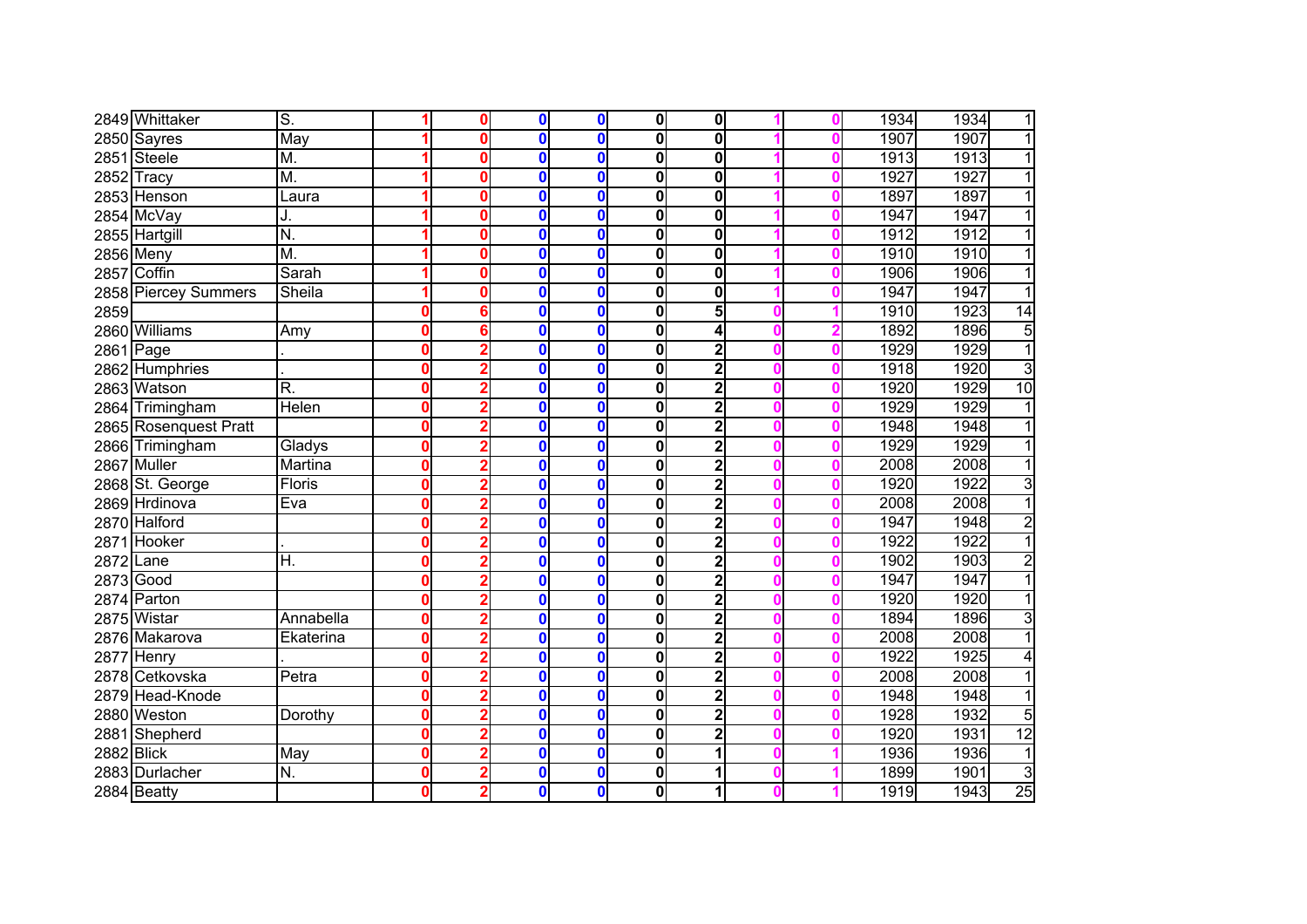| | | | | | | | | | | | | | |
|---|---|---|---|---|---|---|---|---|---|---|---|---|---|
| 2849 | Whittaker | S. | 1 | 0 | 0 | 0 | 0 | 0 | 1 | 0 | 1934 | 1934 | 1 |
| 2850 | Sayres | May | 1 | 0 | 0 | 0 | 0 | 0 | 1 | 0 | 1907 | 1907 | 1 |
| 2851 | Steele | M. | 1 | 0 | 0 | 0 | 0 | 0 | 1 | 0 | 1913 | 1913 | 1 |
| 2852 | Tracy | M. | 1 | 0 | 0 | 0 | 0 | 0 | 1 | 0 | 1927 | 1927 | 1 |
| 2853 | Henson | Laura | 1 | 0 | 0 | 0 | 0 | 0 | 1 | 0 | 1897 | 1897 | 1 |
| 2854 | McVay | J. | 1 | 0 | 0 | 0 | 0 | 0 | 1 | 0 | 1947 | 1947 | 1 |
| 2855 | Hartgill | N. | 1 | 0 | 0 | 0 | 0 | 0 | 1 | 0 | 1912 | 1912 | 1 |
| 2856 | Meny | M. | 1 | 0 | 0 | 0 | 0 | 0 | 1 | 0 | 1910 | 1910 | 1 |
| 2857 | Coffin | Sarah | 1 | 0 | 0 | 0 | 0 | 0 | 1 | 0 | 1906 | 1906 | 1 |
| 2858 | Piercey Summers | Sheila | 1 | 0 | 0 | 0 | 0 | 0 | 1 | 0 | 1947 | 1947 | 1 |
| 2859 | | | 0 | 6 | 0 | 0 | 0 | 5 | 0 | 1 | 1910 | 1923 | 14 |
| 2860 | Williams | Amy | 0 | 6 | 0 | 0 | 0 | 4 | 0 | 2 | 1892 | 1896 | 5 |
| 2861 | Page | . | 0 | 2 | 0 | 0 | 0 | 2 | 0 | 0 | 1929 | 1929 | 1 |
| 2862 | Humphries | . | 0 | 2 | 0 | 0 | 0 | 2 | 0 | 0 | 1918 | 1920 | 3 |
| 2863 | Watson | R. | 0 | 2 | 0 | 0 | 0 | 2 | 0 | 0 | 1920 | 1929 | 10 |
| 2864 | Trimingham | Helen | 0 | 2 | 0 | 0 | 0 | 2 | 0 | 0 | 1929 | 1929 | 1 |
| 2865 | Rosenquest Pratt | | 0 | 2 | 0 | 0 | 0 | 2 | 0 | 0 | 1948 | 1948 | 1 |
| 2866 | Trimingham | Gladys | 0 | 2 | 0 | 0 | 0 | 2 | 0 | 0 | 1929 | 1929 | 1 |
| 2867 | Muller | Martina | 0 | 2 | 0 | 0 | 0 | 2 | 0 | 0 | 2008 | 2008 | 1 |
| 2868 | St. George | Floris | 0 | 2 | 0 | 0 | 0 | 2 | 0 | 0 | 1920 | 1922 | 3 |
| 2869 | Hrdinova | Eva | 0 | 2 | 0 | 0 | 0 | 2 | 0 | 0 | 2008 | 2008 | 1 |
| 2870 | Halford | | 0 | 2 | 0 | 0 | 0 | 2 | 0 | 0 | 1947 | 1948 | 2 |
| 2871 | Hooker | . | 0 | 2 | 0 | 0 | 0 | 2 | 0 | 0 | 1922 | 1922 | 1 |
| 2872 | Lane | H. | 0 | 2 | 0 | 0 | 0 | 2 | 0 | 0 | 1902 | 1903 | 2 |
| 2873 | Good | | 0 | 2 | 0 | 0 | 0 | 2 | 0 | 0 | 1947 | 1947 | 1 |
| 2874 | Parton | | 0 | 2 | 0 | 0 | 0 | 2 | 0 | 0 | 1920 | 1920 | 1 |
| 2875 | Wistar | Annabella | 0 | 2 | 0 | 0 | 0 | 2 | 0 | 0 | 1894 | 1896 | 3 |
| 2876 | Makarova | Ekaterina | 0 | 2 | 0 | 0 | 0 | 2 | 0 | 0 | 2008 | 2008 | 1 |
| 2877 | Henry | . | 0 | 2 | 0 | 0 | 0 | 2 | 0 | 0 | 1922 | 1925 | 4 |
| 2878 | Cetkovska | Petra | 0 | 2 | 0 | 0 | 0 | 2 | 0 | 0 | 2008 | 2008 | 1 |
| 2879 | Head-Knode | | 0 | 2 | 0 | 0 | 0 | 2 | 0 | 0 | 1948 | 1948 | 1 |
| 2880 | Weston | Dorothy | 0 | 2 | 0 | 0 | 0 | 2 | 0 | 0 | 1928 | 1932 | 5 |
| 2881 | Shepherd | | 0 | 2 | 0 | 0 | 0 | 2 | 0 | 0 | 1920 | 1931 | 12 |
| 2882 | Blick | May | 0 | 2 | 0 | 0 | 0 | 1 | 0 | 1 | 1936 | 1936 | 1 |
| 2883 | Durlacher | N. | 0 | 2 | 0 | 0 | 0 | 1 | 0 | 1 | 1899 | 1901 | 3 |
| 2884 | Beatty | | 0 | 2 | 0 | 0 | 0 | 1 | 0 | 1 | 1919 | 1943 | 25 |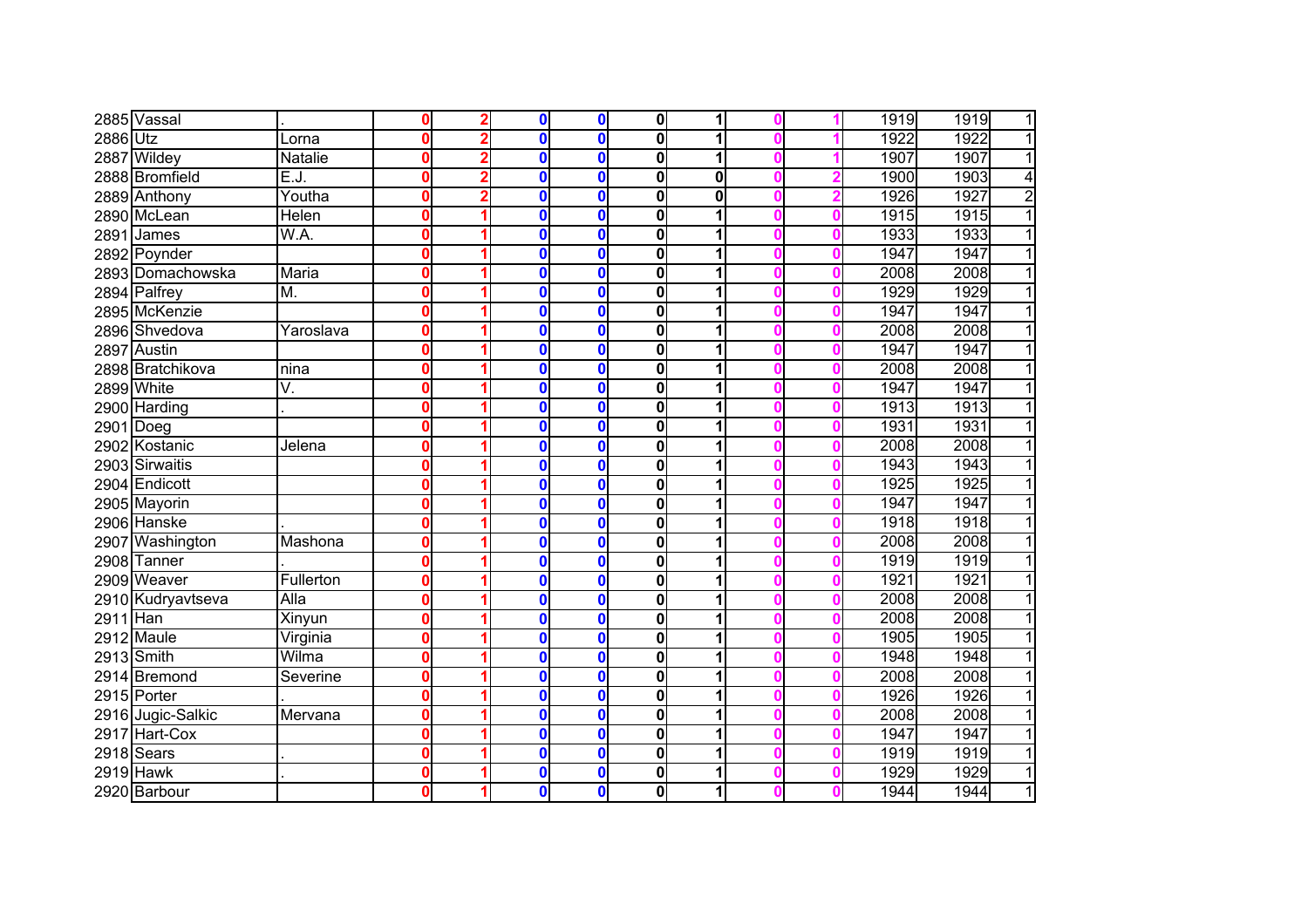| | | | | | | | | | | | | | |
|---|---|---|---|---|---|---|---|---|---|---|---|---|---|
| 2885 | Vassal | . | 0 | 2 | 0 | 0 | 0 | 1 | 0 | 1 | 1919 | 1919 | 1 |
| 2886 | Utz | Lorna | 0 | 2 | 0 | 0 | 0 | 1 | 0 | 1 | 1922 | 1922 | 1 |
| 2887 | Wildey | Natalie | 0 | 2 | 0 | 0 | 0 | 1 | 0 | 1 | 1907 | 1907 | 1 |
| 2888 | Bromfield | E.J. | 0 | 2 | 0 | 0 | 0 | 0 | 0 | 2 | 1900 | 1903 | 4 |
| 2889 | Anthony | Youtha | 0 | 2 | 0 | 0 | 0 | 0 | 0 | 2 | 1926 | 1927 | 2 |
| 2890 | McLean | Helen | 0 | 1 | 0 | 0 | 0 | 1 | 0 | 0 | 1915 | 1915 | 1 |
| 2891 | James | W.A. | 0 | 1 | 0 | 0 | 0 | 1 | 0 | 0 | 1933 | 1933 | 1 |
| 2892 | Poynder | | 0 | 1 | 0 | 0 | 0 | 1 | 0 | 0 | 1947 | 1947 | 1 |
| 2893 | Domachowska | Maria | 0 | 1 | 0 | 0 | 0 | 1 | 0 | 0 | 2008 | 2008 | 1 |
| 2894 | Palfrey | M. | 0 | 1 | 0 | 0 | 0 | 1 | 0 | 0 | 1929 | 1929 | 1 |
| 2895 | McKenzie | | 0 | 1 | 0 | 0 | 0 | 1 | 0 | 0 | 1947 | 1947 | 1 |
| 2896 | Shvedova | Yaroslava | 0 | 1 | 0 | 0 | 0 | 1 | 0 | 0 | 2008 | 2008 | 1 |
| 2897 | Austin | | 0 | 1 | 0 | 0 | 0 | 1 | 0 | 0 | 1947 | 1947 | 1 |
| 2898 | Bratchikova | nina | 0 | 1 | 0 | 0 | 0 | 1 | 0 | 0 | 2008 | 2008 | 1 |
| 2899 | White | V. | 0 | 1 | 0 | 0 | 0 | 1 | 0 | 0 | 1947 | 1947 | 1 |
| 2900 | Harding | . | 0 | 1 | 0 | 0 | 0 | 1 | 0 | 0 | 1913 | 1913 | 1 |
| 2901 | Doeg | | 0 | 1 | 0 | 0 | 0 | 1 | 0 | 0 | 1931 | 1931 | 1 |
| 2902 | Kostanic | Jelena | 0 | 1 | 0 | 0 | 0 | 1 | 0 | 0 | 2008 | 2008 | 1 |
| 2903 | Sirwaitis | | 0 | 1 | 0 | 0 | 0 | 1 | 0 | 0 | 1943 | 1943 | 1 |
| 2904 | Endicott | | 0 | 1 | 0 | 0 | 0 | 1 | 0 | 0 | 1925 | 1925 | 1 |
| 2905 | Mayorin | | 0 | 1 | 0 | 0 | 0 | 1 | 0 | 0 | 1947 | 1947 | 1 |
| 2906 | Hanske | . | 0 | 1 | 0 | 0 | 0 | 1 | 0 | 0 | 1918 | 1918 | 1 |
| 2907 | Washington | Mashona | 0 | 1 | 0 | 0 | 0 | 1 | 0 | 0 | 2008 | 2008 | 1 |
| 2908 | Tanner | . | 0 | 1 | 0 | 0 | 0 | 1 | 0 | 0 | 1919 | 1919 | 1 |
| 2909 | Weaver | Fullerton | 0 | 1 | 0 | 0 | 0 | 1 | 0 | 0 | 1921 | 1921 | 1 |
| 2910 | Kudryavtseva | Alla | 0 | 1 | 0 | 0 | 0 | 1 | 0 | 0 | 2008 | 2008 | 1 |
| 2911 | Han | Xinyun | 0 | 1 | 0 | 0 | 0 | 1 | 0 | 0 | 2008 | 2008 | 1 |
| 2912 | Maule | Virginia | 0 | 1 | 0 | 0 | 0 | 1 | 0 | 0 | 1905 | 1905 | 1 |
| 2913 | Smith | Wilma | 0 | 1 | 0 | 0 | 0 | 1 | 0 | 0 | 1948 | 1948 | 1 |
| 2914 | Bremond | Severine | 0 | 1 | 0 | 0 | 0 | 1 | 0 | 0 | 2008 | 2008 | 1 |
| 2915 | Porter | . | 0 | 1 | 0 | 0 | 0 | 1 | 0 | 0 | 1926 | 1926 | 1 |
| 2916 | Jugic-Salkic | Mervana | 0 | 1 | 0 | 0 | 0 | 1 | 0 | 0 | 2008 | 2008 | 1 |
| 2917 | Hart-Cox | | 0 | 1 | 0 | 0 | 0 | 1 | 0 | 0 | 1947 | 1947 | 1 |
| 2918 | Sears | . | 0 | 1 | 0 | 0 | 0 | 1 | 0 | 0 | 1919 | 1919 | 1 |
| 2919 | Hawk | . | 0 | 1 | 0 | 0 | 0 | 1 | 0 | 0 | 1929 | 1929 | 1 |
| 2920 | Barbour | | 0 | 1 | 0 | 0 | 0 | 1 | 0 | 0 | 1944 | 1944 | 1 |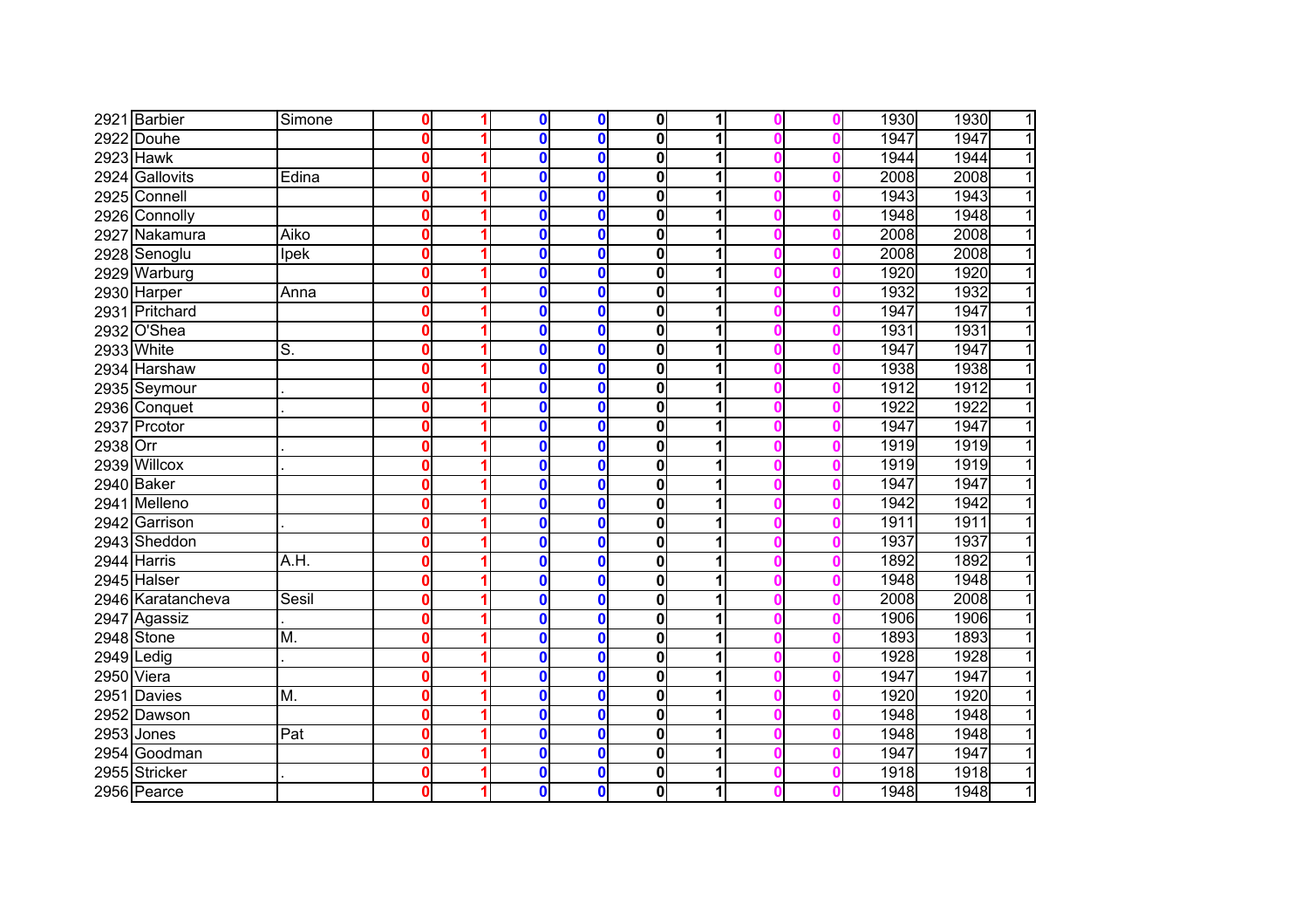| | | | | | | | | | | | | | |
|---|---|---|---|---|---|---|---|---|---|---|---|---|---|
| 2921 | Barbier | Simone | 0 | 1 | 0 | 0 | 0 | 1 | 0 | 0 | 1930 | 1930 | 1 |
| 2922 | Douhe | | 0 | 1 | 0 | 0 | 0 | 1 | 0 | 0 | 1947 | 1947 | 1 |
| 2923 | Hawk | | 0 | 1 | 0 | 0 | 0 | 1 | 0 | 0 | 1944 | 1944 | 1 |
| 2924 | Gallovits | Edina | 0 | 1 | 0 | 0 | 0 | 1 | 0 | 0 | 2008 | 2008 | 1 |
| 2925 | Connell | | 0 | 1 | 0 | 0 | 0 | 1 | 0 | 0 | 1943 | 1943 | 1 |
| 2926 | Connolly | | 0 | 1 | 0 | 0 | 0 | 1 | 0 | 0 | 1948 | 1948 | 1 |
| 2927 | Nakamura | Aiko | 0 | 1 | 0 | 0 | 0 | 1 | 0 | 0 | 2008 | 2008 | 1 |
| 2928 | Senoglu | Ipek | 0 | 1 | 0 | 0 | 0 | 1 | 0 | 0 | 2008 | 2008 | 1 |
| 2929 | Warburg | | 0 | 1 | 0 | 0 | 0 | 1 | 0 | 0 | 1920 | 1920 | 1 |
| 2930 | Harper | Anna | 0 | 1 | 0 | 0 | 0 | 1 | 0 | 0 | 1932 | 1932 | 1 |
| 2931 | Pritchard | | 0 | 1 | 0 | 0 | 0 | 1 | 0 | 0 | 1947 | 1947 | 1 |
| 2932 | O'Shea | | 0 | 1 | 0 | 0 | 0 | 1 | 0 | 0 | 1931 | 1931 | 1 |
| 2933 | White | S. | 0 | 1 | 0 | 0 | 0 | 1 | 0 | 0 | 1947 | 1947 | 1 |
| 2934 | Harshaw | | 0 | 1 | 0 | 0 | 0 | 1 | 0 | 0 | 1938 | 1938 | 1 |
| 2935 | Seymour | . | 0 | 1 | 0 | 0 | 0 | 1 | 0 | 0 | 1912 | 1912 | 1 |
| 2936 | Conquet | . | 0 | 1 | 0 | 0 | 0 | 1 | 0 | 0 | 1922 | 1922 | 1 |
| 2937 | Prcotor | | 0 | 1 | 0 | 0 | 0 | 1 | 0 | 0 | 1947 | 1947 | 1 |
| 2938 | Orr | . | 0 | 1 | 0 | 0 | 0 | 1 | 0 | 0 | 1919 | 1919 | 1 |
| 2939 | Willcox | . | 0 | 1 | 0 | 0 | 0 | 1 | 0 | 0 | 1919 | 1919 | 1 |
| 2940 | Baker | | 0 | 1 | 0 | 0 | 0 | 1 | 0 | 0 | 1947 | 1947 | 1 |
| 2941 | Melleno | | 0 | 1 | 0 | 0 | 0 | 1 | 0 | 0 | 1942 | 1942 | 1 |
| 2942 | Garrison | . | 0 | 1 | 0 | 0 | 0 | 1 | 0 | 0 | 1911 | 1911 | 1 |
| 2943 | Sheddon | | 0 | 1 | 0 | 0 | 0 | 1 | 0 | 0 | 1937 | 1937 | 1 |
| 2944 | Harris | A.H. | 0 | 1 | 0 | 0 | 0 | 1 | 0 | 0 | 1892 | 1892 | 1 |
| 2945 | Halser | | 0 | 1 | 0 | 0 | 0 | 1 | 0 | 0 | 1948 | 1948 | 1 |
| 2946 | Karatancheva | Sesil | 0 | 1 | 0 | 0 | 0 | 1 | 0 | 0 | 2008 | 2008 | 1 |
| 2947 | Agassiz | . | 0 | 1 | 0 | 0 | 0 | 1 | 0 | 0 | 1906 | 1906 | 1 |
| 2948 | Stone | M. | 0 | 1 | 0 | 0 | 0 | 1 | 0 | 0 | 1893 | 1893 | 1 |
| 2949 | Ledig | . | 0 | 1 | 0 | 0 | 0 | 1 | 0 | 0 | 1928 | 1928 | 1 |
| 2950 | Viera | | 0 | 1 | 0 | 0 | 0 | 1 | 0 | 0 | 1947 | 1947 | 1 |
| 2951 | Davies | M. | 0 | 1 | 0 | 0 | 0 | 1 | 0 | 0 | 1920 | 1920 | 1 |
| 2952 | Dawson | | 0 | 1 | 0 | 0 | 0 | 1 | 0 | 0 | 1948 | 1948 | 1 |
| 2953 | Jones | Pat | 0 | 1 | 0 | 0 | 0 | 1 | 0 | 0 | 1948 | 1948 | 1 |
| 2954 | Goodman | | 0 | 1 | 0 | 0 | 0 | 1 | 0 | 0 | 1947 | 1947 | 1 |
| 2955 | Stricker | . | 0 | 1 | 0 | 0 | 0 | 1 | 0 | 0 | 1918 | 1918 | 1 |
| 2956 | Pearce | | 0 | 1 | 0 | 0 | 0 | 1 | 0 | 0 | 1948 | 1948 | 1 |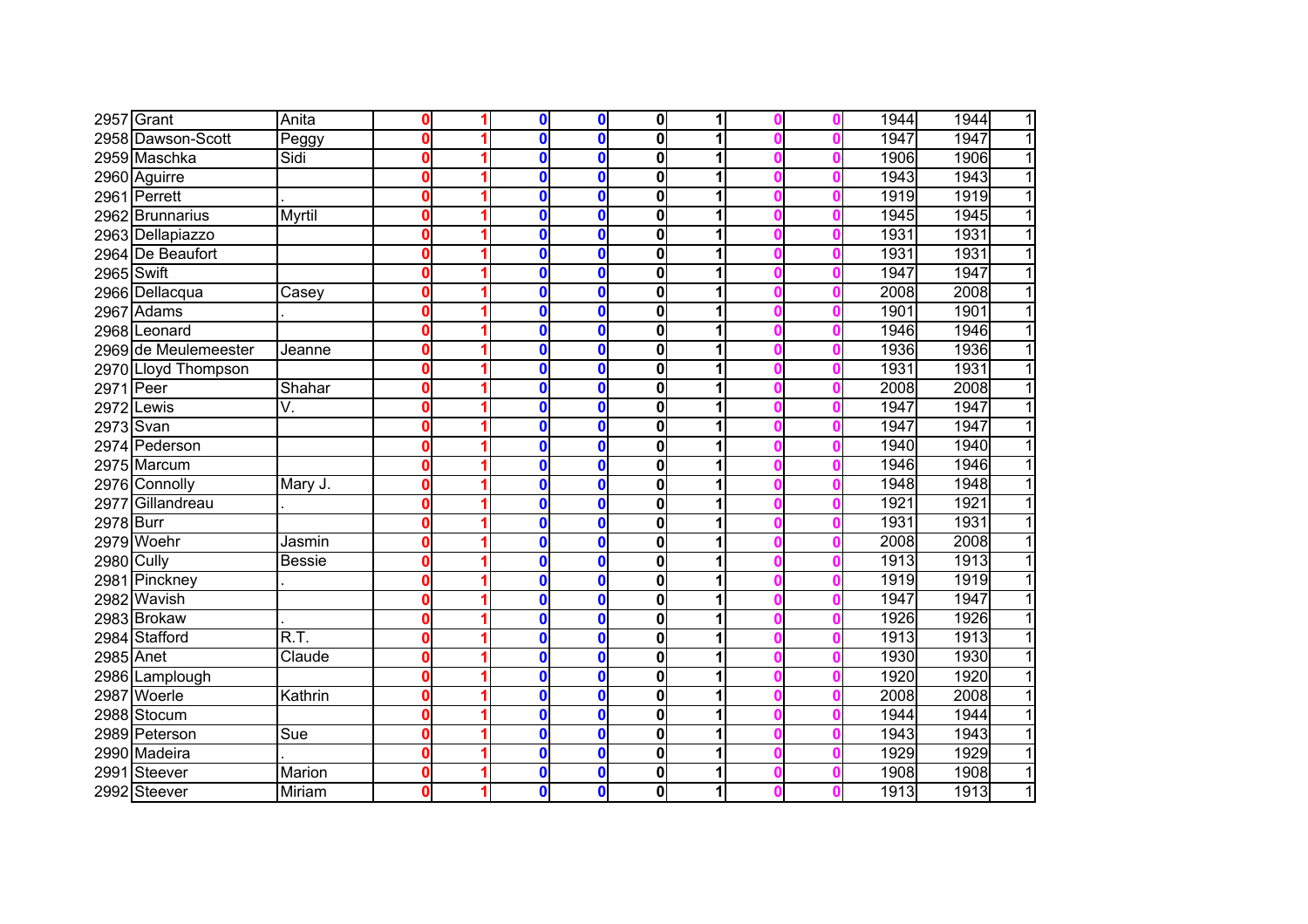| | | | | | | | | | | | | | |
|---|---|---|---|---|---|---|---|---|---|---|---|---|---|
| 2957 | Grant | Anita | 0 | 1 | 0 | 0 | 0 | 1 | 0 | 0 | 1944 | 1944 | 1 |
| 2958 | Dawson-Scott | Peggy | 0 | 1 | 0 | 0 | 0 | 1 | 0 | 0 | 1947 | 1947 | 1 |
| 2959 | Maschka | Sidi | 0 | 1 | 0 | 0 | 0 | 1 | 0 | 0 | 1906 | 1906 | 1 |
| 2960 | Aguirre | | 0 | 1 | 0 | 0 | 0 | 1 | 0 | 0 | 1943 | 1943 | 1 |
| 2961 | Perrett | . | 0 | 1 | 0 | 0 | 0 | 1 | 0 | 0 | 1919 | 1919 | 1 |
| 2962 | Brunnarius | Myrtil | 0 | 1 | 0 | 0 | 0 | 1 | 0 | 0 | 1945 | 1945 | 1 |
| 2963 | Dellapiazzo | | 0 | 1 | 0 | 0 | 0 | 1 | 0 | 0 | 1931 | 1931 | 1 |
| 2964 | De Beaufort | | 0 | 1 | 0 | 0 | 0 | 1 | 0 | 0 | 1931 | 1931 | 1 |
| 2965 | Swift | | 0 | 1 | 0 | 0 | 0 | 1 | 0 | 0 | 1947 | 1947 | 1 |
| 2966 | Dellacqua | Casey | 0 | 1 | 0 | 0 | 0 | 1 | 0 | 0 | 2008 | 2008 | 1 |
| 2967 | Adams | . | 0 | 1 | 0 | 0 | 0 | 1 | 0 | 0 | 1901 | 1901 | 1 |
| 2968 | Leonard | | 0 | 1 | 0 | 0 | 0 | 1 | 0 | 0 | 1946 | 1946 | 1 |
| 2969 | de Meulemeester | Jeanne | 0 | 1 | 0 | 0 | 0 | 1 | 0 | 0 | 1936 | 1936 | 1 |
| 2970 | Lloyd Thompson | | 0 | 1 | 0 | 0 | 0 | 1 | 0 | 0 | 1931 | 1931 | 1 |
| 2971 | Peer | Shahar | 0 | 1 | 0 | 0 | 0 | 1 | 0 | 0 | 2008 | 2008 | 1 |
| 2972 | Lewis | V. | 0 | 1 | 0 | 0 | 0 | 1 | 0 | 0 | 1947 | 1947 | 1 |
| 2973 | Svan | | 0 | 1 | 0 | 0 | 0 | 1 | 0 | 0 | 1947 | 1947 | 1 |
| 2974 | Pederson | | 0 | 1 | 0 | 0 | 0 | 1 | 0 | 0 | 1940 | 1940 | 1 |
| 2975 | Marcum | | 0 | 1 | 0 | 0 | 0 | 1 | 0 | 0 | 1946 | 1946 | 1 |
| 2976 | Connolly | Mary J. | 0 | 1 | 0 | 0 | 0 | 1 | 0 | 0 | 1948 | 1948 | 1 |
| 2977 | Gillandreau | . | 0 | 1 | 0 | 0 | 0 | 1 | 0 | 0 | 1921 | 1921 | 1 |
| 2978 | Burr | | 0 | 1 | 0 | 0 | 0 | 1 | 0 | 0 | 1931 | 1931 | 1 |
| 2979 | Woehr | Jasmin | 0 | 1 | 0 | 0 | 0 | 1 | 0 | 0 | 2008 | 2008 | 1 |
| 2980 | Cully | Bessie | 0 | 1 | 0 | 0 | 0 | 1 | 0 | 0 | 1913 | 1913 | 1 |
| 2981 | Pinckney | . | 0 | 1 | 0 | 0 | 0 | 1 | 0 | 0 | 1919 | 1919 | 1 |
| 2982 | Wavish | | 0 | 1 | 0 | 0 | 0 | 1 | 0 | 0 | 1947 | 1947 | 1 |
| 2983 | Brokaw | . | 0 | 1 | 0 | 0 | 0 | 1 | 0 | 0 | 1926 | 1926 | 1 |
| 2984 | Stafford | R.T. | 0 | 1 | 0 | 0 | 0 | 1 | 0 | 0 | 1913 | 1913 | 1 |
| 2985 | Anet | Claude | 0 | 1 | 0 | 0 | 0 | 1 | 0 | 0 | 1930 | 1930 | 1 |
| 2986 | Lamplough | | 0 | 1 | 0 | 0 | 0 | 1 | 0 | 0 | 1920 | 1920 | 1 |
| 2987 | Woerle | Kathrin | 0 | 1 | 0 | 0 | 0 | 1 | 0 | 0 | 2008 | 2008 | 1 |
| 2988 | Stocum | | 0 | 1 | 0 | 0 | 0 | 1 | 0 | 0 | 1944 | 1944 | 1 |
| 2989 | Peterson | Sue | 0 | 1 | 0 | 0 | 0 | 1 | 0 | 0 | 1943 | 1943 | 1 |
| 2990 | Madeira | . | 0 | 1 | 0 | 0 | 0 | 1 | 0 | 0 | 1929 | 1929 | 1 |
| 2991 | Steever | Marion | 0 | 1 | 0 | 0 | 0 | 1 | 0 | 0 | 1908 | 1908 | 1 |
| 2992 | Steever | Miriam | 0 | 1 | 0 | 0 | 0 | 1 | 0 | 0 | 1913 | 1913 | 1 |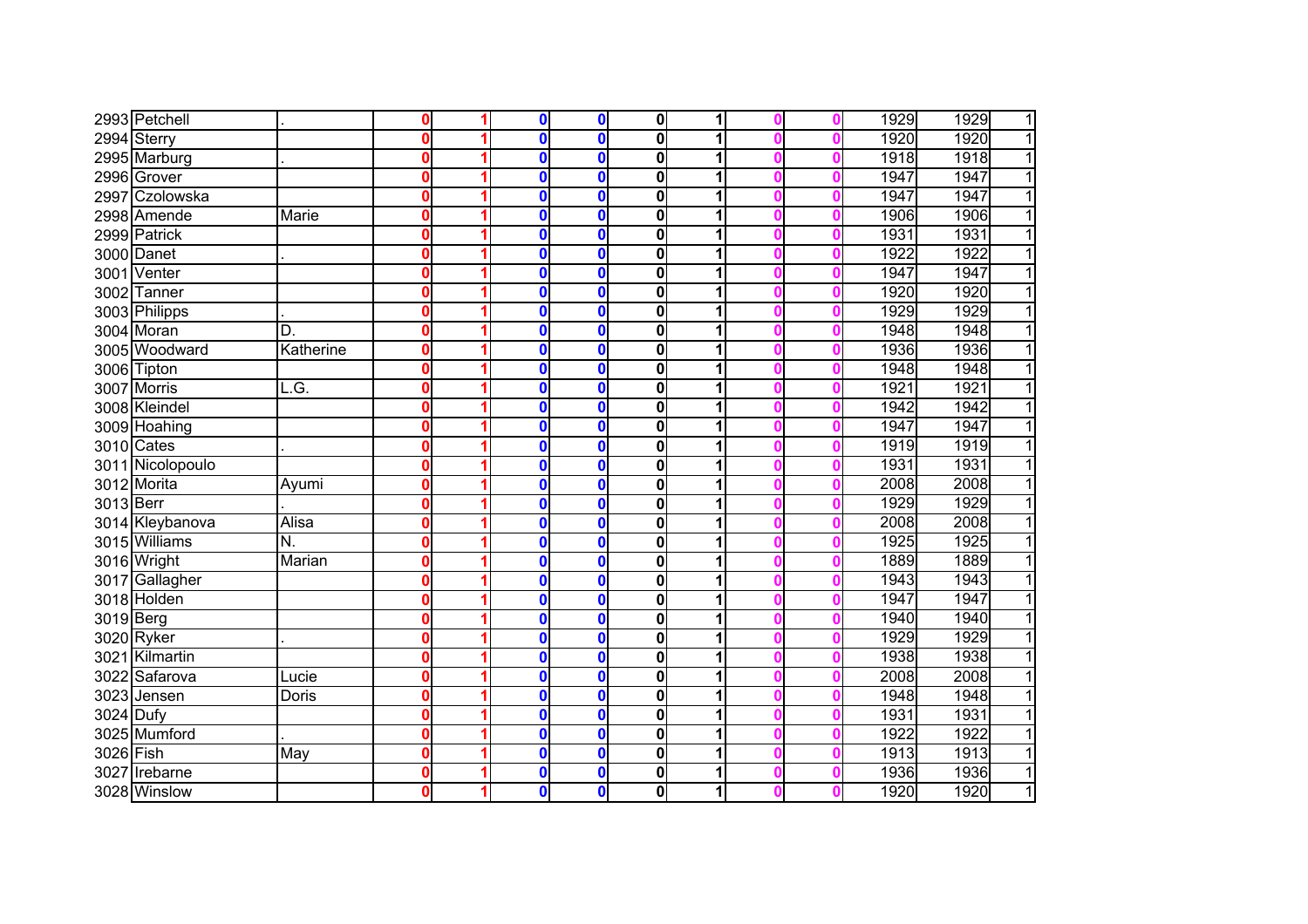| | | | | | | | | | | | | | |
|---|---|---|---|---|---|---|---|---|---|---|---|---|---|
| 2993 | Petchell | . | 0 | 1 | 0 | 0 | 0 | 1 | 0 | 0 | 1929 | 1929 | 1 |
| 2994 | Sterry | | 0 | 1 | 0 | 0 | 0 | 1 | 0 | 0 | 1920 | 1920 | 1 |
| 2995 | Marburg | . | 0 | 1 | 0 | 0 | 0 | 1 | 0 | 0 | 1918 | 1918 | 1 |
| 2996 | Grover | | 0 | 1 | 0 | 0 | 0 | 1 | 0 | 0 | 1947 | 1947 | 1 |
| 2997 | Czolowska | | 0 | 1 | 0 | 0 | 0 | 1 | 0 | 0 | 1947 | 1947 | 1 |
| 2998 | Amende | Marie | 0 | 1 | 0 | 0 | 0 | 1 | 0 | 0 | 1906 | 1906 | 1 |
| 2999 | Patrick | | 0 | 1 | 0 | 0 | 0 | 1 | 0 | 0 | 1931 | 1931 | 1 |
| 3000 | Danet | . | 0 | 1 | 0 | 0 | 0 | 1 | 0 | 0 | 1922 | 1922 | 1 |
| 3001 | Venter | | 0 | 1 | 0 | 0 | 0 | 1 | 0 | 0 | 1947 | 1947 | 1 |
| 3002 | Tanner | | 0 | 1 | 0 | 0 | 0 | 1 | 0 | 0 | 1920 | 1920 | 1 |
| 3003 | Philipps | . | 0 | 1 | 0 | 0 | 0 | 1 | 0 | 0 | 1929 | 1929 | 1 |
| 3004 | Moran | D. | 0 | 1 | 0 | 0 | 0 | 1 | 0 | 0 | 1948 | 1948 | 1 |
| 3005 | Woodward | Katherine | 0 | 1 | 0 | 0 | 0 | 1 | 0 | 0 | 1936 | 1936 | 1 |
| 3006 | Tipton | | 0 | 1 | 0 | 0 | 0 | 1 | 0 | 0 | 1948 | 1948 | 1 |
| 3007 | Morris | L.G. | 0 | 1 | 0 | 0 | 0 | 1 | 0 | 0 | 1921 | 1921 | 1 |
| 3008 | Kleindel | | 0 | 1 | 0 | 0 | 0 | 1 | 0 | 0 | 1942 | 1942 | 1 |
| 3009 | Hoahing | | 0 | 1 | 0 | 0 | 0 | 1 | 0 | 0 | 1947 | 1947 | 1 |
| 3010 | Cates | . | 0 | 1 | 0 | 0 | 0 | 1 | 0 | 0 | 1919 | 1919 | 1 |
| 3011 | Nicolopoulo | | 0 | 1 | 0 | 0 | 0 | 1 | 0 | 0 | 1931 | 1931 | 1 |
| 3012 | Morita | Ayumi | 0 | 1 | 0 | 0 | 0 | 1 | 0 | 0 | 2008 | 2008 | 1 |
| 3013 | Berr | . | 0 | 1 | 0 | 0 | 0 | 1 | 0 | 0 | 1929 | 1929 | 1 |
| 3014 | Kleybanova | Alisa | 0 | 1 | 0 | 0 | 0 | 1 | 0 | 0 | 2008 | 2008 | 1 |
| 3015 | Williams | N. | 0 | 1 | 0 | 0 | 0 | 1 | 0 | 0 | 1925 | 1925 | 1 |
| 3016 | Wright | Marian | 0 | 1 | 0 | 0 | 0 | 1 | 0 | 0 | 1889 | 1889 | 1 |
| 3017 | Gallagher | | 0 | 1 | 0 | 0 | 0 | 1 | 0 | 0 | 1943 | 1943 | 1 |
| 3018 | Holden | | 0 | 1 | 0 | 0 | 0 | 1 | 0 | 0 | 1947 | 1947 | 1 |
| 3019 | Berg | | 0 | 1 | 0 | 0 | 0 | 1 | 0 | 0 | 1940 | 1940 | 1 |
| 3020 | Ryker | . | 0 | 1 | 0 | 0 | 0 | 1 | 0 | 0 | 1929 | 1929 | 1 |
| 3021 | Kilmartin | | 0 | 1 | 0 | 0 | 0 | 1 | 0 | 0 | 1938 | 1938 | 1 |
| 3022 | Safarova | Lucie | 0 | 1 | 0 | 0 | 0 | 1 | 0 | 0 | 2008 | 2008 | 1 |
| 3023 | Jensen | Doris | 0 | 1 | 0 | 0 | 0 | 1 | 0 | 0 | 1948 | 1948 | 1 |
| 3024 | Dufy | | 0 | 1 | 0 | 0 | 0 | 1 | 0 | 0 | 1931 | 1931 | 1 |
| 3025 | Mumford | . | 0 | 1 | 0 | 0 | 0 | 1 | 0 | 0 | 1922 | 1922 | 1 |
| 3026 | Fish | May | 0 | 1 | 0 | 0 | 0 | 1 | 0 | 0 | 1913 | 1913 | 1 |
| 3027 | Irebarne | | 0 | 1 | 0 | 0 | 0 | 1 | 0 | 0 | 1936 | 1936 | 1 |
| 3028 | Winslow | | 0 | 1 | 0 | 0 | 0 | 1 | 0 | 0 | 1920 | 1920 | 1 |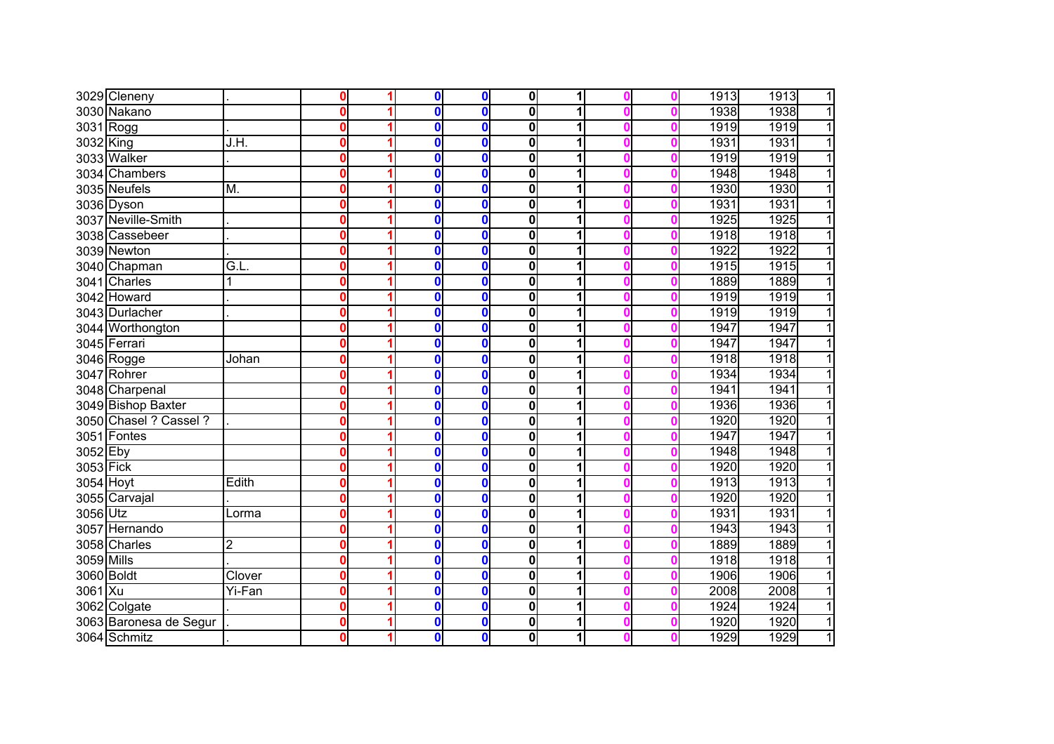| | | | | | | | | | | | | | |
|---|---|---|---|---|---|---|---|---|---|---|---|---|---|
| 3029 | Cleneny | . | 0 | 1 | 0 | 0 | 0 | 1 | 0 | 0 | 1913 | 1913 | 1 |
| 3030 | Nakano | | 0 | 1 | 0 | 0 | 0 | 1 | 0 | 0 | 1938 | 1938 | 1 |
| 3031 | Rogg | . | 0 | 1 | 0 | 0 | 0 | 1 | 0 | 0 | 1919 | 1919 | 1 |
| 3032 | King | J.H. | 0 | 1 | 0 | 0 | 0 | 1 | 0 | 0 | 1931 | 1931 | 1 |
| 3033 | Walker | . | 0 | 1 | 0 | 0 | 0 | 1 | 0 | 0 | 1919 | 1919 | 1 |
| 3034 | Chambers | | 0 | 1 | 0 | 0 | 0 | 1 | 0 | 0 | 1948 | 1948 | 1 |
| 3035 | Neufels | M. | 0 | 1 | 0 | 0 | 0 | 1 | 0 | 0 | 1930 | 1930 | 1 |
| 3036 | Dyson | | 0 | 1 | 0 | 0 | 0 | 1 | 0 | 0 | 1931 | 1931 | 1 |
| 3037 | Neville-Smith | . | 0 | 1 | 0 | 0 | 0 | 1 | 0 | 0 | 1925 | 1925 | 1 |
| 3038 | Cassebeer | . | 0 | 1 | 0 | 0 | 0 | 1 | 0 | 0 | 1918 | 1918 | 1 |
| 3039 | Newton | . | 0 | 1 | 0 | 0 | 0 | 1 | 0 | 0 | 1922 | 1922 | 1 |
| 3040 | Chapman | G.L. | 0 | 1 | 0 | 0 | 0 | 1 | 0 | 0 | 1915 | 1915 | 1 |
| 3041 | Charles | 1 | 0 | 1 | 0 | 0 | 0 | 1 | 0 | 0 | 1889 | 1889 | 1 |
| 3042 | Howard | . | 0 | 1 | 0 | 0 | 0 | 1 | 0 | 0 | 1919 | 1919 | 1 |
| 3043 | Durlacher | . | 0 | 1 | 0 | 0 | 0 | 1 | 0 | 0 | 1919 | 1919 | 1 |
| 3044 | Worthongton | | 0 | 1 | 0 | 0 | 0 | 1 | 0 | 0 | 1947 | 1947 | 1 |
| 3045 | Ferrari | | 0 | 1 | 0 | 0 | 0 | 1 | 0 | 0 | 1947 | 1947 | 1 |
| 3046 | Rogge | Johan | 0 | 1 | 0 | 0 | 0 | 1 | 0 | 0 | 1918 | 1918 | 1 |
| 3047 | Rohrer | | 0 | 1 | 0 | 0 | 0 | 1 | 0 | 0 | 1934 | 1934 | 1 |
| 3048 | Charpenal | | 0 | 1 | 0 | 0 | 0 | 1 | 0 | 0 | 1941 | 1941 | 1 |
| 3049 | Bishop Baxter | | 0 | 1 | 0 | 0 | 0 | 1 | 0 | 0 | 1936 | 1936 | 1 |
| 3050 | Chasel ? Cassel ? | . | 0 | 1 | 0 | 0 | 0 | 1 | 0 | 0 | 1920 | 1920 | 1 |
| 3051 | Fontes | | 0 | 1 | 0 | 0 | 0 | 1 | 0 | 0 | 1947 | 1947 | 1 |
| 3052 | Eby | | 0 | 1 | 0 | 0 | 0 | 1 | 0 | 0 | 1948 | 1948 | 1 |
| 3053 | Fick | | 0 | 1 | 0 | 0 | 0 | 1 | 0 | 0 | 1920 | 1920 | 1 |
| 3054 | Hoyt | Edith | 0 | 1 | 0 | 0 | 0 | 1 | 0 | 0 | 1913 | 1913 | 1 |
| 3055 | Carvajal | . | 0 | 1 | 0 | 0 | 0 | 1 | 0 | 0 | 1920 | 1920 | 1 |
| 3056 | Utz | Lorma | 0 | 1 | 0 | 0 | 0 | 1 | 0 | 0 | 1931 | 1931 | 1 |
| 3057 | Hernando | | 0 | 1 | 0 | 0 | 0 | 1 | 0 | 0 | 1943 | 1943 | 1 |
| 3058 | Charles | 2 | 0 | 1 | 0 | 0 | 0 | 1 | 0 | 0 | 1889 | 1889 | 1 |
| 3059 | Mills | . | 0 | 1 | 0 | 0 | 0 | 1 | 0 | 0 | 1918 | 1918 | 1 |
| 3060 | Boldt | Clover | 0 | 1 | 0 | 0 | 0 | 1 | 0 | 0 | 1906 | 1906 | 1 |
| 3061 | Xu | Yi-Fan | 0 | 1 | 0 | 0 | 0 | 1 | 0 | 0 | 2008 | 2008 | 1 |
| 3062 | Colgate | . | 0 | 1 | 0 | 0 | 0 | 1 | 0 | 0 | 1924 | 1924 | 1 |
| 3063 | Baronesa de Segur | . | 0 | 1 | 0 | 0 | 0 | 1 | 0 | 0 | 1920 | 1920 | 1 |
| 3064 | Schmitz | . | 0 | 1 | 0 | 0 | 0 | 1 | 0 | 0 | 1929 | 1929 | 1 |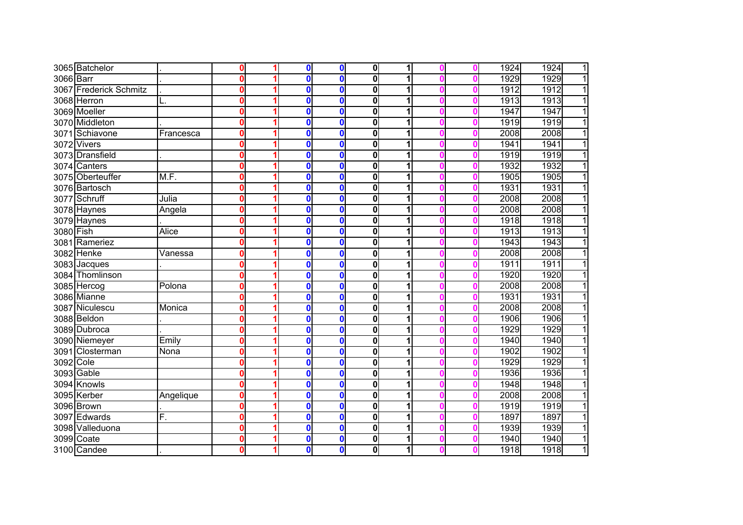| | | | | | | | | | | | | | |
|---|---|---|---|---|---|---|---|---|---|---|---|---|---|
| 3065 | Batchelor | . | 0 | 1 | 0 | 0 | 0 | 1 | 0 | 0 | 1924 | 1924 | 1 |
| 3066 | Barr | . | 0 | 1 | 0 | 0 | 0 | 1 | 0 | 0 | 1929 | 1929 | 1 |
| 3067 | Frederick Schmitz | . | 0 | 1 | 0 | 0 | 0 | 1 | 0 | 0 | 1912 | 1912 | 1 |
| 3068 | Herron | L. | 0 | 1 | 0 | 0 | 0 | 1 | 0 | 0 | 1913 | 1913 | 1 |
| 3069 | Moeller | | 0 | 1 | 0 | 0 | 0 | 1 | 0 | 0 | 1947 | 1947 | 1 |
| 3070 | Middleton | . | 0 | 1 | 0 | 0 | 0 | 1 | 0 | 0 | 1919 | 1919 | 1 |
| 3071 | Schiavone | Francesca | 0 | 1 | 0 | 0 | 0 | 1 | 0 | 0 | 2008 | 2008 | 1 |
| 3072 | Vivers | | 0 | 1 | 0 | 0 | 0 | 1 | 0 | 0 | 1941 | 1941 | 1 |
| 3073 | Dransfield | . | 0 | 1 | 0 | 0 | 0 | 1 | 0 | 0 | 1919 | 1919 | 1 |
| 3074 | Canters | | 0 | 1 | 0 | 0 | 0 | 1 | 0 | 0 | 1932 | 1932 | 1 |
| 3075 | Oberteuffer | M.F. | 0 | 1 | 0 | 0 | 0 | 1 | 0 | 0 | 1905 | 1905 | 1 |
| 3076 | Bartosch | | 0 | 1 | 0 | 0 | 0 | 1 | 0 | 0 | 1931 | 1931 | 1 |
| 3077 | Schruff | Julia | 0 | 1 | 0 | 0 | 0 | 1 | 0 | 0 | 2008 | 2008 | 1 |
| 3078 | Haynes | Angela | 0 | 1 | 0 | 0 | 0 | 1 | 0 | 0 | 2008 | 2008 | 1 |
| 3079 | Haynes | . | 0 | 1 | 0 | 0 | 0 | 1 | 0 | 0 | 1918 | 1918 | 1 |
| 3080 | Fish | Alice | 0 | 1 | 0 | 0 | 0 | 1 | 0 | 0 | 1913 | 1913 | 1 |
| 3081 | Rameriez | | 0 | 1 | 0 | 0 | 0 | 1 | 0 | 0 | 1943 | 1943 | 1 |
| 3082 | Henke | Vanessa | 0 | 1 | 0 | 0 | 0 | 1 | 0 | 0 | 2008 | 2008 | 1 |
| 3083 | Jacques | . | 0 | 1 | 0 | 0 | 0 | 1 | 0 | 0 | 1911 | 1911 | 1 |
| 3084 | Thomlinson | | 0 | 1 | 0 | 0 | 0 | 1 | 0 | 0 | 1920 | 1920 | 1 |
| 3085 | Hercog | Polona | 0 | 1 | 0 | 0 | 0 | 1 | 0 | 0 | 2008 | 2008 | 1 |
| 3086 | Mianne | | 0 | 1 | 0 | 0 | 0 | 1 | 0 | 0 | 1931 | 1931 | 1 |
| 3087 | Niculescu | Monica | 0 | 1 | 0 | 0 | 0 | 1 | 0 | 0 | 2008 | 2008 | 1 |
| 3088 | Beldon | . | 0 | 1 | 0 | 0 | 0 | 1 | 0 | 0 | 1906 | 1906 | 1 |
| 3089 | Dubroca | . | 0 | 1 | 0 | 0 | 0 | 1 | 0 | 0 | 1929 | 1929 | 1 |
| 3090 | Niemeyer | Emily | 0 | 1 | 0 | 0 | 0 | 1 | 0 | 0 | 1940 | 1940 | 1 |
| 3091 | Closterman | Nona | 0 | 1 | 0 | 0 | 0 | 1 | 0 | 0 | 1902 | 1902 | 1 |
| 3092 | Cole | | 0 | 1 | 0 | 0 | 0 | 1 | 0 | 0 | 1929 | 1929 | 1 |
| 3093 | Gable | | 0 | 1 | 0 | 0 | 0 | 1 | 0 | 0 | 1936 | 1936 | 1 |
| 3094 | Knowls | | 0 | 1 | 0 | 0 | 0 | 1 | 0 | 0 | 1948 | 1948 | 1 |
| 3095 | Kerber | Angelique | 0 | 1 | 0 | 0 | 0 | 1 | 0 | 0 | 2008 | 2008 | 1 |
| 3096 | Brown | . | 0 | 1 | 0 | 0 | 0 | 1 | 0 | 0 | 1919 | 1919 | 1 |
| 3097 | Edwards | F. | 0 | 1 | 0 | 0 | 0 | 1 | 0 | 0 | 1897 | 1897 | 1 |
| 3098 | Valleduona | | 0 | 1 | 0 | 0 | 0 | 1 | 0 | 0 | 1939 | 1939 | 1 |
| 3099 | Coate | | 0 | 1 | 0 | 0 | 0 | 1 | 0 | 0 | 1940 | 1940 | 1 |
| 3100 | Candee | . | 0 | 1 | 0 | 0 | 0 | 1 | 0 | 0 | 1918 | 1918 | 1 |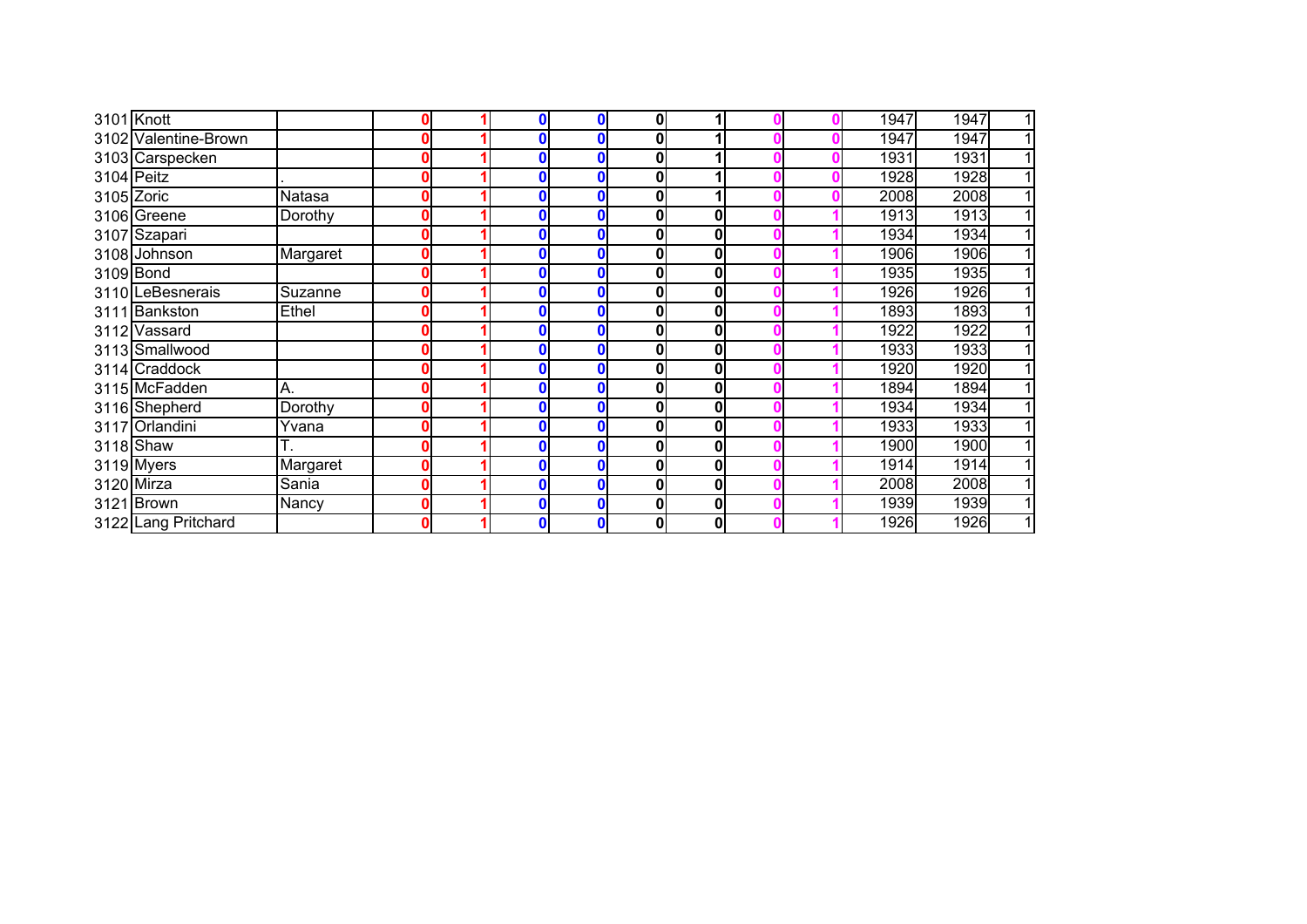| | | | | | | | | | | | | | | |
|---|---|---|---|---|---|---|---|---|---|---|---|---|---|---|
| 3101 | Knott | | 0 | 1 | 0 | 0 | 0 | 1 | 0 | 0 | 1947 | 1947 | 1 |
| 3102 | Valentine-Brown | | 0 | 1 | 0 | 0 | 0 | 1 | 0 | 0 | 1947 | 1947 | 1 |
| 3103 | Carspecken | | 0 | 1 | 0 | 0 | 0 | 1 | 0 | 0 | 1931 | 1931 | 1 |
| 3104 | Peitz | . | 0 | 1 | 0 | 0 | 0 | 1 | 0 | 0 | 1928 | 1928 | 1 |
| 3105 | Zoric | Natasa | 0 | 1 | 0 | 0 | 0 | 1 | 0 | 0 | 2008 | 2008 | 1 |
| 3106 | Greene | Dorothy | 0 | 1 | 0 | 0 | 0 | 0 | 0 | 1 | 1913 | 1913 | 1 |
| 3107 | Szapari | | 0 | 1 | 0 | 0 | 0 | 0 | 0 | 1 | 1934 | 1934 | 1 |
| 3108 | Johnson | Margaret | 0 | 1 | 0 | 0 | 0 | 0 | 0 | 1 | 1906 | 1906 | 1 |
| 3109 | Bond | | 0 | 1 | 0 | 0 | 0 | 0 | 0 | 1 | 1935 | 1935 | 1 |
| 3110 | LeBesnerais | Suzanne | 0 | 1 | 0 | 0 | 0 | 0 | 0 | 1 | 1926 | 1926 | 1 |
| 3111 | Bankston | Ethel | 0 | 1 | 0 | 0 | 0 | 0 | 0 | 1 | 1893 | 1893 | 1 |
| 3112 | Vassard | | 0 | 1 | 0 | 0 | 0 | 0 | 0 | 1 | 1922 | 1922 | 1 |
| 3113 | Smallwood | | 0 | 1 | 0 | 0 | 0 | 0 | 0 | 1 | 1933 | 1933 | 1 |
| 3114 | Craddock | | 0 | 1 | 0 | 0 | 0 | 0 | 0 | 1 | 1920 | 1920 | 1 |
| 3115 | McFadden | A. | 0 | 1 | 0 | 0 | 0 | 0 | 0 | 1 | 1894 | 1894 | 1 |
| 3116 | Shepherd | Dorothy | 0 | 1 | 0 | 0 | 0 | 0 | 0 | 1 | 1934 | 1934 | 1 |
| 3117 | Orlandini | Yvana | 0 | 1 | 0 | 0 | 0 | 0 | 0 | 1 | 1933 | 1933 | 1 |
| 3118 | Shaw | T. | 0 | 1 | 0 | 0 | 0 | 0 | 0 | 1 | 1900 | 1900 | 1 |
| 3119 | Myers | Margaret | 0 | 1 | 0 | 0 | 0 | 0 | 0 | 1 | 1914 | 1914 | 1 |
| 3120 | Mirza | Sania | 0 | 1 | 0 | 0 | 0 | 0 | 0 | 1 | 2008 | 2008 | 1 |
| 3121 | Brown | Nancy | 0 | 1 | 0 | 0 | 0 | 0 | 0 | 1 | 1939 | 1939 | 1 |
| 3122 | Lang Pritchard | | 0 | 1 | 0 | 0 | 0 | 0 | 0 | 1 | 1926 | 1926 | 1 |